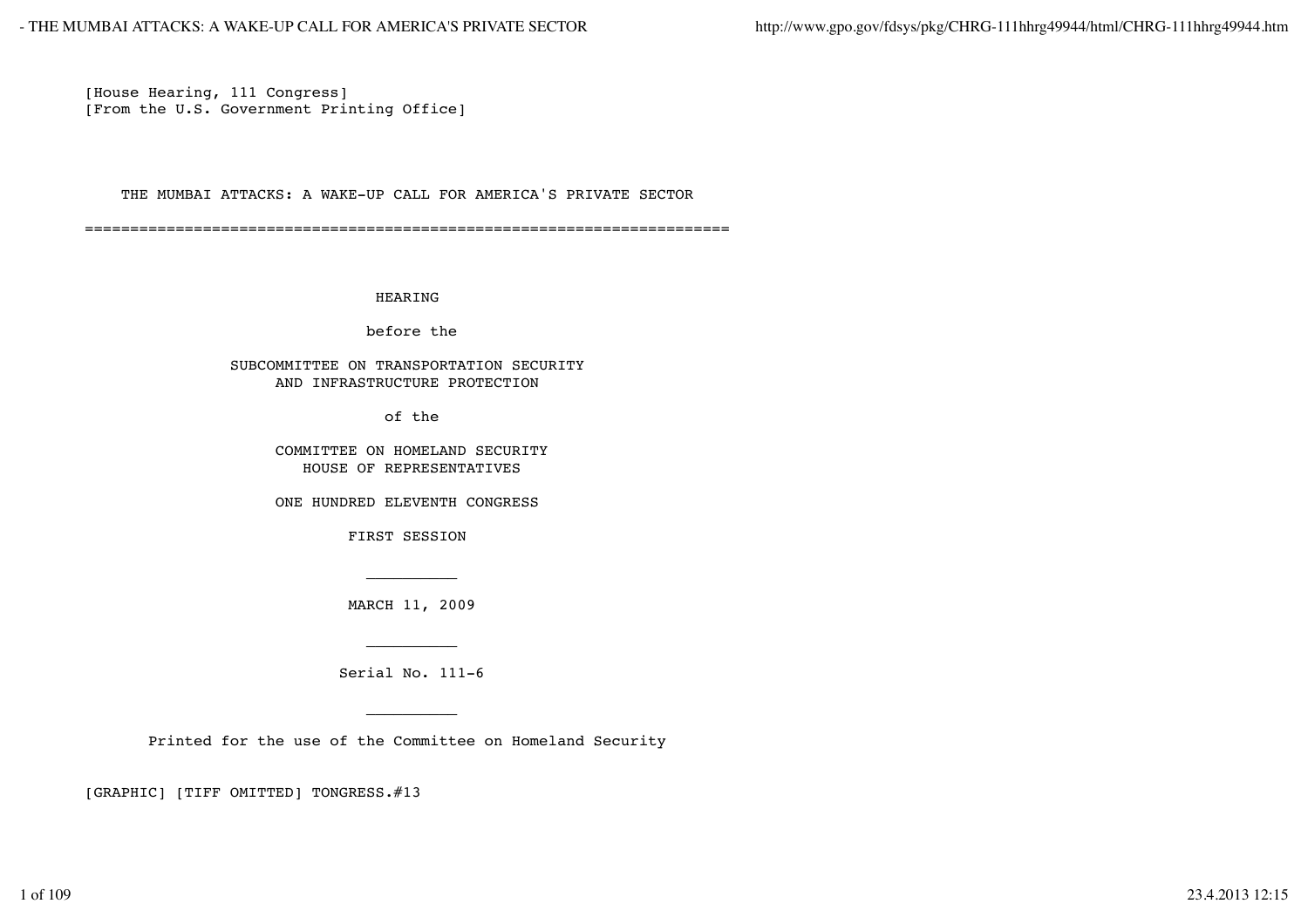[House Hearing, 111 Congress]
[From the U.S. Government Printing Office]

# THE MUMBAI ATTACKS: A WAKE-UP CALL FOR AMERICA'S PRIVATE SECTOR

=======================================================================

HEARING

before the

SUBCOMMITTEE ON TRANSPORTATION SECURITY
AND INFRASTRUCTURE PROTECTION

of the

COMMITTEE ON HOMELAND SECURITY
HOUSE OF REPRESENTATIVES

ONE HUNDRED ELEVENTH CONGRESS

FIRST SESSION

__________

MARCH 11, 2009

__________

Serial No. 111-6

__________

Printed for the use of the Committee on Homeland Security

[GRAPHIC] [TIFF OMITTED] TONGRESS.#13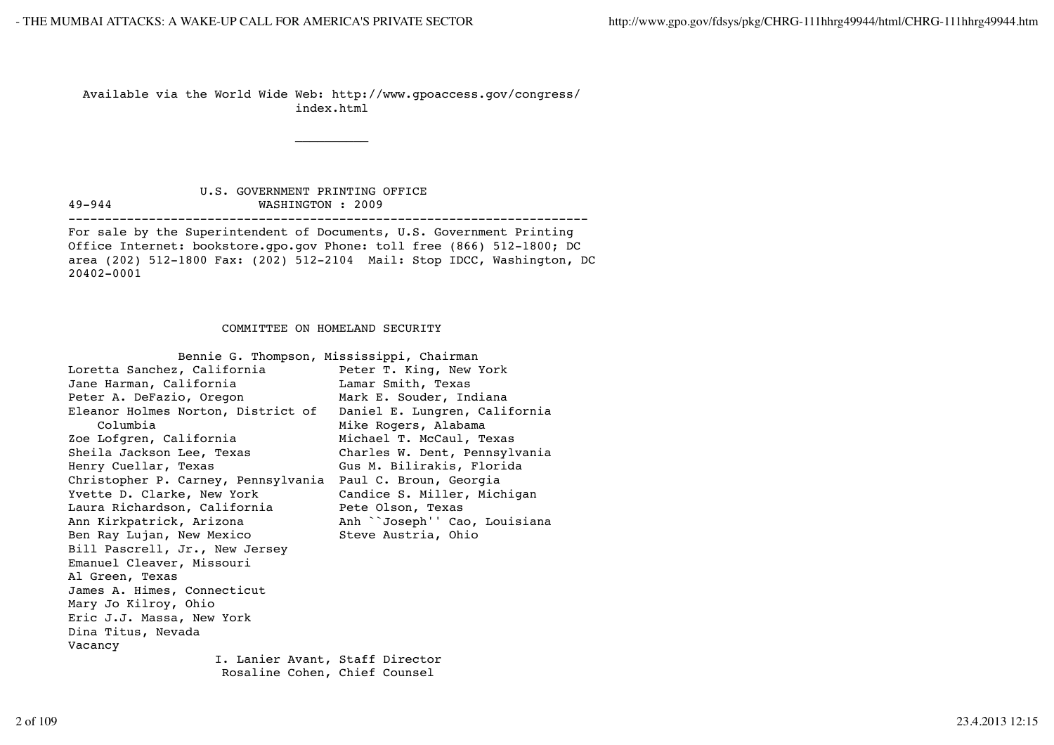Available via the World Wide Web: http://www.gpoaccess.gov/congress/index.html

U.S. GOVERNMENT PRINTING OFFICE

49-944 WASHINGTON : 2009

---

For sale by the Superintendent of Documents, U.S. Government Printing Office Internet: bookstore.gpo.gov Phone: toll free (866) 512-1800; DC area (202) 512-1800 Fax: (202) 512-2104 Mail: Stop IDCC, Washington, DC 20402-0001

## COMMITTEE ON HOMELAND SECURITY

Bennie G. Thompson, Mississippi, Chairman

| | |
|---|---|
| Loretta Sanchez, California | Peter T. King, New York |
| Jane Harman, California | Lamar Smith, Texas |
| Peter A. DeFazio, Oregon | Mark E. Souder, Indiana |
| Eleanor Holmes Norton, District of Columbia | Daniel E. Lungren, California |
| Zoe Lofgren, California | Mike Rogers, Alabama |
| Sheila Jackson Lee, Texas | Michael T. McCaul, Texas |
| Henry Cuellar, Texas | Charles W. Dent, Pennsylvania |
| Christopher P. Carney, Pennsylvania | Gus M. Bilirakis, Florida |
| Yvette D. Clarke, New York | Paul C. Broun, Georgia |
| Laura Richardson, California | Candice S. Miller, Michigan |
| Ann Kirkpatrick, Arizona | Pete Olson, Texas |
| Ben Ray Lujan, New Mexico | Anh ``Joseph'' Cao, Louisiana |
| Bill Pascrell, Jr., New Jersey | Steve Austria, Ohio |
| Emanuel Cleaver, Missouri | |
| Al Green, Texas | |
| James A. Himes, Connecticut | |
| Mary Jo Kilroy, Ohio | |
| Eric J.J. Massa, New York | |
| Dina Titus, Nevada | |
| Vacancy | |

I. Lanier Avant, Staff Director

Rosaline Cohen, Chief Counsel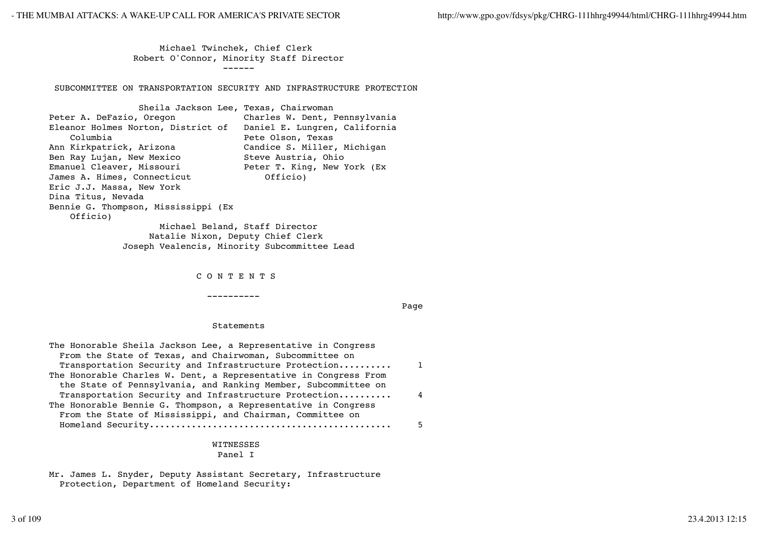Michael Twinchek, Chief Clerk

Robert O'Connor, Minority Staff Director

------

SUBCOMMITTEE ON TRANSPORTATION SECURITY AND INFRASTRUCTURE PROTECTION

Sheila Jackson Lee, Texas, Chairwoman

Peter A. DeFazio, Oregon
Eleanor Holmes Norton, District of Columbia
Ann Kirkpatrick, Arizona
Ben Ray Lujan, New Mexico
Emanuel Cleaver, Missouri
James A. Himes, Connecticut
Eric J.J. Massa, New York
Dina Titus, Nevada
Bennie G. Thompson, Mississippi (Ex Officio)

Charles W. Dent, Pennsylvania
Daniel E. Lungren, California
Pete Olson, Texas
Candice S. Miller, Michigan
Steve Austria, Ohio
Peter T. King, New York (Ex Officio)

Michael Beland, Staff Director

Natalie Nixon, Deputy Chief Clerk

Joseph Vealencis, Minority Subcommittee Lead

## C O N T E N T S

----------

| | Page |
|---|---|
| **Statements** | |
| The Honorable Sheila Jackson Lee, a Representative in Congress From the State of Texas, and Chairwoman, Subcommittee on Transportation Security and Infrastructure Protection.......... | 1 |
| The Honorable Charles W. Dent, a Representative in Congress From the State of Pennsylvania, and Ranking Member, Subcommittee on Transportation Security and Infrastructure Protection.......... | 4 |
| The Honorable Bennie G. Thompson, a Representative in Congress From the State of Mississippi, and Chairman, Committee on Homeland Security............................................. | 5 |

WITNESSES

Panel I

Mr. James L. Snyder, Deputy Assistant Secretary, Infrastructure Protection, Department of Homeland Security: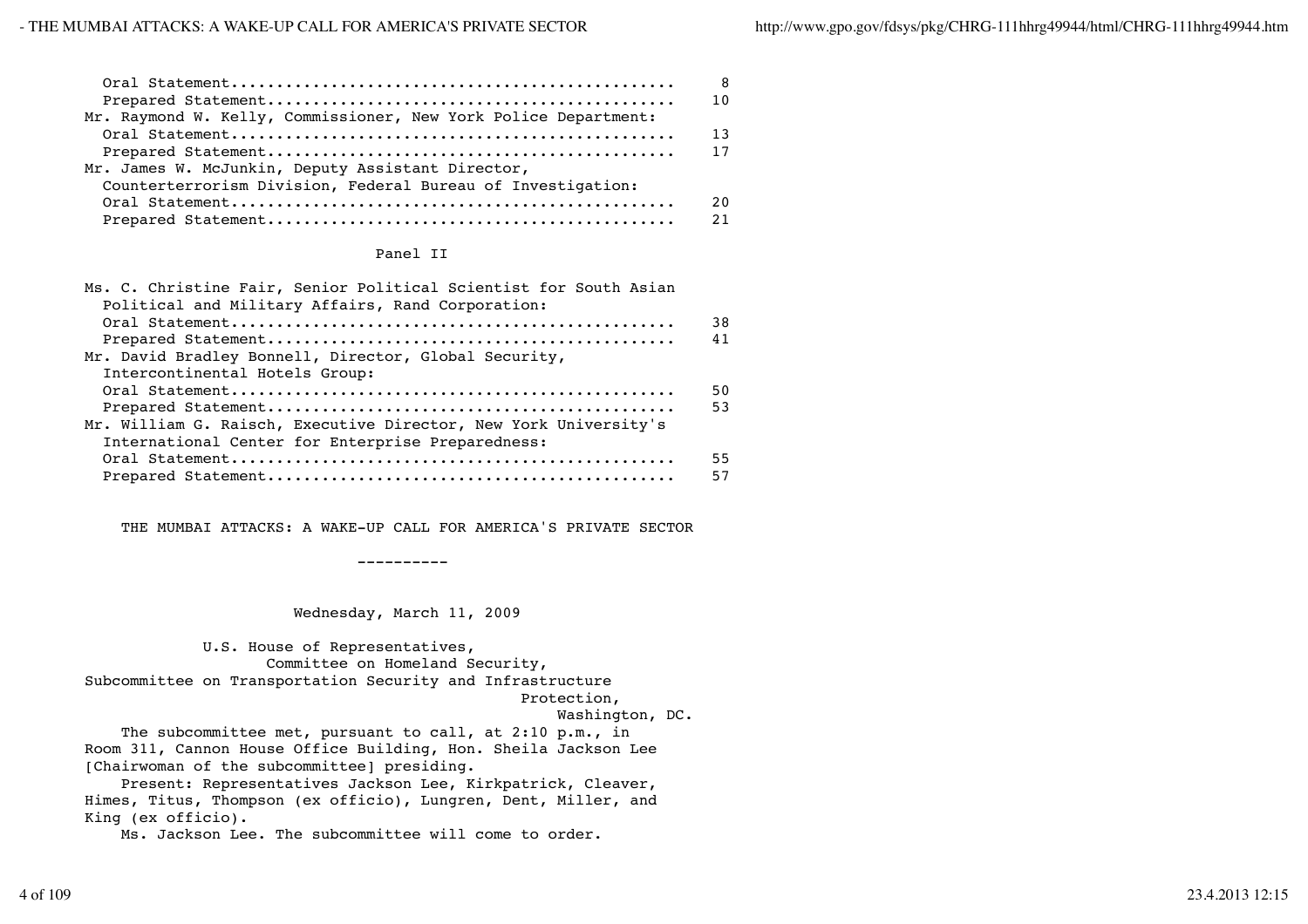| | |
|---|---|
| Oral Statement | 8 |
| Prepared Statement | 10 |
| Mr. Raymond W. Kelly, Commissioner, New York Police Department: | |
| Oral Statement | 13 |
| Prepared Statement | 17 |
| Mr. James W. McJunkin, Deputy Assistant Director, Counterterrorism Division, Federal Bureau of Investigation: | |
| Oral Statement | 20 |
| Prepared Statement | 21 |

Panel II

| | |
|---|---|
| Ms. C. Christine Fair, Senior Political Scientist for South Asian Political and Military Affairs, Rand Corporation: | |
| Oral Statement | 38 |
| Prepared Statement | 41 |
| Mr. David Bradley Bonnell, Director, Global Security, Intercontinental Hotels Group: | |
| Oral Statement | 50 |
| Prepared Statement | 53 |
| Mr. William G. Raisch, Executive Director, New York University's International Center for Enterprise Preparedness: | |
| Oral Statement | 55 |
| Prepared Statement | 57 |

# THE MUMBAI ATTACKS: A WAKE-UP CALL FOR AMERICA'S PRIVATE SECTOR

----------

Wednesday, March 11, 2009

U.S. House of Representatives,
Committee on Homeland Security,
Subcommittee on Transportation Security and Infrastructure Protection,
Washington, DC.

The subcommittee met, pursuant to call, at 2:10 p.m., in Room 311, Cannon House Office Building, Hon. Sheila Jackson Lee [Chairwoman of the subcommittee] presiding.

Present: Representatives Jackson Lee, Kirkpatrick, Cleaver, Himes, Titus, Thompson (ex officio), Lungren, Dent, Miller, and King (ex officio).

Ms. Jackson Lee. The subcommittee will come to order.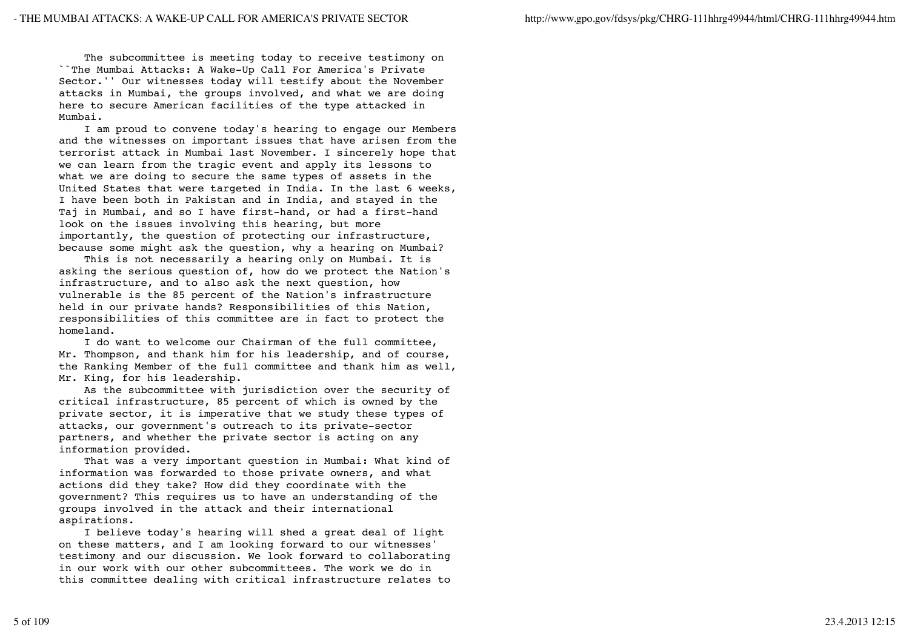The subcommittee is meeting today to receive testimony on ``The Mumbai Attacks: A Wake-Up Call For America's Private Sector.'' Our witnesses today will testify about the November attacks in Mumbai, the groups involved, and what we are doing here to secure American facilities of the type attacked in Mumbai.

I am proud to convene today's hearing to engage our Members and the witnesses on important issues that have arisen from the terrorist attack in Mumbai last November. I sincerely hope that we can learn from the tragic event and apply its lessons to what we are doing to secure the same types of assets in the United States that were targeted in India. In the last 6 weeks, I have been both in Pakistan and in India, and stayed in the Taj in Mumbai, and so I have first-hand, or had a first-hand look on the issues involving this hearing, but more importantly, the question of protecting our infrastructure, because some might ask the question, why a hearing on Mumbai?

This is not necessarily a hearing only on Mumbai. It is asking the serious question of, how do we protect the Nation's infrastructure, and to also ask the next question, how vulnerable is the 85 percent of the Nation's infrastructure held in our private hands? Responsibilities of this Nation, responsibilities of this committee are in fact to protect the homeland.

I do want to welcome our Chairman of the full committee, Mr. Thompson, and thank him for his leadership, and of course, the Ranking Member of the full committee and thank him as well, Mr. King, for his leadership.

As the subcommittee with jurisdiction over the security of critical infrastructure, 85 percent of which is owned by the private sector, it is imperative that we study these types of attacks, our government's outreach to its private-sector partners, and whether the private sector is acting on any information provided.

That was a very important question in Mumbai: What kind of information was forwarded to those private owners, and what actions did they take? How did they coordinate with the government? This requires us to have an understanding of the groups involved in the attack and their international aspirations.

I believe today's hearing will shed a great deal of light on these matters, and I am looking forward to our witnesses' testimony and our discussion. We look forward to collaborating in our work with our other subcommittees. The work we do in this committee dealing with critical infrastructure relates to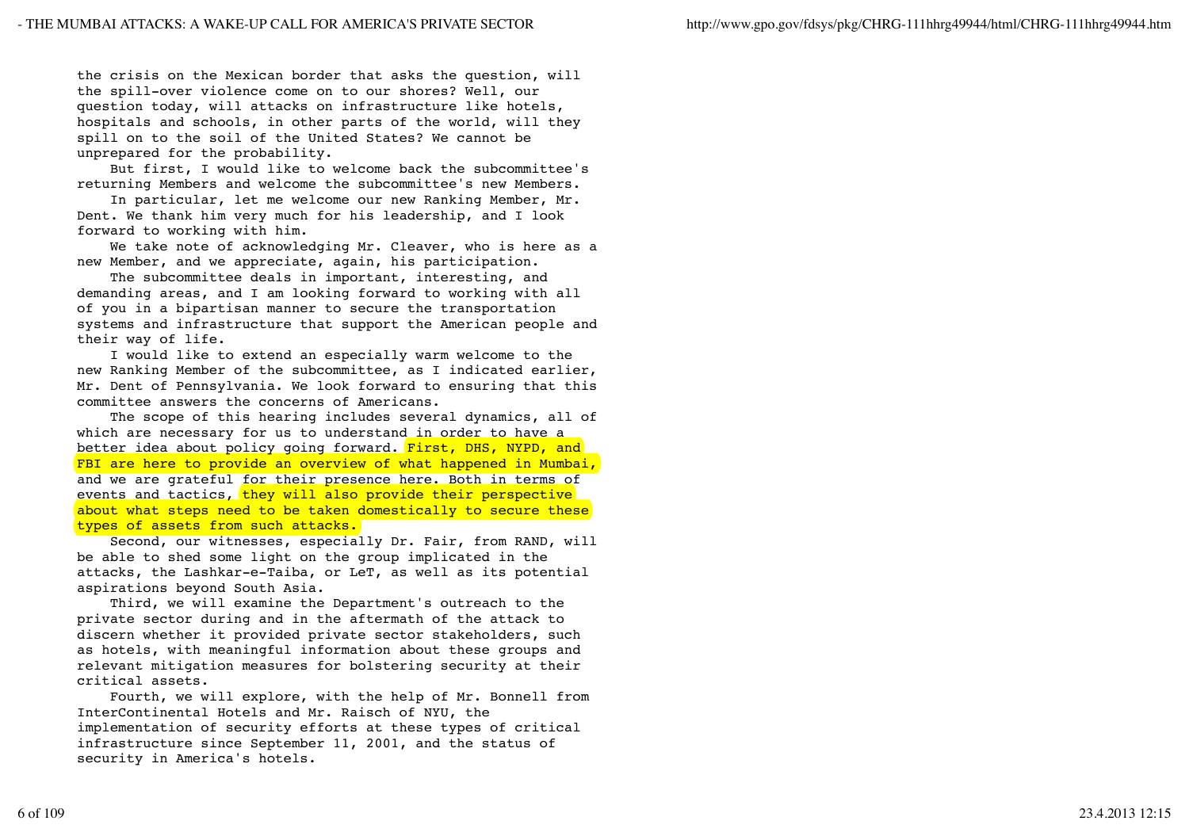the crisis on the Mexican border that asks the question, will the spill-over violence come on to our shores? Well, our question today, will attacks on infrastructure like hotels, hospitals and schools, in other parts of the world, will they spill on to the soil of the United States? We cannot be unprepared for the probability.

But first, I would like to welcome back the subcommittee's returning Members and welcome the subcommittee's new Members.

In particular, let me welcome our new Ranking Member, Mr. Dent. We thank him very much for his leadership, and I look forward to working with him.

We take note of acknowledging Mr. Cleaver, who is here as a new Member, and we appreciate, again, his participation.

The subcommittee deals in important, interesting, and demanding areas, and I am looking forward to working with all of you in a bipartisan manner to secure the transportation systems and infrastructure that support the American people and their way of life.

I would like to extend an especially warm welcome to the new Ranking Member of the subcommittee, as I indicated earlier, Mr. Dent of Pennsylvania. We look forward to ensuring that this committee answers the concerns of Americans.

The scope of this hearing includes several dynamics, all of which are necessary for us to understand in order to have a better idea about policy going forward. First, DHS, NYPD, and FBI are here to provide an overview of what happened in Mumbai, and we are grateful for their presence here. Both in terms of events and tactics, they will also provide their perspective about what steps need to be taken domestically to secure these types of assets from such attacks.

Second, our witnesses, especially Dr. Fair, from RAND, will be able to shed some light on the group implicated in the attacks, the Lashkar-e-Taiba, or LeT, as well as its potential aspirations beyond South Asia.

Third, we will examine the Department's outreach to the private sector during and in the aftermath of the attack to discern whether it provided private sector stakeholders, such as hotels, with meaningful information about these groups and relevant mitigation measures for bolstering security at their critical assets.

Fourth, we will explore, with the help of Mr. Bonnell from InterContinental Hotels and Mr. Raisch of NYU, the implementation of security efforts at these types of critical infrastructure since September 11, 2001, and the status of security in America's hotels.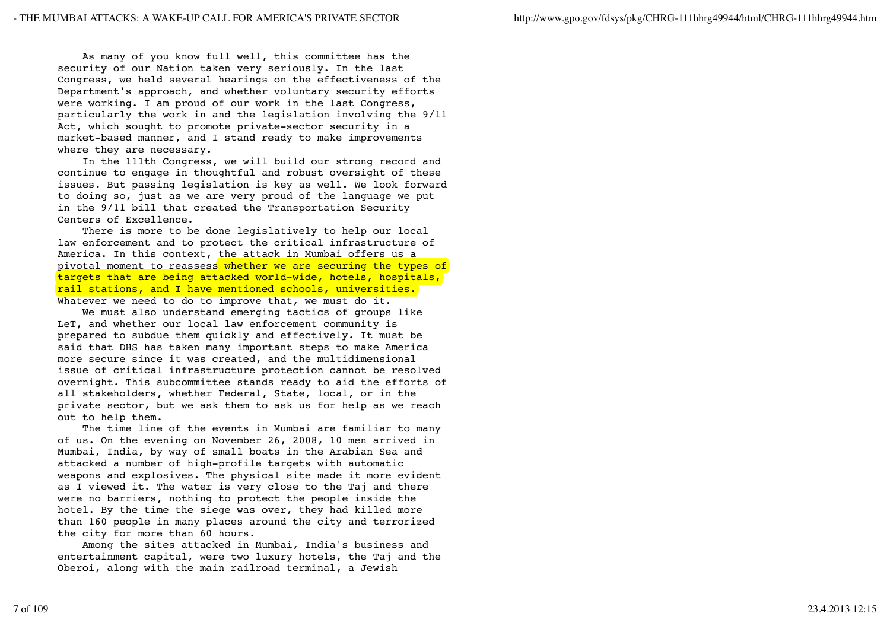As many of you know full well, this committee has the security of our Nation taken very seriously. In the last Congress, we held several hearings on the effectiveness of the Department's approach, and whether voluntary security efforts were working. I am proud of our work in the last Congress, particularly the work in and the legislation involving the 9/11 Act, which sought to promote private-sector security in a market-based manner, and I stand ready to make improvements where they are necessary.

In the 111th Congress, we will build our strong record and continue to engage in thoughtful and robust oversight of these issues. But passing legislation is key as well. We look forward to doing so, just as we are very proud of the language we put in the 9/11 bill that created the Transportation Security Centers of Excellence.

There is more to be done legislatively to help our local law enforcement and to protect the critical infrastructure of America. In this context, the attack in Mumbai offers us a pivotal moment to reassess whether we are securing the types of targets that are being attacked world-wide, hotels, hospitals, rail stations, and I have mentioned schools, universities. Whatever we need to do to improve that, we must do it.

We must also understand emerging tactics of groups like LeT, and whether our local law enforcement community is prepared to subdue them quickly and effectively. It must be said that DHS has taken many important steps to make America more secure since it was created, and the multidimensional issue of critical infrastructure protection cannot be resolved overnight. This subcommittee stands ready to aid the efforts of all stakeholders, whether Federal, State, local, or in the private sector, but we ask them to ask us for help as we reach out to help them.

The time line of the events in Mumbai are familiar to many of us. On the evening on November 26, 2008, 10 men arrived in Mumbai, India, by way of small boats in the Arabian Sea and attacked a number of high-profile targets with automatic weapons and explosives. The physical site made it more evident as I viewed it. The water is very close to the Taj and there were no barriers, nothing to protect the people inside the hotel. By the time the siege was over, they had killed more than 160 people in many places around the city and terrorized the city for more than 60 hours.

Among the sites attacked in Mumbai, India's business and entertainment capital, were two luxury hotels, the Taj and the Oberoi, along with the main railroad terminal, a Jewish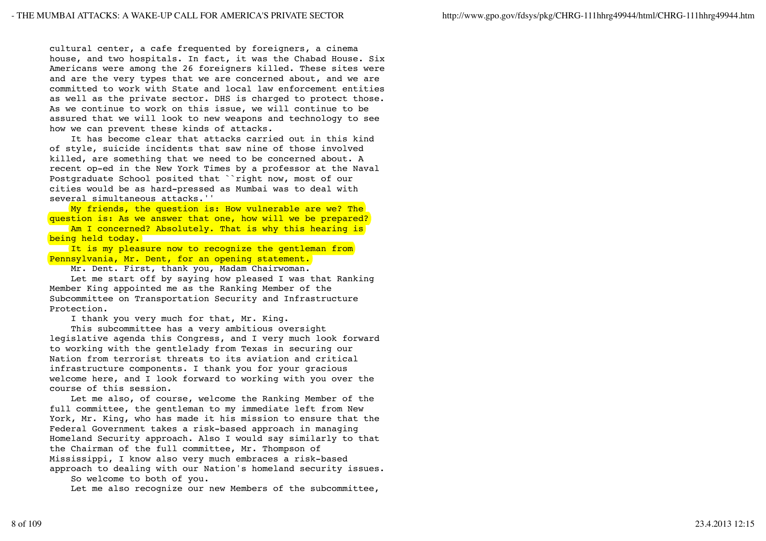cultural center, a cafe frequented by foreigners, a cinema house, and two hospitals. In fact, it was the Chabad House. Six Americans were among the 26 foreigners killed. These sites were and are the very types that we are concerned about, and we are committed to work with State and local law enforcement entities as well as the private sector. DHS is charged to protect those. As we continue to work on this issue, we will continue to be assured that we will look to new weapons and technology to see how we can prevent these kinds of attacks.

It has become clear that attacks carried out in this kind of style, suicide incidents that saw nine of those involved killed, are something that we need to be concerned about. A recent op-ed in the New York Times by a professor at the Naval Postgraduate School posited that ``right now, most of our cities would be as hard-pressed as Mumbai was to deal with several simultaneous attacks.''

My friends, the question is: How vulnerable are we? The question is: As we answer that one, how will we be prepared?

Am I concerned? Absolutely. That is why this hearing is being held today.

It is my pleasure now to recognize the gentleman from Pennsylvania, Mr. Dent, for an opening statement.

Mr. Dent. First, thank you, Madam Chairwoman.

Let me start off by saying how pleased I was that Ranking Member King appointed me as the Ranking Member of the Subcommittee on Transportation Security and Infrastructure Protection.

I thank you very much for that, Mr. King.

This subcommittee has a very ambitious oversight legislative agenda this Congress, and I very much look forward to working with the gentlelady from Texas in securing our Nation from terrorist threats to its aviation and critical infrastructure components. I thank you for your gracious welcome here, and I look forward to working with you over the course of this session.

Let me also, of course, welcome the Ranking Member of the full committee, the gentleman to my immediate left from New York, Mr. King, who has made it his mission to ensure that the Federal Government takes a risk-based approach in managing Homeland Security approach. Also I would say similarly to that the Chairman of the full committee, Mr. Thompson of Mississippi, I know also very much embraces a risk-based approach to dealing with our Nation's homeland security issues.

So welcome to both of you.

Let me also recognize our new Members of the subcommittee,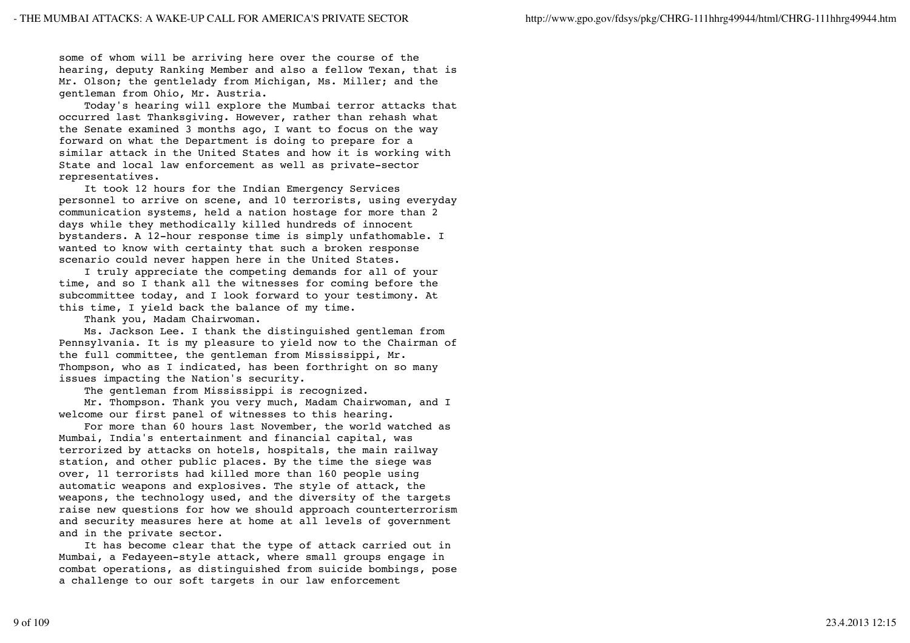some of whom will be arriving here over the course of the hearing, deputy Ranking Member and also a fellow Texan, that is Mr. Olson; the gentlelady from Michigan, Ms. Miller; and the gentleman from Ohio, Mr. Austria.

Today's hearing will explore the Mumbai terror attacks that occurred last Thanksgiving. However, rather than rehash what the Senate examined 3 months ago, I want to focus on the way forward on what the Department is doing to prepare for a similar attack in the United States and how it is working with State and local law enforcement as well as private-sector representatives.

It took 12 hours for the Indian Emergency Services personnel to arrive on scene, and 10 terrorists, using everyday communication systems, held a nation hostage for more than 2 days while they methodically killed hundreds of innocent bystanders. A 12-hour response time is simply unfathomable. I wanted to know with certainty that such a broken response scenario could never happen here in the United States.

I truly appreciate the competing demands for all of your time, and so I thank all the witnesses for coming before the subcommittee today, and I look forward to your testimony. At this time, I yield back the balance of my time.

Thank you, Madam Chairwoman.

Ms. Jackson Lee. I thank the distinguished gentleman from Pennsylvania. It is my pleasure to yield now to the Chairman of the full committee, the gentleman from Mississippi, Mr. Thompson, who as I indicated, has been forthright on so many issues impacting the Nation's security.

The gentleman from Mississippi is recognized.

Mr. Thompson. Thank you very much, Madam Chairwoman, and I welcome our first panel of witnesses to this hearing.

For more than 60 hours last November, the world watched as Mumbai, India's entertainment and financial capital, was terrorized by attacks on hotels, hospitals, the main railway station, and other public places. By the time the siege was over, 11 terrorists had killed more than 160 people using automatic weapons and explosives. The style of attack, the weapons, the technology used, and the diversity of the targets raise new questions for how we should approach counterterrorism and security measures here at home at all levels of government and in the private sector.

It has become clear that the type of attack carried out in Mumbai, a Fedayeen-style attack, where small groups engage in combat operations, as distinguished from suicide bombings, pose a challenge to our soft targets in our law enforcement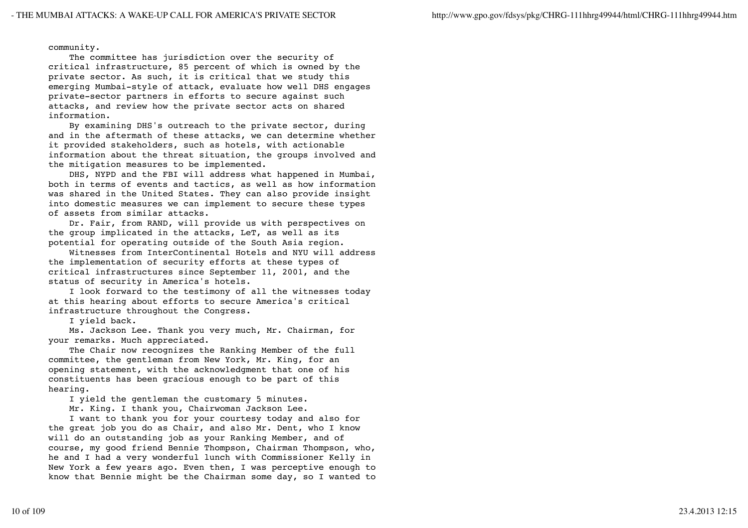community.

The committee has jurisdiction over the security of critical infrastructure, 85 percent of which is owned by the private sector. As such, it is critical that we study this emerging Mumbai-style of attack, evaluate how well DHS engages private-sector partners in efforts to secure against such attacks, and review how the private sector acts on shared information.

By examining DHS's outreach to the private sector, during and in the aftermath of these attacks, we can determine whether it provided stakeholders, such as hotels, with actionable information about the threat situation, the groups involved and the mitigation measures to be implemented.

DHS, NYPD and the FBI will address what happened in Mumbai, both in terms of events and tactics, as well as how information was shared in the United States. They can also provide insight into domestic measures we can implement to secure these types of assets from similar attacks.

Dr. Fair, from RAND, will provide us with perspectives on the group implicated in the attacks, LeT, as well as its potential for operating outside of the South Asia region.

Witnesses from InterContinental Hotels and NYU will address the implementation of security efforts at these types of critical infrastructures since September 11, 2001, and the status of security in America's hotels.

I look forward to the testimony of all the witnesses today at this hearing about efforts to secure America's critical infrastructure throughout the Congress.

I yield back.

Ms. Jackson Lee. Thank you very much, Mr. Chairman, for your remarks. Much appreciated.

The Chair now recognizes the Ranking Member of the full committee, the gentleman from New York, Mr. King, for an opening statement, with the acknowledgment that one of his constituents has been gracious enough to be part of this hearing.

I yield the gentleman the customary 5 minutes.

Mr. King. I thank you, Chairwoman Jackson Lee.

I want to thank you for your courtesy today and also for the great job you do as Chair, and also Mr. Dent, who I know will do an outstanding job as your Ranking Member, and of course, my good friend Bennie Thompson, Chairman Thompson, who, he and I had a very wonderful lunch with Commissioner Kelly in New York a few years ago. Even then, I was perceptive enough to know that Bennie might be the Chairman some day, so I wanted to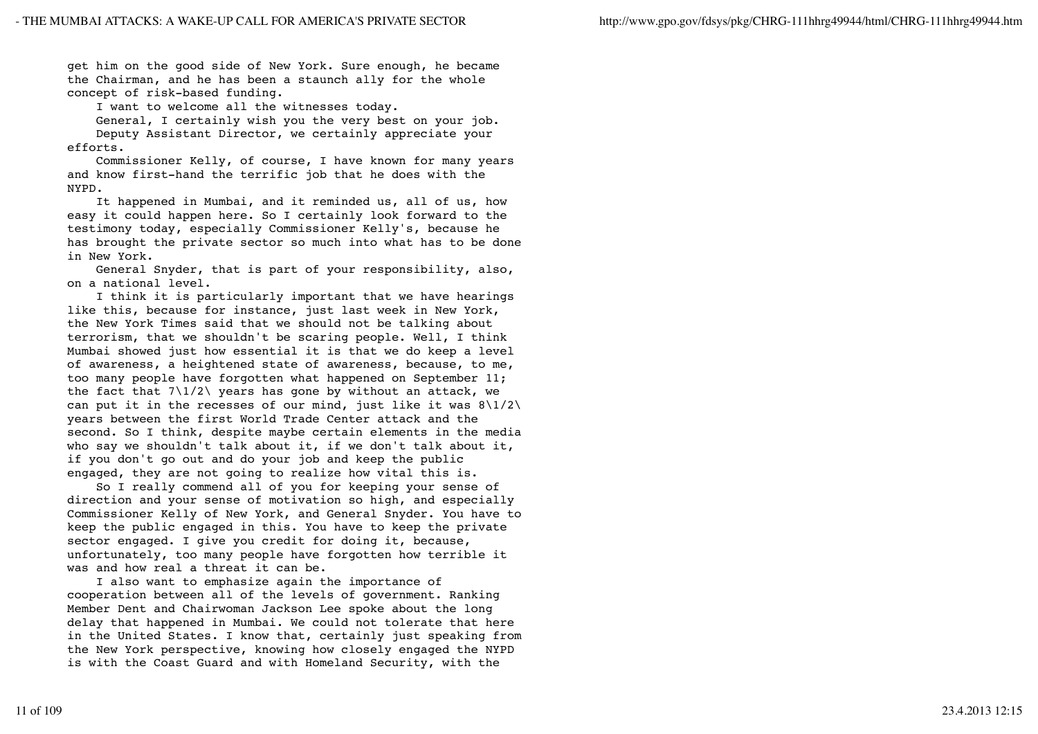get him on the good side of New York. Sure enough, he became the Chairman, and he has been a staunch ally for the whole concept of risk-based funding.

I want to welcome all the witnesses today.

General, I certainly wish you the very best on your job.

Deputy Assistant Director, we certainly appreciate your efforts.

Commissioner Kelly, of course, I have known for many years and know first-hand the terrific job that he does with the NYPD.

It happened in Mumbai, and it reminded us, all of us, how easy it could happen here. So I certainly look forward to the testimony today, especially Commissioner Kelly's, because he has brought the private sector so much into what has to be done in New York.

General Snyder, that is part of your responsibility, also, on a national level.

I think it is particularly important that we have hearings like this, because for instance, just last week in New York, the New York Times said that we should not be talking about terrorism, that we shouldn't be scaring people. Well, I think Mumbai showed just how essential it is that we do keep a level of awareness, a heightened state of awareness, because, to me, too many people have forgotten what happened on September 11; the fact that 7\1/2\ years has gone by without an attack, we can put it in the recesses of our mind, just like it was 8\1/2\ years between the first World Trade Center attack and the second. So I think, despite maybe certain elements in the media who say we shouldn't talk about it, if we don't talk about it, if you don't go out and do your job and keep the public engaged, they are not going to realize how vital this is.

So I really commend all of you for keeping your sense of direction and your sense of motivation so high, and especially Commissioner Kelly of New York, and General Snyder. You have to keep the public engaged in this. You have to keep the private sector engaged. I give you credit for doing it, because, unfortunately, too many people have forgotten how terrible it was and how real a threat it can be.

I also want to emphasize again the importance of cooperation between all of the levels of government. Ranking Member Dent and Chairwoman Jackson Lee spoke about the long delay that happened in Mumbai. We could not tolerate that here in the United States. I know that, certainly just speaking from the New York perspective, knowing how closely engaged the NYPD is with the Coast Guard and with Homeland Security, with the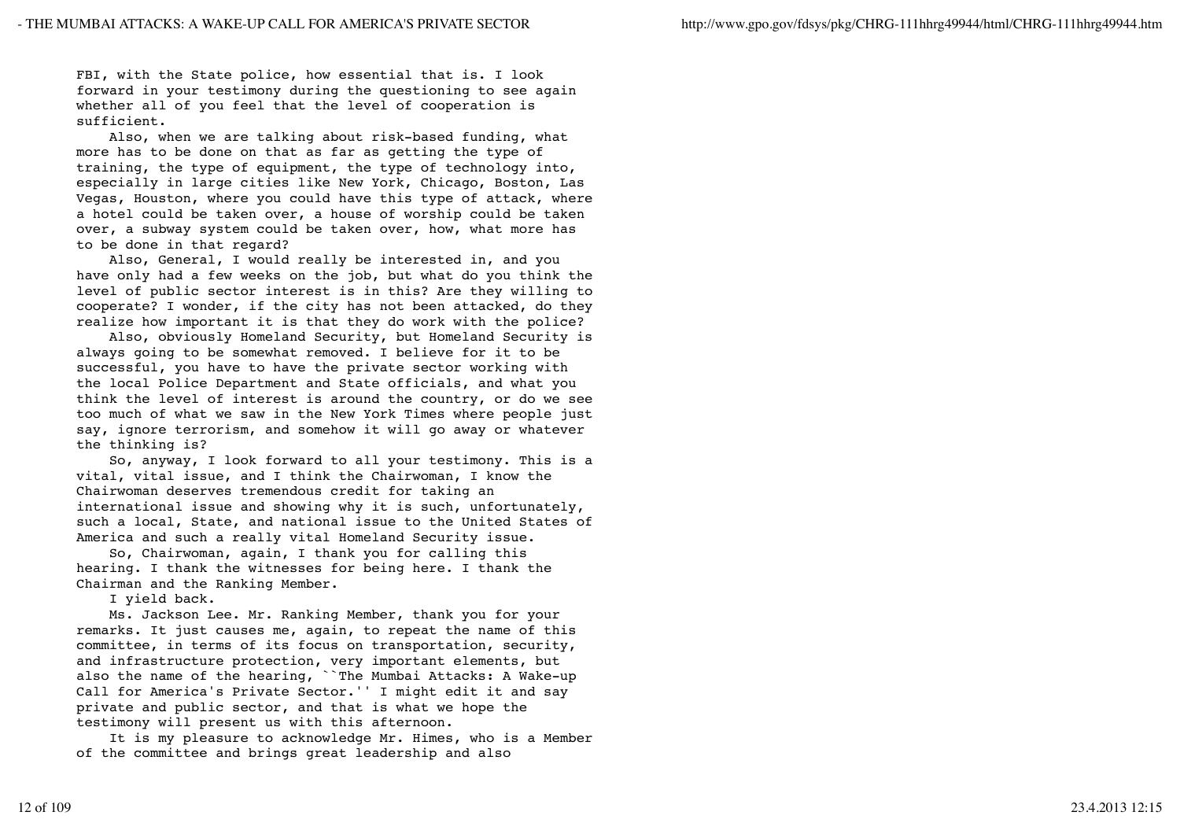FBI, with the State police, how essential that is. I look forward in your testimony during the questioning to see again whether all of you feel that the level of cooperation is sufficient.

Also, when we are talking about risk-based funding, what more has to be done on that as far as getting the type of training, the type of equipment, the type of technology into, especially in large cities like New York, Chicago, Boston, Las Vegas, Houston, where you could have this type of attack, where a hotel could be taken over, a house of worship could be taken over, a subway system could be taken over, how, what more has to be done in that regard?

Also, General, I would really be interested in, and you have only had a few weeks on the job, but what do you think the level of public sector interest is in this? Are they willing to cooperate? I wonder, if the city has not been attacked, do they realize how important it is that they do work with the police?

Also, obviously Homeland Security, but Homeland Security is always going to be somewhat removed. I believe for it to be successful, you have to have the private sector working with the local Police Department and State officials, and what you think the level of interest is around the country, or do we see too much of what we saw in the New York Times where people just say, ignore terrorism, and somehow it will go away or whatever the thinking is?

So, anyway, I look forward to all your testimony. This is a vital, vital issue, and I think the Chairwoman, I know the Chairwoman deserves tremendous credit for taking an international issue and showing why it is such, unfortunately, such a local, State, and national issue to the United States of America and such a really vital Homeland Security issue.

So, Chairwoman, again, I thank you for calling this hearing. I thank the witnesses for being here. I thank the Chairman and the Ranking Member.

I yield back.

Ms. Jackson Lee. Mr. Ranking Member, thank you for your remarks. It just causes me, again, to repeat the name of this committee, in terms of its focus on transportation, security, and infrastructure protection, very important elements, but also the name of the hearing, ``The Mumbai Attacks: A Wake-up Call for America's Private Sector.'' I might edit it and say private and public sector, and that is what we hope the testimony will present us with this afternoon.

It is my pleasure to acknowledge Mr. Himes, who is a Member of the committee and brings great leadership and also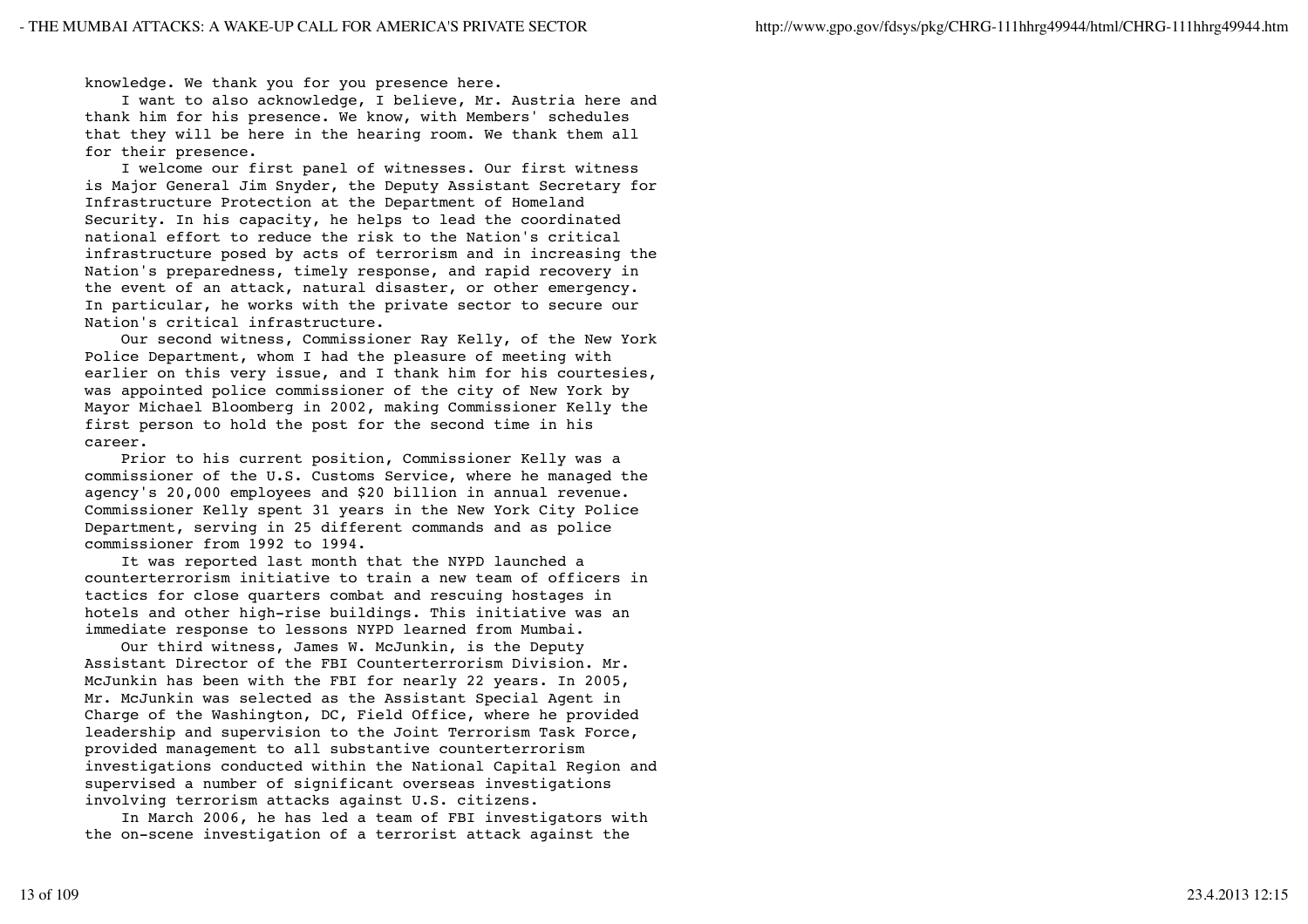knowledge. We thank you for you presence here.

I want to also acknowledge, I believe, Mr. Austria here and thank him for his presence. We know, with Members' schedules that they will be here in the hearing room. We thank them all for their presence.

I welcome our first panel of witnesses. Our first witness is Major General Jim Snyder, the Deputy Assistant Secretary for Infrastructure Protection at the Department of Homeland Security. In his capacity, he helps to lead the coordinated national effort to reduce the risk to the Nation's critical infrastructure posed by acts of terrorism and in increasing the Nation's preparedness, timely response, and rapid recovery in the event of an attack, natural disaster, or other emergency. In particular, he works with the private sector to secure our Nation's critical infrastructure.

Our second witness, Commissioner Ray Kelly, of the New York Police Department, whom I had the pleasure of meeting with earlier on this very issue, and I thank him for his courtesies, was appointed police commissioner of the city of New York by Mayor Michael Bloomberg in 2002, making Commissioner Kelly the first person to hold the post for the second time in his career.

Prior to his current position, Commissioner Kelly was a commissioner of the U.S. Customs Service, where he managed the agency's 20,000 employees and $20 billion in annual revenue. Commissioner Kelly spent 31 years in the New York City Police Department, serving in 25 different commands and as police commissioner from 1992 to 1994.

It was reported last month that the NYPD launched a counterterrorism initiative to train a new team of officers in tactics for close quarters combat and rescuing hostages in hotels and other high-rise buildings. This initiative was an immediate response to lessons NYPD learned from Mumbai.

Our third witness, James W. McJunkin, is the Deputy Assistant Director of the FBI Counterterrorism Division. Mr. McJunkin has been with the FBI for nearly 22 years. In 2005, Mr. McJunkin was selected as the Assistant Special Agent in Charge of the Washington, DC, Field Office, where he provided leadership and supervision to the Joint Terrorism Task Force, provided management to all substantive counterterrorism investigations conducted within the National Capital Region and supervised a number of significant overseas investigations involving terrorism attacks against U.S. citizens.

In March 2006, he has led a team of FBI investigators with the on-scene investigation of a terrorist attack against the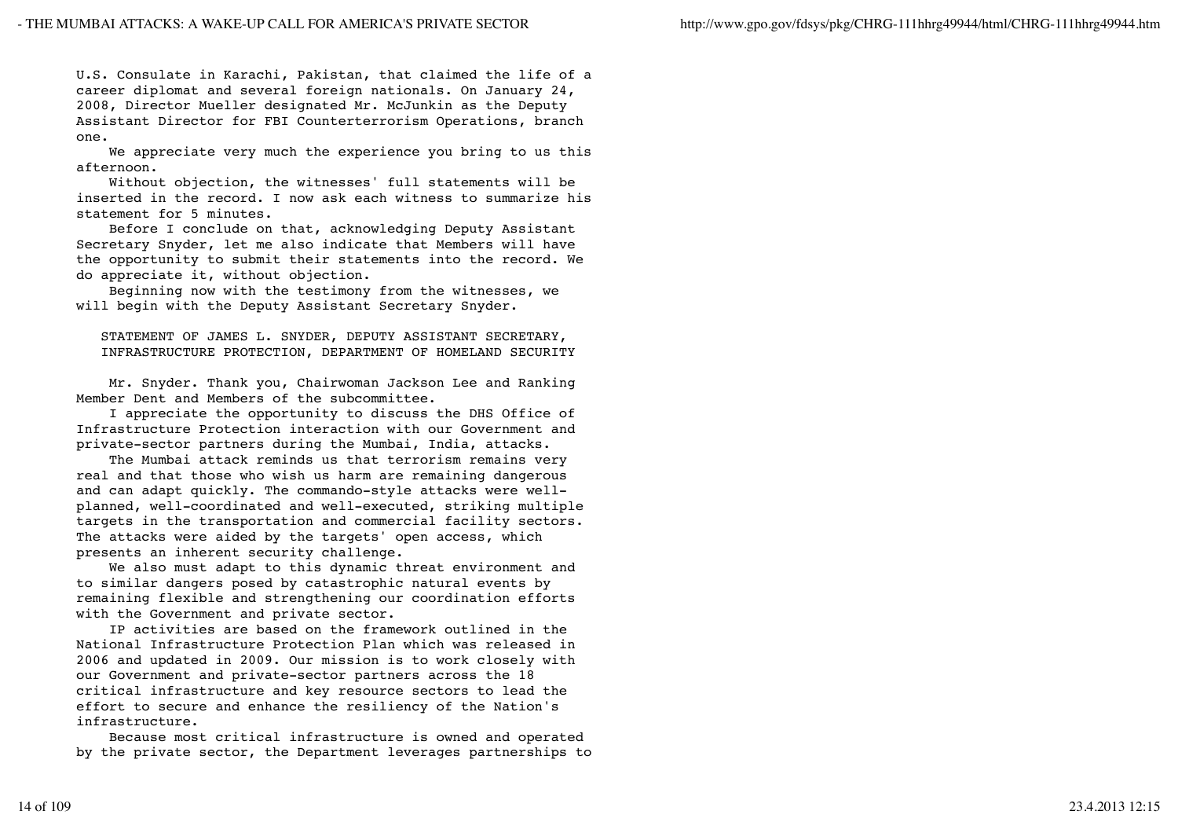U.S. Consulate in Karachi, Pakistan, that claimed the life of a career diplomat and several foreign nationals. On January 24, 2008, Director Mueller designated Mr. McJunkin as the Deputy Assistant Director for FBI Counterterrorism Operations, branch one.

We appreciate very much the experience you bring to us this afternoon.

Without objection, the witnesses' full statements will be inserted in the record. I now ask each witness to summarize his statement for 5 minutes.

Before I conclude on that, acknowledging Deputy Assistant Secretary Snyder, let me also indicate that Members will have the opportunity to submit their statements into the record. We do appreciate it, without objection.

Beginning now with the testimony from the witnesses, we will begin with the Deputy Assistant Secretary Snyder.

## STATEMENT OF JAMES L. SNYDER, DEPUTY ASSISTANT SECRETARY, INFRASTRUCTURE PROTECTION, DEPARTMENT OF HOMELAND SECURITY

Mr. Snyder. Thank you, Chairwoman Jackson Lee and Ranking Member Dent and Members of the subcommittee.

I appreciate the opportunity to discuss the DHS Office of Infrastructure Protection interaction with our Government and private-sector partners during the Mumbai, India, attacks.

The Mumbai attack reminds us that terrorism remains very real and that those who wish us harm are remaining dangerous and can adapt quickly. The commando-style attacks were well-planned, well-coordinated and well-executed, striking multiple targets in the transportation and commercial facility sectors. The attacks were aided by the targets' open access, which presents an inherent security challenge.

We also must adapt to this dynamic threat environment and to similar dangers posed by catastrophic natural events by remaining flexible and strengthening our coordination efforts with the Government and private sector.

IP activities are based on the framework outlined in the National Infrastructure Protection Plan which was released in 2006 and updated in 2009. Our mission is to work closely with our Government and private-sector partners across the 18 critical infrastructure and key resource sectors to lead the effort to secure and enhance the resiliency of the Nation's infrastructure.

Because most critical infrastructure is owned and operated by the private sector, the Department leverages partnerships to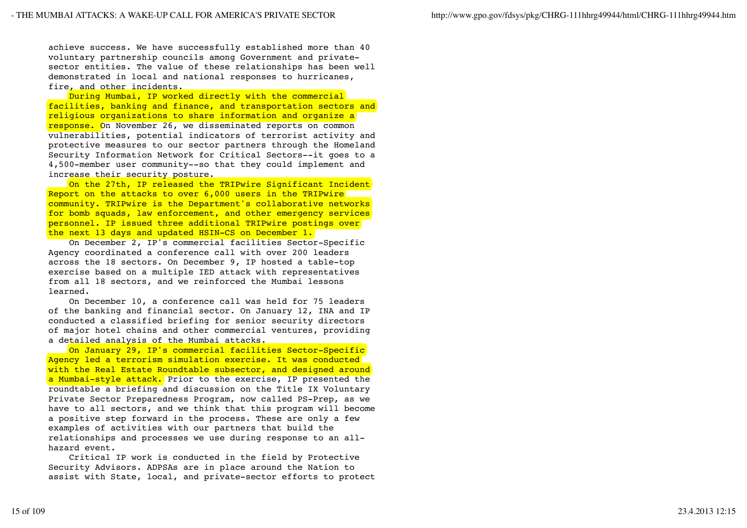achieve success. We have successfully established more than 40 voluntary partnership councils among Government and private-sector entities. The value of these relationships has been well demonstrated in local and national responses to hurricanes, fire, and other incidents.

During Mumbai, IP worked directly with the commercial facilities, banking and finance, and transportation sectors and religious organizations to share information and organize a response. On November 26, we disseminated reports on common vulnerabilities, potential indicators of terrorist activity and protective measures to our sector partners through the Homeland Security Information Network for Critical Sectors--it goes to a 4,500-member user community--so that they could implement and increase their security posture.

On the 27th, IP released the TRIPwire Significant Incident Report on the attacks to over 6,000 users in the TRIPwire community. TRIPwire is the Department's collaborative networks for bomb squads, law enforcement, and other emergency services personnel. IP issued three additional TRIPwire postings over the next 13 days and updated HSIN-CS on December 1.

On December 2, IP's commercial facilities Sector-Specific Agency coordinated a conference call with over 200 leaders across the 18 sectors. On December 9, IP hosted a table-top exercise based on a multiple IED attack with representatives from all 18 sectors, and we reinforced the Mumbai lessons learned.

On December 10, a conference call was held for 75 leaders of the banking and financial sector. On January 12, INA and IP conducted a classified briefing for senior security directors of major hotel chains and other commercial ventures, providing a detailed analysis of the Mumbai attacks.

On January 29, IP's commercial facilities Sector-Specific Agency led a terrorism simulation exercise. It was conducted with the Real Estate Roundtable subsector, and designed around a Mumbai-style attack. Prior to the exercise, IP presented the roundtable a briefing and discussion on the Title IX Voluntary Private Sector Preparedness Program, now called PS-Prep, as we have to all sectors, and we think that this program will become a positive step forward in the process. These are only a few examples of activities with our partners that build the relationships and processes we use during response to an all-hazard event.

Critical IP work is conducted in the field by Protective Security Advisors. ADPSAs are in place around the Nation to assist with State, local, and private-sector efforts to protect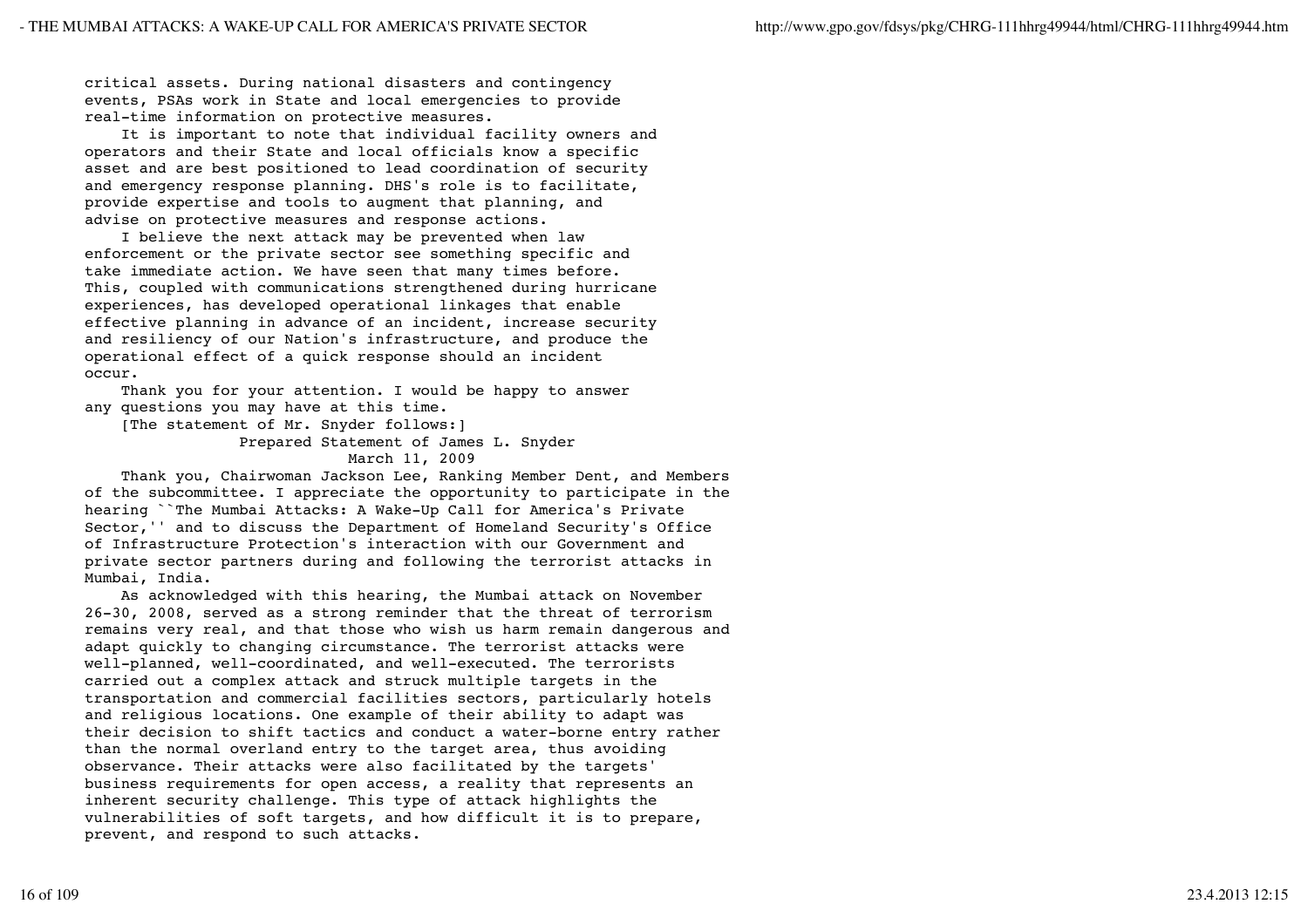critical assets. During national disasters and contingency events, PSAs work in State and local emergencies to provide real-time information on protective measures.

It is important to note that individual facility owners and operators and their State and local officials know a specific asset and are best positioned to lead coordination of security and emergency response planning. DHS's role is to facilitate, provide expertise and tools to augment that planning, and advise on protective measures and response actions.

I believe the next attack may be prevented when law enforcement or the private sector see something specific and take immediate action. We have seen that many times before. This, coupled with communications strengthened during hurricane experiences, has developed operational linkages that enable effective planning in advance of an incident, increase security and resiliency of our Nation's infrastructure, and produce the operational effect of a quick response should an incident occur.

Thank you for your attention. I would be happy to answer any questions you may have at this time.

[The statement of Mr. Snyder follows:]

Prepared Statement of James L. Snyder

March 11, 2009

Thank you, Chairwoman Jackson Lee, Ranking Member Dent, and Members of the subcommittee. I appreciate the opportunity to participate in the hearing ``The Mumbai Attacks: A Wake-Up Call for America's Private Sector,'' and to discuss the Department of Homeland Security's Office of Infrastructure Protection's interaction with our Government and private sector partners during and following the terrorist attacks in Mumbai, India.

As acknowledged with this hearing, the Mumbai attack on November 26-30, 2008, served as a strong reminder that the threat of terrorism remains very real, and that those who wish us harm remain dangerous and adapt quickly to changing circumstance. The terrorist attacks were well-planned, well-coordinated, and well-executed. The terrorists carried out a complex attack and struck multiple targets in the transportation and commercial facilities sectors, particularly hotels and religious locations. One example of their ability to adapt was their decision to shift tactics and conduct a water-borne entry rather than the normal overland entry to the target area, thus avoiding observance. Their attacks were also facilitated by the targets' business requirements for open access, a reality that represents an inherent security challenge. This type of attack highlights the vulnerabilities of soft targets, and how difficult it is to prepare, prevent, and respond to such attacks.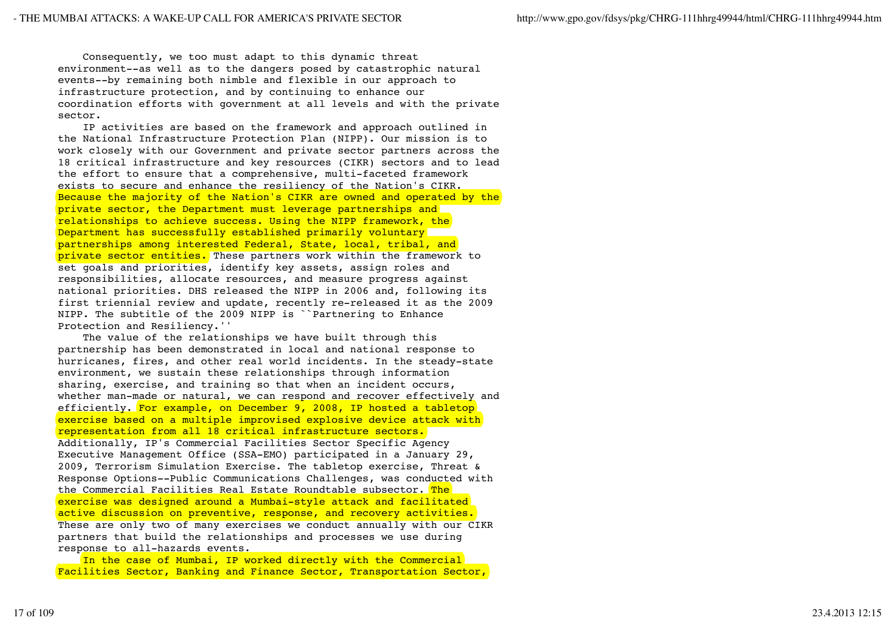Consequently, we too must adapt to this dynamic threat environment--as well as to the dangers posed by catastrophic natural events--by remaining both nimble and flexible in our approach to infrastructure protection, and by continuing to enhance our coordination efforts with government at all levels and with the private sector.

IP activities are based on the framework and approach outlined in the National Infrastructure Protection Plan (NIPP). Our mission is to work closely with our Government and private sector partners across the 18 critical infrastructure and key resources (CIKR) sectors and to lead the effort to ensure that a comprehensive, multi-faceted framework exists to secure and enhance the resiliency of the Nation's CIKR. Because the majority of the Nation's CIKR are owned and operated by the private sector, the Department must leverage partnerships and relationships to achieve success. Using the NIPP framework, the Department has successfully established primarily voluntary partnerships among interested Federal, State, local, tribal, and private sector entities. These partners work within the framework to set goals and priorities, identify key assets, assign roles and responsibilities, allocate resources, and measure progress against national priorities. DHS released the NIPP in 2006 and, following its first triennial review and update, recently re-released it as the 2009 NIPP. The subtitle of the 2009 NIPP is ``Partnering to Enhance Protection and Resiliency.''

The value of the relationships we have built through this partnership has been demonstrated in local and national response to hurricanes, fires, and other real world incidents. In the steady-state environment, we sustain these relationships through information sharing, exercise, and training so that when an incident occurs, whether man-made or natural, we can respond and recover effectively and efficiently. For example, on December 9, 2008, IP hosted a tabletop exercise based on a multiple improvised explosive device attack with representation from all 18 critical infrastructure sectors. Additionally, IP's Commercial Facilities Sector Specific Agency Executive Management Office (SSA-EMO) participated in a January 29, 2009, Terrorism Simulation Exercise. The tabletop exercise, Threat & Response Options--Public Communications Challenges, was conducted with the Commercial Facilities Real Estate Roundtable subsector. The exercise was designed around a Mumbai-style attack and facilitated active discussion on preventive, response, and recovery activities. These are only two of many exercises we conduct annually with our CIKR partners that build the relationships and processes we use during response to all-hazards events.

In the case of Mumbai, IP worked directly with the Commercial Facilities Sector, Banking and Finance Sector, Transportation Sector,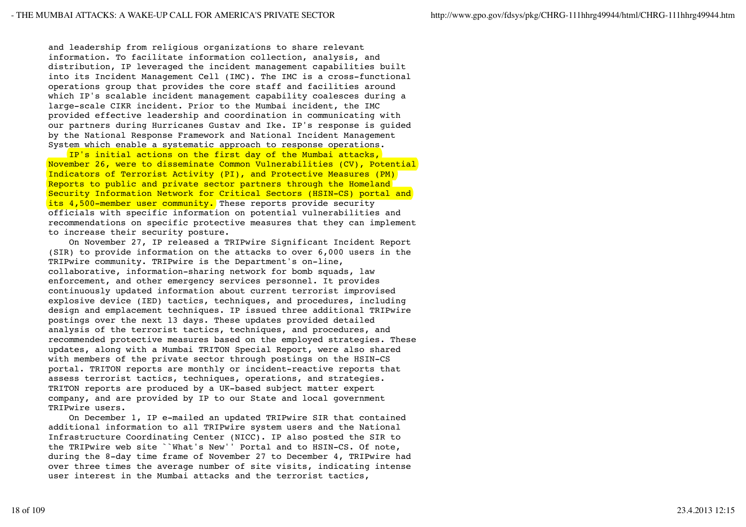and leadership from religious organizations to share relevant information. To facilitate information collection, analysis, and distribution, IP leveraged the incident management capabilities built into its Incident Management Cell (IMC). The IMC is a cross-functional operations group that provides the core staff and facilities around which IP's scalable incident management capability coalesces during a large-scale CIKR incident. Prior to the Mumbai incident, the IMC provided effective leadership and coordination in communicating with our partners during Hurricanes Gustav and Ike. IP's response is guided by the National Response Framework and National Incident Management System which enable a systematic approach to response operations.

IP's initial actions on the first day of the Mumbai attacks, November 26, were to disseminate Common Vulnerabilities (CV), Potential Indicators of Terrorist Activity (PI), and Protective Measures (PM) Reports to public and private sector partners through the Homeland Security Information Network for Critical Sectors (HSIN-CS) portal and its 4,500-member user community. These reports provide security officials with specific information on potential vulnerabilities and recommendations on specific protective measures that they can implement to increase their security posture.

On November 27, IP released a TRIPwire Significant Incident Report (SIR) to provide information on the attacks to over 6,000 users in the TRIPwire community. TRIPwire is the Department's on-line, collaborative, information-sharing network for bomb squads, law enforcement, and other emergency services personnel. It provides continuously updated information about current terrorist improvised explosive device (IED) tactics, techniques, and procedures, including design and emplacement techniques. IP issued three additional TRIPwire postings over the next 13 days. These updates provided detailed analysis of the terrorist tactics, techniques, and procedures, and recommended protective measures based on the employed strategies. These updates, along with a Mumbai TRITON Special Report, were also shared with members of the private sector through postings on the HSIN-CS portal. TRITON reports are monthly or incident-reactive reports that assess terrorist tactics, techniques, operations, and strategies. TRITON reports are produced by a UK-based subject matter expert company, and are provided by IP to our State and local government TRIPwire users.

On December 1, IP e-mailed an updated TRIPwire SIR that contained additional information to all TRIPwire system users and the National Infrastructure Coordinating Center (NICC). IP also posted the SIR to the TRIPwire web site ``What's New'' Portal and to HSIN-CS. Of note, during the 8-day time frame of November 27 to December 4, TRIPwire had over three times the average number of site visits, indicating intense user interest in the Mumbai attacks and the terrorist tactics,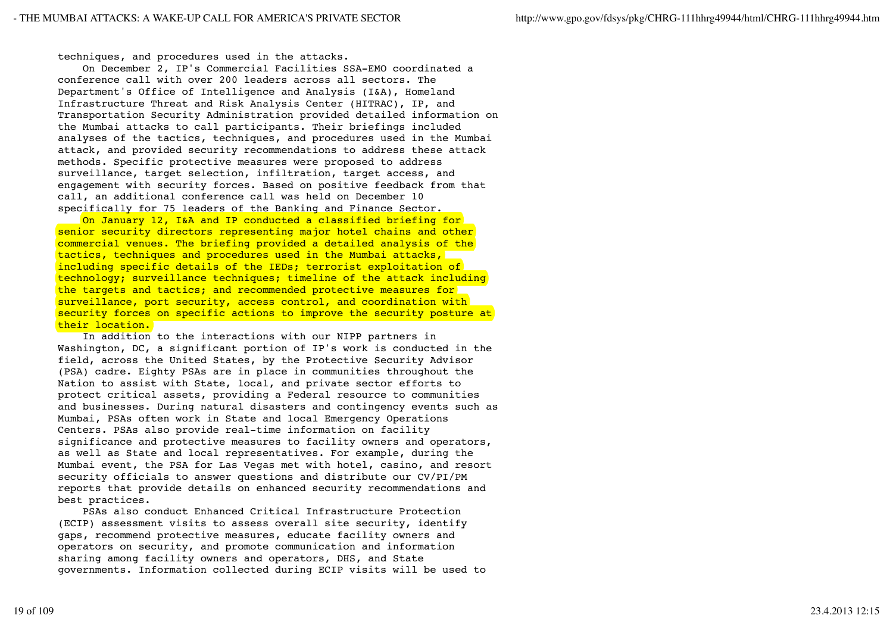techniques, and procedures used in the attacks.

On December 2, IP's Commercial Facilities SSA-EMO coordinated a conference call with over 200 leaders across all sectors. The Department's Office of Intelligence and Analysis (I&A), Homeland Infrastructure Threat and Risk Analysis Center (HITRAC), IP, and Transportation Security Administration provided detailed information on the Mumbai attacks to call participants. Their briefings included analyses of the tactics, techniques, and procedures used in the Mumbai attack, and provided security recommendations to address these attack methods. Specific protective measures were proposed to address surveillance, target selection, infiltration, target access, and engagement with security forces. Based on positive feedback from that call, an additional conference call was held on December 10 specifically for 75 leaders of the Banking and Finance Sector.

On January 12, I&A and IP conducted a classified briefing for senior security directors representing major hotel chains and other commercial venues. The briefing provided a detailed analysis of the tactics, techniques and procedures used in the Mumbai attacks, including specific details of the IEDs; terrorist exploitation of technology; surveillance techniques; timeline of the attack including the targets and tactics; and recommended protective measures for surveillance, port security, access control, and coordination with security forces on specific actions to improve the security posture at their location.

In addition to the interactions with our NIPP partners in Washington, DC, a significant portion of IP's work is conducted in the field, across the United States, by the Protective Security Advisor (PSA) cadre. Eighty PSAs are in place in communities throughout the Nation to assist with State, local, and private sector efforts to protect critical assets, providing a Federal resource to communities and businesses. During natural disasters and contingency events such as Mumbai, PSAs often work in State and local Emergency Operations Centers. PSAs also provide real-time information on facility significance and protective measures to facility owners and operators, as well as State and local representatives. For example, during the Mumbai event, the PSA for Las Vegas met with hotel, casino, and resort security officials to answer questions and distribute our CV/PI/PM reports that provide details on enhanced security recommendations and best practices.

PSAs also conduct Enhanced Critical Infrastructure Protection (ECIP) assessment visits to assess overall site security, identify gaps, recommend protective measures, educate facility owners and operators on security, and promote communication and information sharing among facility owners and operators, DHS, and State governments. Information collected during ECIP visits will be used to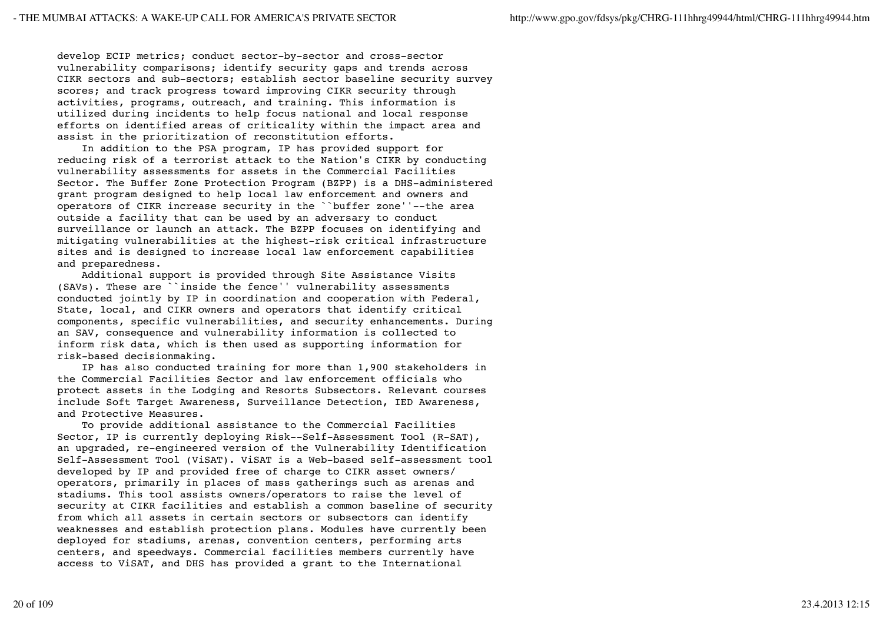develop ECIP metrics; conduct sector-by-sector and cross-sector vulnerability comparisons; identify security gaps and trends across CIKR sectors and sub-sectors; establish sector baseline security survey scores; and track progress toward improving CIKR security through activities, programs, outreach, and training. This information is utilized during incidents to help focus national and local response efforts on identified areas of criticality within the impact area and assist in the prioritization of reconstitution efforts.

In addition to the PSA program, IP has provided support for reducing risk of a terrorist attack to the Nation's CIKR by conducting vulnerability assessments for assets in the Commercial Facilities Sector. The Buffer Zone Protection Program (BZPP) is a DHS-administered grant program designed to help local law enforcement and owners and operators of CIKR increase security in the ``buffer zone''--the area outside a facility that can be used by an adversary to conduct surveillance or launch an attack. The BZPP focuses on identifying and mitigating vulnerabilities at the highest-risk critical infrastructure sites and is designed to increase local law enforcement capabilities and preparedness.

Additional support is provided through Site Assistance Visits (SAVs). These are ``inside the fence'' vulnerability assessments conducted jointly by IP in coordination and cooperation with Federal, State, local, and CIKR owners and operators that identify critical components, specific vulnerabilities, and security enhancements. During an SAV, consequence and vulnerability information is collected to inform risk data, which is then used as supporting information for risk-based decisionmaking.

IP has also conducted training for more than 1,900 stakeholders in the Commercial Facilities Sector and law enforcement officials who protect assets in the Lodging and Resorts Subsectors. Relevant courses include Soft Target Awareness, Surveillance Detection, IED Awareness, and Protective Measures.

To provide additional assistance to the Commercial Facilities Sector, IP is currently deploying Risk--Self-Assessment Tool (R-SAT), an upgraded, re-engineered version of the Vulnerability Identification Self-Assessment Tool (ViSAT). ViSAT is a Web-based self-assessment tool developed by IP and provided free of charge to CIKR asset owners/ operators, primarily in places of mass gatherings such as arenas and stadiums. This tool assists owners/operators to raise the level of security at CIKR facilities and establish a common baseline of security from which all assets in certain sectors or subsectors can identify weaknesses and establish protection plans. Modules have currently been deployed for stadiums, arenas, convention centers, performing arts centers, and speedways. Commercial facilities members currently have access to ViSAT, and DHS has provided a grant to the International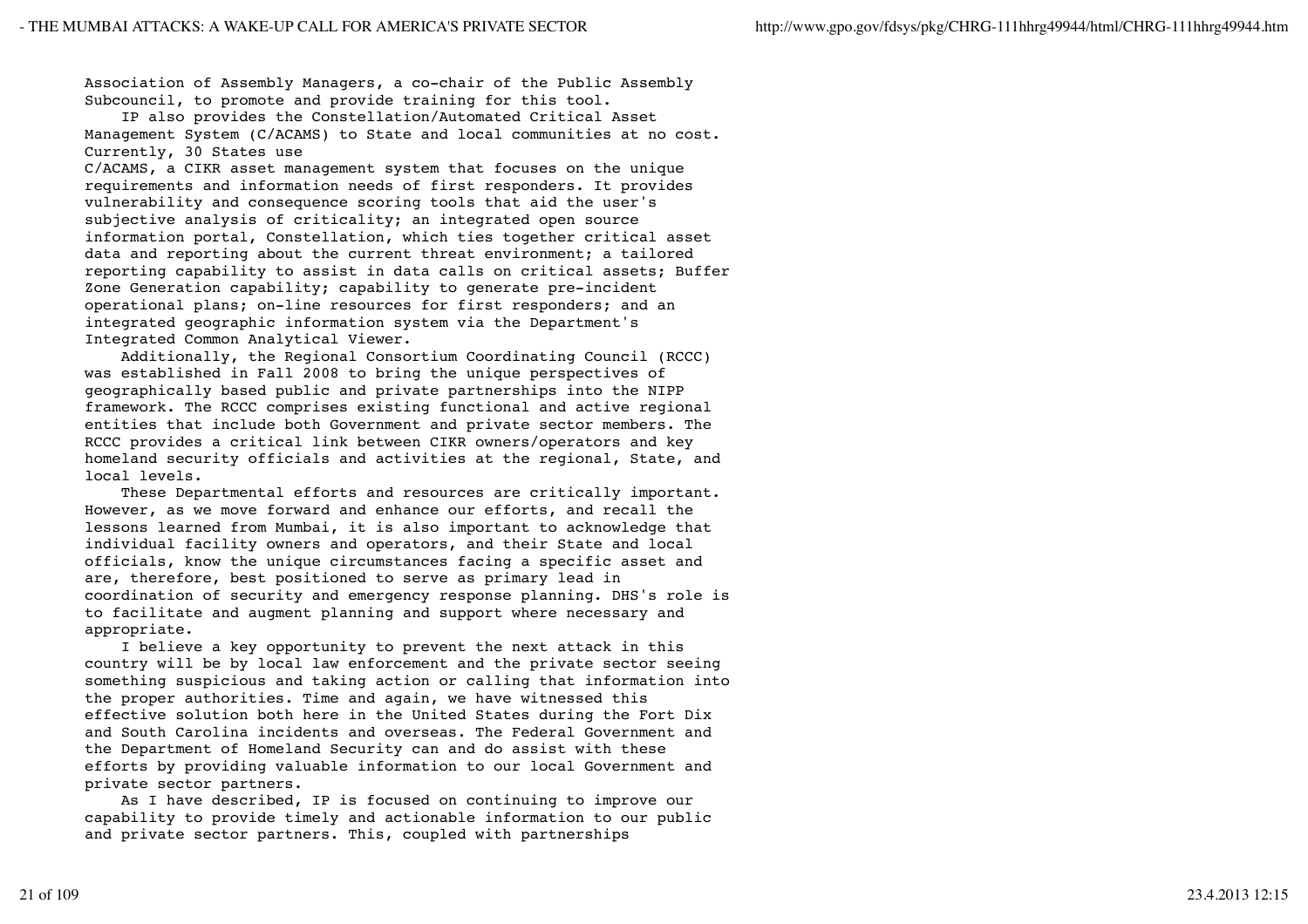Association of Assembly Managers, a co-chair of the Public Assembly Subcouncil, to promote and provide training for this tool.

IP also provides the Constellation/Automated Critical Asset Management System (C/ACAMS) to State and local communities at no cost. Currently, 30 States use C/ACAMS, a CIKR asset management system that focuses on the unique requirements and information needs of first responders. It provides vulnerability and consequence scoring tools that aid the user's subjective analysis of criticality; an integrated open source information portal, Constellation, which ties together critical asset data and reporting about the current threat environment; a tailored reporting capability to assist in data calls on critical assets; Buffer Zone Generation capability; capability to generate pre-incident operational plans; on-line resources for first responders; and an integrated geographic information system via the Department's Integrated Common Analytical Viewer.

Additionally, the Regional Consortium Coordinating Council (RCCC) was established in Fall 2008 to bring the unique perspectives of geographically based public and private partnerships into the NIPP framework. The RCCC comprises existing functional and active regional entities that include both Government and private sector members. The RCCC provides a critical link between CIKR owners/operators and key homeland security officials and activities at the regional, State, and local levels.

These Departmental efforts and resources are critically important. However, as we move forward and enhance our efforts, and recall the lessons learned from Mumbai, it is also important to acknowledge that individual facility owners and operators, and their State and local officials, know the unique circumstances facing a specific asset and are, therefore, best positioned to serve as primary lead in coordination of security and emergency response planning. DHS's role is to facilitate and augment planning and support where necessary and appropriate.

I believe a key opportunity to prevent the next attack in this country will be by local law enforcement and the private sector seeing something suspicious and taking action or calling that information into the proper authorities. Time and again, we have witnessed this effective solution both here in the United States during the Fort Dix and South Carolina incidents and overseas. The Federal Government and the Department of Homeland Security can and do assist with these efforts by providing valuable information to our local Government and private sector partners.

As I have described, IP is focused on continuing to improve our capability to provide timely and actionable information to our public and private sector partners. This, coupled with partnerships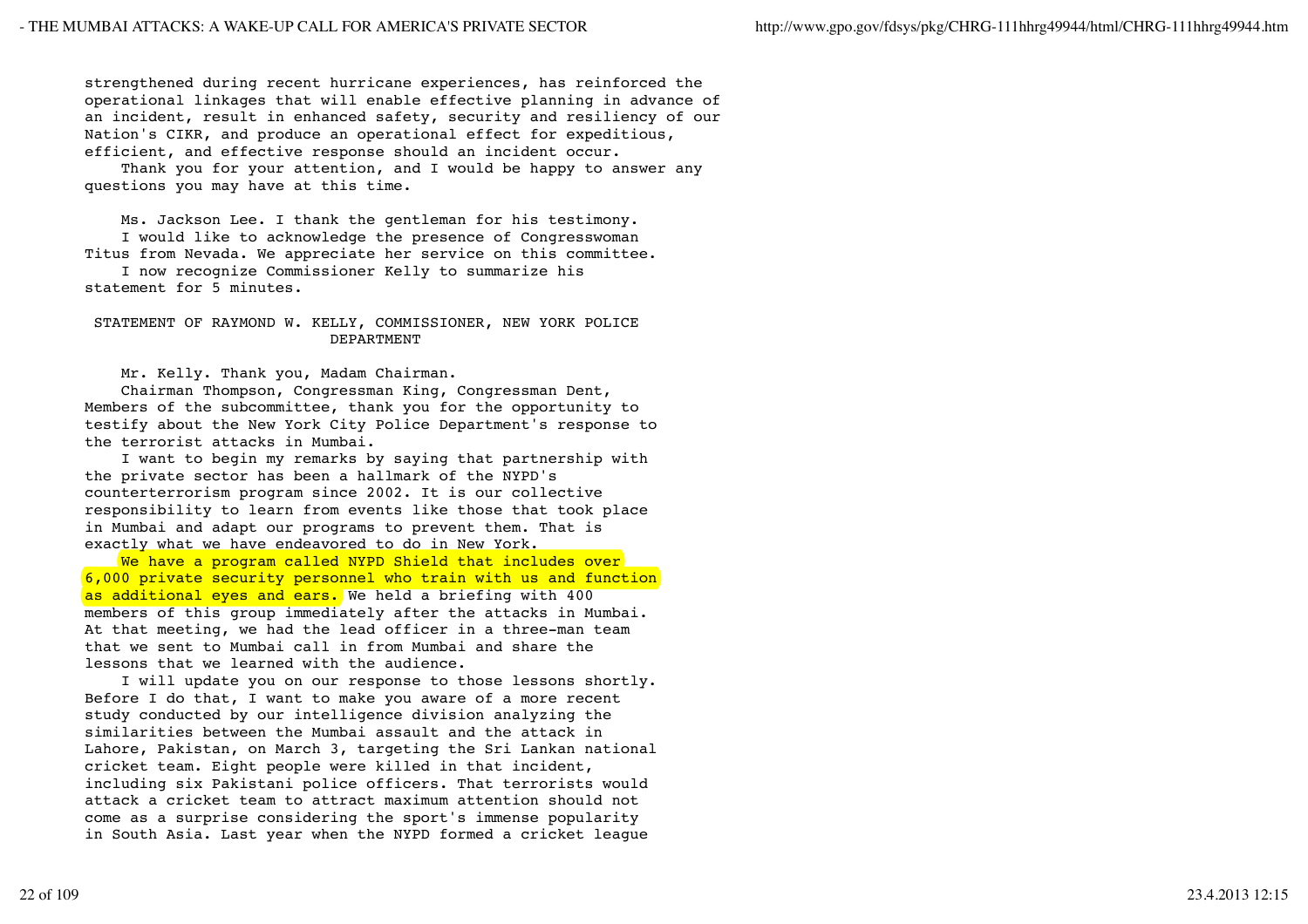strengthened during recent hurricane experiences, has reinforced the operational linkages that will enable effective planning in advance of an incident, result in enhanced safety, security and resiliency of our Nation's CIKR, and produce an operational effect for expeditious, efficient, and effective response should an incident occur.

Thank you for your attention, and I would be happy to answer any questions you may have at this time.

Ms. Jackson Lee. I thank the gentleman for his testimony.

I would like to acknowledge the presence of Congresswoman Titus from Nevada. We appreciate her service on this committee.

I now recognize Commissioner Kelly to summarize his statement for 5 minutes.

## STATEMENT OF RAYMOND W. KELLY, COMMISSIONER, NEW YORK POLICE DEPARTMENT

Mr. Kelly. Thank you, Madam Chairman.

Chairman Thompson, Congressman King, Congressman Dent, Members of the subcommittee, thank you for the opportunity to testify about the New York City Police Department's response to the terrorist attacks in Mumbai.

I want to begin my remarks by saying that partnership with the private sector has been a hallmark of the NYPD's counterterrorism program since 2002. It is our collective responsibility to learn from events like those that took place in Mumbai and adapt our programs to prevent them. That is exactly what we have endeavored to do in New York.

We have a program called NYPD Shield that includes over 6,000 private security personnel who train with us and function as additional eyes and ears. We held a briefing with 400 members of this group immediately after the attacks in Mumbai. At that meeting, we had the lead officer in a three-man team that we sent to Mumbai call in from Mumbai and share the lessons that we learned with the audience.

I will update you on our response to those lessons shortly. Before I do that, I want to make you aware of a more recent study conducted by our intelligence division analyzing the similarities between the Mumbai assault and the attack in Lahore, Pakistan, on March 3, targeting the Sri Lankan national cricket team. Eight people were killed in that incident, including six Pakistani police officers. That terrorists would attack a cricket team to attract maximum attention should not come as a surprise considering the sport's immense popularity in South Asia. Last year when the NYPD formed a cricket league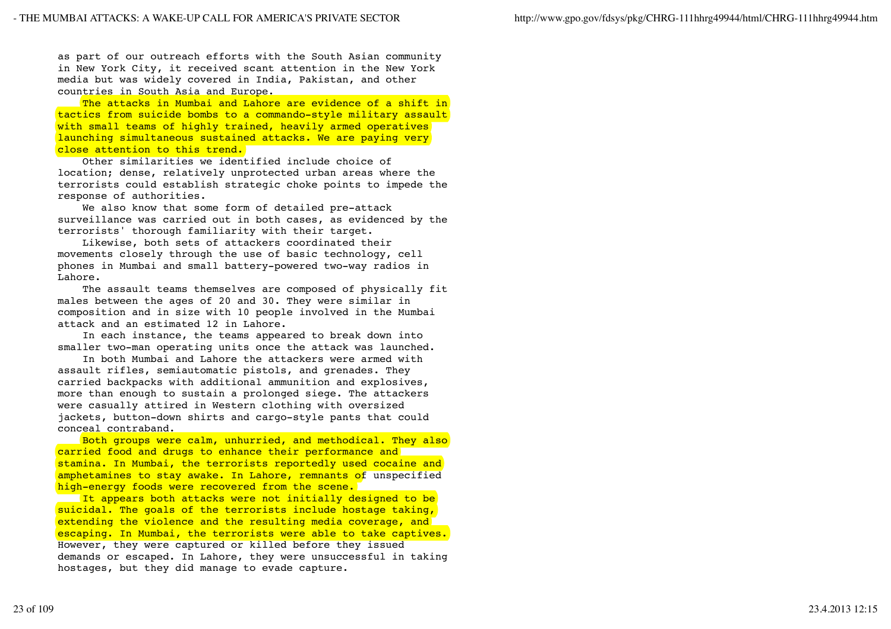as part of our outreach efforts with the South Asian community in New York City, it received scant attention in the New York media but was widely covered in India, Pakistan, and other countries in South Asia and Europe.

The attacks in Mumbai and Lahore are evidence of a shift in tactics from suicide bombs to a commando-style military assault with small teams of highly trained, heavily armed operatives launching simultaneous sustained attacks. We are paying very close attention to this trend.

Other similarities we identified include choice of location; dense, relatively unprotected urban areas where the terrorists could establish strategic choke points to impede the response of authorities.

We also know that some form of detailed pre-attack surveillance was carried out in both cases, as evidenced by the terrorists' thorough familiarity with their target.

Likewise, both sets of attackers coordinated their movements closely through the use of basic technology, cell phones in Mumbai and small battery-powered two-way radios in Lahore.

The assault teams themselves are composed of physically fit males between the ages of 20 and 30. They were similar in composition and in size with 10 people involved in the Mumbai attack and an estimated 12 in Lahore.

In each instance, the teams appeared to break down into smaller two-man operating units once the attack was launched.

In both Mumbai and Lahore the attackers were armed with assault rifles, semiautomatic pistols, and grenades. They carried backpacks with additional ammunition and explosives, more than enough to sustain a prolonged siege. The attackers were casually attired in Western clothing with oversized jackets, button-down shirts and cargo-style pants that could conceal contraband.

Both groups were calm, unhurried, and methodical. They also carried food and drugs to enhance their performance and stamina. In Mumbai, the terrorists reportedly used cocaine and amphetamines to stay awake. In Lahore, remnants of unspecified high-energy foods were recovered from the scene.

It appears both attacks were not initially designed to be suicidal. The goals of the terrorists include hostage taking, extending the violence and the resulting media coverage, and escaping. In Mumbai, the terrorists were able to take captives. However, they were captured or killed before they issued demands or escaped. In Lahore, they were unsuccessful in taking hostages, but they did manage to evade capture.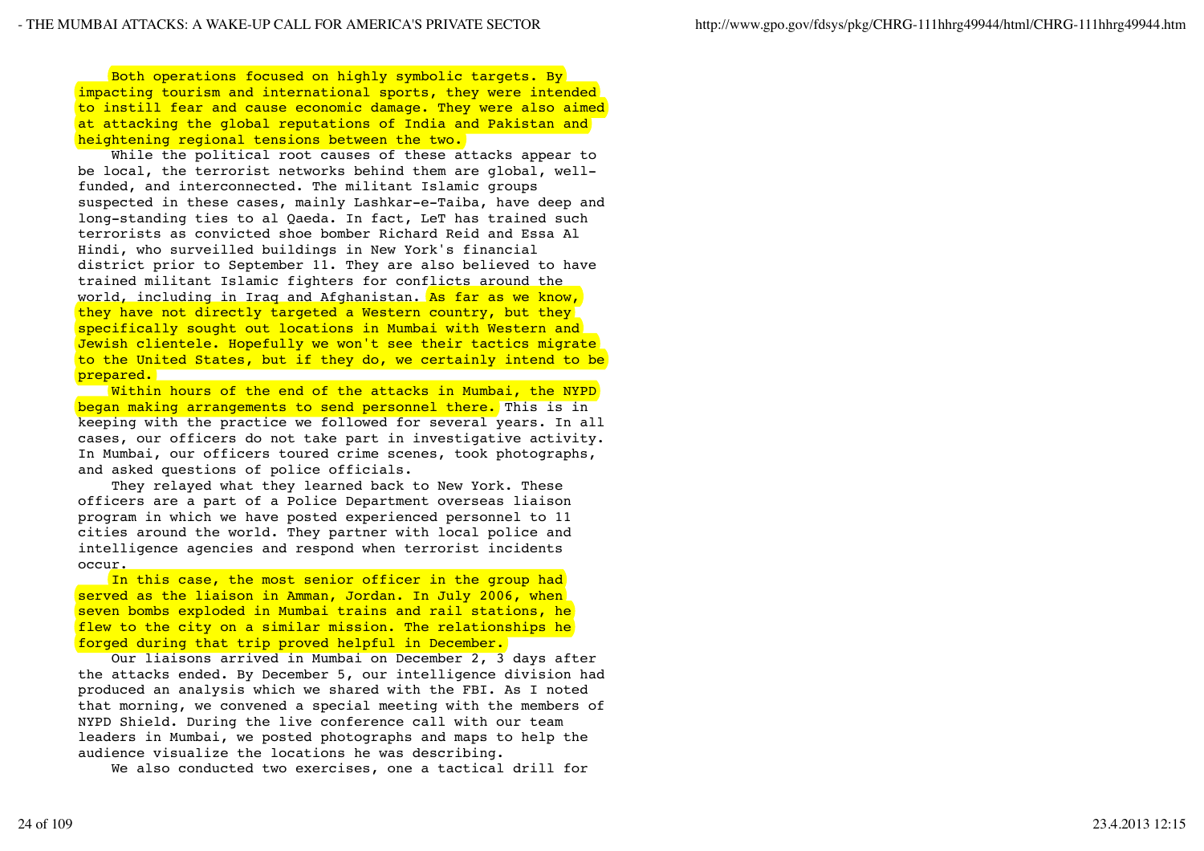Both operations focused on highly symbolic targets. By impacting tourism and international sports, they were intended to instill fear and cause economic damage. They were also aimed at attacking the global reputations of India and Pakistan and heightening regional tensions between the two.

While the political root causes of these attacks appear to be local, the terrorist networks behind them are global, well-funded, and interconnected. The militant Islamic groups suspected in these cases, mainly Lashkar-e-Taiba, have deep and long-standing ties to al Qaeda. In fact, LeT has trained such terrorists as convicted shoe bomber Richard Reid and Essa Al Hindi, who surveilled buildings in New York's financial district prior to September 11. They are also believed to have trained militant Islamic fighters for conflicts around the world, including in Iraq and Afghanistan. As far as we know, they have not directly targeted a Western country, but they specifically sought out locations in Mumbai with Western and Jewish clientele. Hopefully we won't see their tactics migrate to the United States, but if they do, we certainly intend to be prepared.

Within hours of the end of the attacks in Mumbai, the NYPD began making arrangements to send personnel there. This is in keeping with the practice we followed for several years. In all cases, our officers do not take part in investigative activity. In Mumbai, our officers toured crime scenes, took photographs, and asked questions of police officials.

They relayed what they learned back to New York. These officers are a part of a Police Department overseas liaison program in which we have posted experienced personnel to 11 cities around the world. They partner with local police and intelligence agencies and respond when terrorist incidents occur.

In this case, the most senior officer in the group had served as the liaison in Amman, Jordan. In July 2006, when seven bombs exploded in Mumbai trains and rail stations, he flew to the city on a similar mission. The relationships he forged during that trip proved helpful in December.

Our liaisons arrived in Mumbai on December 2, 3 days after the attacks ended. By December 5, our intelligence division had produced an analysis which we shared with the FBI. As I noted that morning, we convened a special meeting with the members of NYPD Shield. During the live conference call with our team leaders in Mumbai, we posted photographs and maps to help the audience visualize the locations he was describing.

We also conducted two exercises, one a tactical drill for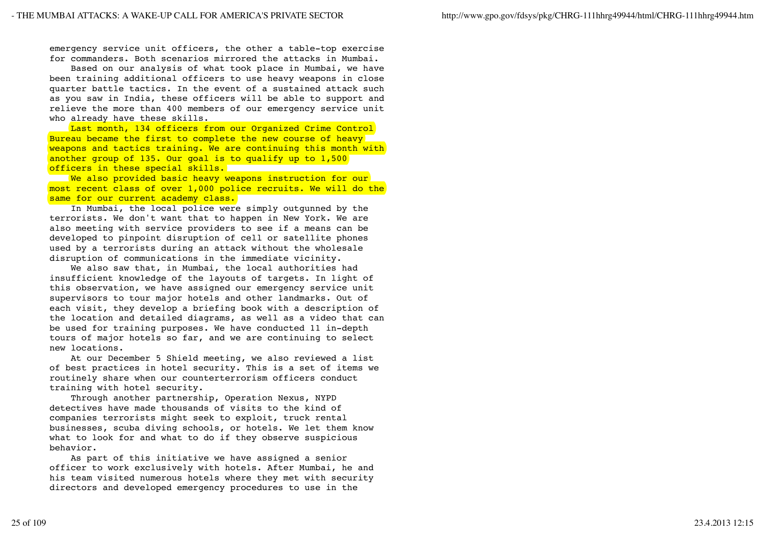emergency service unit officers, the other a table-top exercise for commanders. Both scenarios mirrored the attacks in Mumbai.

Based on our analysis of what took place in Mumbai, we have been training additional officers to use heavy weapons in close quarter battle tactics. In the event of a sustained attack such as you saw in India, these officers will be able to support and relieve the more than 400 members of our emergency service unit who already have these skills.

Last month, 134 officers from our Organized Crime Control Bureau became the first to complete the new course of heavy weapons and tactics training. We are continuing this month with another group of 135. Our goal is to qualify up to 1,500 officers in these special skills.

We also provided basic heavy weapons instruction for our most recent class of over 1,000 police recruits. We will do the same for our current academy class.

In Mumbai, the local police were simply outgunned by the terrorists. We don't want that to happen in New York. We are also meeting with service providers to see if a means can be developed to pinpoint disruption of cell or satellite phones used by a terrorists during an attack without the wholesale disruption of communications in the immediate vicinity.

We also saw that, in Mumbai, the local authorities had insufficient knowledge of the layouts of targets. In light of this observation, we have assigned our emergency service unit supervisors to tour major hotels and other landmarks. Out of each visit, they develop a briefing book with a description of the location and detailed diagrams, as well as a video that can be used for training purposes. We have conducted 11 in-depth tours of major hotels so far, and we are continuing to select new locations.

At our December 5 Shield meeting, we also reviewed a list of best practices in hotel security. This is a set of items we routinely share when our counterterrorism officers conduct training with hotel security.

Through another partnership, Operation Nexus, NYPD detectives have made thousands of visits to the kind of companies terrorists might seek to exploit, truck rental businesses, scuba diving schools, or hotels. We let them know what to look for and what to do if they observe suspicious behavior.

As part of this initiative we have assigned a senior officer to work exclusively with hotels. After Mumbai, he and his team visited numerous hotels where they met with security directors and developed emergency procedures to use in the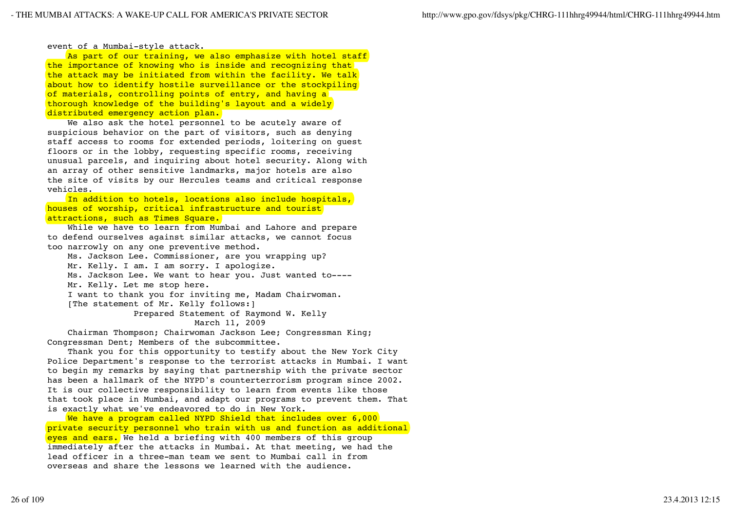event of a Mumbai-style attack.

As part of our training, we also emphasize with hotel staff the importance of knowing who is inside and recognizing that the attack may be initiated from within the facility. We talk about how to identify hostile surveillance or the stockpiling of materials, controlling points of entry, and having a thorough knowledge of the building's layout and a widely distributed emergency action plan.

We also ask the hotel personnel to be acutely aware of suspicious behavior on the part of visitors, such as denying staff access to rooms for extended periods, loitering on guest floors or in the lobby, requesting specific rooms, receiving unusual parcels, and inquiring about hotel security. Along with an array of other sensitive landmarks, major hotels are also the site of visits by our Hercules teams and critical response vehicles.

In addition to hotels, locations also include hospitals, houses of worship, critical infrastructure and tourist attractions, such as Times Square.

While we have to learn from Mumbai and Lahore and prepare to defend ourselves against similar attacks, we cannot focus too narrowly on any one preventive method.

Ms. Jackson Lee. Commissioner, are you wrapping up?

Mr. Kelly. I am. I am sorry. I apologize.

Ms. Jackson Lee. We want to hear you. Just wanted to----

Mr. Kelly. Let me stop here.

I want to thank you for inviting me, Madam Chairwoman.

[The statement of Mr. Kelly follows:]

Prepared Statement of Raymond W. Kelly

March 11, 2009

Chairman Thompson; Chairwoman Jackson Lee; Congressman King; Congressman Dent; Members of the subcommittee.

Thank you for this opportunity to testify about the New York City Police Department's response to the terrorist attacks in Mumbai. I want to begin my remarks by saying that partnership with the private sector has been a hallmark of the NYPD's counterterrorism program since 2002. It is our collective responsibility to learn from events like those that took place in Mumbai, and adapt our programs to prevent them. That is exactly what we've endeavored to do in New York.

We have a program called NYPD Shield that includes over 6,000 private security personnel who train with us and function as additional eyes and ears. We held a briefing with 400 members of this group immediately after the attacks in Mumbai. At that meeting, we had the lead officer in a three-man team we sent to Mumbai call in from overseas and share the lessons we learned with the audience.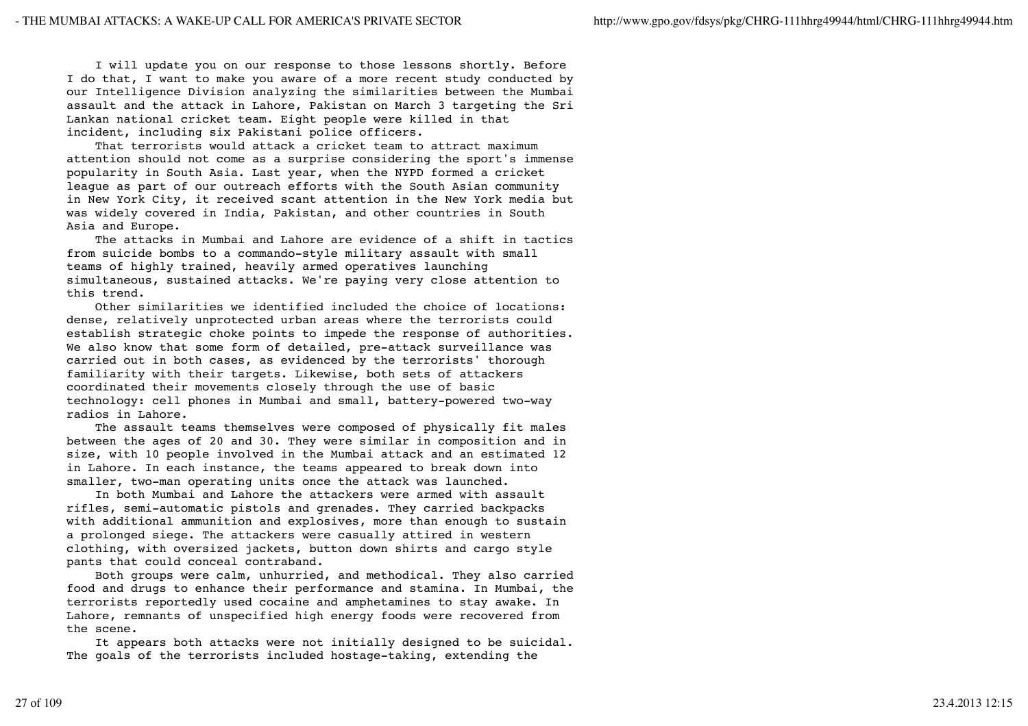I will update you on our response to those lessons shortly. Before I do that, I want to make you aware of a more recent study conducted by our Intelligence Division analyzing the similarities between the Mumbai assault and the attack in Lahore, Pakistan on March 3 targeting the Sri Lankan national cricket team. Eight people were killed in that incident, including six Pakistani police officers.

That terrorists would attack a cricket team to attract maximum attention should not come as a surprise considering the sport's immense popularity in South Asia. Last year, when the NYPD formed a cricket league as part of our outreach efforts with the South Asian community in New York City, it received scant attention in the New York media but was widely covered in India, Pakistan, and other countries in South Asia and Europe.

The attacks in Mumbai and Lahore are evidence of a shift in tactics from suicide bombs to a commando-style military assault with small teams of highly trained, heavily armed operatives launching simultaneous, sustained attacks. We're paying very close attention to this trend.

Other similarities we identified included the choice of locations: dense, relatively unprotected urban areas where the terrorists could establish strategic choke points to impede the response of authorities. We also know that some form of detailed, pre-attack surveillance was carried out in both cases, as evidenced by the terrorists' thorough familiarity with their targets. Likewise, both sets of attackers coordinated their movements closely through the use of basic technology: cell phones in Mumbai and small, battery-powered two-way radios in Lahore.

The assault teams themselves were composed of physically fit males between the ages of 20 and 30. They were similar in composition and in size, with 10 people involved in the Mumbai attack and an estimated 12 in Lahore. In each instance, the teams appeared to break down into smaller, two-man operating units once the attack was launched.

In both Mumbai and Lahore the attackers were armed with assault rifles, semi-automatic pistols and grenades. They carried backpacks with additional ammunition and explosives, more than enough to sustain a prolonged siege. The attackers were casually attired in western clothing, with oversized jackets, button down shirts and cargo style pants that could conceal contraband.

Both groups were calm, unhurried, and methodical. They also carried food and drugs to enhance their performance and stamina. In Mumbai, the terrorists reportedly used cocaine and amphetamines to stay awake. In Lahore, remnants of unspecified high energy foods were recovered from the scene.

It appears both attacks were not initially designed to be suicidal. The goals of the terrorists included hostage-taking, extending the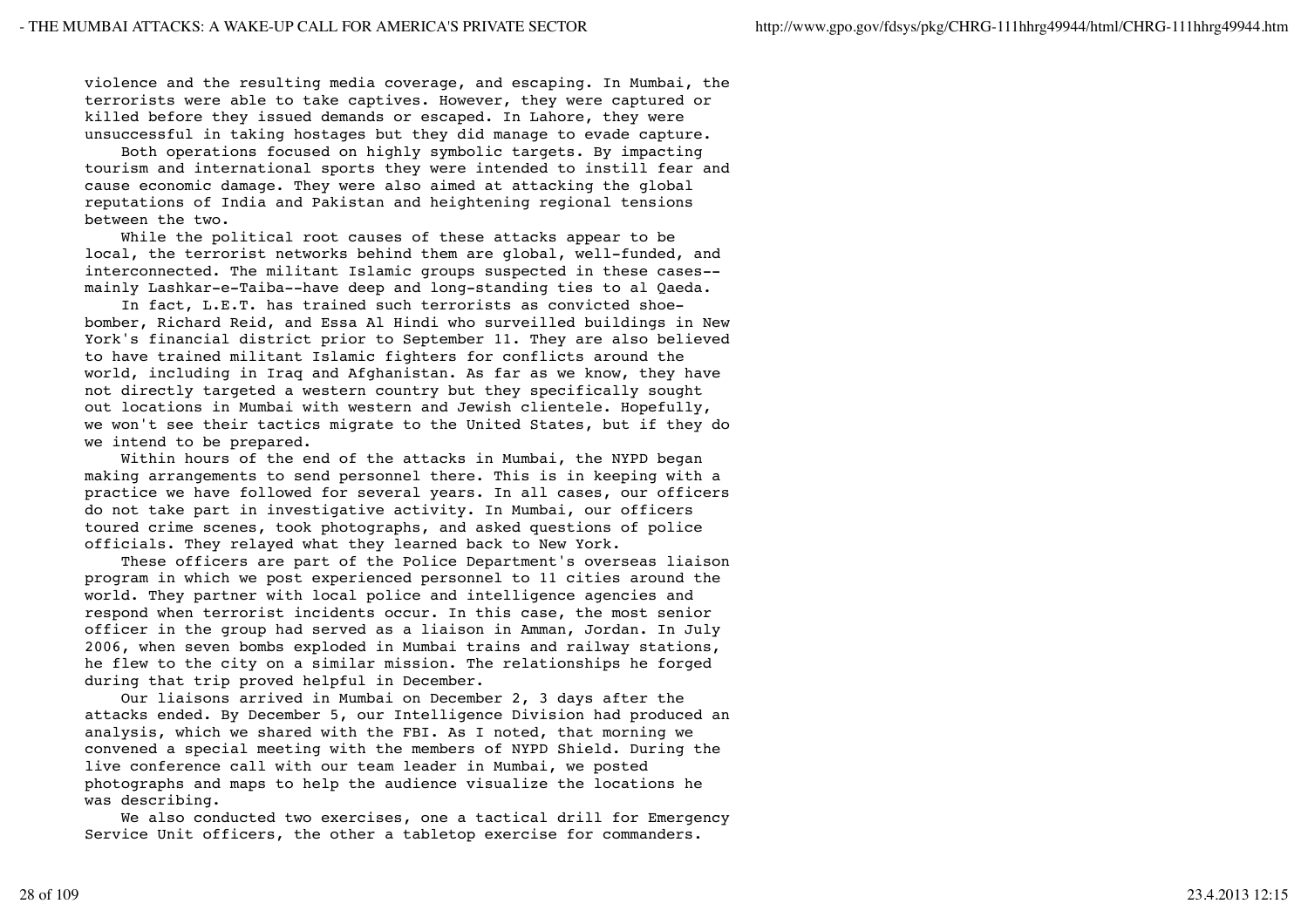violence and the resulting media coverage, and escaping. In Mumbai, the terrorists were able to take captives. However, they were captured or killed before they issued demands or escaped. In Lahore, they were unsuccessful in taking hostages but they did manage to evade capture.

Both operations focused on highly symbolic targets. By impacting tourism and international sports they were intended to instill fear and cause economic damage. They were also aimed at attacking the global reputations of India and Pakistan and heightening regional tensions between the two.

While the political root causes of these attacks appear to be local, the terrorist networks behind them are global, well-funded, and interconnected. The militant Islamic groups suspected in these cases--mainly Lashkar-e-Taiba--have deep and long-standing ties to al Qaeda.

In fact, L.E.T. has trained such terrorists as convicted shoe-bomber, Richard Reid, and Essa Al Hindi who surveilled buildings in New York's financial district prior to September 11. They are also believed to have trained militant Islamic fighters for conflicts around the world, including in Iraq and Afghanistan. As far as we know, they have not directly targeted a western country but they specifically sought out locations in Mumbai with western and Jewish clientele. Hopefully, we won't see their tactics migrate to the United States, but if they do we intend to be prepared.

Within hours of the end of the attacks in Mumbai, the NYPD began making arrangements to send personnel there. This is in keeping with a practice we have followed for several years. In all cases, our officers do not take part in investigative activity. In Mumbai, our officers toured crime scenes, took photographs, and asked questions of police officials. They relayed what they learned back to New York.

These officers are part of the Police Department's overseas liaison program in which we post experienced personnel to 11 cities around the world. They partner with local police and intelligence agencies and respond when terrorist incidents occur. In this case, the most senior officer in the group had served as a liaison in Amman, Jordan. In July 2006, when seven bombs exploded in Mumbai trains and railway stations, he flew to the city on a similar mission. The relationships he forged during that trip proved helpful in December.

Our liaisons arrived in Mumbai on December 2, 3 days after the attacks ended. By December 5, our Intelligence Division had produced an analysis, which we shared with the FBI. As I noted, that morning we convened a special meeting with the members of NYPD Shield. During the live conference call with our team leader in Mumbai, we posted photographs and maps to help the audience visualize the locations he was describing.

We also conducted two exercises, one a tactical drill for Emergency Service Unit officers, the other a tabletop exercise for commanders.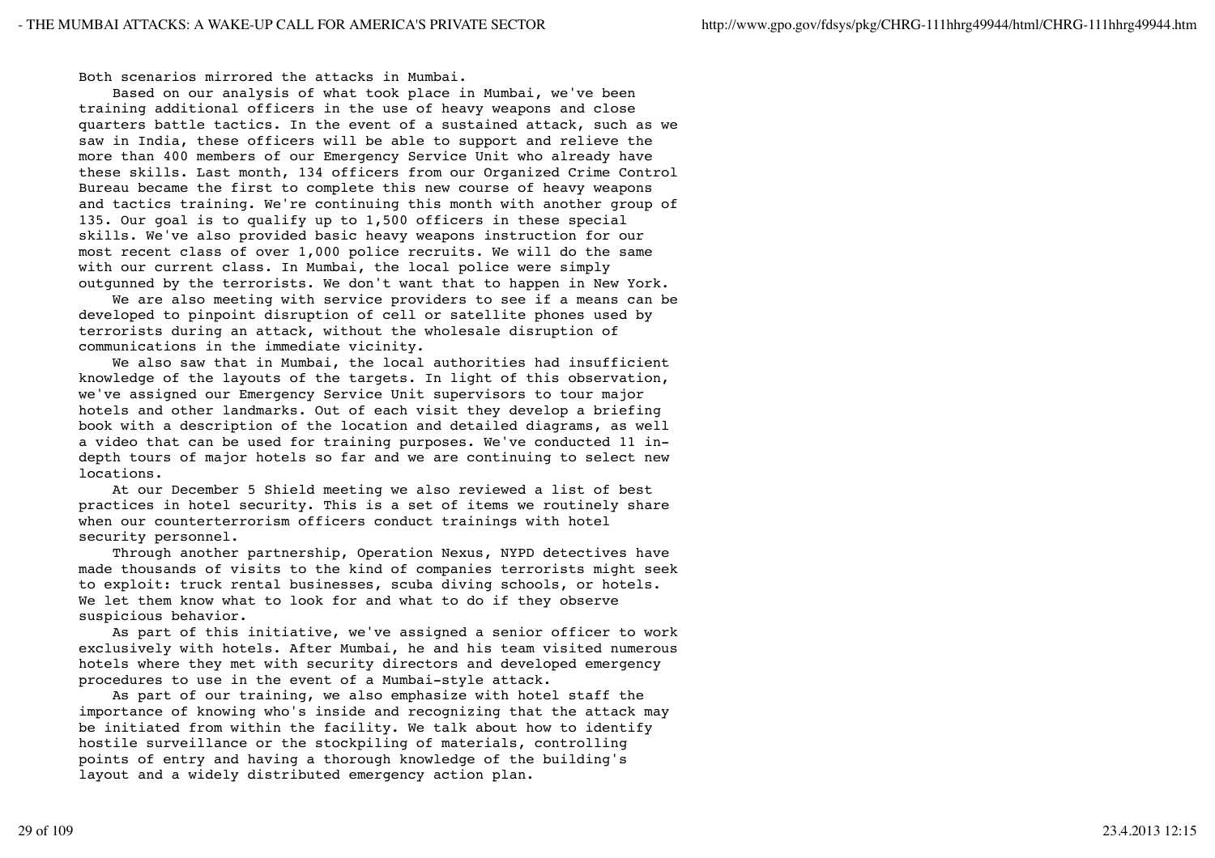Both scenarios mirrored the attacks in Mumbai.

Based on our analysis of what took place in Mumbai, we've been training additional officers in the use of heavy weapons and close quarters battle tactics. In the event of a sustained attack, such as we saw in India, these officers will be able to support and relieve the more than 400 members of our Emergency Service Unit who already have these skills. Last month, 134 officers from our Organized Crime Control Bureau became the first to complete this new course of heavy weapons and tactics training. We're continuing this month with another group of 135. Our goal is to qualify up to 1,500 officers in these special skills. We've also provided basic heavy weapons instruction for our most recent class of over 1,000 police recruits. We will do the same with our current class. In Mumbai, the local police were simply outgunned by the terrorists. We don't want that to happen in New York.

We are also meeting with service providers to see if a means can be developed to pinpoint disruption of cell or satellite phones used by terrorists during an attack, without the wholesale disruption of communications in the immediate vicinity.

We also saw that in Mumbai, the local authorities had insufficient knowledge of the layouts of the targets. In light of this observation, we've assigned our Emergency Service Unit supervisors to tour major hotels and other landmarks. Out of each visit they develop a briefing book with a description of the location and detailed diagrams, as well a video that can be used for training purposes. We've conducted 11 in-depth tours of major hotels so far and we are continuing to select new locations.

At our December 5 Shield meeting we also reviewed a list of best practices in hotel security. This is a set of items we routinely share when our counterterrorism officers conduct trainings with hotel security personnel.

Through another partnership, Operation Nexus, NYPD detectives have made thousands of visits to the kind of companies terrorists might seek to exploit: truck rental businesses, scuba diving schools, or hotels. We let them know what to look for and what to do if they observe suspicious behavior.

As part of this initiative, we've assigned a senior officer to work exclusively with hotels. After Mumbai, he and his team visited numerous hotels where they met with security directors and developed emergency procedures to use in the event of a Mumbai-style attack.

As part of our training, we also emphasize with hotel staff the importance of knowing who's inside and recognizing that the attack may be initiated from within the facility. We talk about how to identify hostile surveillance or the stockpiling of materials, controlling points of entry and having a thorough knowledge of the building's layout and a widely distributed emergency action plan.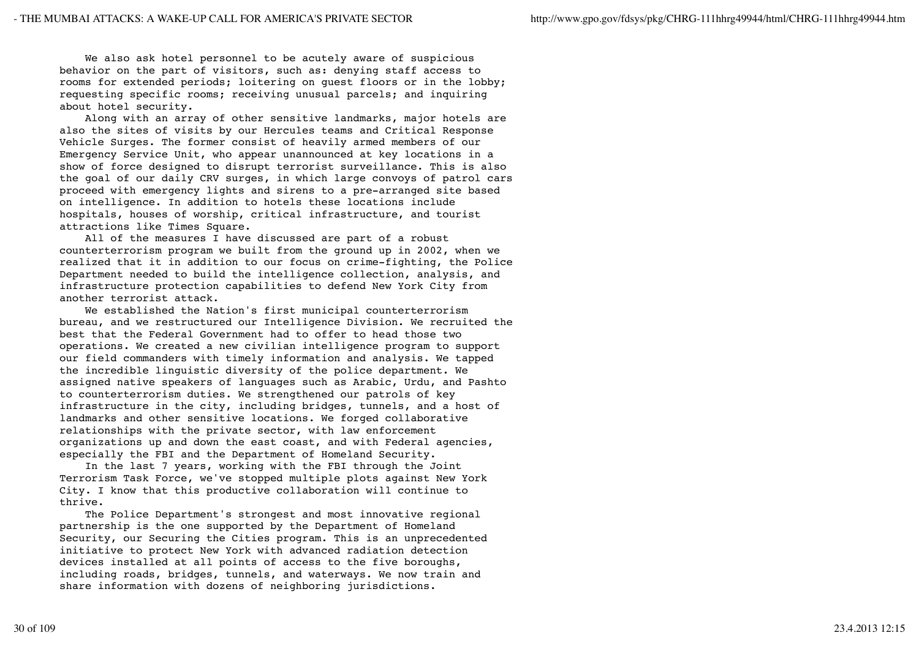We also ask hotel personnel to be acutely aware of suspicious behavior on the part of visitors, such as: denying staff access to rooms for extended periods; loitering on guest floors or in the lobby; requesting specific rooms; receiving unusual parcels; and inquiring about hotel security.

Along with an array of other sensitive landmarks, major hotels are also the sites of visits by our Hercules teams and Critical Response Vehicle Surges. The former consist of heavily armed members of our Emergency Service Unit, who appear unannounced at key locations in a show of force designed to disrupt terrorist surveillance. This is also the goal of our daily CRV surges, in which large convoys of patrol cars proceed with emergency lights and sirens to a pre-arranged site based on intelligence. In addition to hotels these locations include hospitals, houses of worship, critical infrastructure, and tourist attractions like Times Square.

All of the measures I have discussed are part of a robust counterterrorism program we built from the ground up in 2002, when we realized that it in addition to our focus on crime-fighting, the Police Department needed to build the intelligence collection, analysis, and infrastructure protection capabilities to defend New York City from another terrorist attack.

We established the Nation's first municipal counterterrorism bureau, and we restructured our Intelligence Division. We recruited the best that the Federal Government had to offer to head those two operations. We created a new civilian intelligence program to support our field commanders with timely information and analysis. We tapped the incredible linguistic diversity of the police department. We assigned native speakers of languages such as Arabic, Urdu, and Pashto to counterterrorism duties. We strengthened our patrols of key infrastructure in the city, including bridges, tunnels, and a host of landmarks and other sensitive locations. We forged collaborative relationships with the private sector, with law enforcement organizations up and down the east coast, and with Federal agencies, especially the FBI and the Department of Homeland Security.

In the last 7 years, working with the FBI through the Joint Terrorism Task Force, we've stopped multiple plots against New York City. I know that this productive collaboration will continue to thrive.

The Police Department's strongest and most innovative regional partnership is the one supported by the Department of Homeland Security, our Securing the Cities program. This is an unprecedented initiative to protect New York with advanced radiation detection devices installed at all points of access to the five boroughs, including roads, bridges, tunnels, and waterways. We now train and share information with dozens of neighboring jurisdictions.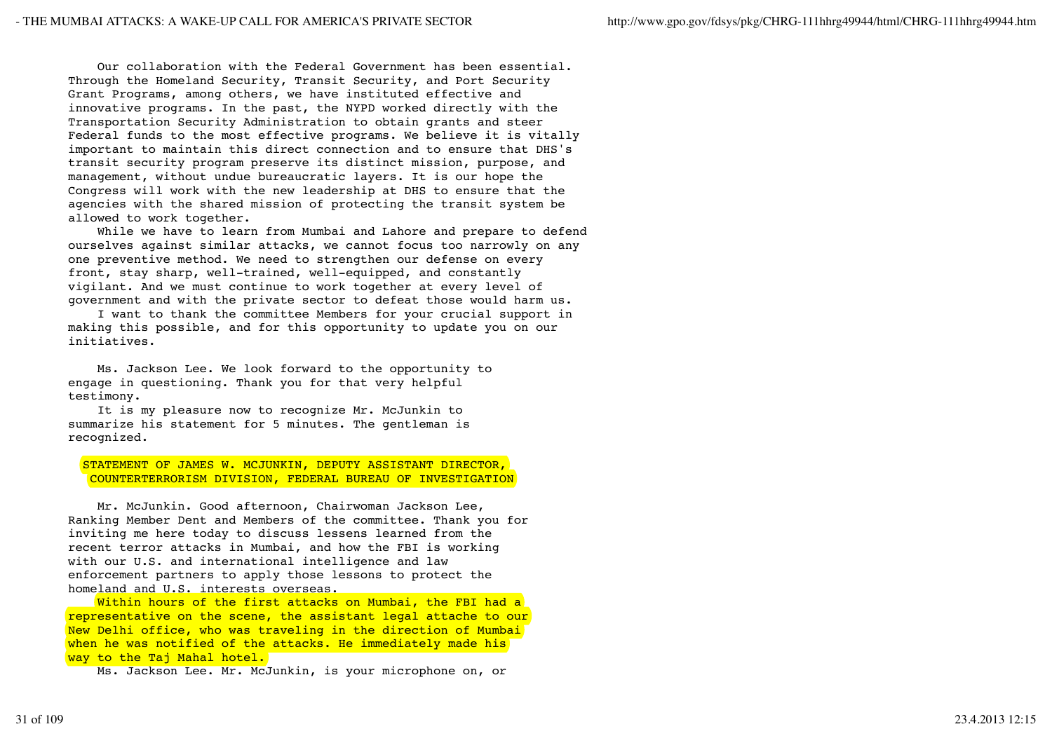Our collaboration with the Federal Government has been essential. Through the Homeland Security, Transit Security, and Port Security Grant Programs, among others, we have instituted effective and innovative programs. In the past, the NYPD worked directly with the Transportation Security Administration to obtain grants and steer Federal funds to the most effective programs. We believe it is vitally important to maintain this direct connection and to ensure that DHS's transit security program preserve its distinct mission, purpose, and management, without undue bureaucratic layers. It is our hope the Congress will work with the new leadership at DHS to ensure that the agencies with the shared mission of protecting the transit system be allowed to work together.

While we have to learn from Mumbai and Lahore and prepare to defend ourselves against similar attacks, we cannot focus too narrowly on any one preventive method. We need to strengthen our defense on every front, stay sharp, well-trained, well-equipped, and constantly vigilant. And we must continue to work together at every level of government and with the private sector to defeat those would harm us.

I want to thank the committee Members for your crucial support in making this possible, and for this opportunity to update you on our initiatives.

Ms. Jackson Lee. We look forward to the opportunity to engage in questioning. Thank you for that very helpful testimony.

It is my pleasure now to recognize Mr. McJunkin to summarize his statement for 5 minutes. The gentleman is recognized.

STATEMENT OF JAMES W. MCJUNKIN, DEPUTY ASSISTANT DIRECTOR, COUNTERTERRORISM DIVISION, FEDERAL BUREAU OF INVESTIGATION

Mr. McJunkin. Good afternoon, Chairwoman Jackson Lee, Ranking Member Dent and Members of the committee. Thank you for inviting me here today to discuss lessens learned from the recent terror attacks in Mumbai, and how the FBI is working with our U.S. and international intelligence and law enforcement partners to apply those lessons to protect the homeland and U.S. interests overseas.

Within hours of the first attacks on Mumbai, the FBI had a representative on the scene, the assistant legal attache to our New Delhi office, who was traveling in the direction of Mumbai when he was notified of the attacks. He immediately made his way to the Taj Mahal hotel.

Ms. Jackson Lee. Mr. McJunkin, is your microphone on, or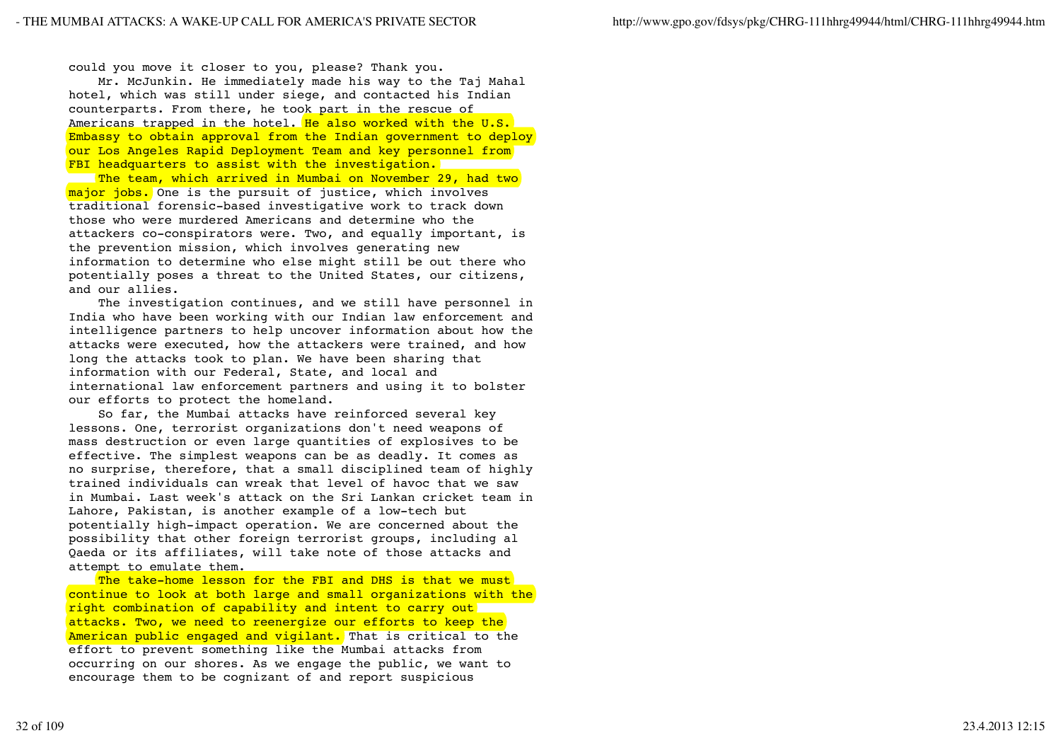could you move it closer to you, please? Thank you.

Mr. McJunkin. He immediately made his way to the Taj Mahal hotel, which was still under siege, and contacted his Indian counterparts. From there, he took part in the rescue of Americans trapped in the hotel. He also worked with the U.S. Embassy to obtain approval from the Indian government to deploy our Los Angeles Rapid Deployment Team and key personnel from FBI headquarters to assist with the investigation.

The team, which arrived in Mumbai on November 29, had two major jobs. One is the pursuit of justice, which involves traditional forensic-based investigative work to track down those who were murdered Americans and determine who the attackers co-conspirators were. Two, and equally important, is the prevention mission, which involves generating new information to determine who else might still be out there who potentially poses a threat to the United States, our citizens, and our allies.

The investigation continues, and we still have personnel in India who have been working with our Indian law enforcement and intelligence partners to help uncover information about how the attacks were executed, how the attackers were trained, and how long the attacks took to plan. We have been sharing that information with our Federal, State, and local and international law enforcement partners and using it to bolster our efforts to protect the homeland.

So far, the Mumbai attacks have reinforced several key lessons. One, terrorist organizations don't need weapons of mass destruction or even large quantities of explosives to be effective. The simplest weapons can be as deadly. It comes as no surprise, therefore, that a small disciplined team of highly trained individuals can wreak that level of havoc that we saw in Mumbai. Last week's attack on the Sri Lankan cricket team in Lahore, Pakistan, is another example of a low-tech but potentially high-impact operation. We are concerned about the possibility that other foreign terrorist groups, including al Qaeda or its affiliates, will take note of those attacks and attempt to emulate them.

The take-home lesson for the FBI and DHS is that we must continue to look at both large and small organizations with the right combination of capability and intent to carry out attacks. Two, we need to reenergize our efforts to keep the American public engaged and vigilant. That is critical to the effort to prevent something like the Mumbai attacks from occurring on our shores. As we engage the public, we want to encourage them to be cognizant of and report suspicious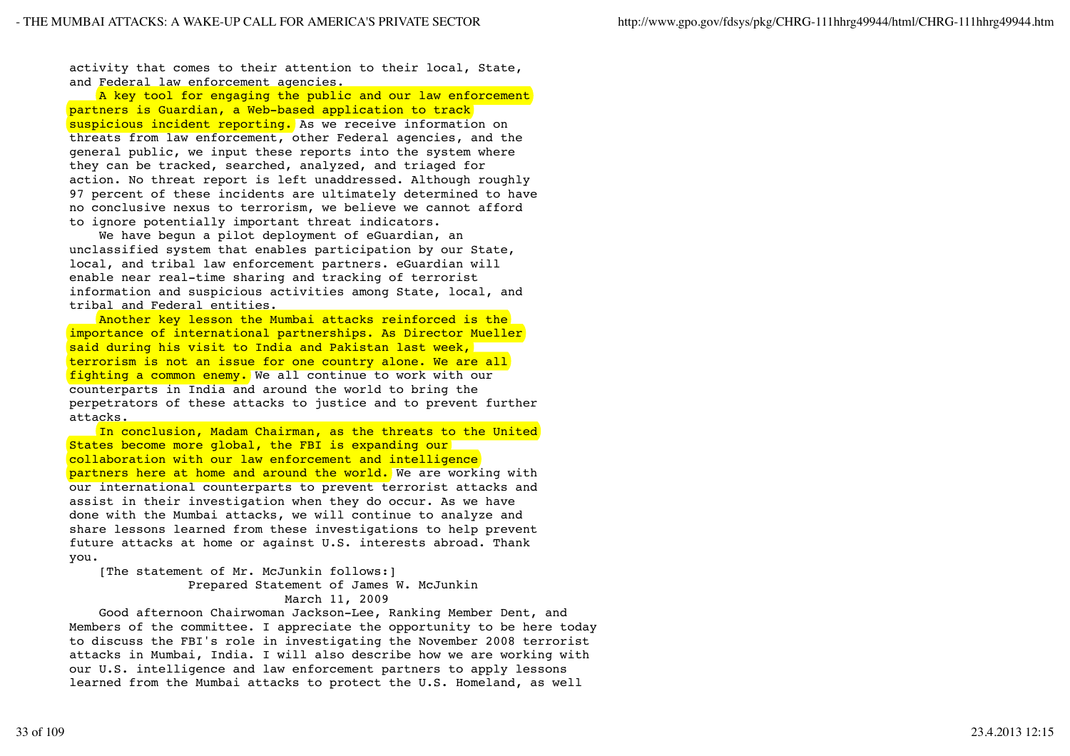activity that comes to their attention to their local, State, and Federal law enforcement agencies.

A key tool for engaging the public and our law enforcement partners is Guardian, a Web-based application to track suspicious incident reporting. As we receive information on threats from law enforcement, other Federal agencies, and the general public, we input these reports into the system where they can be tracked, searched, analyzed, and triaged for action. No threat report is left unaddressed. Although roughly 97 percent of these incidents are ultimately determined to have no conclusive nexus to terrorism, we believe we cannot afford to ignore potentially important threat indicators.

We have begun a pilot deployment of eGuardian, an unclassified system that enables participation by our State, local, and tribal law enforcement partners. eGuardian will enable near real-time sharing and tracking of terrorist information and suspicious activities among State, local, and tribal and Federal entities.

Another key lesson the Mumbai attacks reinforced is the importance of international partnerships. As Director Mueller said during his visit to India and Pakistan last week, terrorism is not an issue for one country alone. We are all fighting a common enemy. We all continue to work with our counterparts in India and around the world to bring the perpetrators of these attacks to justice and to prevent further attacks.

In conclusion, Madam Chairman, as the threats to the United States become more global, the FBI is expanding our collaboration with our law enforcement and intelligence partners here at home and around the world. We are working with our international counterparts to prevent terrorist attacks and assist in their investigation when they do occur. As we have done with the Mumbai attacks, we will continue to analyze and share lessons learned from these investigations to help prevent future attacks at home or against U.S. interests abroad. Thank you.

[The statement of Mr. McJunkin follows:]

Prepared Statement of James W. McJunkin

March 11, 2009

Good afternoon Chairwoman Jackson-Lee, Ranking Member Dent, and Members of the committee. I appreciate the opportunity to be here today to discuss the FBI's role in investigating the November 2008 terrorist attacks in Mumbai, India. I will also describe how we are working with our U.S. intelligence and law enforcement partners to apply lessons learned from the Mumbai attacks to protect the U.S. Homeland, as well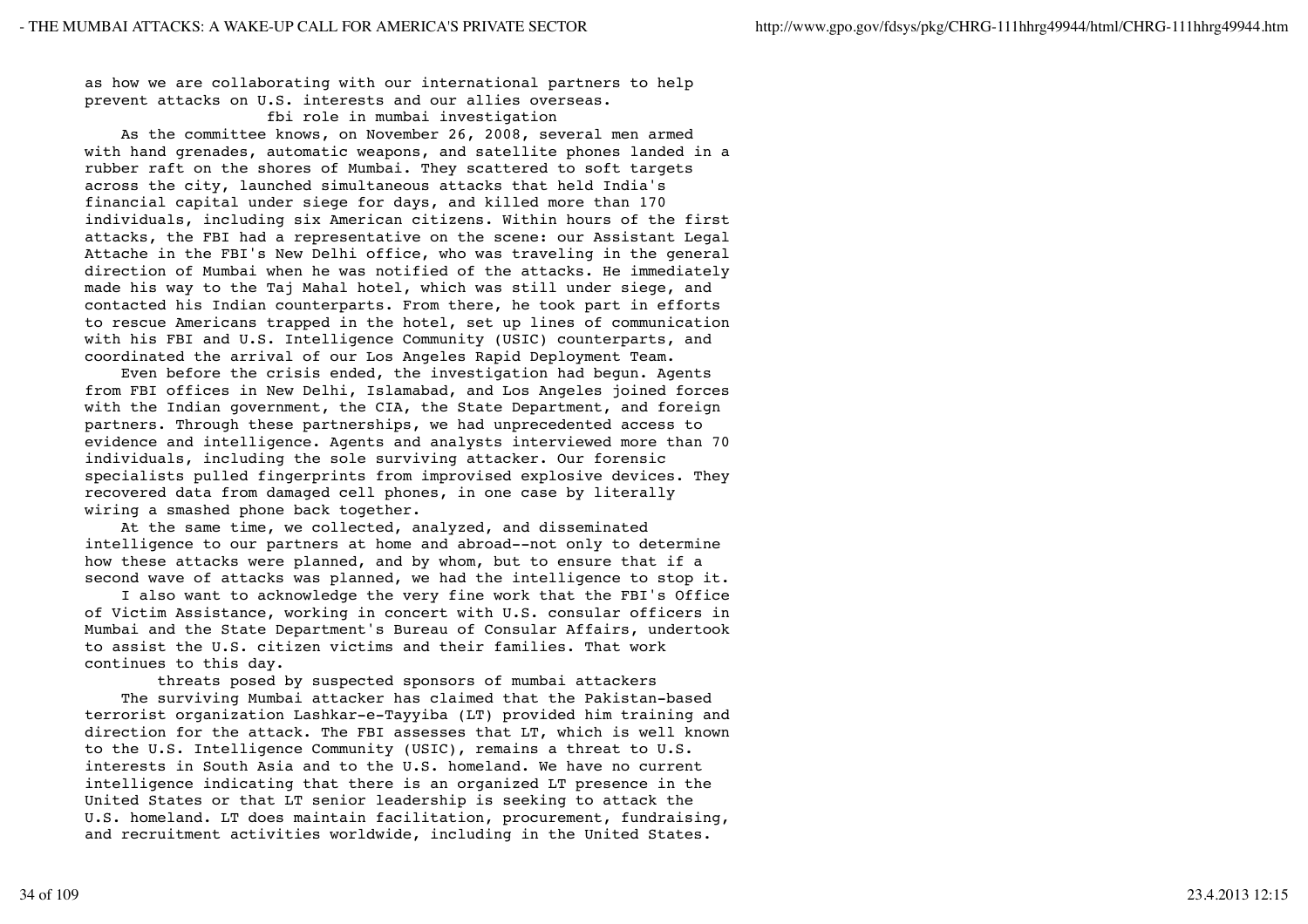as how we are collaborating with our international partners to help prevent attacks on U.S. interests and our allies overseas.

## fbi role in mumbai investigation

As the committee knows, on November 26, 2008, several men armed with hand grenades, automatic weapons, and satellite phones landed in a rubber raft on the shores of Mumbai. They scattered to soft targets across the city, launched simultaneous attacks that held India's financial capital under siege for days, and killed more than 170 individuals, including six American citizens. Within hours of the first attacks, the FBI had a representative on the scene: our Assistant Legal Attache in the FBI's New Delhi office, who was traveling in the general direction of Mumbai when he was notified of the attacks. He immediately made his way to the Taj Mahal hotel, which was still under siege, and contacted his Indian counterparts. From there, he took part in efforts to rescue Americans trapped in the hotel, set up lines of communication with his FBI and U.S. Intelligence Community (USIC) counterparts, and coordinated the arrival of our Los Angeles Rapid Deployment Team.

Even before the crisis ended, the investigation had begun. Agents from FBI offices in New Delhi, Islamabad, and Los Angeles joined forces with the Indian government, the CIA, the State Department, and foreign partners. Through these partnerships, we had unprecedented access to evidence and intelligence. Agents and analysts interviewed more than 70 individuals, including the sole surviving attacker. Our forensic specialists pulled fingerprints from improvised explosive devices. They recovered data from damaged cell phones, in one case by literally wiring a smashed phone back together.

At the same time, we collected, analyzed, and disseminated intelligence to our partners at home and abroad--not only to determine how these attacks were planned, and by whom, but to ensure that if a second wave of attacks was planned, we had the intelligence to stop it.

I also want to acknowledge the very fine work that the FBI's Office of Victim Assistance, working in concert with U.S. consular officers in Mumbai and the State Department's Bureau of Consular Affairs, undertook to assist the U.S. citizen victims and their families. That work continues to this day.

## threats posed by suspected sponsors of mumbai attackers

The surviving Mumbai attacker has claimed that the Pakistan-based terrorist organization Lashkar-e-Tayyiba (LT) provided him training and direction for the attack. The FBI assesses that LT, which is well known to the U.S. Intelligence Community (USIC), remains a threat to U.S. interests in South Asia and to the U.S. homeland. We have no current intelligence indicating that there is an organized LT presence in the United States or that LT senior leadership is seeking to attack the U.S. homeland. LT does maintain facilitation, procurement, fundraising, and recruitment activities worldwide, including in the United States.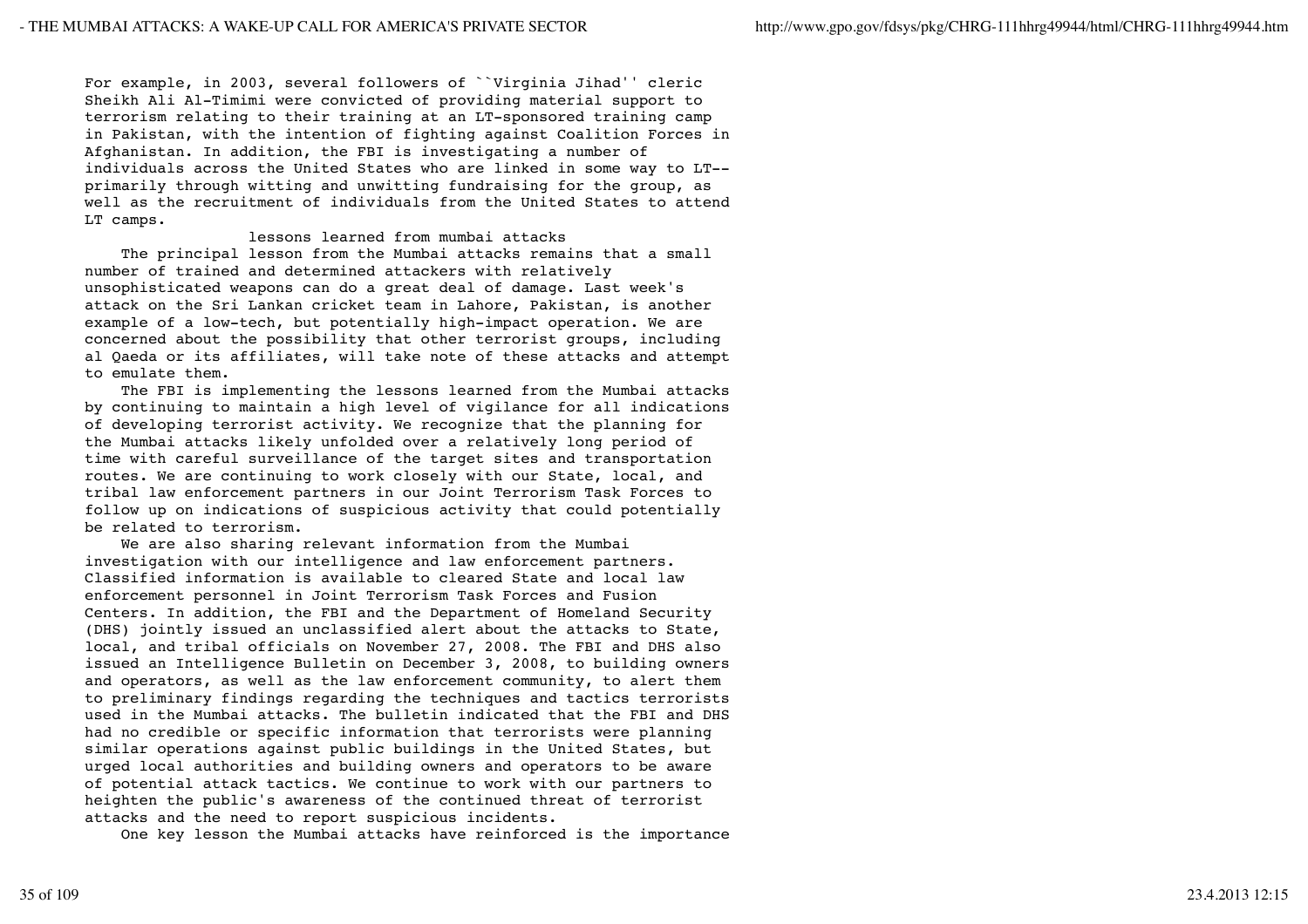For example, in 2003, several followers of ``Virginia Jihad'' cleric Sheikh Ali Al-Timimi were convicted of providing material support to terrorism relating to their training at an LT-sponsored training camp in Pakistan, with the intention of fighting against Coalition Forces in Afghanistan. In addition, the FBI is investigating a number of individuals across the United States who are linked in some way to LT--primarily through witting and unwitting fundraising for the group, as well as the recruitment of individuals from the United States to attend LT camps.

lessons learned from mumbai attacks

The principal lesson from the Mumbai attacks remains that a small number of trained and determined attackers with relatively unsophisticated weapons can do a great deal of damage. Last week's attack on the Sri Lankan cricket team in Lahore, Pakistan, is another example of a low-tech, but potentially high-impact operation. We are concerned about the possibility that other terrorist groups, including al Qaeda or its affiliates, will take note of these attacks and attempt to emulate them.

The FBI is implementing the lessons learned from the Mumbai attacks by continuing to maintain a high level of vigilance for all indications of developing terrorist activity. We recognize that the planning for the Mumbai attacks likely unfolded over a relatively long period of time with careful surveillance of the target sites and transportation routes. We are continuing to work closely with our State, local, and tribal law enforcement partners in our Joint Terrorism Task Forces to follow up on indications of suspicious activity that could potentially be related to terrorism.

We are also sharing relevant information from the Mumbai investigation with our intelligence and law enforcement partners. Classified information is available to cleared State and local law enforcement personnel in Joint Terrorism Task Forces and Fusion Centers. In addition, the FBI and the Department of Homeland Security (DHS) jointly issued an unclassified alert about the attacks to State, local, and tribal officials on November 27, 2008. The FBI and DHS also issued an Intelligence Bulletin on December 3, 2008, to building owners and operators, as well as the law enforcement community, to alert them to preliminary findings regarding the techniques and tactics terrorists used in the Mumbai attacks. The bulletin indicated that the FBI and DHS had no credible or specific information that terrorists were planning similar operations against public buildings in the United States, but urged local authorities and building owners and operators to be aware of potential attack tactics. We continue to work with our partners to heighten the public's awareness of the continued threat of terrorist attacks and the need to report suspicious incidents.

One key lesson the Mumbai attacks have reinforced is the importance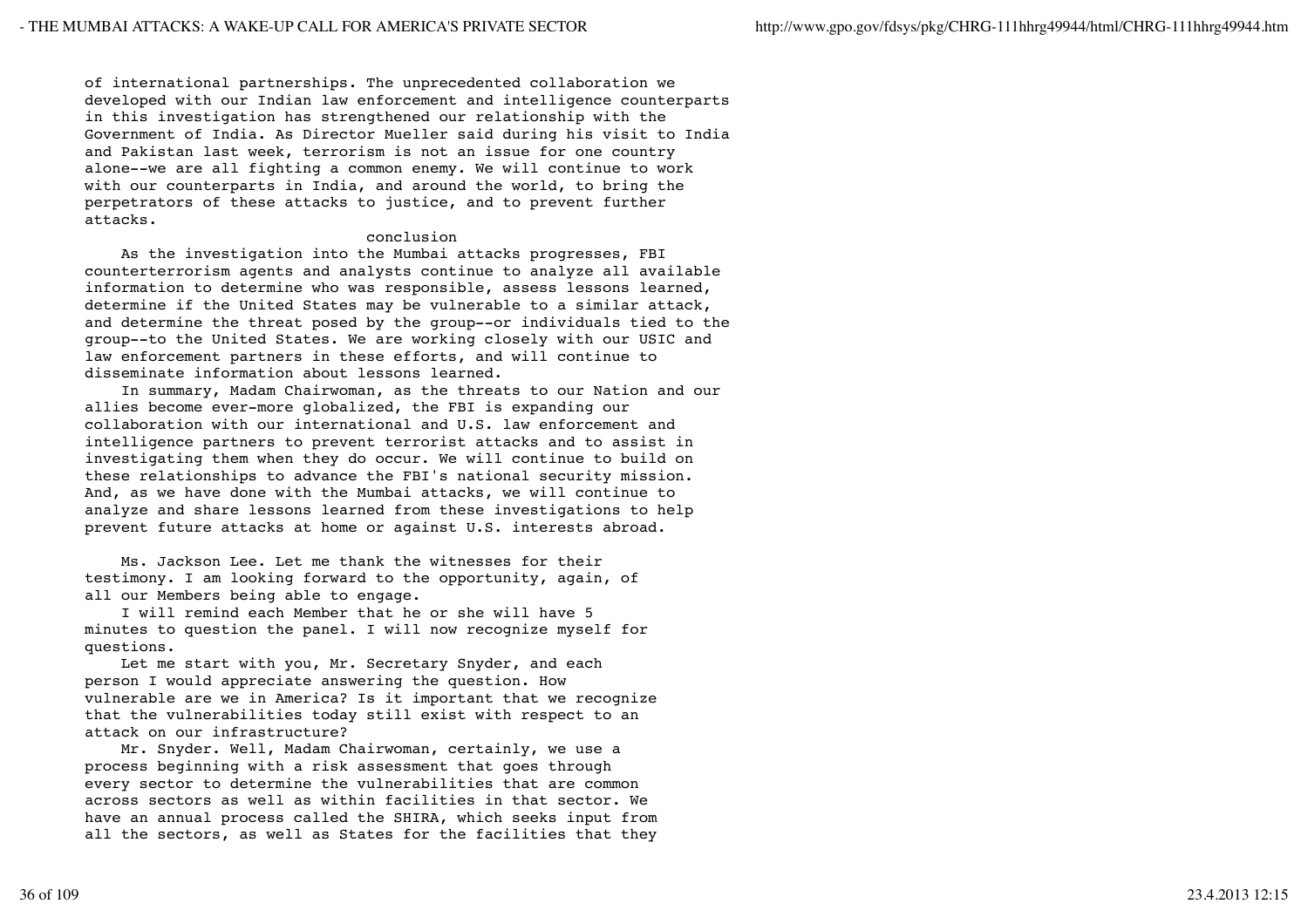of international partnerships. The unprecedented collaboration we developed with our Indian law enforcement and intelligence counterparts in this investigation has strengthened our relationship with the Government of India. As Director Mueller said during his visit to India and Pakistan last week, terrorism is not an issue for one country alone--we are all fighting a common enemy. We will continue to work with our counterparts in India, and around the world, to bring the perpetrators of these attacks to justice, and to prevent further attacks.

conclusion

As the investigation into the Mumbai attacks progresses, FBI counterterrorism agents and analysts continue to analyze all available information to determine who was responsible, assess lessons learned, determine if the United States may be vulnerable to a similar attack, and determine the threat posed by the group--or individuals tied to the group--to the United States. We are working closely with our USIC and law enforcement partners in these efforts, and will continue to disseminate information about lessons learned.

In summary, Madam Chairwoman, as the threats to our Nation and our allies become ever-more globalized, the FBI is expanding our collaboration with our international and U.S. law enforcement and intelligence partners to prevent terrorist attacks and to assist in investigating them when they do occur. We will continue to build on these relationships to advance the FBI's national security mission. And, as we have done with the Mumbai attacks, we will continue to analyze and share lessons learned from these investigations to help prevent future attacks at home or against U.S. interests abroad.

Ms. Jackson Lee. Let me thank the witnesses for their testimony. I am looking forward to the opportunity, again, of all our Members being able to engage.

I will remind each Member that he or she will have 5 minutes to question the panel. I will now recognize myself for questions.

Let me start with you, Mr. Secretary Snyder, and each person I would appreciate answering the question. How vulnerable are we in America? Is it important that we recognize that the vulnerabilities today still exist with respect to an attack on our infrastructure?

Mr. Snyder. Well, Madam Chairwoman, certainly, we use a process beginning with a risk assessment that goes through every sector to determine the vulnerabilities that are common across sectors as well as within facilities in that sector. We have an annual process called the SHIRA, which seeks input from all the sectors, as well as States for the facilities that they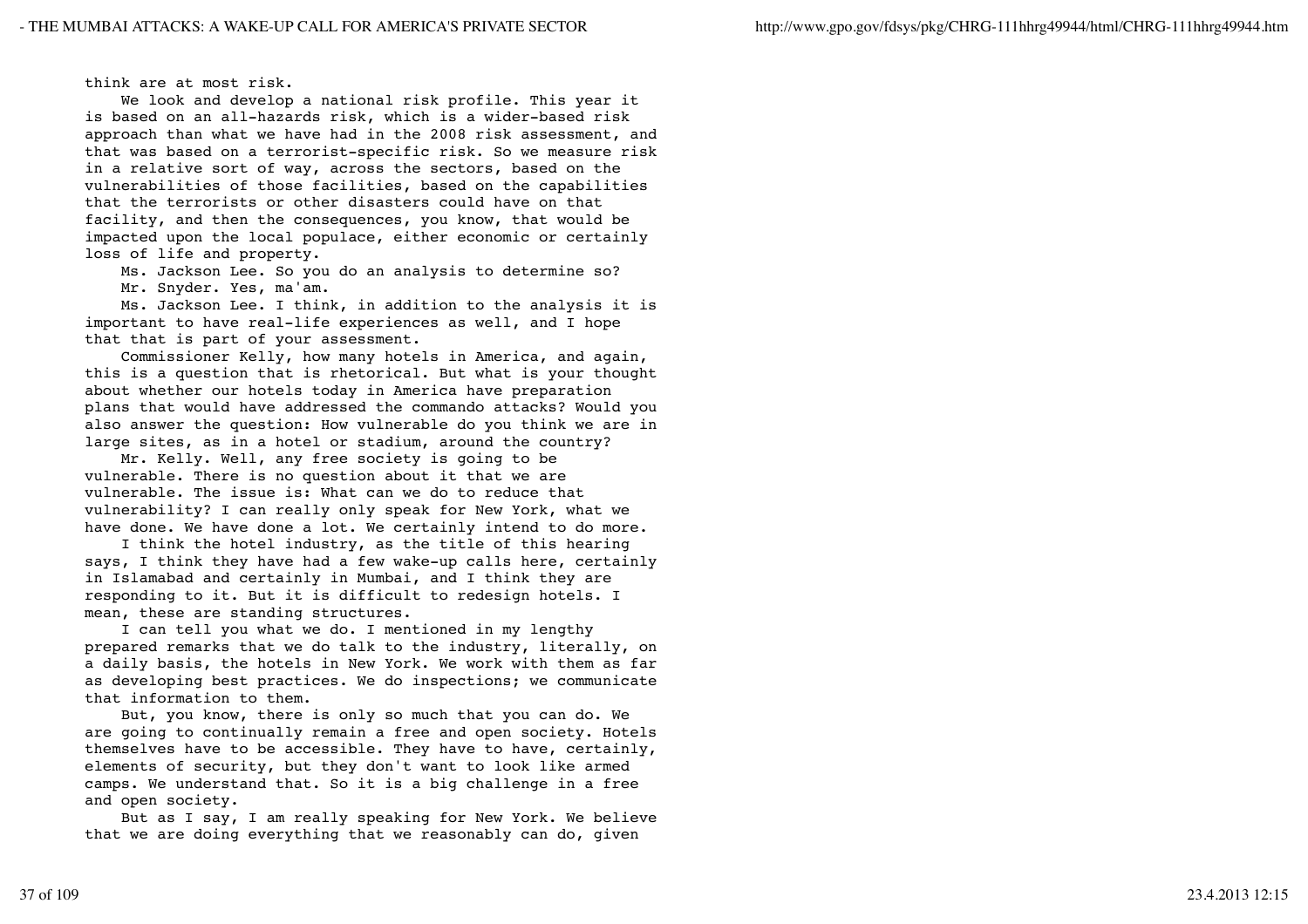think are at most risk.

We look and develop a national risk profile. This year it is based on an all-hazards risk, which is a wider-based risk approach than what we have had in the 2008 risk assessment, and that was based on a terrorist-specific risk. So we measure risk in a relative sort of way, across the sectors, based on the vulnerabilities of those facilities, based on the capabilities that the terrorists or other disasters could have on that facility, and then the consequences, you know, that would be impacted upon the local populace, either economic or certainly loss of life and property.

Ms. Jackson Lee. So you do an analysis to determine so?

Mr. Snyder. Yes, ma'am.

Ms. Jackson Lee. I think, in addition to the analysis it is important to have real-life experiences as well, and I hope that that is part of your assessment.

Commissioner Kelly, how many hotels in America, and again, this is a question that is rhetorical. But what is your thought about whether our hotels today in America have preparation plans that would have addressed the commando attacks? Would you also answer the question: How vulnerable do you think we are in large sites, as in a hotel or stadium, around the country?

Mr. Kelly. Well, any free society is going to be vulnerable. There is no question about it that we are vulnerable. The issue is: What can we do to reduce that vulnerability? I can really only speak for New York, what we have done. We have done a lot. We certainly intend to do more.

I think the hotel industry, as the title of this hearing says, I think they have had a few wake-up calls here, certainly in Islamabad and certainly in Mumbai, and I think they are responding to it. But it is difficult to redesign hotels. I mean, these are standing structures.

I can tell you what we do. I mentioned in my lengthy prepared remarks that we do talk to the industry, literally, on a daily basis, the hotels in New York. We work with them as far as developing best practices. We do inspections; we communicate that information to them.

But, you know, there is only so much that you can do. We are going to continually remain a free and open society. Hotels themselves have to be accessible. They have to have, certainly, elements of security, but they don't want to look like armed camps. We understand that. So it is a big challenge in a free and open society.

But as I say, I am really speaking for New York. We believe that we are doing everything that we reasonably can do, given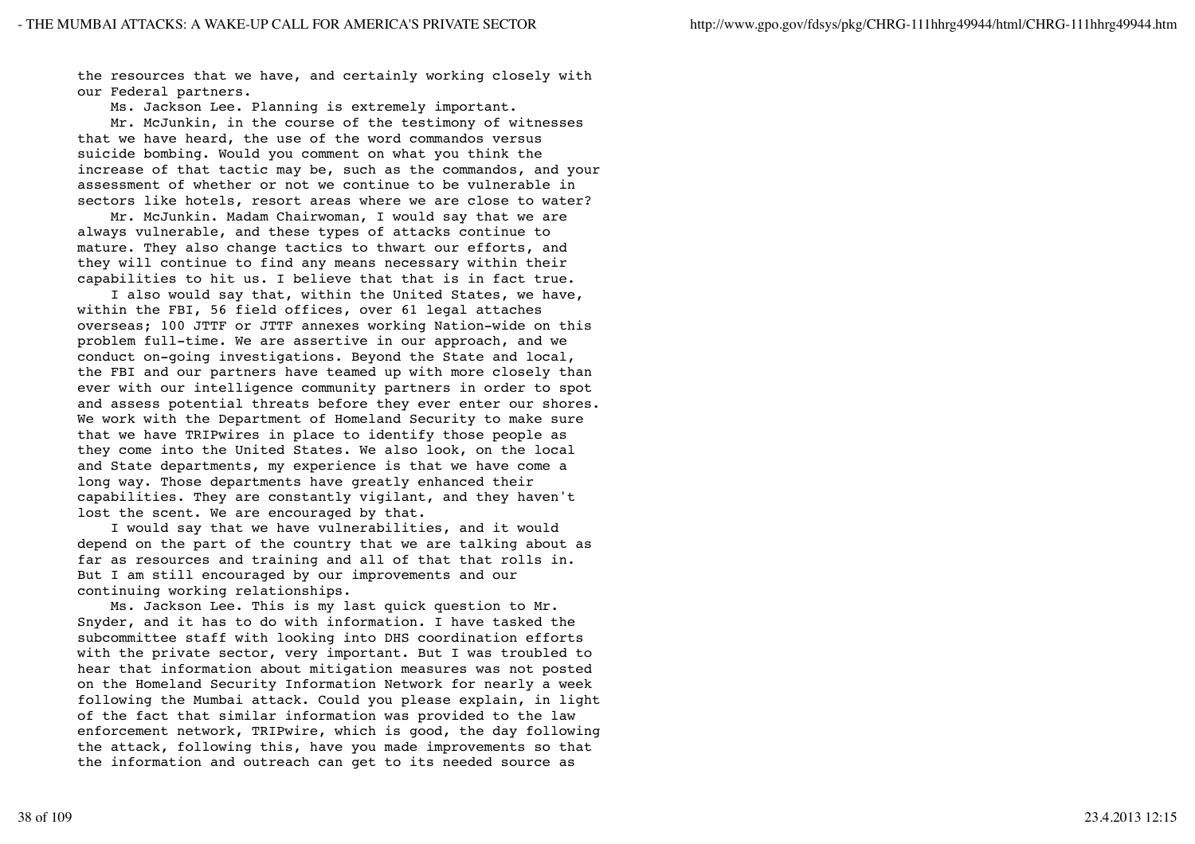the resources that we have, and certainly working closely with our Federal partners.

Ms. Jackson Lee. Planning is extremely important.

Mr. McJunkin, in the course of the testimony of witnesses that we have heard, the use of the word commandos versus suicide bombing. Would you comment on what you think the increase of that tactic may be, such as the commandos, and your assessment of whether or not we continue to be vulnerable in sectors like hotels, resort areas where we are close to water?

Mr. McJunkin. Madam Chairwoman, I would say that we are always vulnerable, and these types of attacks continue to mature. They also change tactics to thwart our efforts, and they will continue to find any means necessary within their capabilities to hit us. I believe that that is in fact true.

I also would say that, within the United States, we have, within the FBI, 56 field offices, over 61 legal attaches overseas; 100 JTTF or JTTF annexes working Nation-wide on this problem full-time. We are assertive in our approach, and we conduct on-going investigations. Beyond the State and local, the FBI and our partners have teamed up with more closely than ever with our intelligence community partners in order to spot and assess potential threats before they ever enter our shores. We work with the Department of Homeland Security to make sure that we have TRIPwires in place to identify those people as they come into the United States. We also look, on the local and State departments, my experience is that we have come a long way. Those departments have greatly enhanced their capabilities. They are constantly vigilant, and they haven't lost the scent. We are encouraged by that.

I would say that we have vulnerabilities, and it would depend on the part of the country that we are talking about as far as resources and training and all of that that rolls in. But I am still encouraged by our improvements and our continuing working relationships.

Ms. Jackson Lee. This is my last quick question to Mr. Snyder, and it has to do with information. I have tasked the subcommittee staff with looking into DHS coordination efforts with the private sector, very important. But I was troubled to hear that information about mitigation measures was not posted on the Homeland Security Information Network for nearly a week following the Mumbai attack. Could you please explain, in light of the fact that similar information was provided to the law enforcement network, TRIPwire, which is good, the day following the attack, following this, have you made improvements so that the information and outreach can get to its needed source as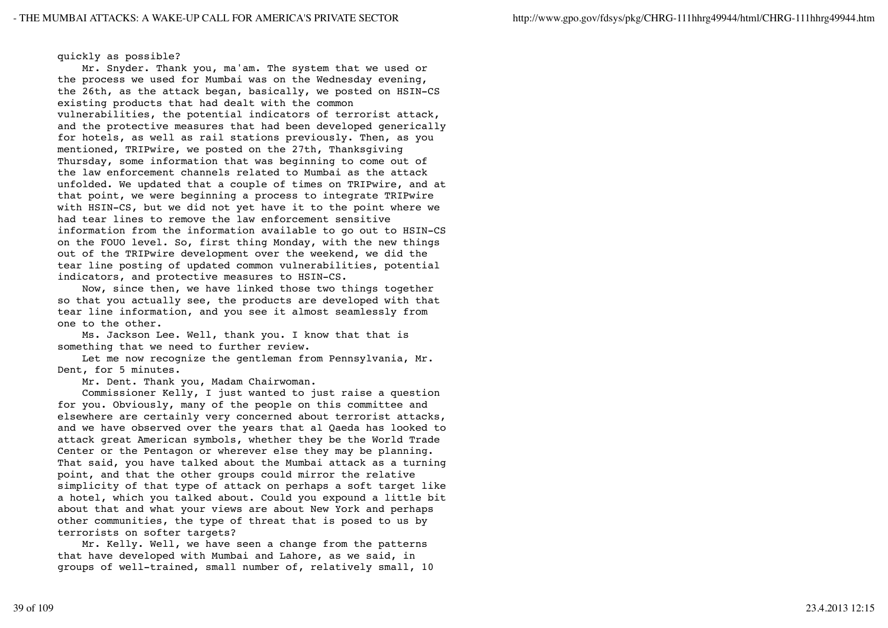quickly as possible?

Mr. Snyder. Thank you, ma'am. The system that we used or the process we used for Mumbai was on the Wednesday evening, the 26th, as the attack began, basically, we posted on HSIN-CS existing products that had dealt with the common vulnerabilities, the potential indicators of terrorist attack, and the protective measures that had been developed generically for hotels, as well as rail stations previously. Then, as you mentioned, TRIPwire, we posted on the 27th, Thanksgiving Thursday, some information that was beginning to come out of the law enforcement channels related to Mumbai as the attack unfolded. We updated that a couple of times on TRIPwire, and at that point, we were beginning a process to integrate TRIPwire with HSIN-CS, but we did not yet have it to the point where we had tear lines to remove the law enforcement sensitive information from the information available to go out to HSIN-CS on the FOUO level. So, first thing Monday, with the new things out of the TRIPwire development over the weekend, we did the tear line posting of updated common vulnerabilities, potential indicators, and protective measures to HSIN-CS.

Now, since then, we have linked those two things together so that you actually see, the products are developed with that tear line information, and you see it almost seamlessly from one to the other.

Ms. Jackson Lee. Well, thank you. I know that that is something that we need to further review.

Let me now recognize the gentleman from Pennsylvania, Mr. Dent, for 5 minutes.

Mr. Dent. Thank you, Madam Chairwoman.

Commissioner Kelly, I just wanted to just raise a question for you. Obviously, many of the people on this committee and elsewhere are certainly very concerned about terrorist attacks, and we have observed over the years that al Qaeda has looked to attack great American symbols, whether they be the World Trade Center or the Pentagon or wherever else they may be planning. That said, you have talked about the Mumbai attack as a turning point, and that the other groups could mirror the relative simplicity of that type of attack on perhaps a soft target like a hotel, which you talked about. Could you expound a little bit about that and what your views are about New York and perhaps other communities, the type of threat that is posed to us by terrorists on softer targets?

Mr. Kelly. Well, we have seen a change from the patterns that have developed with Mumbai and Lahore, as we said, in groups of well-trained, small number of, relatively small, 10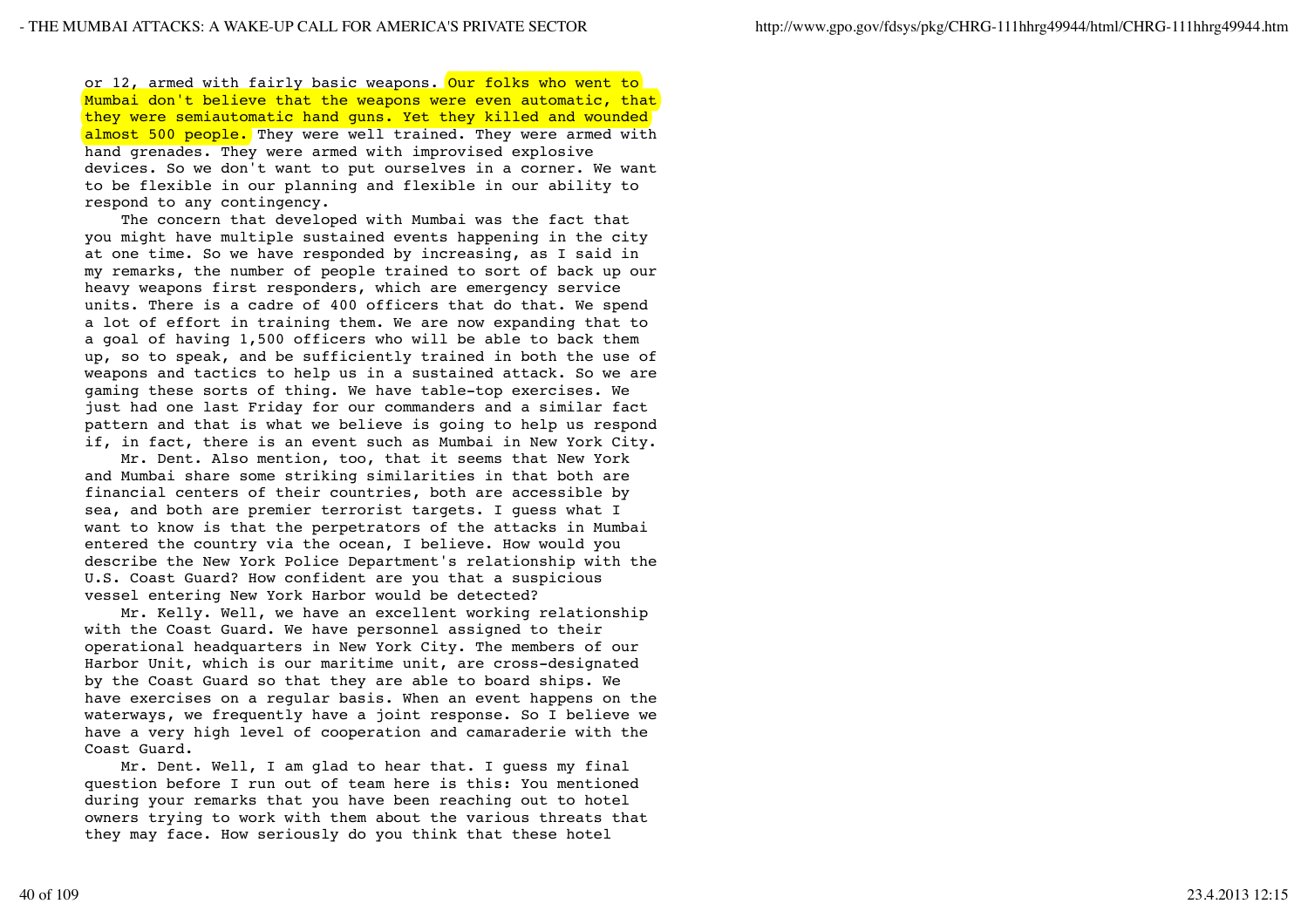or 12, armed with fairly basic weapons. Our folks who went to Mumbai don't believe that the weapons were even automatic, that they were semiautomatic hand guns. Yet they killed and wounded almost 500 people. They were well trained. They were armed with hand grenades. They were armed with improvised explosive devices. So we don't want to put ourselves in a corner. We want to be flexible in our planning and flexible in our ability to respond to any contingency.

The concern that developed with Mumbai was the fact that you might have multiple sustained events happening in the city at one time. So we have responded by increasing, as I said in my remarks, the number of people trained to sort of back up our heavy weapons first responders, which are emergency service units. There is a cadre of 400 officers that do that. We spend a lot of effort in training them. We are now expanding that to a goal of having 1,500 officers who will be able to back them up, so to speak, and be sufficiently trained in both the use of weapons and tactics to help us in a sustained attack. So we are gaming these sorts of thing. We have table-top exercises. We just had one last Friday for our commanders and a similar fact pattern and that is what we believe is going to help us respond if, in fact, there is an event such as Mumbai in New York City.

Mr. Dent. Also mention, too, that it seems that New York and Mumbai share some striking similarities in that both are financial centers of their countries, both are accessible by sea, and both are premier terrorist targets. I guess what I want to know is that the perpetrators of the attacks in Mumbai entered the country via the ocean, I believe. How would you describe the New York Police Department's relationship with the U.S. Coast Guard? How confident are you that a suspicious vessel entering New York Harbor would be detected?

Mr. Kelly. Well, we have an excellent working relationship with the Coast Guard. We have personnel assigned to their operational headquarters in New York City. The members of our Harbor Unit, which is our maritime unit, are cross-designated by the Coast Guard so that they are able to board ships. We have exercises on a regular basis. When an event happens on the waterways, we frequently have a joint response. So I believe we have a very high level of cooperation and camaraderie with the Coast Guard.

Mr. Dent. Well, I am glad to hear that. I guess my final question before I run out of team here is this: You mentioned during your remarks that you have been reaching out to hotel owners trying to work with them about the various threats that they may face. How seriously do you think that these hotel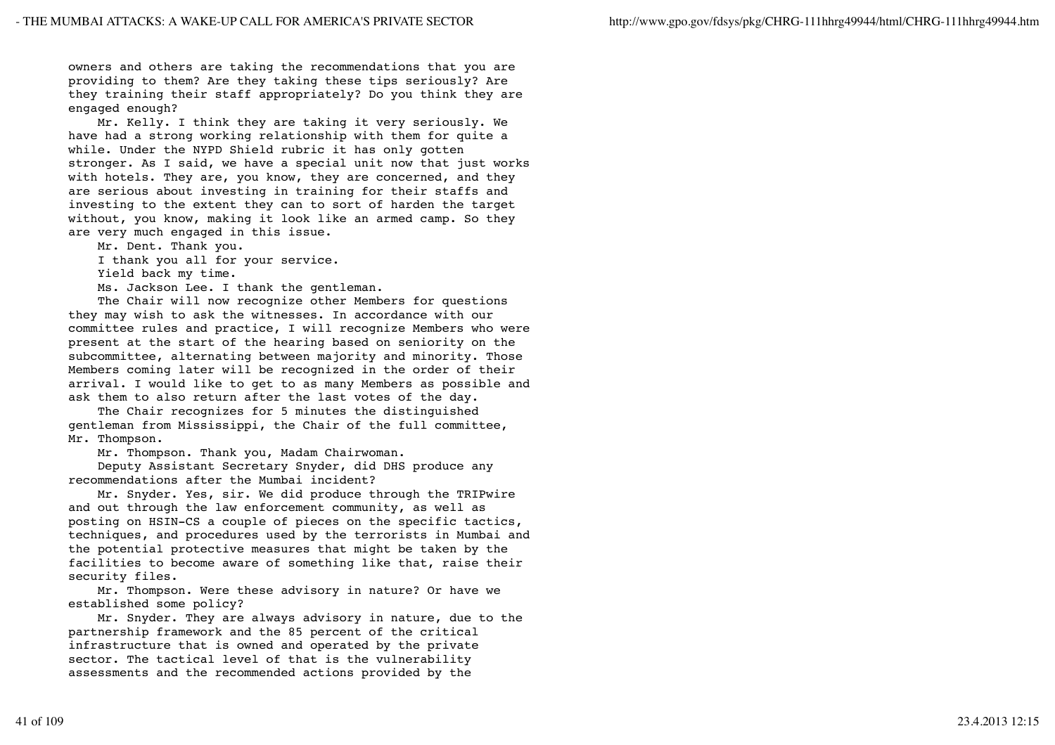owners and others are taking the recommendations that you are providing to them? Are they taking these tips seriously? Are they training their staff appropriately? Do you think they are engaged enough?

Mr. Kelly. I think they are taking it very seriously. We have had a strong working relationship with them for quite a while. Under the NYPD Shield rubric it has only gotten stronger. As I said, we have a special unit now that just works with hotels. They are, you know, they are concerned, and they are serious about investing in training for their staffs and investing to the extent they can to sort of harden the target without, you know, making it look like an armed camp. So they are very much engaged in this issue.

Mr. Dent. Thank you.

I thank you all for your service.

Yield back my time.

Ms. Jackson Lee. I thank the gentleman.

The Chair will now recognize other Members for questions they may wish to ask the witnesses. In accordance with our committee rules and practice, I will recognize Members who were present at the start of the hearing based on seniority on the subcommittee, alternating between majority and minority. Those Members coming later will be recognized in the order of their arrival. I would like to get to as many Members as possible and ask them to also return after the last votes of the day.

The Chair recognizes for 5 minutes the distinguished gentleman from Mississippi, the Chair of the full committee, Mr. Thompson.

Mr. Thompson. Thank you, Madam Chairwoman.

Deputy Assistant Secretary Snyder, did DHS produce any recommendations after the Mumbai incident?

Mr. Snyder. Yes, sir. We did produce through the TRIPwire and out through the law enforcement community, as well as posting on HSIN-CS a couple of pieces on the specific tactics, techniques, and procedures used by the terrorists in Mumbai and the potential protective measures that might be taken by the facilities to become aware of something like that, raise their security files.

Mr. Thompson. Were these advisory in nature? Or have we established some policy?

Mr. Snyder. They are always advisory in nature, due to the partnership framework and the 85 percent of the critical infrastructure that is owned and operated by the private sector. The tactical level of that is the vulnerability assessments and the recommended actions provided by the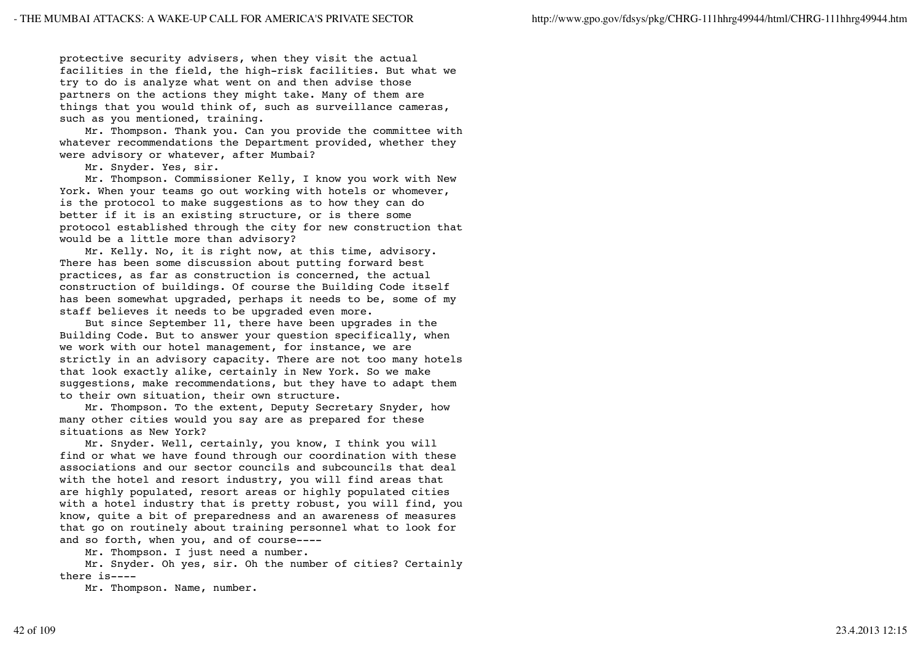protective security advisers, when they visit the actual facilities in the field, the high-risk facilities. But what we try to do is analyze what went on and then advise those partners on the actions they might take. Many of them are things that you would think of, such as surveillance cameras, such as you mentioned, training.

Mr. Thompson. Thank you. Can you provide the committee with whatever recommendations the Department provided, whether they were advisory or whatever, after Mumbai?

Mr. Snyder. Yes, sir.

Mr. Thompson. Commissioner Kelly, I know you work with New York. When your teams go out working with hotels or whomever, is the protocol to make suggestions as to how they can do better if it is an existing structure, or is there some protocol established through the city for new construction that would be a little more than advisory?

Mr. Kelly. No, it is right now, at this time, advisory. There has been some discussion about putting forward best practices, as far as construction is concerned, the actual construction of buildings. Of course the Building Code itself has been somewhat upgraded, perhaps it needs to be, some of my staff believes it needs to be upgraded even more.

But since September 11, there have been upgrades in the Building Code. But to answer your question specifically, when we work with our hotel management, for instance, we are strictly in an advisory capacity. There are not too many hotels that look exactly alike, certainly in New York. So we make suggestions, make recommendations, but they have to adapt them to their own situation, their own structure.

Mr. Thompson. To the extent, Deputy Secretary Snyder, how many other cities would you say are as prepared for these situations as New York?

Mr. Snyder. Well, certainly, you know, I think you will find or what we have found through our coordination with these associations and our sector councils and subcouncils that deal with the hotel and resort industry, you will find areas that are highly populated, resort areas or highly populated cities with a hotel industry that is pretty robust, you will find, you know, quite a bit of preparedness and an awareness of measures that go on routinely about training personnel what to look for and so forth, when you, and of course----

Mr. Thompson. I just need a number.

Mr. Snyder. Oh yes, sir. Oh the number of cities? Certainly there is----

Mr. Thompson. Name, number.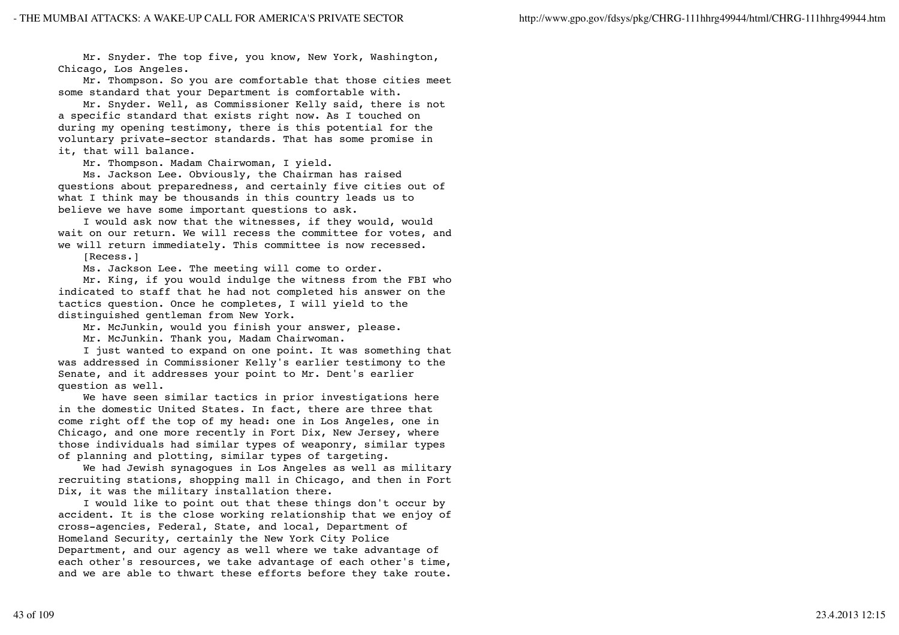Mr. Snyder. The top five, you know, New York, Washington, Chicago, Los Angeles.

Mr. Thompson. So you are comfortable that those cities meet some standard that your Department is comfortable with.

Mr. Snyder. Well, as Commissioner Kelly said, there is not a specific standard that exists right now. As I touched on during my opening testimony, there is this potential for the voluntary private-sector standards. That has some promise in it, that will balance.

Mr. Thompson. Madam Chairwoman, I yield.

Ms. Jackson Lee. Obviously, the Chairman has raised questions about preparedness, and certainly five cities out of what I think may be thousands in this country leads us to believe we have some important questions to ask.

I would ask now that the witnesses, if they would, would wait on our return. We will recess the committee for votes, and we will return immediately. This committee is now recessed.

[Recess.]

Ms. Jackson Lee. The meeting will come to order.

Mr. King, if you would indulge the witness from the FBI who indicated to staff that he had not completed his answer on the tactics question. Once he completes, I will yield to the distinguished gentleman from New York.

Mr. McJunkin, would you finish your answer, please.

Mr. McJunkin. Thank you, Madam Chairwoman.

I just wanted to expand on one point. It was something that was addressed in Commissioner Kelly's earlier testimony to the Senate, and it addresses your point to Mr. Dent's earlier question as well.

We have seen similar tactics in prior investigations here in the domestic United States. In fact, there are three that come right off the top of my head: one in Los Angeles, one in Chicago, and one more recently in Fort Dix, New Jersey, where those individuals had similar types of weaponry, similar types of planning and plotting, similar types of targeting.

We had Jewish synagogues in Los Angeles as well as military recruiting stations, shopping mall in Chicago, and then in Fort Dix, it was the military installation there.

I would like to point out that these things don't occur by accident. It is the close working relationship that we enjoy of cross-agencies, Federal, State, and local, Department of Homeland Security, certainly the New York City Police Department, and our agency as well where we take advantage of each other's resources, we take advantage of each other's time, and we are able to thwart these efforts before they take route.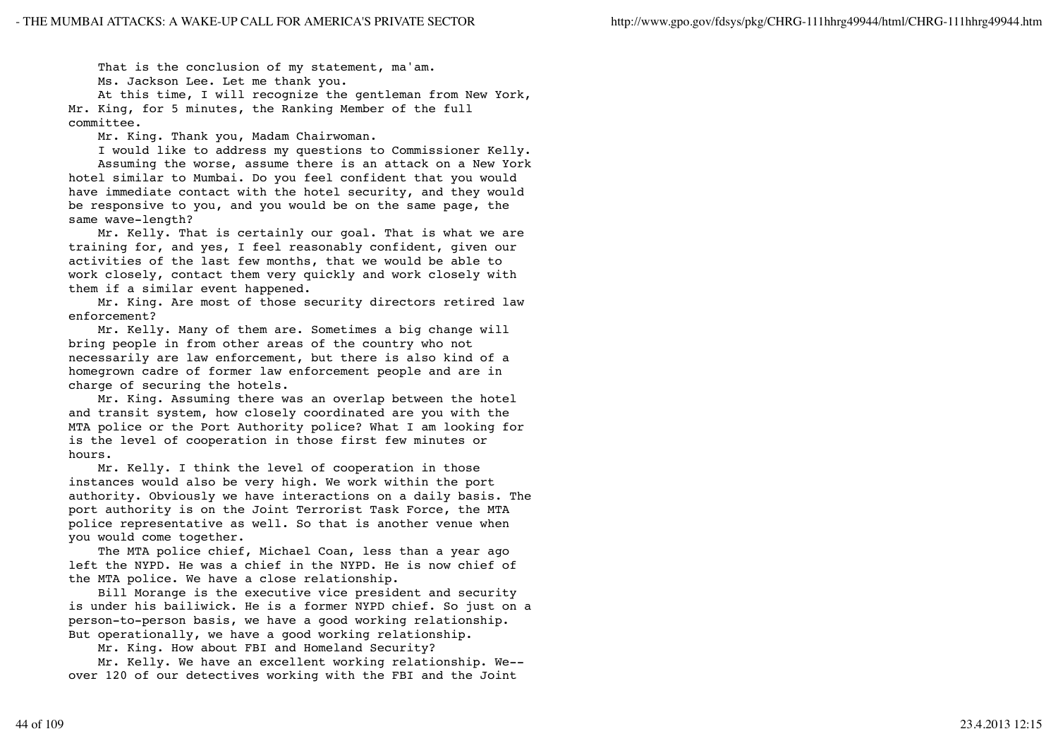That is the conclusion of my statement, ma'am.

Ms. Jackson Lee. Let me thank you.

At this time, I will recognize the gentleman from New York, Mr. King, for 5 minutes, the Ranking Member of the full committee.

Mr. King. Thank you, Madam Chairwoman.

I would like to address my questions to Commissioner Kelly.

Assuming the worse, assume there is an attack on a New York hotel similar to Mumbai. Do you feel confident that you would have immediate contact with the hotel security, and they would be responsive to you, and you would be on the same page, the same wave-length?

Mr. Kelly. That is certainly our goal. That is what we are training for, and yes, I feel reasonably confident, given our activities of the last few months, that we would be able to work closely, contact them very quickly and work closely with them if a similar event happened.

Mr. King. Are most of those security directors retired law enforcement?

Mr. Kelly. Many of them are. Sometimes a big change will bring people in from other areas of the country who not necessarily are law enforcement, but there is also kind of a homegrown cadre of former law enforcement people and are in charge of securing the hotels.

Mr. King. Assuming there was an overlap between the hotel and transit system, how closely coordinated are you with the MTA police or the Port Authority police? What I am looking for is the level of cooperation in those first few minutes or hours.

Mr. Kelly. I think the level of cooperation in those instances would also be very high. We work within the port authority. Obviously we have interactions on a daily basis. The port authority is on the Joint Terrorist Task Force, the MTA police representative as well. So that is another venue when you would come together.

The MTA police chief, Michael Coan, less than a year ago left the NYPD. He was a chief in the NYPD. He is now chief of the MTA police. We have a close relationship.

Bill Morange is the executive vice president and security is under his bailiwick. He is a former NYPD chief. So just on a person-to-person basis, we have a good working relationship. But operationally, we have a good working relationship.

Mr. King. How about FBI and Homeland Security?

Mr. Kelly. We have an excellent working relationship. We--over 120 of our detectives working with the FBI and the Joint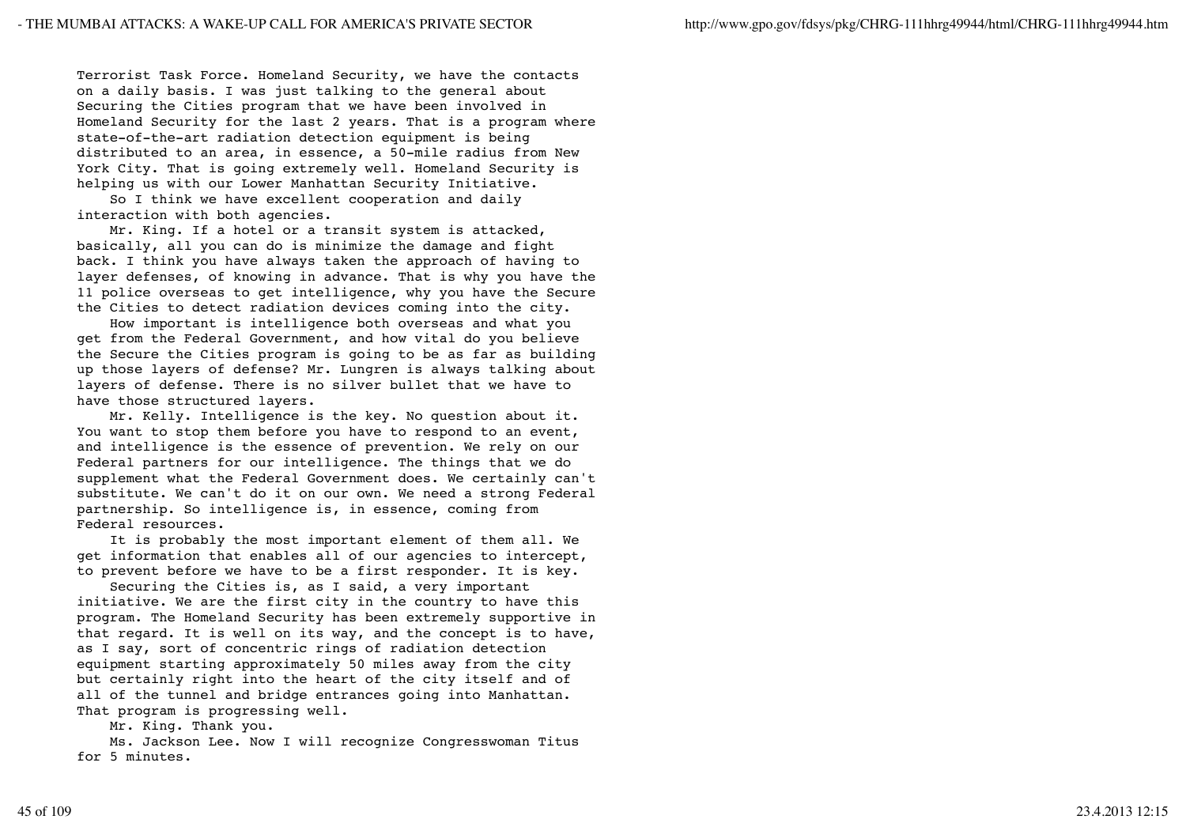Terrorist Task Force. Homeland Security, we have the contacts on a daily basis. I was just talking to the general about Securing the Cities program that we have been involved in Homeland Security for the last 2 years. That is a program where state-of-the-art radiation detection equipment is being distributed to an area, in essence, a 50-mile radius from New York City. That is going extremely well. Homeland Security is helping us with our Lower Manhattan Security Initiative.

So I think we have excellent cooperation and daily interaction with both agencies.

Mr. King. If a hotel or a transit system is attacked, basically, all you can do is minimize the damage and fight back. I think you have always taken the approach of having to layer defenses, of knowing in advance. That is why you have the 11 police overseas to get intelligence, why you have the Secure the Cities to detect radiation devices coming into the city.

How important is intelligence both overseas and what you get from the Federal Government, and how vital do you believe the Secure the Cities program is going to be as far as building up those layers of defense? Mr. Lungren is always talking about layers of defense. There is no silver bullet that we have to have those structured layers.

Mr. Kelly. Intelligence is the key. No question about it. You want to stop them before you have to respond to an event, and intelligence is the essence of prevention. We rely on our Federal partners for our intelligence. The things that we do supplement what the Federal Government does. We certainly can't substitute. We can't do it on our own. We need a strong Federal partnership. So intelligence is, in essence, coming from Federal resources.

It is probably the most important element of them all. We get information that enables all of our agencies to intercept, to prevent before we have to be a first responder. It is key.

Securing the Cities is, as I said, a very important initiative. We are the first city in the country to have this program. The Homeland Security has been extremely supportive in that regard. It is well on its way, and the concept is to have, as I say, sort of concentric rings of radiation detection equipment starting approximately 50 miles away from the city but certainly right into the heart of the city itself and of all of the tunnel and bridge entrances going into Manhattan. That program is progressing well.

Mr. King. Thank you.

Ms. Jackson Lee. Now I will recognize Congresswoman Titus for 5 minutes.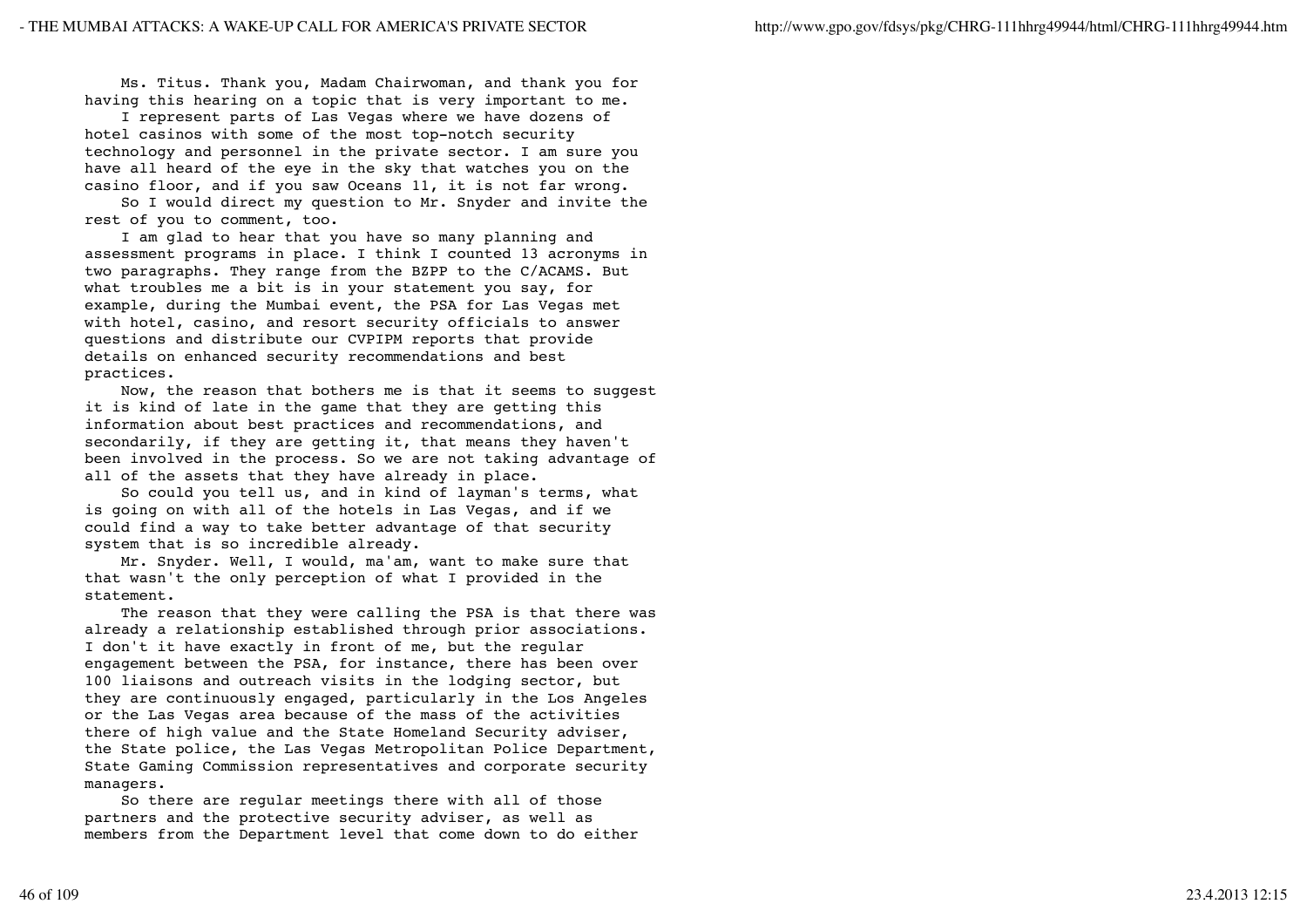Ms. Titus. Thank you, Madam Chairwoman, and thank you for having this hearing on a topic that is very important to me.

I represent parts of Las Vegas where we have dozens of hotel casinos with some of the most top-notch security technology and personnel in the private sector. I am sure you have all heard of the eye in the sky that watches you on the casino floor, and if you saw Oceans 11, it is not far wrong.

So I would direct my question to Mr. Snyder and invite the rest of you to comment, too.

I am glad to hear that you have so many planning and assessment programs in place. I think I counted 13 acronyms in two paragraphs. They range from the BZPP to the C/ACAMS. But what troubles me a bit is in your statement you say, for example, during the Mumbai event, the PSA for Las Vegas met with hotel, casino, and resort security officials to answer questions and distribute our CVPIPM reports that provide details on enhanced security recommendations and best practices.

Now, the reason that bothers me is that it seems to suggest it is kind of late in the game that they are getting this information about best practices and recommendations, and secondarily, if they are getting it, that means they haven't been involved in the process. So we are not taking advantage of all of the assets that they have already in place.

So could you tell us, and in kind of layman's terms, what is going on with all of the hotels in Las Vegas, and if we could find a way to take better advantage of that security system that is so incredible already.

Mr. Snyder. Well, I would, ma'am, want to make sure that that wasn't the only perception of what I provided in the statement.

The reason that they were calling the PSA is that there was already a relationship established through prior associations. I don't it have exactly in front of me, but the regular engagement between the PSA, for instance, there has been over 100 liaisons and outreach visits in the lodging sector, but they are continuously engaged, particularly in the Los Angeles or the Las Vegas area because of the mass of the activities there of high value and the State Homeland Security adviser, the State police, the Las Vegas Metropolitan Police Department, State Gaming Commission representatives and corporate security managers.

So there are regular meetings there with all of those partners and the protective security adviser, as well as members from the Department level that come down to do either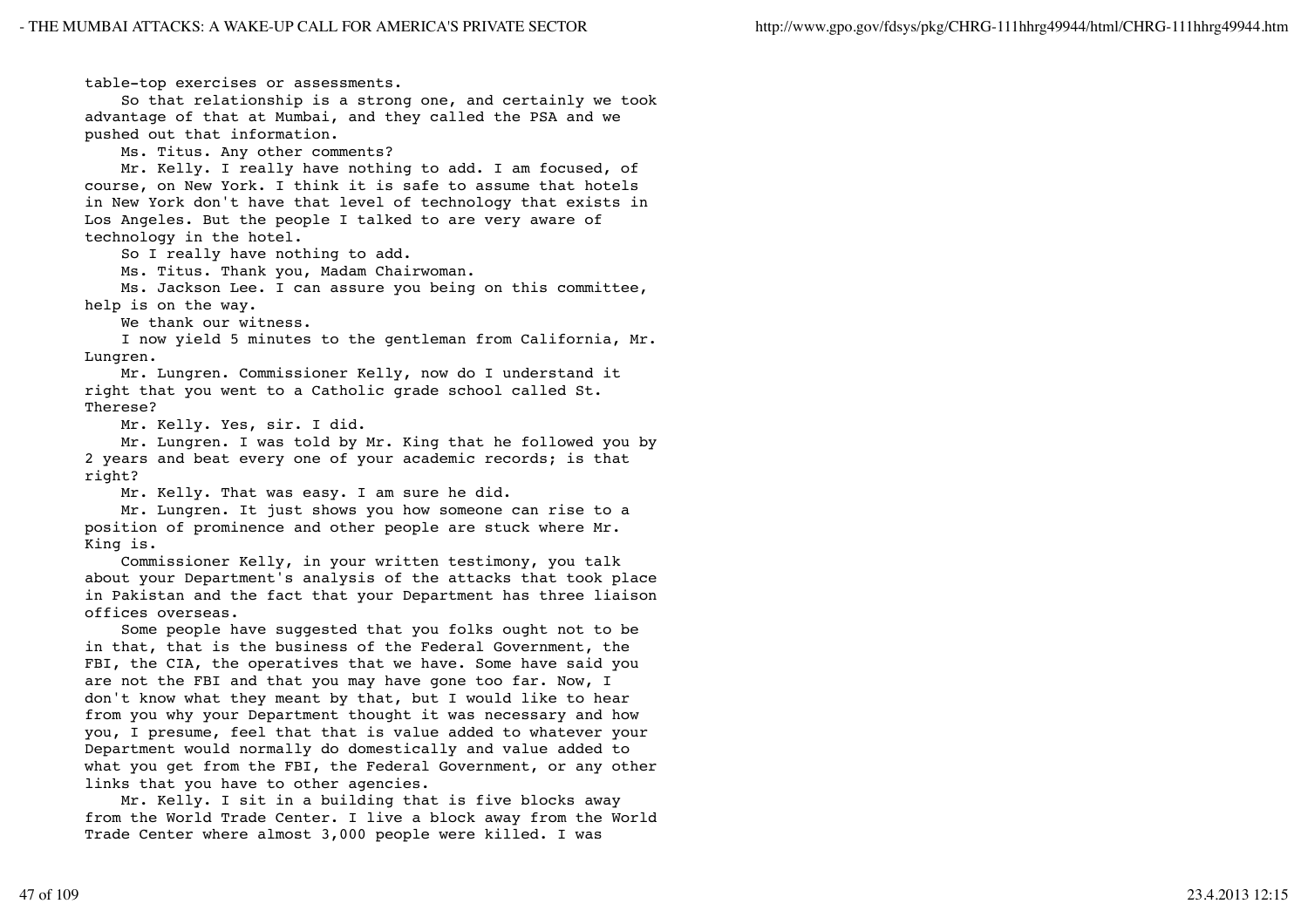table-top exercises or assessments.

So that relationship is a strong one, and certainly we took advantage of that at Mumbai, and they called the PSA and we pushed out that information.

Ms. Titus. Any other comments?

Mr. Kelly. I really have nothing to add. I am focused, of course, on New York. I think it is safe to assume that hotels in New York don't have that level of technology that exists in Los Angeles. But the people I talked to are very aware of technology in the hotel.

So I really have nothing to add.

Ms. Titus. Thank you, Madam Chairwoman.

Ms. Jackson Lee. I can assure you being on this committee, help is on the way.

We thank our witness.

I now yield 5 minutes to the gentleman from California, Mr. Lungren.

Mr. Lungren. Commissioner Kelly, now do I understand it right that you went to a Catholic grade school called St. Therese?

Mr. Kelly. Yes, sir. I did.

Mr. Lungren. I was told by Mr. King that he followed you by 2 years and beat every one of your academic records; is that right?

Mr. Kelly. That was easy. I am sure he did.

Mr. Lungren. It just shows you how someone can rise to a position of prominence and other people are stuck where Mr. King is.

Commissioner Kelly, in your written testimony, you talk about your Department's analysis of the attacks that took place in Pakistan and the fact that your Department has three liaison offices overseas.

Some people have suggested that you folks ought not to be in that, that is the business of the Federal Government, the FBI, the CIA, the operatives that we have. Some have said you are not the FBI and that you may have gone too far. Now, I don't know what they meant by that, but I would like to hear from you why your Department thought it was necessary and how you, I presume, feel that that is value added to whatever your Department would normally do domestically and value added to what you get from the FBI, the Federal Government, or any other links that you have to other agencies.

Mr. Kelly. I sit in a building that is five blocks away from the World Trade Center. I live a block away from the World Trade Center where almost 3,000 people were killed. I was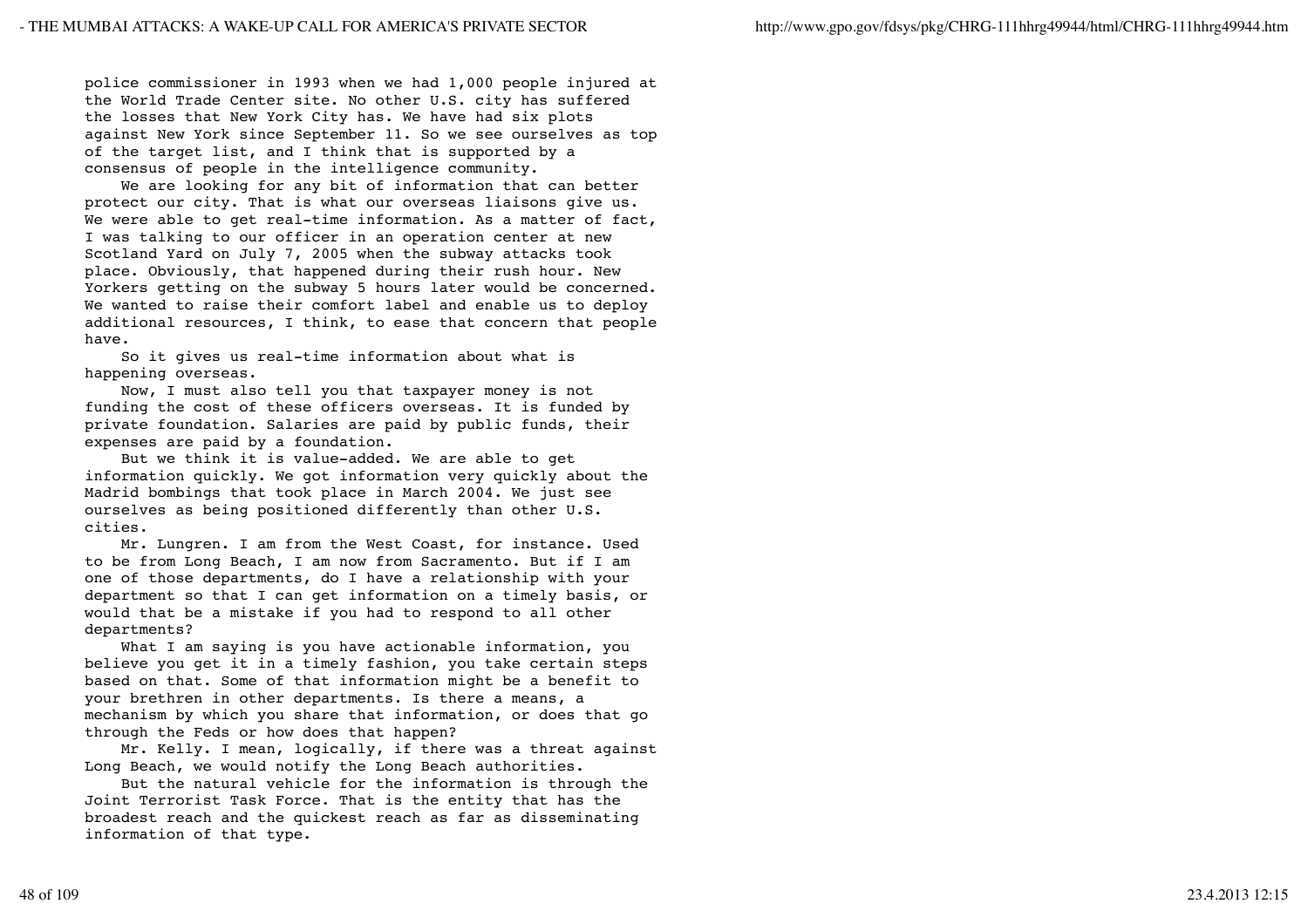police commissioner in 1993 when we had 1,000 people injured at the World Trade Center site. No other U.S. city has suffered the losses that New York City has. We have had six plots against New York since September 11. So we see ourselves as top of the target list, and I think that is supported by a consensus of people in the intelligence community.

We are looking for any bit of information that can better protect our city. That is what our overseas liaisons give us. We were able to get real-time information. As a matter of fact, I was talking to our officer in an operation center at new Scotland Yard on July 7, 2005 when the subway attacks took place. Obviously, that happened during their rush hour. New Yorkers getting on the subway 5 hours later would be concerned. We wanted to raise their comfort label and enable us to deploy additional resources, I think, to ease that concern that people have.

So it gives us real-time information about what is happening overseas.

Now, I must also tell you that taxpayer money is not funding the cost of these officers overseas. It is funded by private foundation. Salaries are paid by public funds, their expenses are paid by a foundation.

But we think it is value-added. We are able to get information quickly. We got information very quickly about the Madrid bombings that took place in March 2004. We just see ourselves as being positioned differently than other U.S. cities.

Mr. Lungren. I am from the West Coast, for instance. Used to be from Long Beach, I am now from Sacramento. But if I am one of those departments, do I have a relationship with your department so that I can get information on a timely basis, or would that be a mistake if you had to respond to all other departments?

What I am saying is you have actionable information, you believe you get it in a timely fashion, you take certain steps based on that. Some of that information might be a benefit to your brethren in other departments. Is there a means, a mechanism by which you share that information, or does that go through the Feds or how does that happen?

Mr. Kelly. I mean, logically, if there was a threat against Long Beach, we would notify the Long Beach authorities.

But the natural vehicle for the information is through the Joint Terrorist Task Force. That is the entity that has the broadest reach and the quickest reach as far as disseminating information of that type.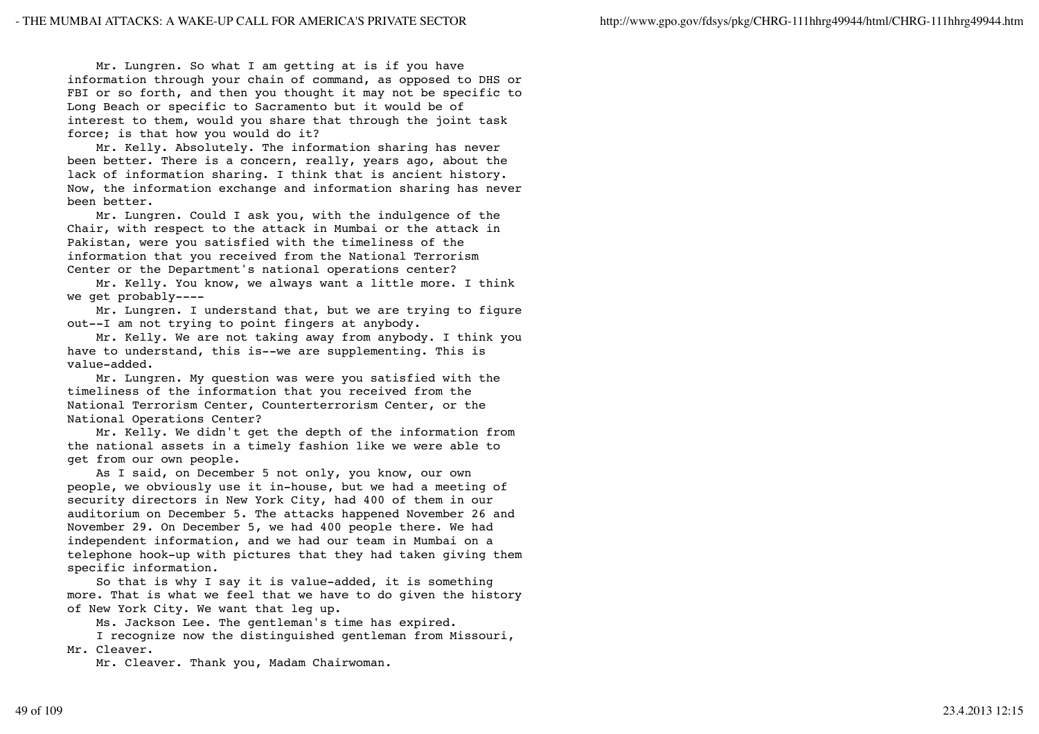Mr. Lungren. So what I am getting at is if you have information through your chain of command, as opposed to DHS or FBI or so forth, and then you thought it may not be specific to Long Beach or specific to Sacramento but it would be of interest to them, would you share that through the joint task force; is that how you would do it?

Mr. Kelly. Absolutely. The information sharing has never been better. There is a concern, really, years ago, about the lack of information sharing. I think that is ancient history. Now, the information exchange and information sharing has never been better.

Mr. Lungren. Could I ask you, with the indulgence of the Chair, with respect to the attack in Mumbai or the attack in Pakistan, were you satisfied with the timeliness of the information that you received from the National Terrorism Center or the Department's national operations center?

Mr. Kelly. You know, we always want a little more. I think we get probably----

Mr. Lungren. I understand that, but we are trying to figure out--I am not trying to point fingers at anybody.

Mr. Kelly. We are not taking away from anybody. I think you have to understand, this is--we are supplementing. This is value-added.

Mr. Lungren. My question was were you satisfied with the timeliness of the information that you received from the National Terrorism Center, Counterterrorism Center, or the National Operations Center?

Mr. Kelly. We didn't get the depth of the information from the national assets in a timely fashion like we were able to get from our own people.

As I said, on December 5 not only, you know, our own people, we obviously use it in-house, but we had a meeting of security directors in New York City, had 400 of them in our auditorium on December 5. The attacks happened November 26 and November 29. On December 5, we had 400 people there. We had independent information, and we had our team in Mumbai on a telephone hook-up with pictures that they had taken giving them specific information.

So that is why I say it is value-added, it is something more. That is what we feel that we have to do given the history of New York City. We want that leg up.

Ms. Jackson Lee. The gentleman's time has expired.

I recognize now the distinguished gentleman from Missouri, Mr. Cleaver.

Mr. Cleaver. Thank you, Madam Chairwoman.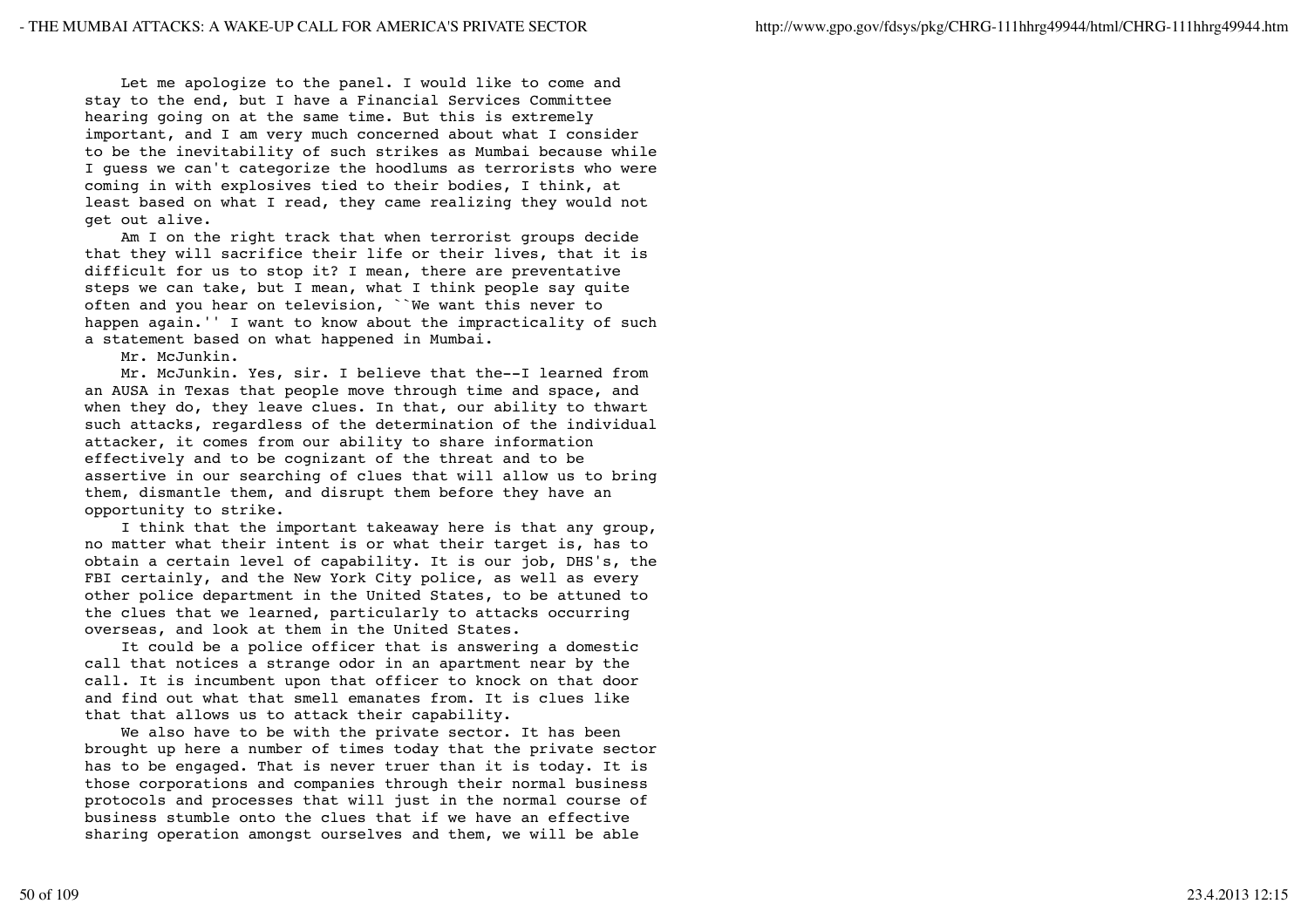Let me apologize to the panel. I would like to come and stay to the end, but I have a Financial Services Committee hearing going on at the same time. But this is extremely important, and I am very much concerned about what I consider to be the inevitability of such strikes as Mumbai because while I guess we can't categorize the hoodlums as terrorists who were coming in with explosives tied to their bodies, I think, at least based on what I read, they came realizing they would not get out alive.

Am I on the right track that when terrorist groups decide that they will sacrifice their life or their lives, that it is difficult for us to stop it? I mean, there are preventative steps we can take, but I mean, what I think people say quite often and you hear on television, ``We want this never to happen again.'' I want to know about the impracticality of such a statement based on what happened in Mumbai.

Mr. McJunkin.

Mr. McJunkin. Yes, sir. I believe that the--I learned from an AUSA in Texas that people move through time and space, and when they do, they leave clues. In that, our ability to thwart such attacks, regardless of the determination of the individual attacker, it comes from our ability to share information effectively and to be cognizant of the threat and to be assertive in our searching of clues that will allow us to bring them, dismantle them, and disrupt them before they have an opportunity to strike.

I think that the important takeaway here is that any group, no matter what their intent is or what their target is, has to obtain a certain level of capability. It is our job, DHS's, the FBI certainly, and the New York City police, as well as every other police department in the United States, to be attuned to the clues that we learned, particularly to attacks occurring overseas, and look at them in the United States.

It could be a police officer that is answering a domestic call that notices a strange odor in an apartment near by the call. It is incumbent upon that officer to knock on that door and find out what that smell emanates from. It is clues like that that allows us to attack their capability.

We also have to be with the private sector. It has been brought up here a number of times today that the private sector has to be engaged. That is never truer than it is today. It is those corporations and companies through their normal business protocols and processes that will just in the normal course of business stumble onto the clues that if we have an effective sharing operation amongst ourselves and them, we will be able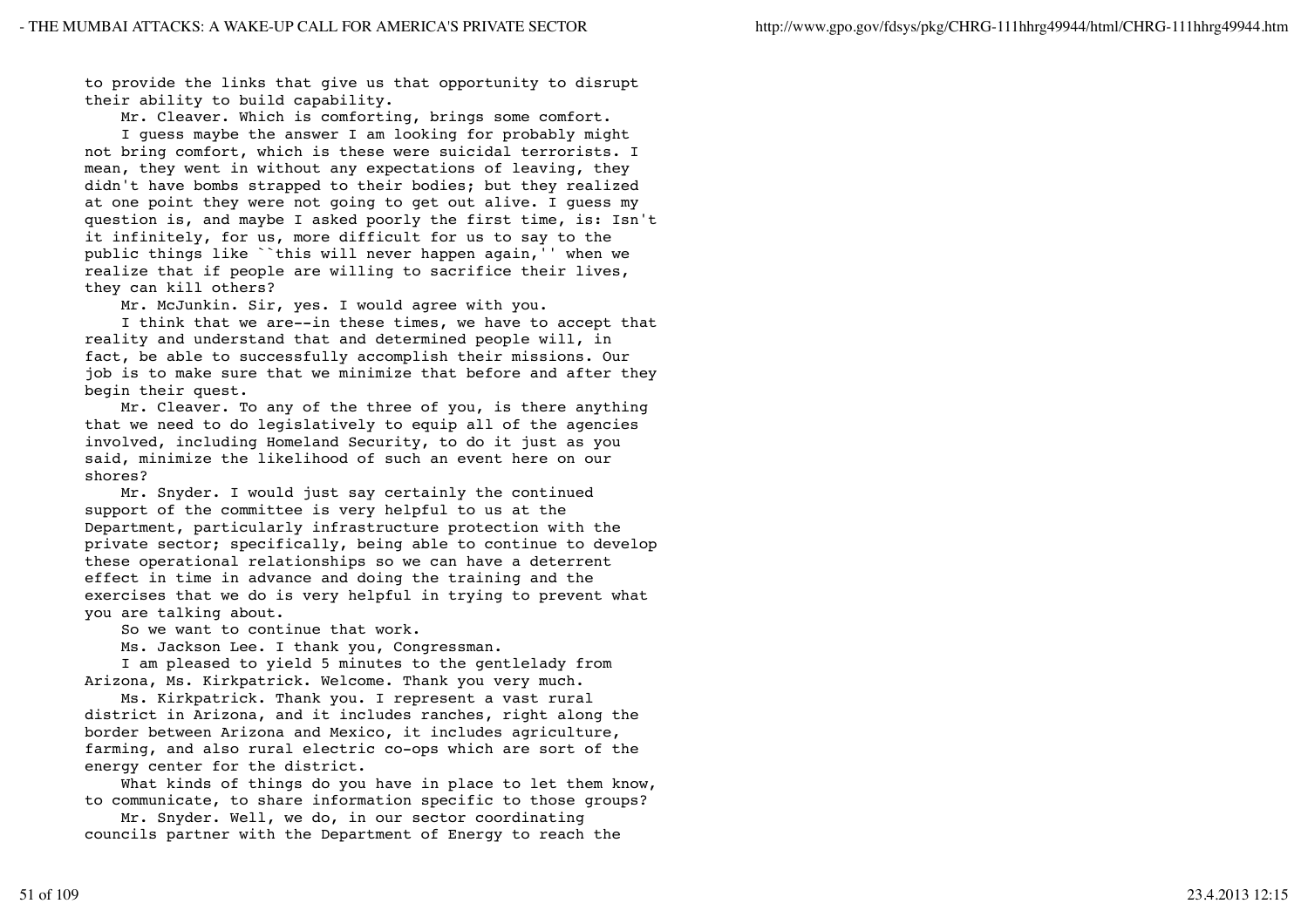to provide the links that give us that opportunity to disrupt their ability to build capability.

Mr. Cleaver. Which is comforting, brings some comfort.

I guess maybe the answer I am looking for probably might not bring comfort, which is these were suicidal terrorists. I mean, they went in without any expectations of leaving, they didn't have bombs strapped to their bodies; but they realized at one point they were not going to get out alive. I guess my question is, and maybe I asked poorly the first time, is: Isn't it infinitely, for us, more difficult for us to say to the public things like ``this will never happen again,'' when we realize that if people are willing to sacrifice their lives, they can kill others?

Mr. McJunkin. Sir, yes. I would agree with you.

I think that we are--in these times, we have to accept that reality and understand that and determined people will, in fact, be able to successfully accomplish their missions. Our job is to make sure that we minimize that before and after they begin their quest.

Mr. Cleaver. To any of the three of you, is there anything that we need to do legislatively to equip all of the agencies involved, including Homeland Security, to do it just as you said, minimize the likelihood of such an event here on our shores?

Mr. Snyder. I would just say certainly the continued support of the committee is very helpful to us at the Department, particularly infrastructure protection with the private sector; specifically, being able to continue to develop these operational relationships so we can have a deterrent effect in time in advance and doing the training and the exercises that we do is very helpful in trying to prevent what you are talking about.

So we want to continue that work.

Ms. Jackson Lee. I thank you, Congressman.

I am pleased to yield 5 minutes to the gentlelady from Arizona, Ms. Kirkpatrick. Welcome. Thank you very much.

Ms. Kirkpatrick. Thank you. I represent a vast rural district in Arizona, and it includes ranches, right along the border between Arizona and Mexico, it includes agriculture, farming, and also rural electric co-ops which are sort of the energy center for the district.

What kinds of things do you have in place to let them know, to communicate, to share information specific to those groups?

Mr. Snyder. Well, we do, in our sector coordinating councils partner with the Department of Energy to reach the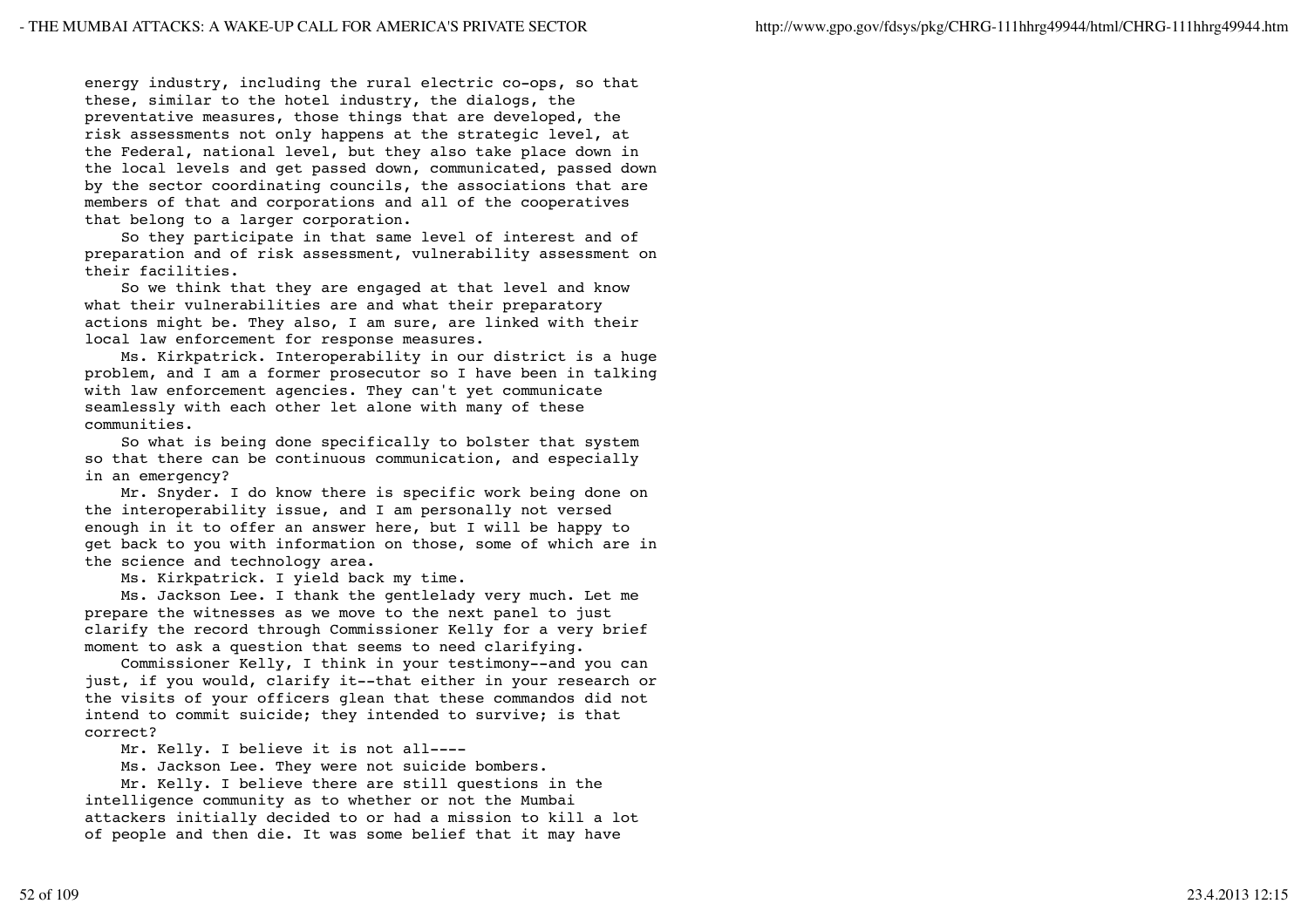energy industry, including the rural electric co-ops, so that these, similar to the hotel industry, the dialogs, the preventative measures, those things that are developed, the risk assessments not only happens at the strategic level, at the Federal, national level, but they also take place down in the local levels and get passed down, communicated, passed down by the sector coordinating councils, the associations that are members of that and corporations and all of the cooperatives that belong to a larger corporation.

So they participate in that same level of interest and of preparation and of risk assessment, vulnerability assessment on their facilities.

So we think that they are engaged at that level and know what their vulnerabilities are and what their preparatory actions might be. They also, I am sure, are linked with their local law enforcement for response measures.

Ms. Kirkpatrick. Interoperability in our district is a huge problem, and I am a former prosecutor so I have been in talking with law enforcement agencies. They can't yet communicate seamlessly with each other let alone with many of these communities.

So what is being done specifically to bolster that system so that there can be continuous communication, and especially in an emergency?

Mr. Snyder. I do know there is specific work being done on the interoperability issue, and I am personally not versed enough in it to offer an answer here, but I will be happy to get back to you with information on those, some of which are in the science and technology area.

Ms. Kirkpatrick. I yield back my time.

Ms. Jackson Lee. I thank the gentlelady very much. Let me prepare the witnesses as we move to the next panel to just clarify the record through Commissioner Kelly for a very brief moment to ask a question that seems to need clarifying.

Commissioner Kelly, I think in your testimony--and you can just, if you would, clarify it--that either in your research or the visits of your officers glean that these commandos did not intend to commit suicide; they intended to survive; is that correct?

Mr. Kelly. I believe it is not all----

Ms. Jackson Lee. They were not suicide bombers.

Mr. Kelly. I believe there are still questions in the intelligence community as to whether or not the Mumbai attackers initially decided to or had a mission to kill a lot of people and then die. It was some belief that it may have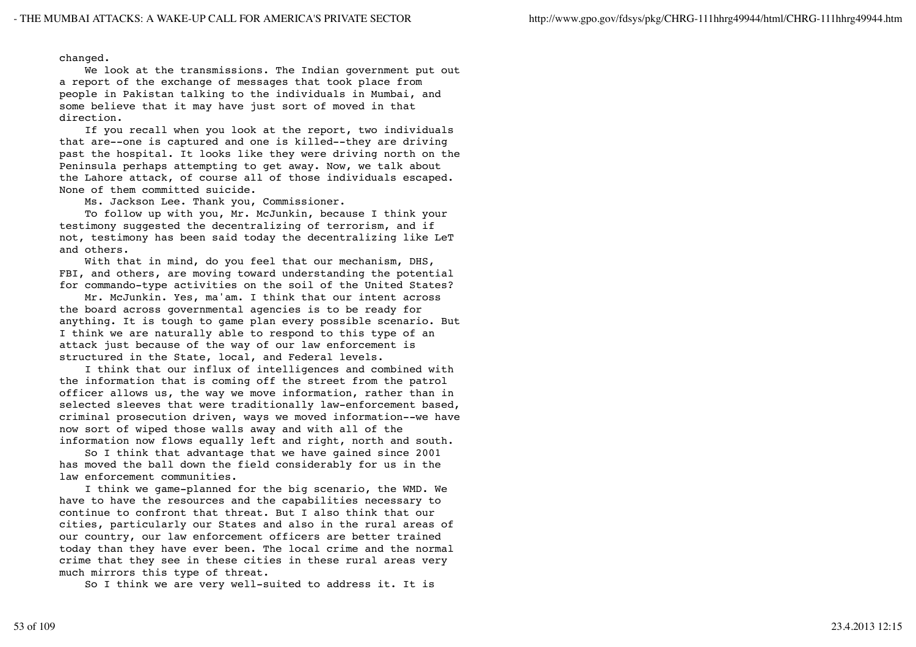changed.

We look at the transmissions. The Indian government put out a report of the exchange of messages that took place from people in Pakistan talking to the individuals in Mumbai, and some believe that it may have just sort of moved in that direction.

If you recall when you look at the report, two individuals that are--one is captured and one is killed--they are driving past the hospital. It looks like they were driving north on the Peninsula perhaps attempting to get away. Now, we talk about the Lahore attack, of course all of those individuals escaped. None of them committed suicide.

Ms. Jackson Lee. Thank you, Commissioner.

To follow up with you, Mr. McJunkin, because I think your testimony suggested the decentralizing of terrorism, and if not, testimony has been said today the decentralizing like LeT and others.

With that in mind, do you feel that our mechanism, DHS, FBI, and others, are moving toward understanding the potential for commando-type activities on the soil of the United States?

Mr. McJunkin. Yes, ma'am. I think that our intent across the board across governmental agencies is to be ready for anything. It is tough to game plan every possible scenario. But I think we are naturally able to respond to this type of an attack just because of the way of our law enforcement is structured in the State, local, and Federal levels.

I think that our influx of intelligences and combined with the information that is coming off the street from the patrol officer allows us, the way we move information, rather than in selected sleeves that were traditionally law-enforcement based, criminal prosecution driven, ways we moved information--we have now sort of wiped those walls away and with all of the information now flows equally left and right, north and south.

So I think that advantage that we have gained since 2001 has moved the ball down the field considerably for us in the law enforcement communities.

I think we game-planned for the big scenario, the WMD. We have to have the resources and the capabilities necessary to continue to confront that threat. But I also think that our cities, particularly our States and also in the rural areas of our country, our law enforcement officers are better trained today than they have ever been. The local crime and the normal crime that they see in these cities in these rural areas very much mirrors this type of threat.

So I think we are very well-suited to address it. It is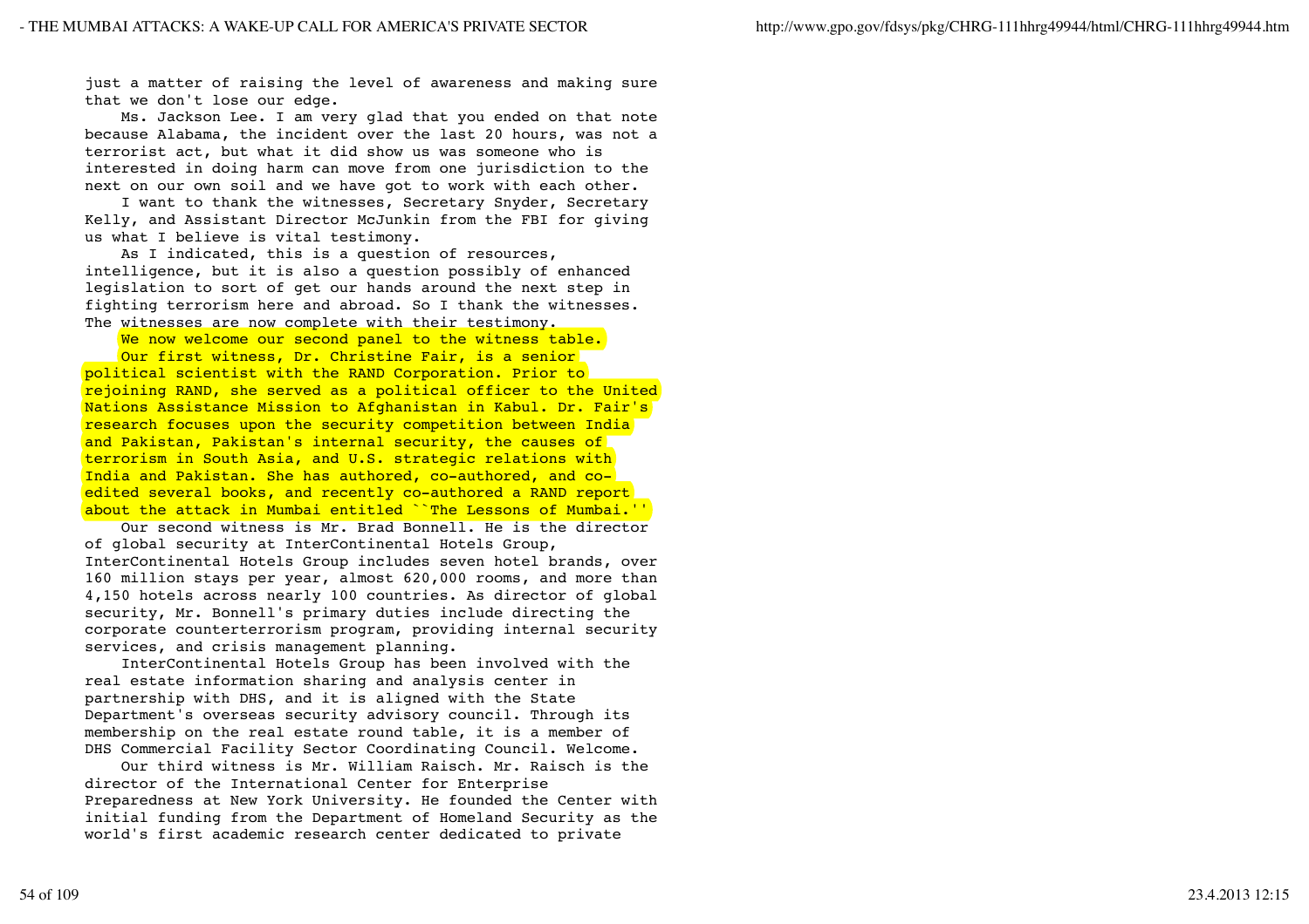just a matter of raising the level of awareness and making sure that we don't lose our edge.

Ms. Jackson Lee. I am very glad that you ended on that note because Alabama, the incident over the last 20 hours, was not a terrorist act, but what it did show us was someone who is interested in doing harm can move from one jurisdiction to the next on our own soil and we have got to work with each other.

I want to thank the witnesses, Secretary Snyder, Secretary Kelly, and Assistant Director McJunkin from the FBI for giving us what I believe is vital testimony.

As I indicated, this is a question of resources, intelligence, but it is also a question possibly of enhanced legislation to sort of get our hands around the next step in fighting terrorism here and abroad. So I thank the witnesses. The witnesses are now complete with their testimony.

We now welcome our second panel to the witness table.

Our first witness, Dr. Christine Fair, is a senior political scientist with the RAND Corporation. Prior to rejoining RAND, she served as a political officer to the United Nations Assistance Mission to Afghanistan in Kabul. Dr. Fair's research focuses upon the security competition between India and Pakistan, Pakistan's internal security, the causes of terrorism in South Asia, and U.S. strategic relations with India and Pakistan. She has authored, co-authored, and co-edited several books, and recently co-authored a RAND report about the attack in Mumbai entitled ``The Lessons of Mumbai.''

Our second witness is Mr. Brad Bonnell. He is the director of global security at InterContinental Hotels Group, InterContinental Hotels Group includes seven hotel brands, over 160 million stays per year, almost 620,000 rooms, and more than 4,150 hotels across nearly 100 countries. As director of global security, Mr. Bonnell's primary duties include directing the corporate counterterrorism program, providing internal security services, and crisis management planning.

InterContinental Hotels Group has been involved with the real estate information sharing and analysis center in partnership with DHS, and it is aligned with the State Department's overseas security advisory council. Through its membership on the real estate round table, it is a member of DHS Commercial Facility Sector Coordinating Council. Welcome.

Our third witness is Mr. William Raisch. Mr. Raisch is the director of the International Center for Enterprise Preparedness at New York University. He founded the Center with initial funding from the Department of Homeland Security as the world's first academic research center dedicated to private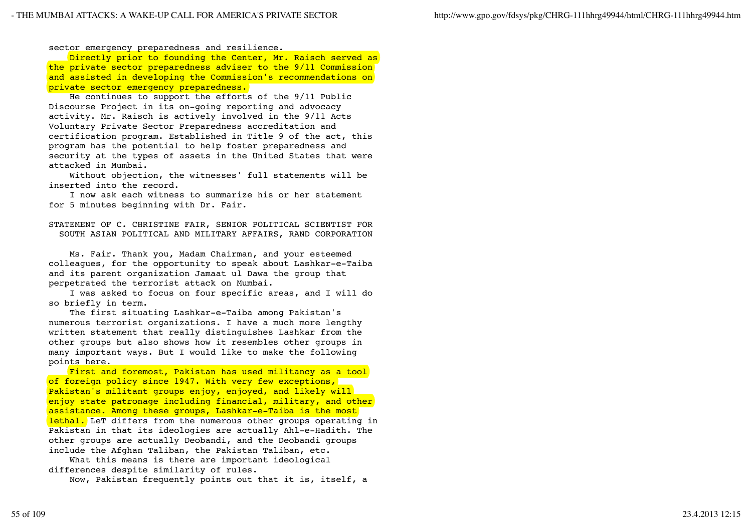sector emergency preparedness and resilience.

Directly prior to founding the Center, Mr. Raisch served as the private sector preparedness adviser to the 9/11 Commission and assisted in developing the Commission's recommendations on private sector emergency preparedness.

He continues to support the efforts of the 9/11 Public Discourse Project in its on-going reporting and advocacy activity. Mr. Raisch is actively involved in the 9/11 Acts Voluntary Private Sector Preparedness accreditation and certification program. Established in Title 9 of the act, this program has the potential to help foster preparedness and security at the types of assets in the United States that were attacked in Mumbai.

Without objection, the witnesses' full statements will be inserted into the record.

I now ask each witness to summarize his or her statement for 5 minutes beginning with Dr. Fair.

## STATEMENT OF C. CHRISTINE FAIR, SENIOR POLITICAL SCIENTIST FOR SOUTH ASIAN POLITICAL AND MILITARY AFFAIRS, RAND CORPORATION

Ms. Fair. Thank you, Madam Chairman, and your esteemed colleagues, for the opportunity to speak about Lashkar-e-Taiba and its parent organization Jamaat ul Dawa the group that perpetrated the terrorist attack on Mumbai.

I was asked to focus on four specific areas, and I will do so briefly in term.

The first situating Lashkar-e-Taiba among Pakistan's numerous terrorist organizations. I have a much more lengthy written statement that really distinguishes Lashkar from the other groups but also shows how it resembles other groups in many important ways. But I would like to make the following points here.

First and foremost, Pakistan has used militancy as a tool of foreign policy since 1947. With very few exceptions, Pakistan's militant groups enjoy, enjoyed, and likely will enjoy state patronage including financial, military, and other assistance. Among these groups, Lashkar-e-Taiba is the most lethal. LeT differs from the numerous other groups operating in Pakistan in that its ideologies are actually Ahl-e-Hadith. The other groups are actually Deobandi, and the Deobandi groups include the Afghan Taliban, the Pakistan Taliban, etc.

What this means is there are important ideological differences despite similarity of rules.

Now, Pakistan frequently points out that it is, itself, a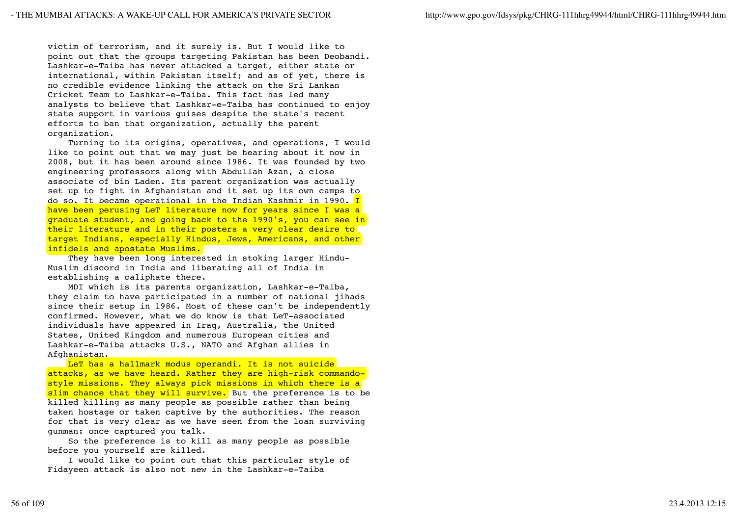victim of terrorism, and it surely is. But I would like to point out that the groups targeting Pakistan has been Deobandi. Lashkar-e-Taiba has never attacked a target, either state or international, within Pakistan itself; and as of yet, there is no credible evidence linking the attack on the Sri Lankan Cricket Team to Lashkar-e-Taiba. This fact has led many analysts to believe that Lashkar-e-Taiba has continued to enjoy state support in various guises despite the state's recent efforts to ban that organization, actually the parent organization.

Turning to its origins, operatives, and operations, I would like to point out that we may just be hearing about it now in 2008, but it has been around since 1986. It was founded by two engineering professors along with Abdullah Azan, a close associate of bin Laden. Its parent organization was actually set up to fight in Afghanistan and it set up its own camps to do so. It became operational in the Indian Kashmir in 1990. I have been perusing LeT literature now for years since I was a graduate student, and going back to the 1990's, you can see in their literature and in their posters a very clear desire to target Indians, especially Hindus, Jews, Americans, and other infidels and apostate Muslims.

They have been long interested in stoking larger Hindu-Muslim discord in India and liberating all of India in establishing a caliphate there.

MDI which is its parents organization, Lashkar-e-Taiba, they claim to have participated in a number of national jihads since their setup in 1986. Most of these can't be independently confirmed. However, what we do know is that LeT-associated individuals have appeared in Iraq, Australia, the United States, United Kingdom and numerous European cities and Lashkar-e-Taiba attacks U.S., NATO and Afghan allies in Afghanistan.

LeT has a hallmark modus operandi. It is not suicide attacks, as we have heard. Rather they are high-risk commando-style missions. They always pick missions in which there is a slim chance that they will survive. But the preference is to be killed killing as many people as possible rather than being taken hostage or taken captive by the authorities. The reason for that is very clear as we have seen from the loan surviving gunman: once captured you talk.

So the preference is to kill as many people as possible before you yourself are killed.

I would like to point out that this particular style of Fidayeen attack is also not new in the Lashkar-e-Taiba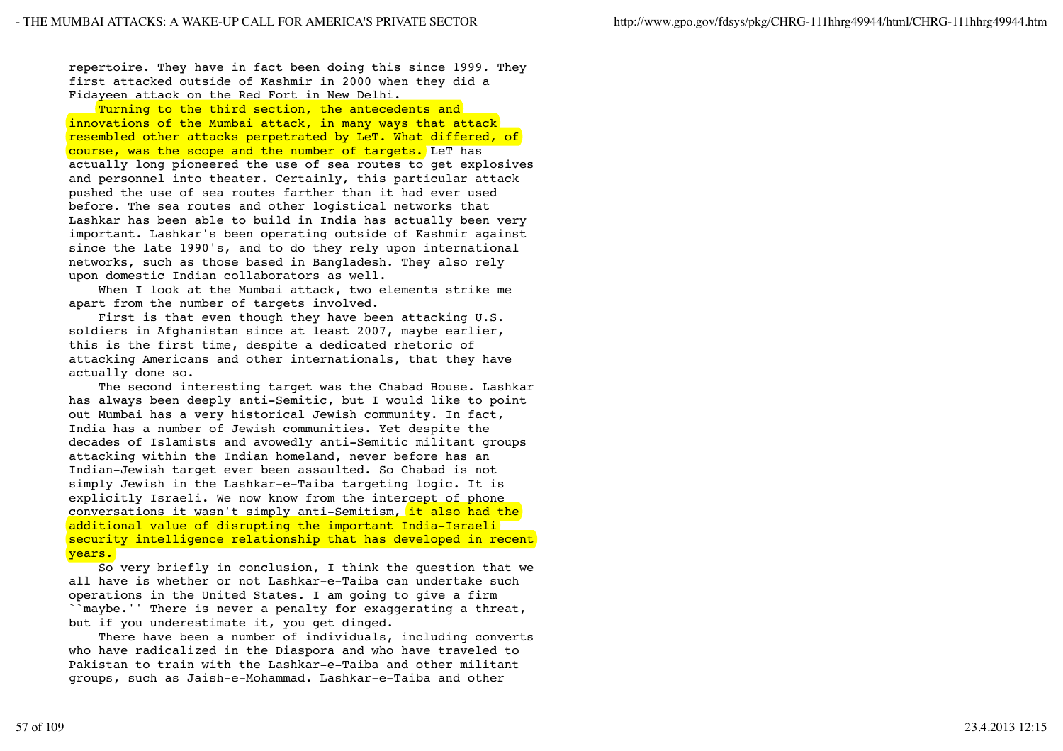repertoire. They have in fact been doing this since 1999. They first attacked outside of Kashmir in 2000 when they did a Fidayeen attack on the Red Fort in New Delhi.

Turning to the third section, the antecedents and innovations of the Mumbai attack, in many ways that attack resembled other attacks perpetrated by LeT. What differed, of course, was the scope and the number of targets. LeT has actually long pioneered the use of sea routes to get explosives and personnel into theater. Certainly, this particular attack pushed the use of sea routes farther than it had ever used before. The sea routes and other logistical networks that Lashkar has been able to build in India has actually been very important. Lashkar's been operating outside of Kashmir against since the late 1990's, and to do they rely upon international networks, such as those based in Bangladesh. They also rely upon domestic Indian collaborators as well.

When I look at the Mumbai attack, two elements strike me apart from the number of targets involved.

First is that even though they have been attacking U.S. soldiers in Afghanistan since at least 2007, maybe earlier, this is the first time, despite a dedicated rhetoric of attacking Americans and other internationals, that they have actually done so.

The second interesting target was the Chabad House. Lashkar has always been deeply anti-Semitic, but I would like to point out Mumbai has a very historical Jewish community. In fact, India has a number of Jewish communities. Yet despite the decades of Islamists and avowedly anti-Semitic militant groups attacking within the Indian homeland, never before has an Indian-Jewish target ever been assaulted. So Chabad is not simply Jewish in the Lashkar-e-Taiba targeting logic. It is explicitly Israeli. We now know from the intercept of phone conversations it wasn't simply anti-Semitism, it also had the additional value of disrupting the important India-Israeli security intelligence relationship that has developed in recent years.

So very briefly in conclusion, I think the question that we all have is whether or not Lashkar-e-Taiba can undertake such operations in the United States. I am going to give a firm ``maybe.'' There is never a penalty for exaggerating a threat, but if you underestimate it, you get dinged.

There have been a number of individuals, including converts who have radicalized in the Diaspora and who have traveled to Pakistan to train with the Lashkar-e-Taiba and other militant groups, such as Jaish-e-Mohammad. Lashkar-e-Taiba and other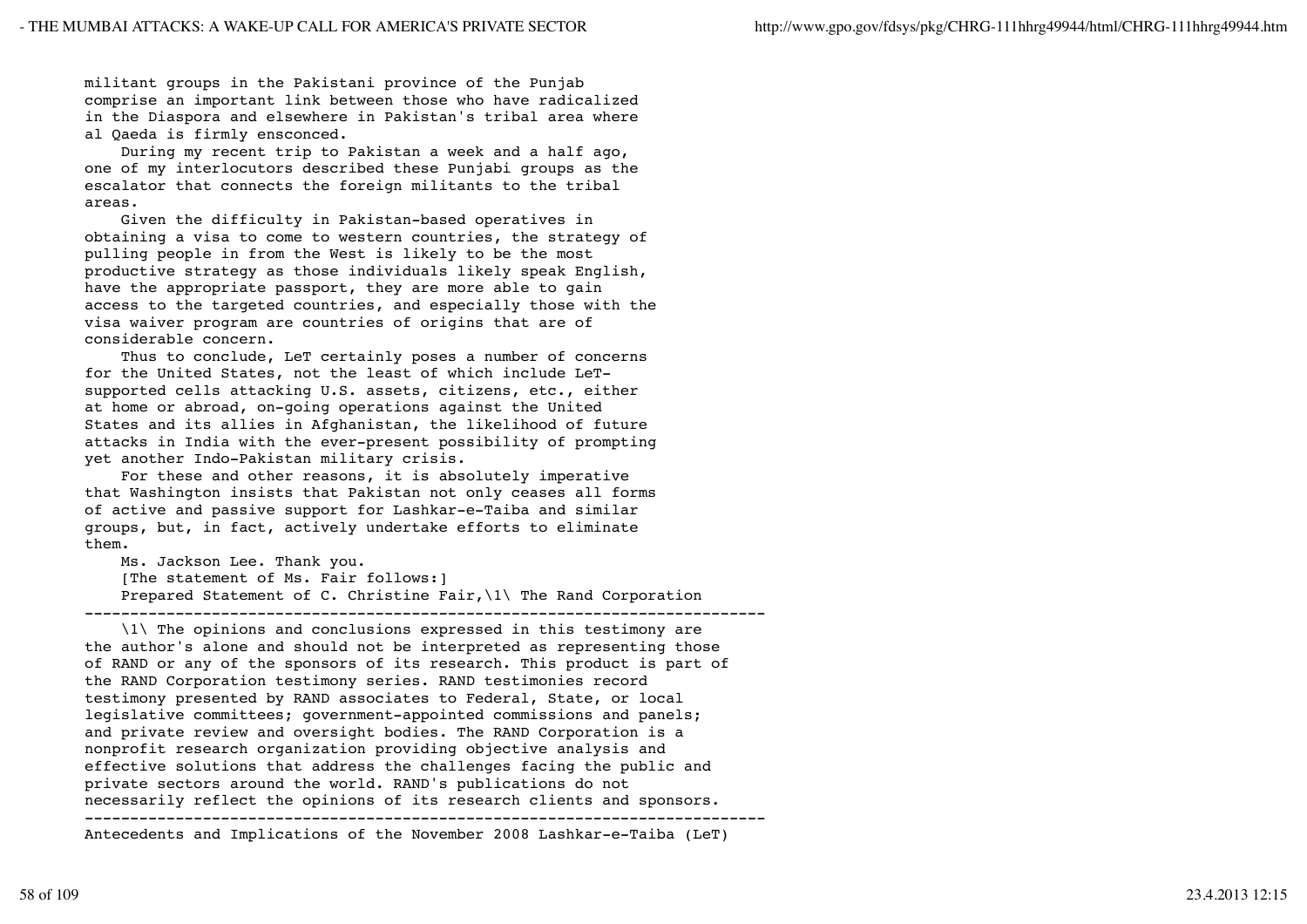militant groups in the Pakistani province of the Punjab comprise an important link between those who have radicalized in the Diaspora and elsewhere in Pakistan's tribal area where al Qaeda is firmly ensconced.

During my recent trip to Pakistan a week and a half ago, one of my interlocutors described these Punjabi groups as the escalator that connects the foreign militants to the tribal areas.

Given the difficulty in Pakistan-based operatives in obtaining a visa to come to western countries, the strategy of pulling people in from the West is likely to be the most productive strategy as those individuals likely speak English, have the appropriate passport, they are more able to gain access to the targeted countries, and especially those with the visa waiver program are countries of origins that are of considerable concern.

Thus to conclude, LeT certainly poses a number of concerns for the United States, not the least of which include LeT-supported cells attacking U.S. assets, citizens, etc., either at home or abroad, on-going operations against the United States and its allies in Afghanistan, the likelihood of future attacks in India with the ever-present possibility of prompting yet another Indo-Pakistan military crisis.

For these and other reasons, it is absolutely imperative that Washington insists that Pakistan not only ceases all forms of active and passive support for Lashkar-e-Taiba and similar groups, but, in fact, actively undertake efforts to eliminate them.

Ms. Jackson Lee. Thank you.

[The statement of Ms. Fair follows:]

Prepared Statement of C. Christine Fair,\1\ The Rand Corporation

---

\1\ The opinions and conclusions expressed in this testimony are the author's alone and should not be interpreted as representing those of RAND or any of the sponsors of its research. This product is part of the RAND Corporation testimony series. RAND testimonies record testimony presented by RAND associates to Federal, State, or local legislative committees; government-appointed commissions and panels; and private review and oversight bodies. The RAND Corporation is a nonprofit research organization providing objective analysis and effective solutions that address the challenges facing the public and private sectors around the world. RAND's publications do not necessarily reflect the opinions of its research clients and sponsors.

---

Antecedents and Implications of the November 2008 Lashkar-e-Taiba (LeT)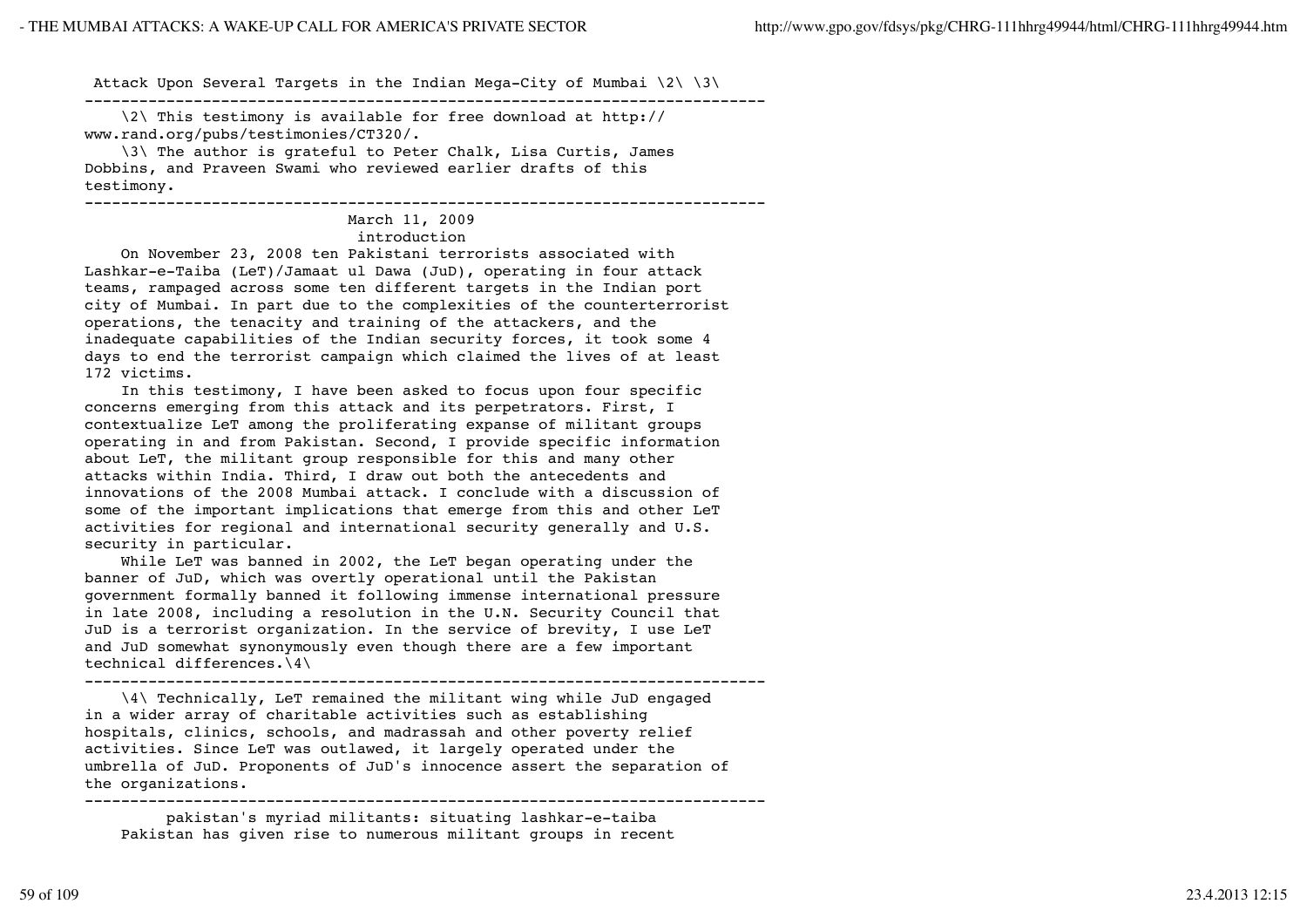Attack Upon Several Targets in the Indian Mega-City of Mumbai \2\ \3\

---

\2\ This testimony is available for free download at http://www.rand.org/pubs/testimonies/CT320/.

\3\ The author is grateful to Peter Chalk, Lisa Curtis, James Dobbins, and Praveen Swami who reviewed earlier drafts of this testimony.

---

March 11, 2009

## introduction

On November 23, 2008 ten Pakistani terrorists associated with Lashkar-e-Taiba (LeT)/Jamaat ul Dawa (JuD), operating in four attack teams, rampaged across some ten different targets in the Indian port city of Mumbai. In part due to the complexities of the counterterrorist operations, the tenacity and training of the attackers, and the inadequate capabilities of the Indian security forces, it took some 4 days to end the terrorist campaign which claimed the lives of at least 172 victims.

In this testimony, I have been asked to focus upon four specific concerns emerging from this attack and its perpetrators. First, I contextualize LeT among the proliferating expanse of militant groups operating in and from Pakistan. Second, I provide specific information about LeT, the militant group responsible for this and many other attacks within India. Third, I draw out both the antecedents and innovations of the 2008 Mumbai attack. I conclude with a discussion of some of the important implications that emerge from this and other LeT activities for regional and international security generally and U.S. security in particular.

While LeT was banned in 2002, the LeT began operating under the banner of JuD, which was overtly operational until the Pakistan government formally banned it following immense international pressure in late 2008, including a resolution in the U.N. Security Council that JuD is a terrorist organization. In the service of brevity, I use LeT and JuD somewhat synonymously even though there are a few important technical differences.\4\

---

\4\ Technically, LeT remained the militant wing while JuD engaged in a wider array of charitable activities such as establishing hospitals, clinics, schools, and madrassah and other poverty relief activities. Since LeT was outlawed, it largely operated under the umbrella of JuD. Proponents of JuD's innocence assert the separation of the organizations.

---

## pakistan's myriad militants: situating lashkar-e-taiba

Pakistan has given rise to numerous militant groups in recent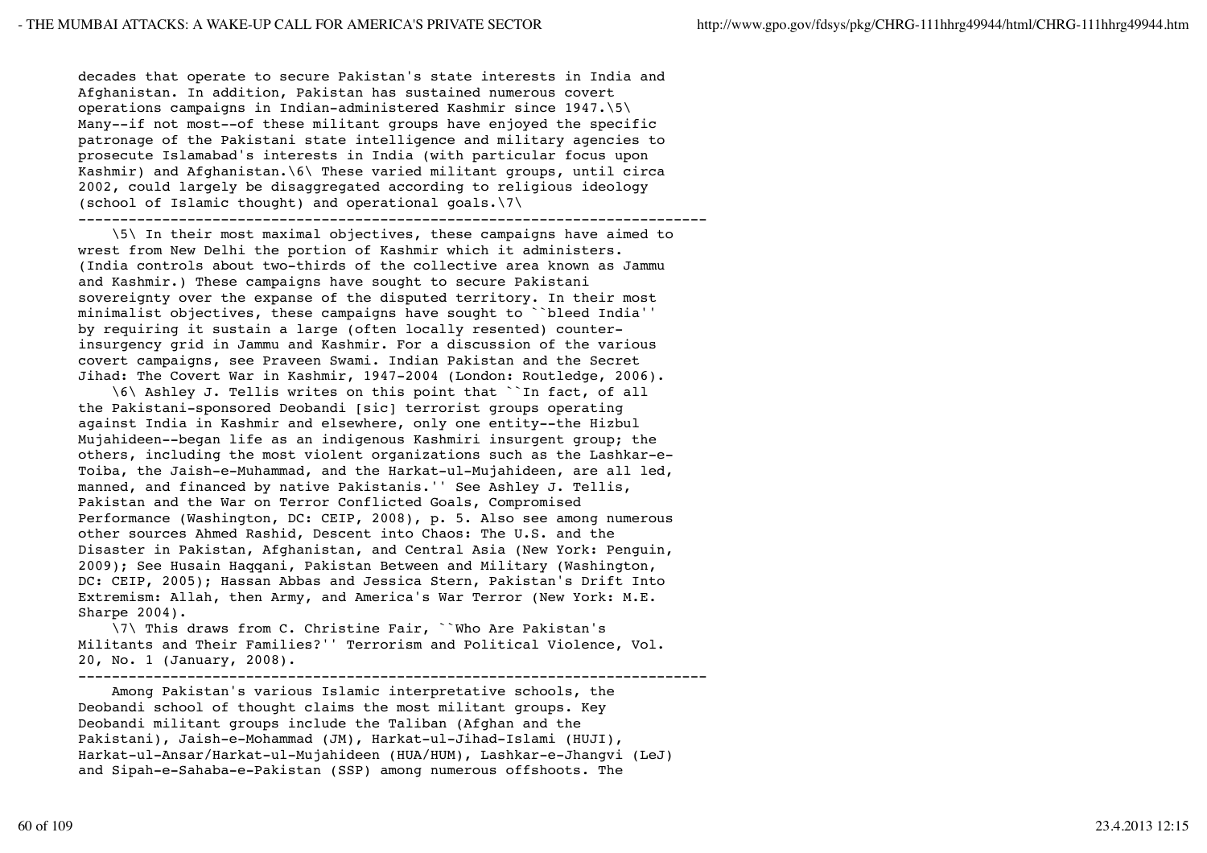decades that operate to secure Pakistan's state interests in India and Afghanistan. In addition, Pakistan has sustained numerous covert operations campaigns in Indian-administered Kashmir since 1947.\5\ Many--if not most--of these militant groups have enjoyed the specific patronage of the Pakistani state intelligence and military agencies to prosecute Islamabad's interests in India (with particular focus upon Kashmir) and Afghanistan.\6\ These varied militant groups, until circa 2002, could largely be disaggregated according to religious ideology (school of Islamic thought) and operational goals.\7\

---

\5\ In their most maximal objectives, these campaigns have aimed to wrest from New Delhi the portion of Kashmir which it administers. (India controls about two-thirds of the collective area known as Jammu and Kashmir.) These campaigns have sought to secure Pakistani sovereignty over the expanse of the disputed territory. In their most minimalist objectives, these campaigns have sought to ``bleed India'' by requiring it sustain a large (often locally resented) counter-insurgency grid in Jammu and Kashmir. For a discussion of the various covert campaigns, see Praveen Swami. Indian Pakistan and the Secret Jihad: The Covert War in Kashmir, 1947-2004 (London: Routledge, 2006).

\6\ Ashley J. Tellis writes on this point that ``In fact, of all the Pakistani-sponsored Deobandi [sic] terrorist groups operating against India in Kashmir and elsewhere, only one entity--the Hizbul Mujahideen--began life as an indigenous Kashmiri insurgent group; the others, including the most violent organizations such as the Lashkar-e-Toiba, the Jaish-e-Muhammad, and the Harkat-ul-Mujahideen, are all led, manned, and financed by native Pakistanis.'' See Ashley J. Tellis, Pakistan and the War on Terror Conflicted Goals, Compromised Performance (Washington, DC: CEIP, 2008), p. 5. Also see among numerous other sources Ahmed Rashid, Descent into Chaos: The U.S. and the Disaster in Pakistan, Afghanistan, and Central Asia (New York: Penguin, 2009); See Husain Haqqani, Pakistan Between and Military (Washington, DC: CEIP, 2005); Hassan Abbas and Jessica Stern, Pakistan's Drift Into Extremism: Allah, then Army, and America's War Terror (New York: M.E. Sharpe 2004).

\7\ This draws from C. Christine Fair, ``Who Are Pakistan's Militants and Their Families?'' Terrorism and Political Violence, Vol. 20, No. 1 (January, 2008).

---

Among Pakistan's various Islamic interpretative schools, the Deobandi school of thought claims the most militant groups. Key Deobandi militant groups include the Taliban (Afghan and the Pakistani), Jaish-e-Mohammad (JM), Harkat-ul-Jihad-Islami (HUJI), Harkat-ul-Ansar/Harkat-ul-Mujahideen (HUA/HUM), Lashkar-e-Jhangvi (LeJ) and Sipah-e-Sahaba-e-Pakistan (SSP) among numerous offshoots. The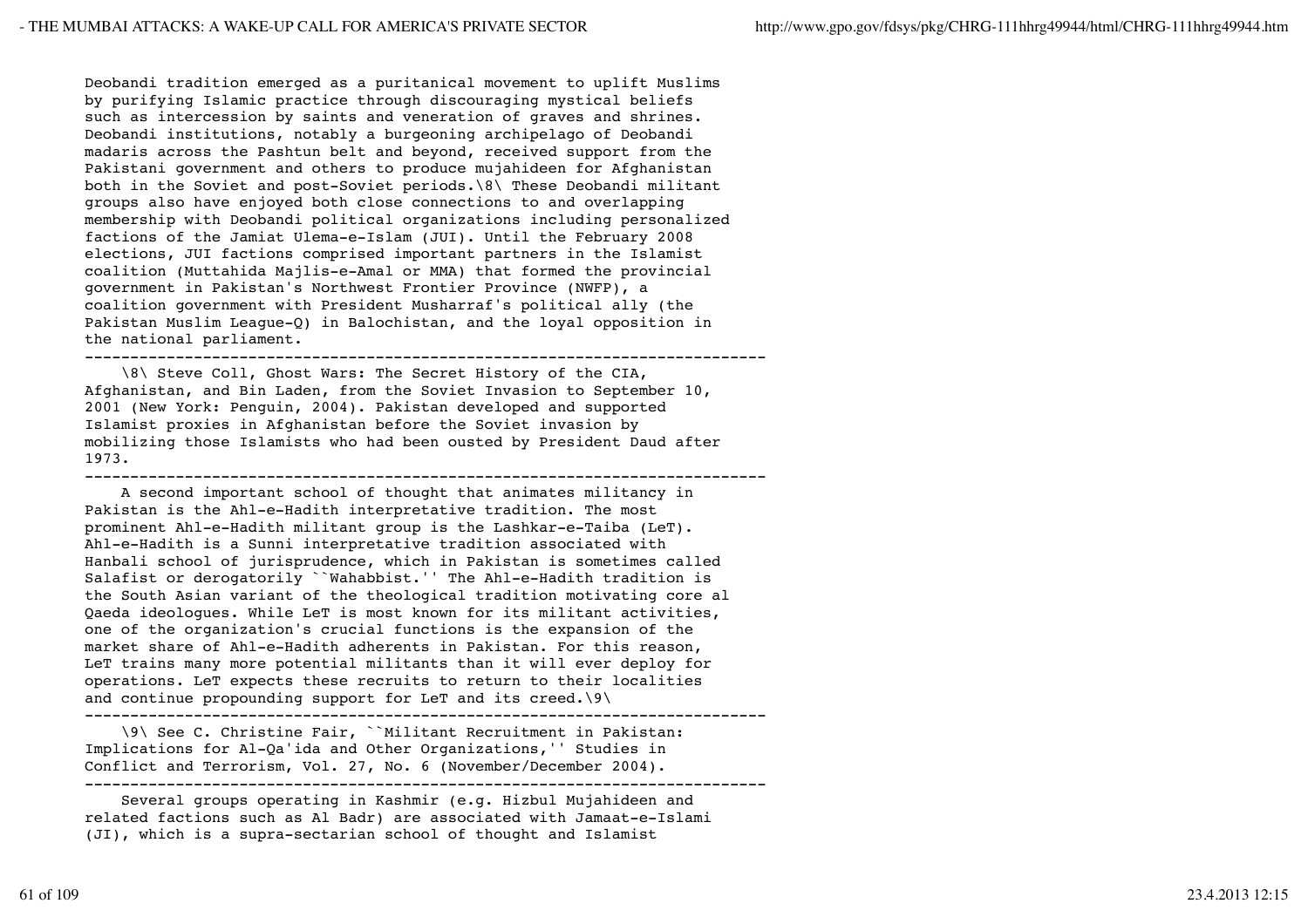Deobandi tradition emerged as a puritanical movement to uplift Muslims by purifying Islamic practice through discouraging mystical beliefs such as intercession by saints and veneration of graves and shrines. Deobandi institutions, notably a burgeoning archipelago of Deobandi madaris across the Pashtun belt and beyond, received support from the Pakistani government and others to produce mujahideen for Afghanistan both in the Soviet and post-Soviet periods.[8] These Deobandi militant groups also have enjoyed both close connections to and overlapping membership with Deobandi political organizations including personalized factions of the Jamiat Ulema-e-Islam (JUI). Until the February 2008 elections, JUI factions comprised important partners in the Islamist coalition (Muttahida Majlis-e-Amal or MMA) that formed the provincial government in Pakistan's Northwest Frontier Province (NWFP), a coalition government with President Musharraf's political ally (the Pakistan Muslim League-Q) in Balochistan, and the loyal opposition in the national parliament.

---

[8] Steve Coll, Ghost Wars: The Secret History of the CIA, Afghanistan, and Bin Laden, from the Soviet Invasion to September 10, 2001 (New York: Penguin, 2004). Pakistan developed and supported Islamist proxies in Afghanistan before the Soviet invasion by mobilizing those Islamists who had been ousted by President Daud after 1973.

---

A second important school of thought that animates militancy in Pakistan is the Ahl-e-Hadith interpretative tradition. The most prominent Ahl-e-Hadith militant group is the Lashkar-e-Taiba (LeT). Ahl-e-Hadith is a Sunni interpretative tradition associated with Hanbali school of jurisprudence, which in Pakistan is sometimes called Salafist or derogatorily ``Wahabbist.'' The Ahl-e-Hadith tradition is the South Asian variant of the theological tradition motivating core al Qaeda ideologues. While LeT is most known for its militant activities, one of the organization's crucial functions is the expansion of the market share of Ahl-e-Hadith adherents in Pakistan. For this reason, LeT trains many more potential militants than it will ever deploy for operations. LeT expects these recruits to return to their localities and continue propounding support for LeT and its creed.[9]

---

[9] See C. Christine Fair, ``Militant Recruitment in Pakistan: Implications for Al-Qa'ida and Other Organizations,'' Studies in Conflict and Terrorism, Vol. 27, No. 6 (November/December 2004).

---

Several groups operating in Kashmir (e.g. Hizbul Mujahideen and related factions such as Al Badr) are associated with Jamaat-e-Islami (JI), which is a supra-sectarian school of thought and Islamist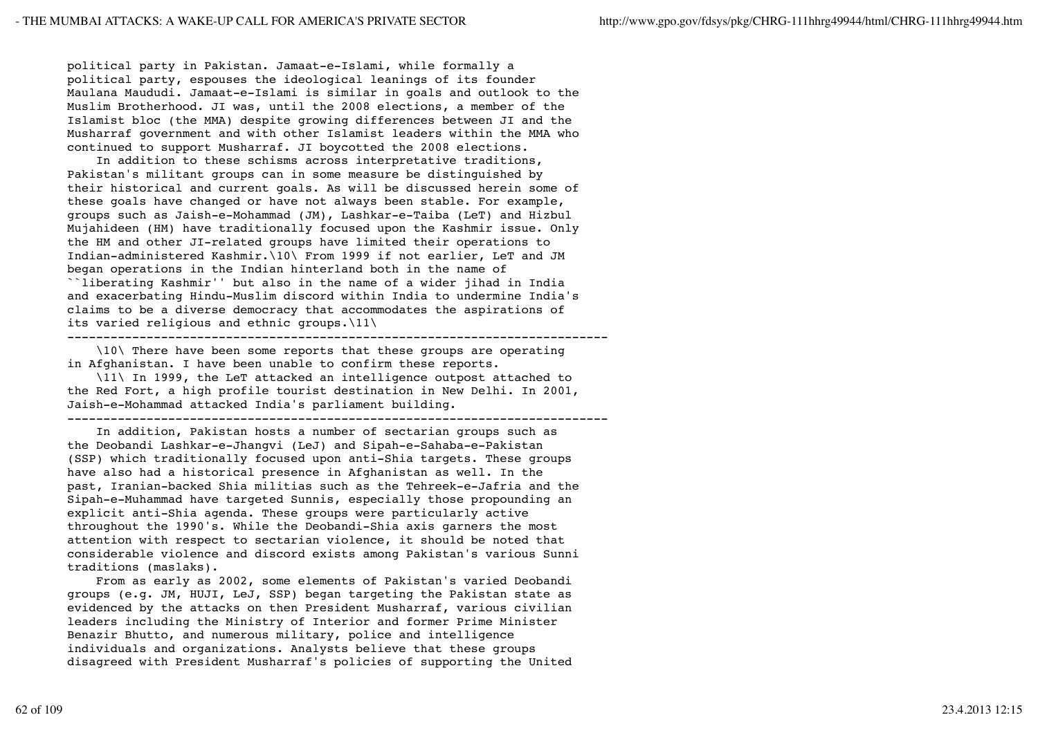political party in Pakistan. Jamaat-e-Islami, while formally a political party, espouses the ideological leanings of its founder Maulana Maududi. Jamaat-e-Islami is similar in goals and outlook to the Muslim Brotherhood. JI was, until the 2008 elections, a member of the Islamist bloc (the MMA) despite growing differences between JI and the Musharraf government and with other Islamist leaders within the MMA who continued to support Musharraf. JI boycotted the 2008 elections.

In addition to these schisms across interpretative traditions, Pakistan's militant groups can in some measure be distinguished by their historical and current goals. As will be discussed herein some of these goals have changed or have not always been stable. For example, groups such as Jaish-e-Mohammad (JM), Lashkar-e-Taiba (LeT) and Hizbul Mujahideen (HM) have traditionally focused upon the Kashmir issue. Only the HM and other JI-related groups have limited their operations to Indian-administered Kashmir.\10\ From 1999 if not earlier, LeT and JM began operations in the Indian hinterland both in the name of ``liberating Kashmir'' but also in the name of a wider jihad in India and exacerbating Hindu-Muslim discord within India to undermine India's claims to be a diverse democracy that accommodates the aspirations of its varied religious and ethnic groups.\11\

---

\10\ There have been some reports that these groups are operating in Afghanistan. I have been unable to confirm these reports.

\11\ In 1999, the LeT attacked an intelligence outpost attached to the Red Fort, a high profile tourist destination in New Delhi. In 2001, Jaish-e-Mohammad attacked India's parliament building.

---

In addition, Pakistan hosts a number of sectarian groups such as the Deobandi Lashkar-e-Jhangvi (LeJ) and Sipah-e-Sahaba-e-Pakistan (SSP) which traditionally focused upon anti-Shia targets. These groups have also had a historical presence in Afghanistan as well. In the past, Iranian-backed Shia militias such as the Tehreek-e-Jafria and the Sipah-e-Muhammad have targeted Sunnis, especially those propounding an explicit anti-Shia agenda. These groups were particularly active throughout the 1990's. While the Deobandi-Shia axis garners the most attention with respect to sectarian violence, it should be noted that considerable violence and discord exists among Pakistan's various Sunni traditions (maslaks).

From as early as 2002, some elements of Pakistan's varied Deobandi groups (e.g. JM, HUJI, LeJ, SSP) began targeting the Pakistan state as evidenced by the attacks on then President Musharraf, various civilian leaders including the Ministry of Interior and former Prime Minister Benazir Bhutto, and numerous military, police and intelligence individuals and organizations. Analysts believe that these groups disagreed with President Musharraf's policies of supporting the United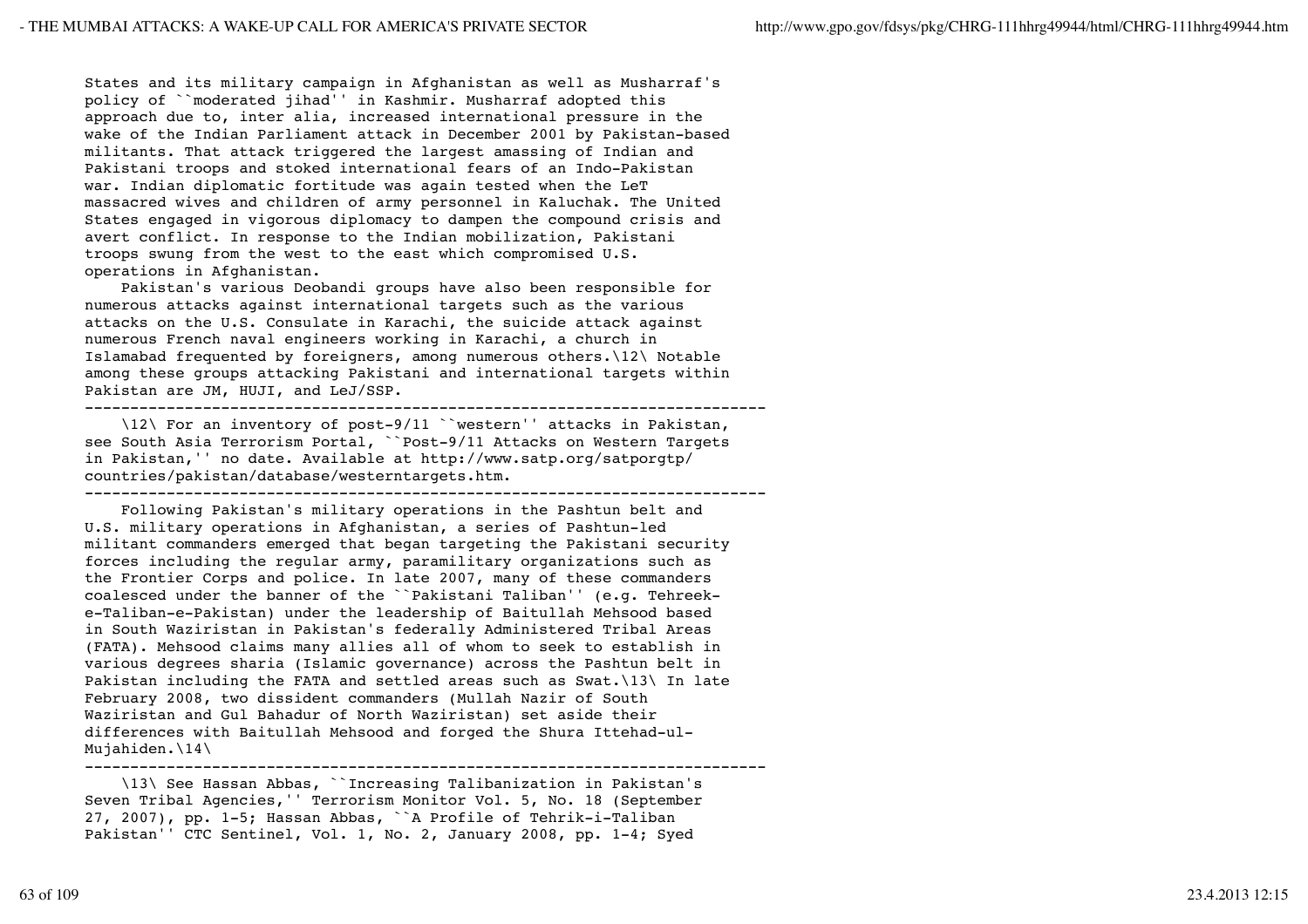States and its military campaign in Afghanistan as well as Musharraf's policy of ``moderated jihad'' in Kashmir. Musharraf adopted this approach due to, inter alia, increased international pressure in the wake of the Indian Parliament attack in December 2001 by Pakistan-based militants. That attack triggered the largest amassing of Indian and Pakistani troops and stoked international fears of an Indo-Pakistan war. Indian diplomatic fortitude was again tested when the LeT massacred wives and children of army personnel in Kaluchak. The United States engaged in vigorous diplomacy to dampen the compound crisis and avert conflict. In response to the Indian mobilization, Pakistani troops swung from the west to the east which compromised U.S. operations in Afghanistan.

Pakistan's various Deobandi groups have also been responsible for numerous attacks against international targets such as the various attacks on the U.S. Consulate in Karachi, the suicide attack against numerous French naval engineers working in Karachi, a church in Islamabad frequented by foreigners, among numerous others.\12\ Notable among these groups attacking Pakistani and international targets within Pakistan are JM, HUJI, and LeJ/SSP.

---------------------------------------------------------------------------

\12\ For an inventory of post-9/11 ``western'' attacks in Pakistan, see South Asia Terrorism Portal, ``Post-9/11 Attacks on Western Targets in Pakistan,'' no date. Available at http://www.satp.org/satporgtp/countries/pakistan/database/westerntargets.htm.

---------------------------------------------------------------------------

Following Pakistan's military operations in the Pashtun belt and U.S. military operations in Afghanistan, a series of Pashtun-led militant commanders emerged that began targeting the Pakistani security forces including the regular army, paramilitary organizations such as the Frontier Corps and police. In late 2007, many of these commanders coalesced under the banner of the ``Pakistani Taliban'' (e.g. Tehreek-e-Taliban-e-Pakistan) under the leadership of Baitullah Mehsood based in South Waziristan in Pakistan's federally Administered Tribal Areas (FATA). Mehsood claims many allies all of whom to seek to establish in various degrees sharia (Islamic governance) across the Pashtun belt in Pakistan including the FATA and settled areas such as Swat.\13\ In late February 2008, two dissident commanders (Mullah Nazir of South Waziristan and Gul Bahadur of North Waziristan) set aside their differences with Baitullah Mehsood and forged the Shura Ittehad-ul-Mujahiden.\14\

---------------------------------------------------------------------------

\13\ See Hassan Abbas, ``Increasing Talibanization in Pakistan's Seven Tribal Agencies,'' Terrorism Monitor Vol. 5, No. 18 (September 27, 2007), pp. 1-5; Hassan Abbas, ``A Profile of Tehrik-i-Taliban Pakistan'' CTC Sentinel, Vol. 1, No. 2, January 2008, pp. 1-4; Syed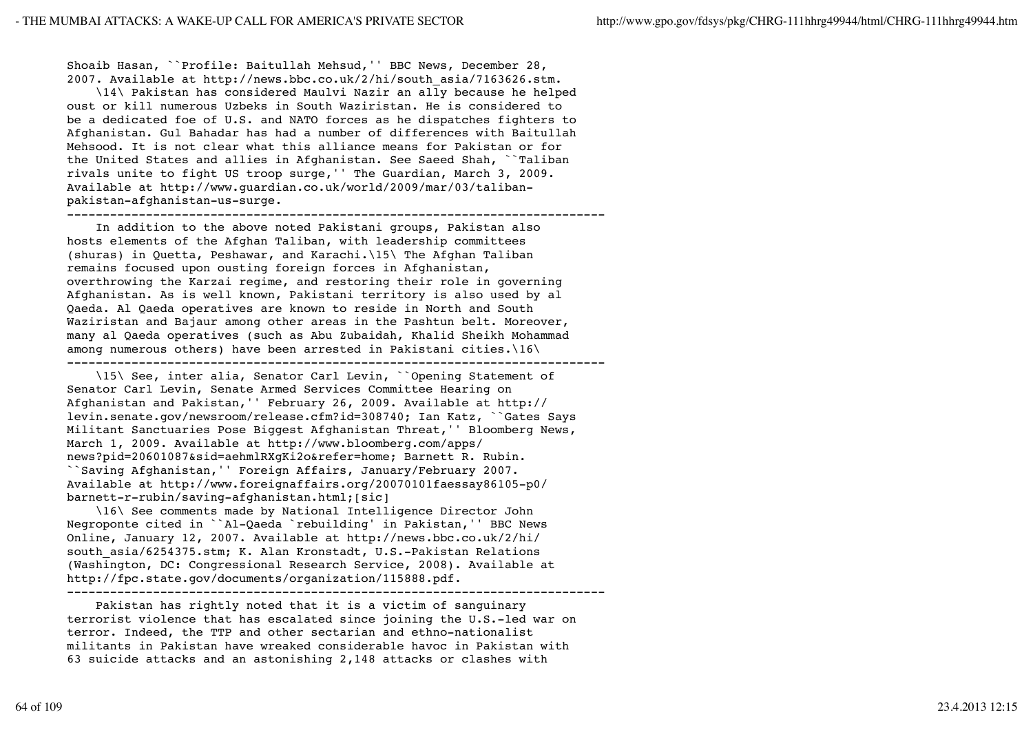Shoaib Hasan, ``Profile: Baitullah Mehsud,'' BBC News, December 28, 2007. Available at http://news.bbc.co.uk/2/hi/south_asia/7163626.stm.

\14\ Pakistan has considered Maulvi Nazir an ally because he helped oust or kill numerous Uzbeks in South Waziristan. He is considered to be a dedicated foe of U.S. and NATO forces as he dispatches fighters to Afghanistan. Gul Bahadar has had a number of differences with Baitullah Mehsood. It is not clear what this alliance means for Pakistan or for the United States and allies in Afghanistan. See Saeed Shah, ``Taliban rivals unite to fight US troop surge,'' The Guardian, March 3, 2009. Available at http://www.guardian.co.uk/world/2009/mar/03/taliban-pakistan-afghanistan-us-surge.

---

In addition to the above noted Pakistani groups, Pakistan also hosts elements of the Afghan Taliban, with leadership committees (shuras) in Quetta, Peshawar, and Karachi.\15\ The Afghan Taliban remains focused upon ousting foreign forces in Afghanistan, overthrowing the Karzai regime, and restoring their role in governing Afghanistan. As is well known, Pakistani territory is also used by al Qaeda. Al Qaeda operatives are known to reside in North and South Waziristan and Bajaur among other areas in the Pashtun belt. Moreover, many al Qaeda operatives (such as Abu Zubaidah, Khalid Sheikh Mohammad among numerous others) have been arrested in Pakistani cities.\16\

---

\15\ See, inter alia, Senator Carl Levin, ``Opening Statement of Senator Carl Levin, Senate Armed Services Committee Hearing on Afghanistan and Pakistan,'' February 26, 2009. Available at http://levin.senate.gov/newsroom/release.cfm?id=308740; Ian Katz, ``Gates Says Militant Sanctuaries Pose Biggest Afghanistan Threat,'' Bloomberg News, March 1, 2009. Available at http://www.bloomberg.com/apps/news?pid=20601087&sid=aehmlRXgKi2o&refer=home; Barnett R. Rubin. ``Saving Afghanistan,'' Foreign Affairs, January/February 2007. Available at http://www.foreignaffairs.org/20070101faessay86105-p0/barnett-r-rubin/saving-afghanistan.html;[sic]

\16\ See comments made by National Intelligence Director John Negroponte cited in ``Al-Qaeda `rebuilding' in Pakistan,'' BBC News Online, January 12, 2007. Available at http://news.bbc.co.uk/2/hi/south_asia/6254375.stm; K. Alan Kronstadt, U.S.-Pakistan Relations (Washington, DC: Congressional Research Service, 2008). Available at http://fpc.state.gov/documents/organization/115888.pdf.

---

Pakistan has rightly noted that it is a victim of sanguinary terrorist violence that has escalated since joining the U.S.-led war on terror. Indeed, the TTP and other sectarian and ethno-nationalist militants in Pakistan have wreaked considerable havoc in Pakistan with 63 suicide attacks and an astonishing 2,148 attacks or clashes with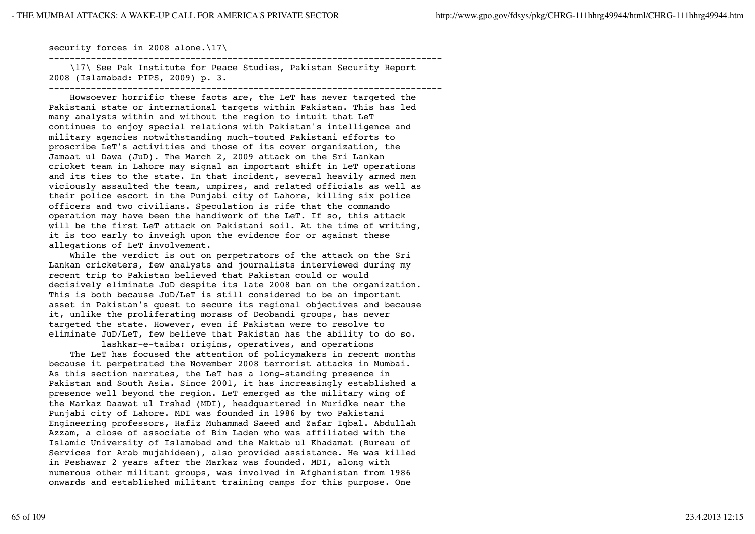security forces in 2008 alone.\17\

---

\17\ See Pak Institute for Peace Studies, Pakistan Security Report 2008 (Islamabad: PIPS, 2009) p. 3.

---

Howsoever horrific these facts are, the LeT has never targeted the Pakistani state or international targets within Pakistan. This has led many analysts within and without the region to intuit that LeT continues to enjoy special relations with Pakistan's intelligence and military agencies notwithstanding much-touted Pakistani efforts to proscribe LeT's activities and those of its cover organization, the Jamaat ul Dawa (JuD). The March 2, 2009 attack on the Sri Lankan cricket team in Lahore may signal an important shift in LeT operations and its ties to the state. In that incident, several heavily armed men viciously assaulted the team, umpires, and related officials as well as their police escort in the Punjabi city of Lahore, killing six police officers and two civilians. Speculation is rife that the commando operation may have been the handiwork of the LeT. If so, this attack will be the first LeT attack on Pakistani soil. At the time of writing, it is too early to inveigh upon the evidence for or against these allegations of LeT involvement.

While the verdict is out on perpetrators of the attack on the Sri Lankan cricketers, few analysts and journalists interviewed during my recent trip to Pakistan believed that Pakistan could or would decisively eliminate JuD despite its late 2008 ban on the organization. This is both because JuD/LeT is still considered to be an important asset in Pakistan's quest to secure its regional objectives and because it, unlike the proliferating morass of Deobandi groups, has never targeted the state. However, even if Pakistan were to resolve to eliminate JuD/LeT, few believe that Pakistan has the ability to do so.

## lashkar-e-taiba: origins, operatives, and operations

The LeT has focused the attention of policymakers in recent months because it perpetrated the November 2008 terrorist attacks in Mumbai. As this section narrates, the LeT has a long-standing presence in Pakistan and South Asia. Since 2001, it has increasingly established a presence well beyond the region. LeT emerged as the military wing of the Markaz Daawat ul Irshad (MDI), headquartered in Muridke near the Punjabi city of Lahore. MDI was founded in 1986 by two Pakistani Engineering professors, Hafiz Muhammad Saeed and Zafar Iqbal. Abdullah Azzam, a close of associate of Bin Laden who was affiliated with the Islamic University of Islamabad and the Maktab ul Khadamat (Bureau of Services for Arab mujahideen), also provided assistance. He was killed in Peshawar 2 years after the Markaz was founded. MDI, along with numerous other militant groups, was involved in Afghanistan from 1986 onwards and established militant training camps for this purpose. One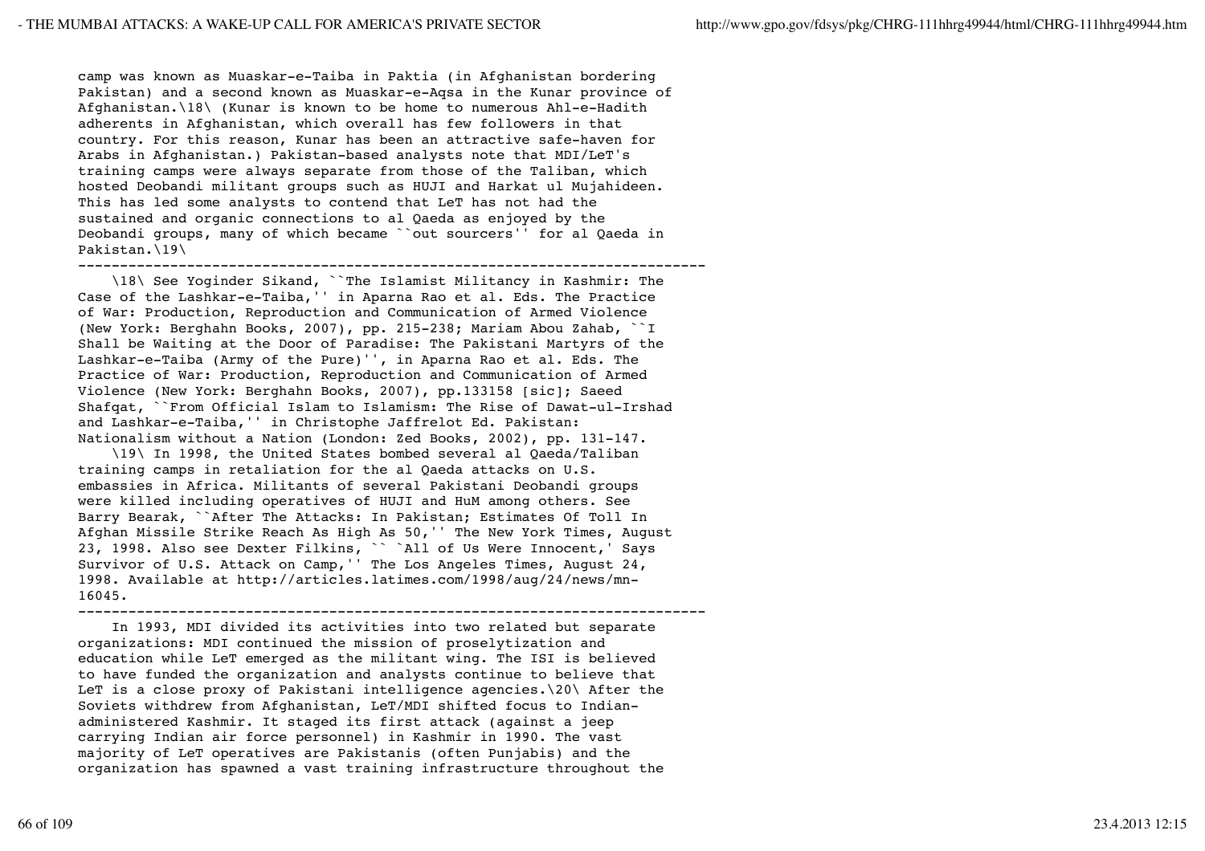camp was known as Muaskar-e-Taiba in Paktia (in Afghanistan bordering Pakistan) and a second known as Muaskar-e-Aqsa in the Kunar province of Afghanistan.\18\ (Kunar is known to be home to numerous Ahl-e-Hadith adherents in Afghanistan, which overall has few followers in that country. For this reason, Kunar has been an attractive safe-haven for Arabs in Afghanistan.) Pakistan-based analysts note that MDI/LeT's training camps were always separate from those of the Taliban, which hosted Deobandi militant groups such as HUJI and Harkat ul Mujahideen. This has led some analysts to contend that LeT has not had the sustained and organic connections to al Qaeda as enjoyed by the Deobandi groups, many of which became ``out sourcers'' for al Qaeda in Pakistan.\19\

---------------------------------------------------------------------------

\18\ See Yoginder Sikand, ``The Islamist Militancy in Kashmir: The Case of the Lashkar-e-Taiba,'' in Aparna Rao et al. Eds. The Practice of War: Production, Reproduction and Communication of Armed Violence (New York: Berghahn Books, 2007), pp. 215-238; Mariam Abou Zahab, ``I Shall be Waiting at the Door of Paradise: The Pakistani Martyrs of the Lashkar-e-Taiba (Army of the Pure)'', in Aparna Rao et al. Eds. The Practice of War: Production, Reproduction and Communication of Armed Violence (New York: Berghahn Books, 2007), pp.133158 [sic]; Saeed Shafqat, ``From Official Islam to Islamism: The Rise of Dawat-ul-Irshad and Lashkar-e-Taiba,'' in Christophe Jaffrelot Ed. Pakistan: Nationalism without a Nation (London: Zed Books, 2002), pp. 131-147.

\19\ In 1998, the United States bombed several al Qaeda/Taliban training camps in retaliation for the al Qaeda attacks on U.S. embassies in Africa. Militants of several Pakistani Deobandi groups were killed including operatives of HUJI and HuM among others. See Barry Bearak, ``After The Attacks: In Pakistan; Estimates Of Toll In Afghan Missile Strike Reach As High As 50,'' The New York Times, August 23, 1998. Also see Dexter Filkins, `` `All of Us Were Innocent,' Says Survivor of U.S. Attack on Camp,'' The Los Angeles Times, August 24, 1998. Available at http://articles.latimes.com/1998/aug/24/news/mn-16045.

---------------------------------------------------------------------------

In 1993, MDI divided its activities into two related but separate organizations: MDI continued the mission of proselytization and education while LeT emerged as the militant wing. The ISI is believed to have funded the organization and analysts continue to believe that LeT is a close proxy of Pakistani intelligence agencies.\20\ After the Soviets withdrew from Afghanistan, LeT/MDI shifted focus to Indian-administered Kashmir. It staged its first attack (against a jeep carrying Indian air force personnel) in Kashmir in 1990. The vast majority of LeT operatives are Pakistanis (often Punjabis) and the organization has spawned a vast training infrastructure throughout the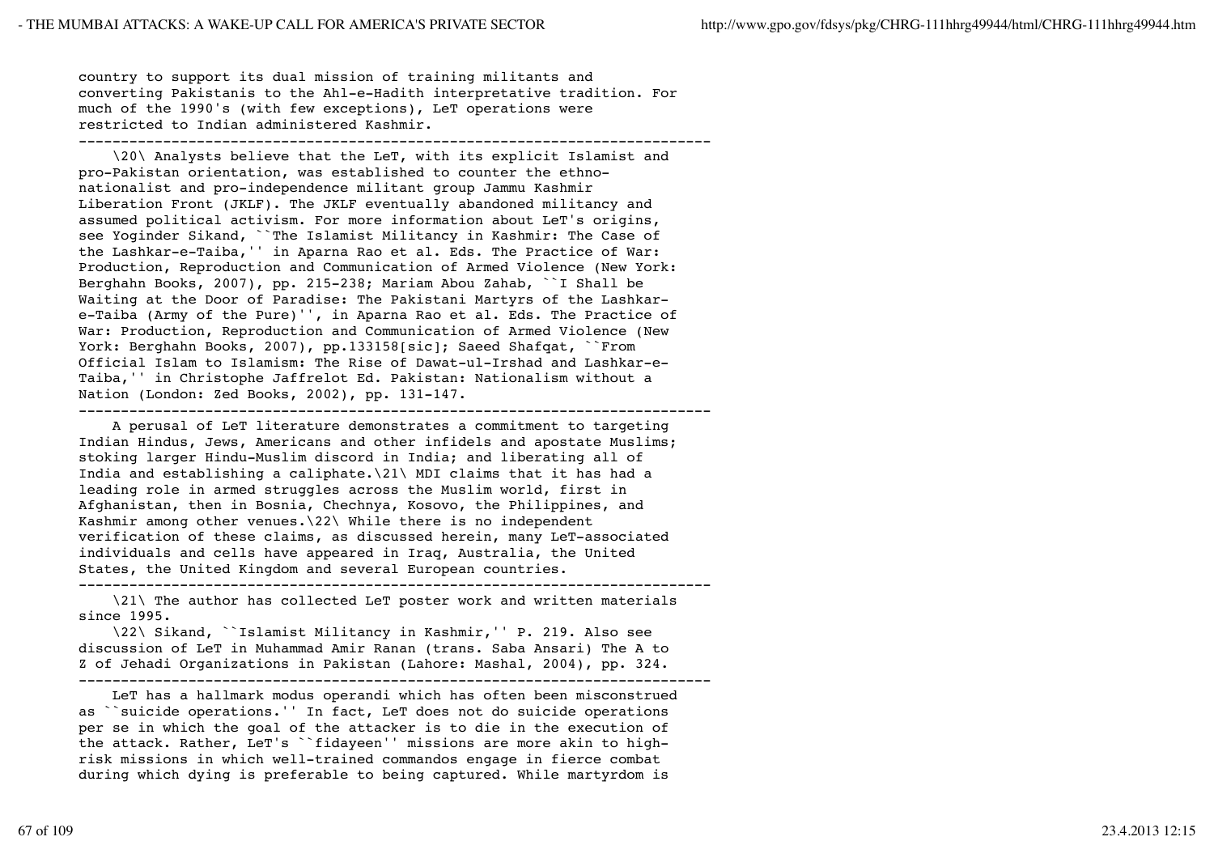country to support its dual mission of training militants and converting Pakistanis to the Ahl-e-Hadith interpretative tradition. For much of the 1990's (with few exceptions), LeT operations were restricted to Indian administered Kashmir.

---

\20\ Analysts believe that the LeT, with its explicit Islamist and pro-Pakistan orientation, was established to counter the ethno-nationalist and pro-independence militant group Jammu Kashmir Liberation Front (JKLF). The JKLF eventually abandoned militancy and assumed political activism. For more information about LeT's origins, see Yoginder Sikand, ``The Islamist Militancy in Kashmir: The Case of the Lashkar-e-Taiba,'' in Aparna Rao et al. Eds. The Practice of War: Production, Reproduction and Communication of Armed Violence (New York: Berghahn Books, 2007), pp. 215-238; Mariam Abou Zahab, ``I Shall be Waiting at the Door of Paradise: The Pakistani Martyrs of the Lashkar-e-Taiba (Army of the Pure)'', in Aparna Rao et al. Eds. The Practice of War: Production, Reproduction and Communication of Armed Violence (New York: Berghahn Books, 2007), pp.133158[sic]; Saeed Shafqat, ``From Official Islam to Islamism: The Rise of Dawat-ul-Irshad and Lashkar-e-Taiba,'' in Christophe Jaffrelot Ed. Pakistan: Nationalism without a Nation (London: Zed Books, 2002), pp. 131-147.

---

A perusal of LeT literature demonstrates a commitment to targeting Indian Hindus, Jews, Americans and other infidels and apostate Muslims; stoking larger Hindu-Muslim discord in India; and liberating all of India and establishing a caliphate.\21\ MDI claims that it has had a leading role in armed struggles across the Muslim world, first in Afghanistan, then in Bosnia, Chechnya, Kosovo, the Philippines, and Kashmir among other venues.\22\ While there is no independent verification of these claims, as discussed herein, many LeT-associated individuals and cells have appeared in Iraq, Australia, the United States, the United Kingdom and several European countries.

---

\21\ The author has collected LeT poster work and written materials since 1995.

\22\ Sikand, ``Islamist Militancy in Kashmir,'' P. 219. Also see discussion of LeT in Muhammad Amir Ranan (trans. Saba Ansari) The A to Z of Jehadi Organizations in Pakistan (Lahore: Mashal, 2004), pp. 324.

---

LeT has a hallmark modus operandi which has often been misconstrued as ``suicide operations.'' In fact, LeT does not do suicide operations per se in which the goal of the attacker is to die in the execution of the attack. Rather, LeT's ``fidayeen'' missions are more akin to high-risk missions in which well-trained commandos engage in fierce combat during which dying is preferable to being captured. While martyrdom is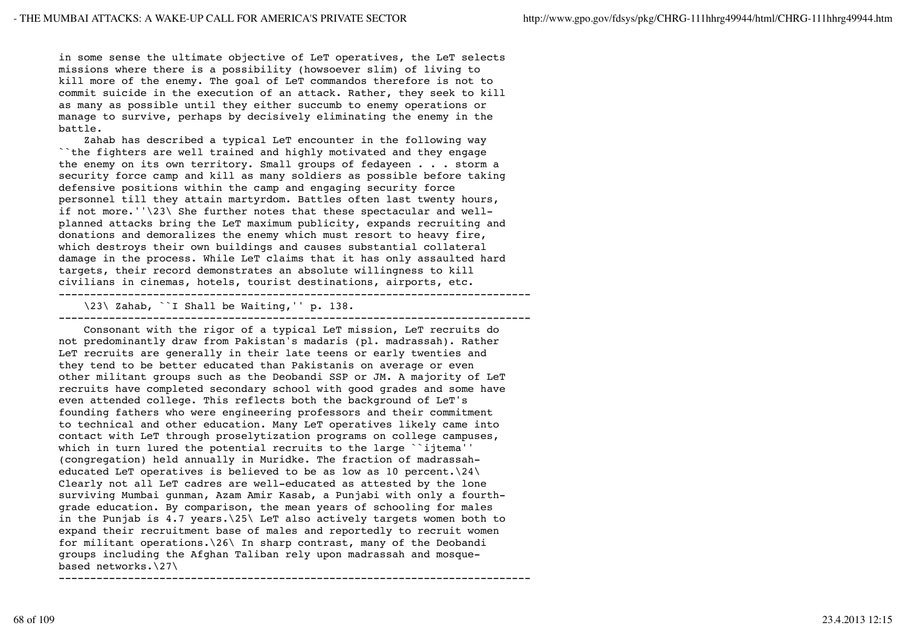in some sense the ultimate objective of LeT operatives, the LeT selects missions where there is a possibility (howsoever slim) of living to kill more of the enemy. The goal of LeT commandos therefore is not to commit suicide in the execution of an attack. Rather, they seek to kill as many as possible until they either succumb to enemy operations or manage to survive, perhaps by decisively eliminating the enemy in the battle.

Zahab has described a typical LeT encounter in the following way ``the fighters are well trained and highly motivated and they engage the enemy on its own territory. Small groups of fedayeen . . . storm a security force camp and kill as many soldiers as possible before taking defensive positions within the camp and engaging security force personnel till they attain martyrdom. Battles often last twenty hours, if not more.''\23\ She further notes that these spectacular and well-planned attacks bring the LeT maximum publicity, expands recruiting and donations and demoralizes the enemy which must resort to heavy fire, which destroys their own buildings and causes substantial collateral damage in the process. While LeT claims that it has only assaulted hard targets, their record demonstrates an absolute willingness to kill civilians in cinemas, hotels, tourist destinations, airports, etc.

---

\23\ Zahab, ``I Shall be Waiting,'' p. 138.

---

Consonant with the rigor of a typical LeT mission, LeT recruits do not predominantly draw from Pakistan's madari (pl. madrassah). Rather LeT recruits are generally in their late teens or early twenties and they tend to be better educated than Pakistanis on average or even other militant groups such as the Deobandi SSP or JM. A majority of LeT recruits have completed secondary school with good grades and some have even attended college. This reflects both the background of LeT's founding fathers who were engineering professors and their commitment to technical and other education. Many LeT operatives likely came into contact with LeT through proselytization programs on college campuses, which in turn lured the potential recruits to the large ``ijtema'' (congregation) held annually in Muridke. The fraction of madrassah-educated LeT operatives is believed to be as low as 10 percent.\24\ Clearly not all LeT cadres are well-educated as attested by the lone surviving Mumbai gunman, Azam Amir Kasab, a Punjabi with only a fourth-grade education. By comparison, the mean years of schooling for males in the Punjab is 4.7 years.\25\ LeT also actively targets women both to expand their recruitment base of males and reportedly to recruit women for militant operations.\26\ In sharp contrast, many of the Deobandi groups including the Afghan Taliban rely upon madrassah and mosque-based networks.\27\

---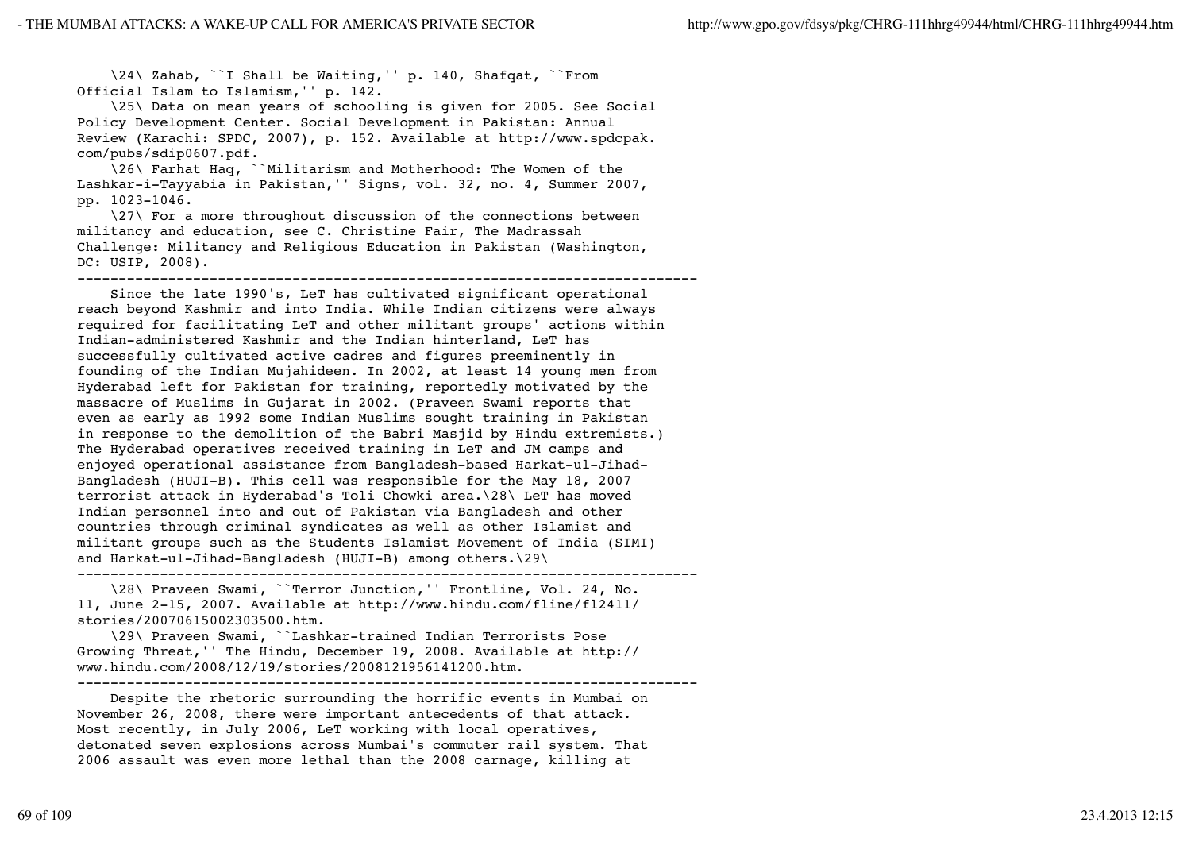\24\ Zahab, ``I Shall be Waiting,'' p. 140, Shafqat, ``From Official Islam to Islamism,'' p. 142.

\25\ Data on mean years of schooling is given for 2005. See Social Policy Development Center. Social Development in Pakistan: Annual Review (Karachi: SPDC, 2007), p. 152. Available at http://www.spdcpak.com/pubs/sdip0607.pdf.

\26\ Farhat Haq, ``Militarism and Motherhood: The Women of the Lashkar-i-Tayyabia in Pakistan,'' Signs, vol. 32, no. 4, Summer 2007, pp. 1023-1046.

\27\ For a more throughout discussion of the connections between militancy and education, see C. Christine Fair, The Madrassah Challenge: Militancy and Religious Education in Pakistan (Washington, DC: USIP, 2008).

---------------------------------------------------------------------------

Since the late 1990's, LeT has cultivated significant operational reach beyond Kashmir and into India. While Indian citizens were always required for facilitating LeT and other militant groups' actions within Indian-administered Kashmir and the Indian hinterland, LeT has successfully cultivated active cadres and figures preeminently in founding of the Indian Mujahideen. In 2002, at least 14 young men from Hyderabad left for Pakistan for training, reportedly motivated by the massacre of Muslims in Gujarat in 2002. (Praveen Swami reports that even as early as 1992 some Indian Muslims sought training in Pakistan in response to the demolition of the Babri Masjid by Hindu extremists.) The Hyderabad operatives received training in LeT and JM camps and enjoyed operational assistance from Bangladesh-based Harkat-ul-Jihad-Bangladesh (HUJI-B). This cell was responsible for the May 18, 2007 terrorist attack in Hyderabad's Toli Chowki area.\28\ LeT has moved Indian personnel into and out of Pakistan via Bangladesh and other countries through criminal syndicates as well as other Islamist and militant groups such as the Students Islamist Movement of India (SIMI) and Harkat-ul-Jihad-Bangladesh (HUJI-B) among others.\29\

---------------------------------------------------------------------------

\28\ Praveen Swami, ``Terror Junction,'' Frontline, Vol. 24, No. 11, June 2-15, 2007. Available at http://www.hindu.com/fline/fl2411/stories/20070615002303500.htm.

\29\ Praveen Swami, ``Lashkar-trained Indian Terrorists Pose Growing Threat,'' The Hindu, December 19, 2008. Available at http://www.hindu.com/2008/12/19/stories/2008121956141200.htm.

---------------------------------------------------------------------------

Despite the rhetoric surrounding the horrific events in Mumbai on November 26, 2008, there were important antecedents of that attack. Most recently, in July 2006, LeT working with local operatives, detonated seven explosions across Mumbai's commuter rail system. That 2006 assault was even more lethal than the 2008 carnage, killing at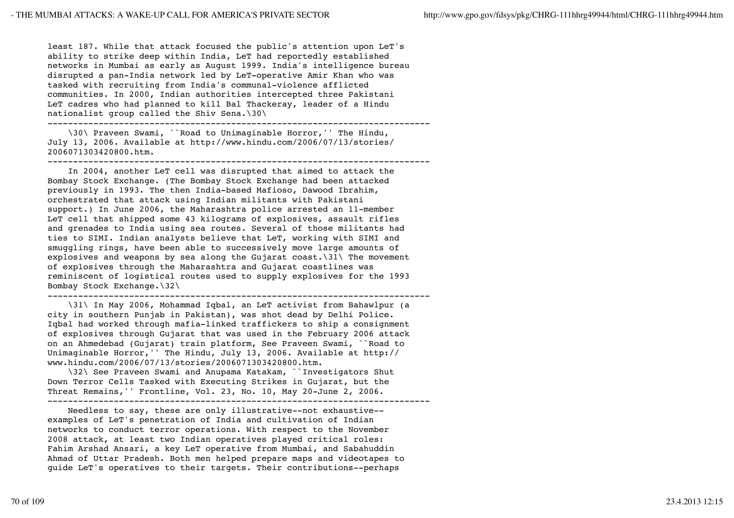least 187. While that attack focused the public's attention upon LeT's ability to strike deep within India, LeT had reportedly established networks in Mumbai as early as August 1999. India's intelligence bureau disrupted a pan-India network led by LeT-operative Amir Khan who was tasked with recruiting from India's communal-violence afflicted communities. In 2000, Indian authorities intercepted three Pakistani LeT cadres who had planned to kill Bal Thackeray, leader of a Hindu nationalist group called the Shiv Sena.\30\

---------------------------------------------------------------------------

\30\ Praveen Swami, ``Road to Unimaginable Horror,'' The Hindu, July 13, 2006. Available at http://www.hindu.com/2006/07/13/stories/2006071303420800.htm.

---------------------------------------------------------------------------

In 2004, another LeT cell was disrupted that aimed to attack the Bombay Stock Exchange. (The Bombay Stock Exchange had been attacked previously in 1993. The then India-based Mafioso, Dawood Ibrahim, orchestrated that attack using Indian militants with Pakistani support.) In June 2006, the Maharashtra police arrested an 11-member LeT cell that shipped some 43 kilograms of explosives, assault rifles and grenades to India using sea routes. Several of those militants had ties to SIMI. Indian analysts believe that LeT, working with SIMI and smuggling rings, have been able to successively move large amounts of explosives and weapons by sea along the Gujarat coast.\31\ The movement of explosives through the Maharashtra and Gujarat coastlines was reminiscent of logistical routes used to supply explosives for the 1993 Bombay Stock Exchange.\32\

---------------------------------------------------------------------------

\31\ In May 2006, Mohammad Iqbal, an LeT activist from Bahawlpur (a city in southern Punjab in Pakistan), was shot dead by Delhi Police. Iqbal had worked through mafia-linked traffickers to ship a consignment of explosives through Gujarat that was used in the February 2006 attack on an Ahmedebad (Gujarat) train platform, See Praveen Swami, ``Road to Unimaginable Horror,'' The Hindu, July 13, 2006. Available at http://www.hindu.com/2006/07/13/stories/2006071303420800.htm.

\32\ See Praveen Swami and Anupama Katakam, ``Investigators Shut Down Terror Cells Tasked with Executing Strikes in Gujarat, but the Threat Remains,'' Frontline, Vol. 23, No. 10, May 20-June 2, 2006.

---------------------------------------------------------------------------

Needless to say, these are only illustrative--not exhaustive--examples of LeT's penetration of India and cultivation of Indian networks to conduct terror operations. With respect to the November 2008 attack, at least two Indian operatives played critical roles: Fahim Arshad Ansari, a key LeT operative from Mumbai, and Sabahuddin Ahmad of Uttar Pradesh. Both men helped prepare maps and videotapes to guide LeT's operatives to their targets. Their contributions--perhaps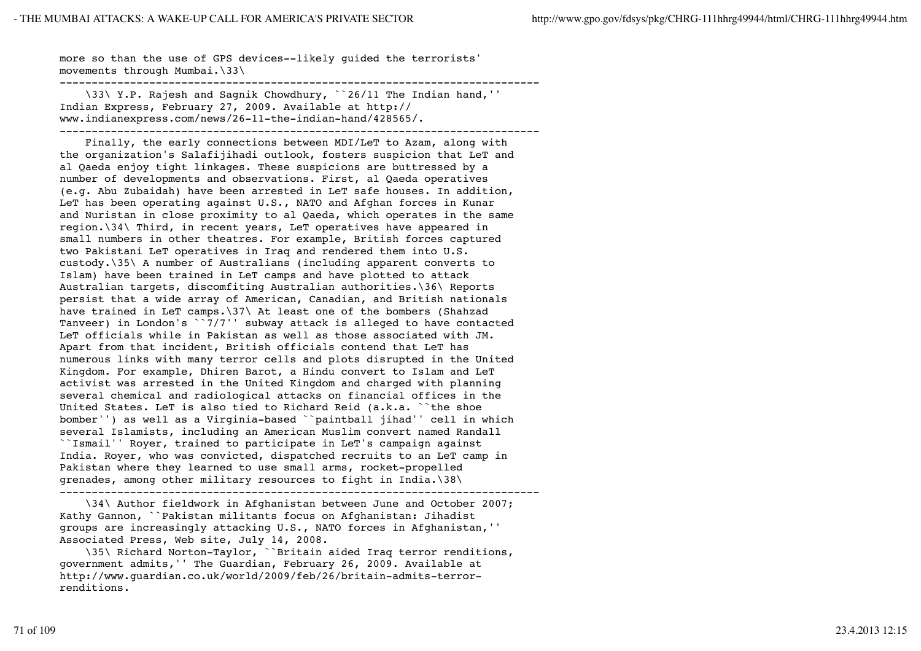more so than the use of GPS devices--likely guided the terrorists' movements through Mumbai.\33\

---

\33\ Y.P. Rajesh and Sagnik Chowdhury, ``26/11 The Indian hand,'' Indian Express, February 27, 2009. Available at http://www.indianexpress.com/news/26-11-the-indian-hand/428565/.

---

Finally, the early connections between MDI/LeT to Azam, along with the organization's Salafijihadi outlook, fosters suspicion that LeT and al Qaeda enjoy tight linkages. These suspicions are buttressed by a number of developments and observations. First, al Qaeda operatives (e.g. Abu Zubaidah) have been arrested in LeT safe houses. In addition, LeT has been operating against U.S., NATO and Afghan forces in Kunar and Nuristan in close proximity to al Qaeda, which operates in the same region.\34\ Third, in recent years, LeT operatives have appeared in small numbers in other theatres. For example, British forces captured two Pakistani LeT operatives in Iraq and rendered them into U.S. custody.\35\ A number of Australians (including apparent converts to Islam) have been trained in LeT camps and have plotted to attack Australian targets, discomfiting Australian authorities.\36\ Reports persist that a wide array of American, Canadian, and British nationals have trained in LeT camps.\37\ At least one of the bombers (Shahzad Tanveer) in London's ``7/7'' subway attack is alleged to have contacted LeT officials while in Pakistan as well as those associated with JM. Apart from that incident, British officials contend that LeT has numerous links with many terror cells and plots disrupted in the United Kingdom. For example, Dhiren Barot, a Hindu convert to Islam and LeT activist was arrested in the United Kingdom and charged with planning several chemical and radiological attacks on financial offices in the United States. LeT is also tied to Richard Reid (a.k.a. ``the shoe bomber'') as well as a Virginia-based ``paintball jihad'' cell in which several Islamists, including an American Muslim convert named Randall ``Ismail'' Royer, trained to participate in LeT's campaign against India. Royer, who was convicted, dispatched recruits to an LeT camp in Pakistan where they learned to use small arms, rocket-propelled grenades, among other military resources to fight in India.\38\

---

\34\ Author fieldwork in Afghanistan between June and October 2007; Kathy Gannon, ``Pakistan militants focus on Afghanistan: Jihadist groups are increasingly attacking U.S., NATO forces in Afghanistan,'' Associated Press, Web site, July 14, 2008.

\35\ Richard Norton-Taylor, ``Britain aided Iraq terror renditions, government admits,'' The Guardian, February 26, 2009. Available at http://www.guardian.co.uk/world/2009/feb/26/britain-admits-terror-renditions.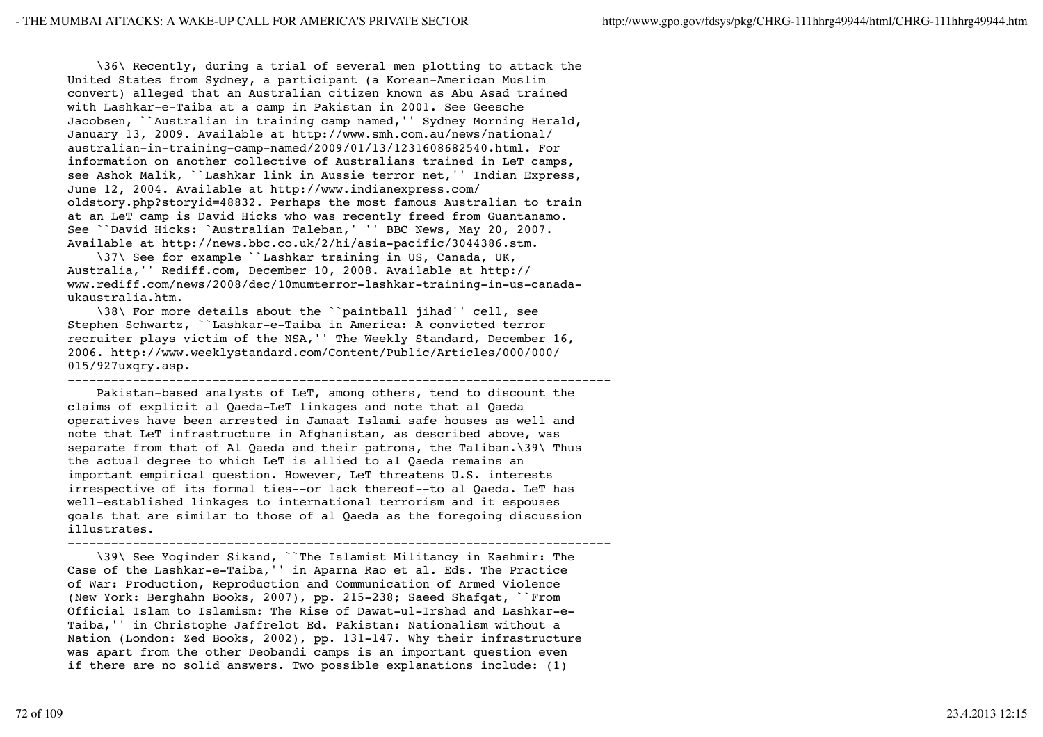\36\ Recently, during a trial of several men plotting to attack the United States from Sydney, a participant (a Korean-American Muslim convert) alleged that an Australian citizen known as Abu Asad trained with Lashkar-e-Taiba at a camp in Pakistan in 2001. See Geesche Jacobsen, ``Australian in training camp named,'' Sydney Morning Herald, January 13, 2009. Available at http://www.smh.com.au/news/national/australian-in-training-camp-named/2009/01/13/1231608682540.html. For information on another collective of Australians trained in LeT camps, see Ashok Malik, ``Lashkar link in Aussie terror net,'' Indian Express, June 12, 2004. Available at http://www.indianexpress.com/oldstory.php?storyid=48832. Perhaps the most famous Australian to train at an LeT camp is David Hicks who was recently freed from Guantanamo. See ``David Hicks: `Australian Taleban,' '' BBC News, May 20, 2007. Available at http://news.bbc.co.uk/2/hi/asia-pacific/3044386.stm.

\37\ See for example ``Lashkar training in US, Canada, UK, Australia,'' Rediff.com, December 10, 2008. Available at http://www.rediff.com/news/2008/dec/10mumterror-lashkar-training-in-us-canada-ukaustralia.htm.

\38\ For more details about the ``paintball jihad'' cell, see Stephen Schwartz, ``Lashkar-e-Taiba in America: A convicted terror recruiter plays victim of the NSA,'' The Weekly Standard, December 16, 2006. http://www.weeklystandard.com/Content/Public/Articles/000/000/015/927uxqry.asp.

---

Pakistan-based analysts of LeT, among others, tend to discount the claims of explicit al Qaeda-LeT linkages and note that al Qaeda operatives have been arrested in Jamaat Islami safe houses as well and note that LeT infrastructure in Afghanistan, as described above, was separate from that of Al Qaeda and their patrons, the Taliban.\39\ Thus the actual degree to which LeT is allied to al Qaeda remains an important empirical question. However, LeT threatens U.S. interests irrespective of its formal ties--or lack thereof--to al Qaeda. LeT has well-established linkages to international terrorism and it espouses goals that are similar to those of al Qaeda as the foregoing discussion illustrates.

---

\39\ See Yoginder Sikand, ``The Islamist Militancy in Kashmir: The Case of the Lashkar-e-Taiba,'' in Aparna Rao et al. Eds. The Practice of War: Production, Reproduction and Communication of Armed Violence (New York: Berghahn Books, 2007), pp. 215-238; Saeed Shafqat, ``From Official Islam to Islamism: The Rise of Dawat-ul-Irshad and Lashkar-e-Taiba,'' in Christophe Jaffrelot Ed. Pakistan: Nationalism without a Nation (London: Zed Books, 2002), pp. 131-147. Why their infrastructure was apart from the other Deobandi camps is an important question even if there are no solid answers. Two possible explanations include: (1)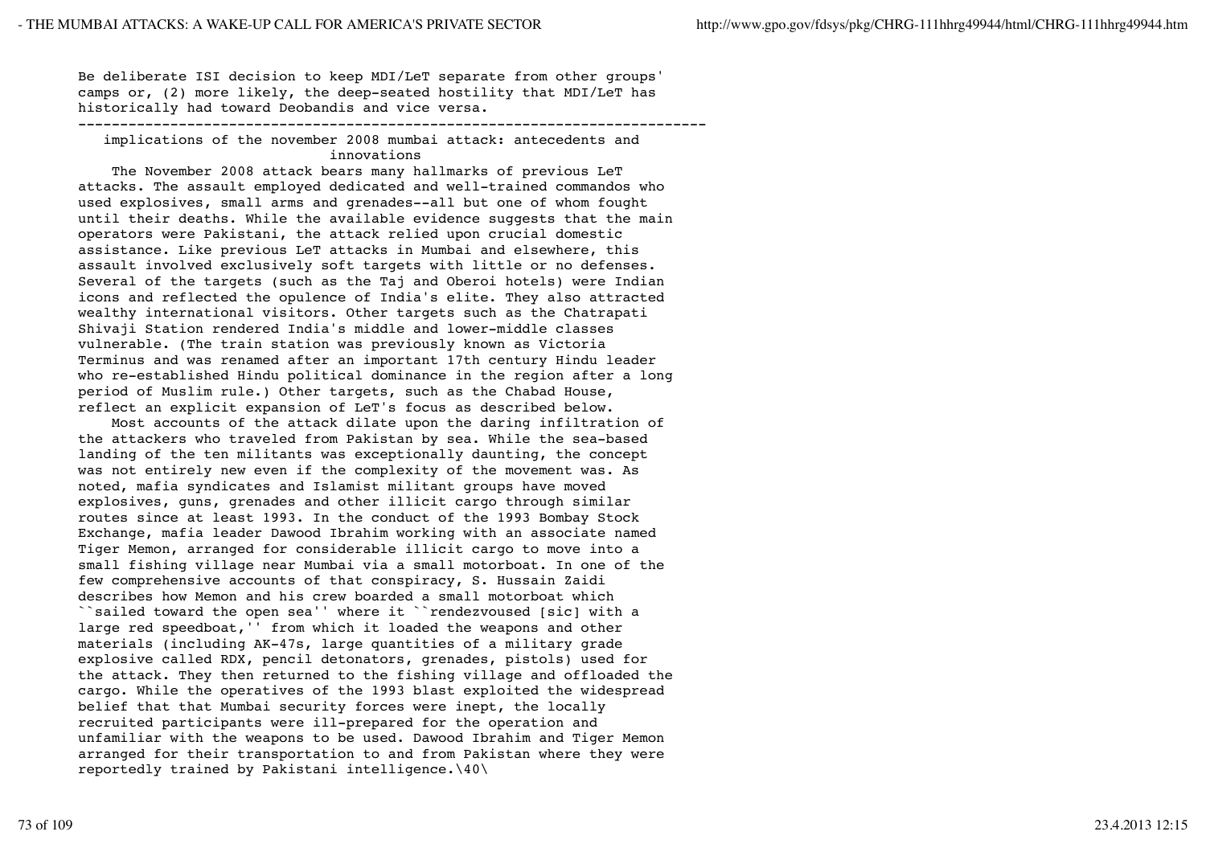Be deliberate ISI decision to keep MDI/LeT separate from other groups' camps or, (2) more likely, the deep-seated hostility that MDI/LeT has historically had toward Deobandis and vice versa.

---

## implications of the november 2008 mumbai attack: antecedents and innovations

The November 2008 attack bears many hallmarks of previous LeT attacks. The assault employed dedicated and well-trained commandos who used explosives, small arms and grenades--all but one of whom fought until their deaths. While the available evidence suggests that the main operators were Pakistani, the attack relied upon crucial domestic assistance. Like previous LeT attacks in Mumbai and elsewhere, this assault involved exclusively soft targets with little or no defenses. Several of the targets (such as the Taj and Oberoi hotels) were Indian icons and reflected the opulence of India's elite. They also attracted wealthy international visitors. Other targets such as the Chatrapati Shivaji Station rendered India's middle and lower-middle classes vulnerable. (The train station was previously known as Victoria Terminus and was renamed after an important 17th century Hindu leader who re-established Hindu political dominance in the region after a long period of Muslim rule.) Other targets, such as the Chabad House, reflect an explicit expansion of LeT's focus as described below.

Most accounts of the attack dilate upon the daring infiltration of the attackers who traveled from Pakistan by sea. While the sea-based landing of the ten militants was exceptionally daunting, the concept was not entirely new even if the complexity of the movement was. As noted, mafia syndicates and Islamist militant groups have moved explosives, guns, grenades and other illicit cargo through similar routes since at least 1993. In the conduct of the 1993 Bombay Stock Exchange, mafia leader Dawood Ibrahim working with an associate named Tiger Memon, arranged for considerable illicit cargo to move into a small fishing village near Mumbai via a small motorboat. In one of the few comprehensive accounts of that conspiracy, S. Hussain Zaidi describes how Memon and his crew boarded a small motorboat which ``sailed toward the open sea'' where it ``rendezvoused [sic] with a large red speedboat,'' from which it loaded the weapons and other materials (including AK-47s, large quantities of a military grade explosive called RDX, pencil detonators, grenades, pistols) used for the attack. They then returned to the fishing village and offloaded the cargo. While the operatives of the 1993 blast exploited the widespread belief that that Mumbai security forces were inept, the locally recruited participants were ill-prepared for the operation and unfamiliar with the weapons to be used. Dawood Ibrahim and Tiger Memon arranged for their transportation to and from Pakistan where they were reportedly trained by Pakistani intelligence.\40\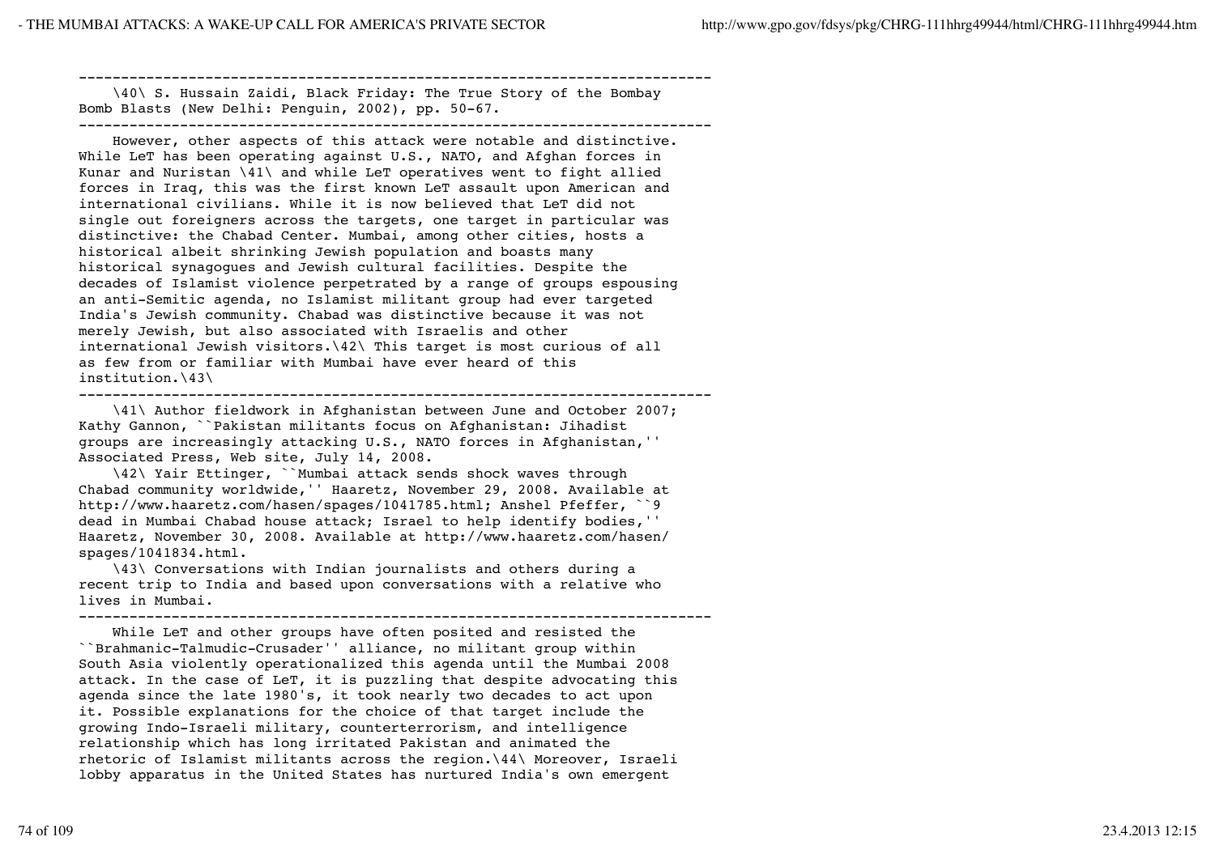---

\40\ S. Hussain Zaidi, Black Friday: The True Story of the Bombay Bomb Blasts (New Delhi: Penguin, 2002), pp. 50-67.

---

However, other aspects of this attack were notable and distinctive. While LeT has been operating against U.S., NATO, and Afghan forces in Kunar and Nuristan \41\ and while LeT operatives went to fight allied forces in Iraq, this was the first known LeT assault upon American and international civilians. While it is now believed that LeT did not single out foreigners across the targets, one target in particular was distinctive: the Chabad Center. Mumbai, among other cities, hosts a historical albeit shrinking Jewish population and boasts many historical synagogues and Jewish cultural facilities. Despite the decades of Islamist violence perpetrated by a range of groups espousing an anti-Semitic agenda, no Islamist militant group had ever targeted India's Jewish community. Chabad was distinctive because it was not merely Jewish, but also associated with Israelis and other international Jewish visitors.\42\ This target is most curious of all as few from or familiar with Mumbai have ever heard of this institution.\43\

---

\41\ Author fieldwork in Afghanistan between June and October 2007; Kathy Gannon, ``Pakistan militants focus on Afghanistan: Jihadist groups are increasingly attacking U.S., NATO forces in Afghanistan,'' Associated Press, Web site, July 14, 2008.

\42\ Yair Ettinger, ``Mumbai attack sends shock waves through Chabad community worldwide,'' Haaretz, November 29, 2008. Available at http://www.haaretz.com/hasen/spages/1041785.html; Anshel Pfeffer, ``9 dead in Mumbai Chabad house attack; Israel to help identify bodies,'' Haaretz, November 30, 2008. Available at http://www.haaretz.com/hasen/spages/1041834.html.

\43\ Conversations with Indian journalists and others during a recent trip to India and based upon conversations with a relative who lives in Mumbai.

---

While LeT and other groups have often posited and resisted the ``Brahmanic-Talmudic-Crusader'' alliance, no militant group within South Asia violently operationalized this agenda until the Mumbai 2008 attack. In the case of LeT, it is puzzling that despite advocating this agenda since the late 1980's, it took nearly two decades to act upon it. Possible explanations for the choice of that target include the growing Indo-Israeli military, counterterrorism, and intelligence relationship which has long irritated Pakistan and animated the rhetoric of Islamist militants across the region.\44\ Moreover, Israeli lobby apparatus in the United States has nurtured India's own emergent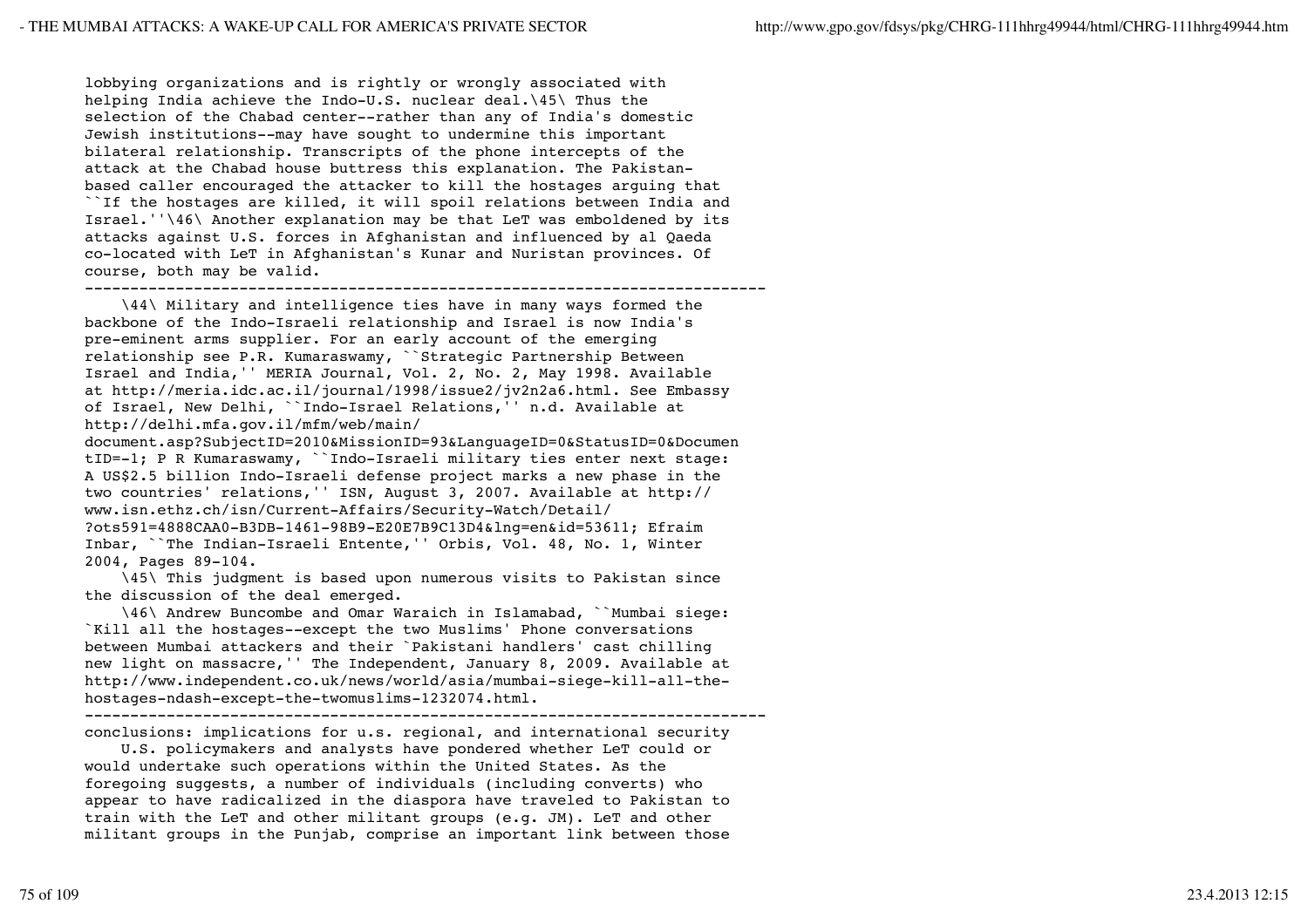lobbying organizations and is rightly or wrongly associated with helping India achieve the Indo-U.S. nuclear deal.[45] Thus the selection of the Chabad center--rather than any of India's domestic Jewish institutions--may have sought to undermine this important bilateral relationship. Transcripts of the phone intercepts of the attack at the Chabad house buttress this explanation. The Pakistan-based caller encouraged the attacker to kill the hostages arguing that ``If the hostages are killed, it will spoil relations between India and Israel.''[46] Another explanation may be that LeT was emboldened by its attacks against U.S. forces in Afghanistan and influenced by al Qaeda co-located with LeT in Afghanistan's Kunar and Nuristan provinces. Of course, both may be valid.

---

[44] Military and intelligence ties have in many ways formed the backbone of the Indo-Israeli relationship and Israel is now India's pre-eminent arms supplier. For an early account of the emerging relationship see P.R. Kumaraswamy, ``Strategic Partnership Between Israel and India,'' MERIA Journal, Vol. 2, No. 2, May 1998. Available at http://meria.idc.ac.il/journal/1998/issue2/jv2n2a6.html. See Embassy of Israel, New Delhi, ``Indo-Israel Relations,'' n.d. Available at http://delhi.mfa.gov.il/mfm/web/main/document.asp?SubjectID=2010&MissionID=93&LanguageID=0&StatusID=0&DocumentID=-1; P R Kumaraswamy, ``Indo-Israeli military ties enter next stage: A US$2.5 billion Indo-Israeli defense project marks a new phase in the two countries' relations,'' ISN, August 3, 2007. Available at http://www.isn.ethz.ch/isn/Current-Affairs/Security-Watch/Detail/?ots591=4888CAA0-B3DB-1461-98B9-E20E7B9C13D4&lng=en&id=53611; Efraim Inbar, ``The Indian-Israeli Entente,'' Orbis, Vol. 48, No. 1, Winter 2004, Pages 89-104.

[45] This judgment is based upon numerous visits to Pakistan since the discussion of the deal emerged.

[46] Andrew Buncombe and Omar Waraich in Islamabad, ``Mumbai siege: `Kill all the hostages--except the two Muslims' Phone conversations between Mumbai attackers and their `Pakistani handlers' cast chilling new light on massacre,'' The Independent, January 8, 2009. Available at http://www.independent.co.uk/news/world/asia/mumbai-siege-kill-all-the-hostages-ndash-except-the-twomuslims-1232074.html.

---

## conclusions: implications for u.s. regional, and international security

U.S. policymakers and analysts have pondered whether LeT could or would undertake such operations within the United States. As the foregoing suggests, a number of individuals (including converts) who appear to have radicalized in the diaspora have traveled to Pakistan to train with the LeT and other militant groups (e.g. JM). LeT and other militant groups in the Punjab, comprise an important link between those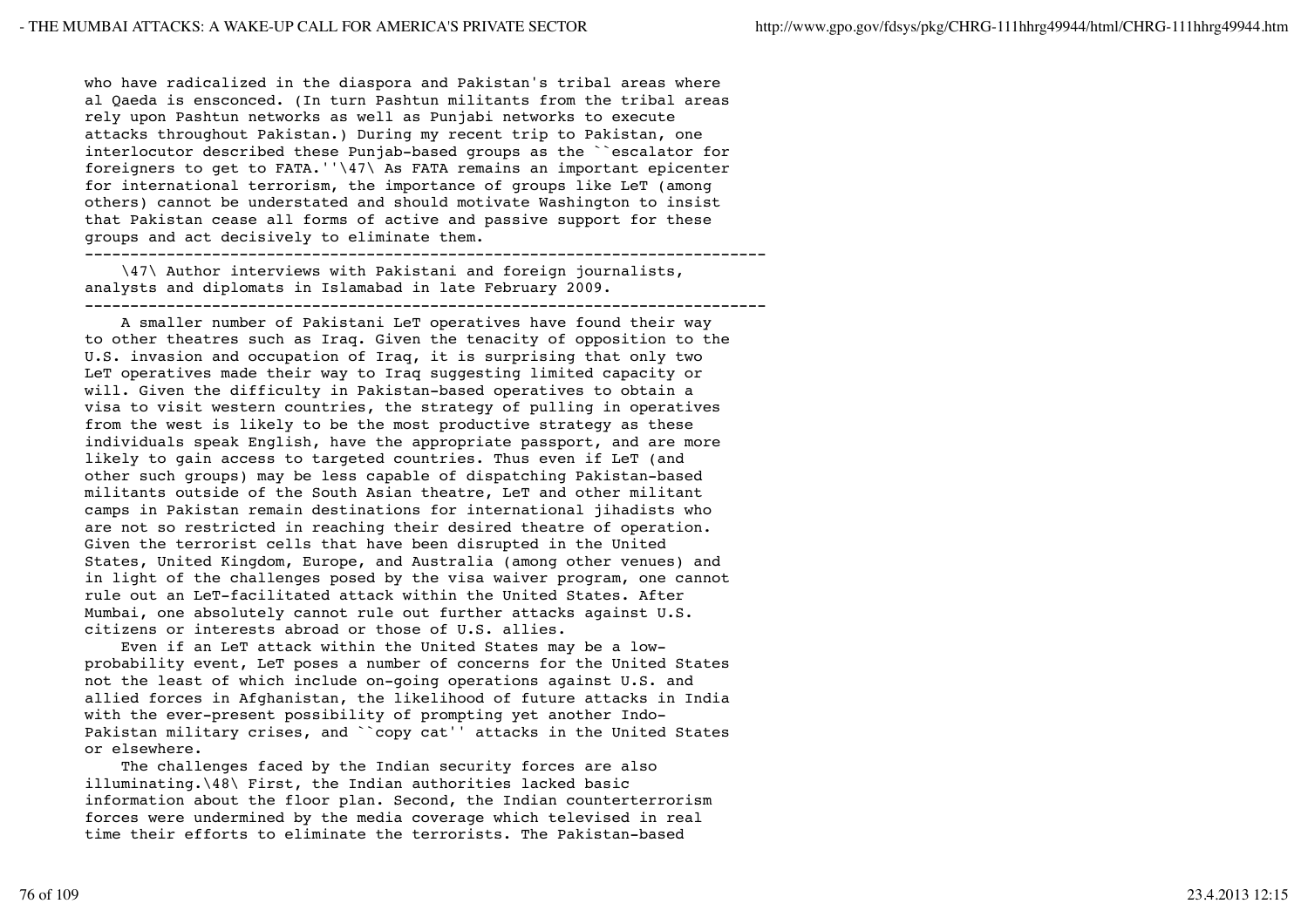who have radicalized in the diaspora and Pakistan's tribal areas where al Qaeda is ensconced. (In turn Pashtun militants from the tribal areas rely upon Pashtun networks as well as Punjabi networks to execute attacks throughout Pakistan.) During my recent trip to Pakistan, one interlocutor described these Punjab-based groups as the ``escalator for foreigners to get to FATA.''\47\ As FATA remains an important epicenter for international terrorism, the importance of groups like LeT (among others) cannot be understated and should motivate Washington to insist that Pakistan cease all forms of active and passive support for these groups and act decisively to eliminate them.

---

\47\ Author interviews with Pakistani and foreign journalists, analysts and diplomats in Islamabad in late February 2009.

---

A smaller number of Pakistani LeT operatives have found their way to other theatres such as Iraq. Given the tenacity of opposition to the U.S. invasion and occupation of Iraq, it is surprising that only two LeT operatives made their way to Iraq suggesting limited capacity or will. Given the difficulty in Pakistan-based operatives to obtain a visa to visit western countries, the strategy of pulling in operatives from the west is likely to be the most productive strategy as these individuals speak English, have the appropriate passport, and are more likely to gain access to targeted countries. Thus even if LeT (and other such groups) may be less capable of dispatching Pakistan-based militants outside of the South Asian theatre, LeT and other militant camps in Pakistan remain destinations for international jihadists who are not so restricted in reaching their desired theatre of operation. Given the terrorist cells that have been disrupted in the United States, United Kingdom, Europe, and Australia (among other venues) and in light of the challenges posed by the visa waiver program, one cannot rule out an LeT-facilitated attack within the United States. After Mumbai, one absolutely cannot rule out further attacks against U.S. citizens or interests abroad or those of U.S. allies.

Even if an LeT attack within the United States may be a low-probability event, LeT poses a number of concerns for the United States not the least of which include on-going operations against U.S. and allied forces in Afghanistan, the likelihood of future attacks in India with the ever-present possibility of prompting yet another Indo-Pakistan military crises, and ``copy cat'' attacks in the United States or elsewhere.

The challenges faced by the Indian security forces are also illuminating.\48\ First, the Indian authorities lacked basic information about the floor plan. Second, the Indian counterterrorism forces were undermined by the media coverage which televised in real time their efforts to eliminate the terrorists. The Pakistan-based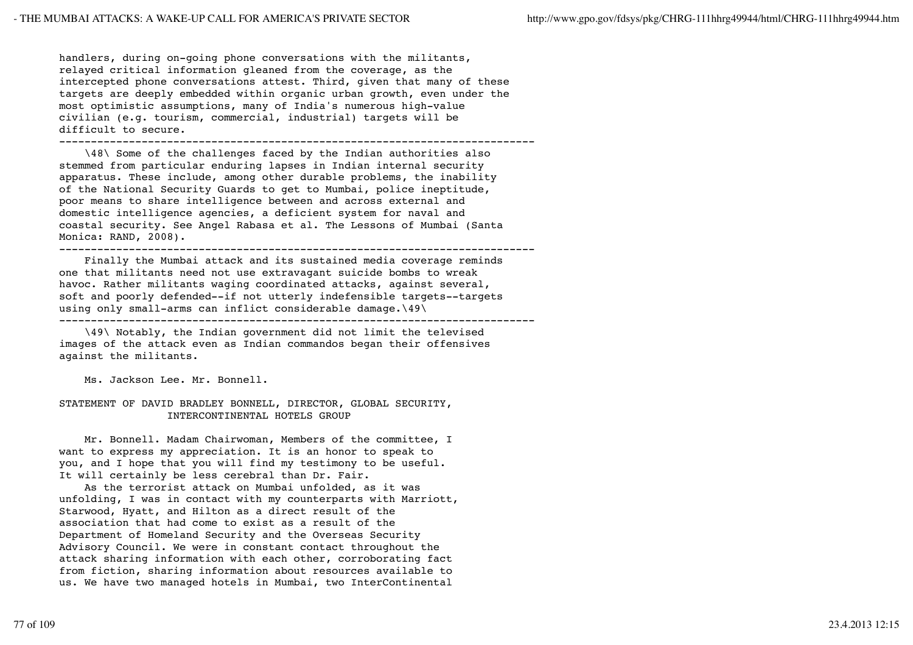handlers, during on-going phone conversations with the militants, relayed critical information gleaned from the coverage, as the intercepted phone conversations attest. Third, given that many of these targets are deeply embedded within organic urban growth, even under the most optimistic assumptions, many of India's numerous high-value civilian (e.g. tourism, commercial, industrial) targets will be difficult to secure.

---

\48\ Some of the challenges faced by the Indian authorities also stemmed from particular enduring lapses in Indian internal security apparatus. These include, among other durable problems, the inability of the National Security Guards to get to Mumbai, police ineptitude, poor means to share intelligence between and across external and domestic intelligence agencies, a deficient system for naval and coastal security. See Angel Rabasa et al. The Lessons of Mumbai (Santa Monica: RAND, 2008).

---

Finally the Mumbai attack and its sustained media coverage reminds one that militants need not use extravagant suicide bombs to wreak havoc. Rather militants waging coordinated attacks, against several, soft and poorly defended--if not utterly indefensible targets--targets using only small-arms can inflict considerable damage.\49\

---

\49\ Notably, the Indian government did not limit the televised images of the attack even as Indian commandos began their offensives against the militants.

Ms. Jackson Lee. Mr. Bonnell.

STATEMENT OF DAVID BRADLEY BONNELL, DIRECTOR, GLOBAL SECURITY, INTERCONTINENTAL HOTELS GROUP

Mr. Bonnell. Madam Chairwoman, Members of the committee, I want to express my appreciation. It is an honor to speak to you, and I hope that you will find my testimony to be useful. It will certainly be less cerebral than Dr. Fair.

As the terrorist attack on Mumbai unfolded, as it was unfolding, I was in contact with my counterparts with Marriott, Starwood, Hyatt, and Hilton as a direct result of the association that had come to exist as a result of the Department of Homeland Security and the Overseas Security Advisory Council. We were in constant contact throughout the attack sharing information with each other, corroborating fact from fiction, sharing information about resources available to us. We have two managed hotels in Mumbai, two InterContinental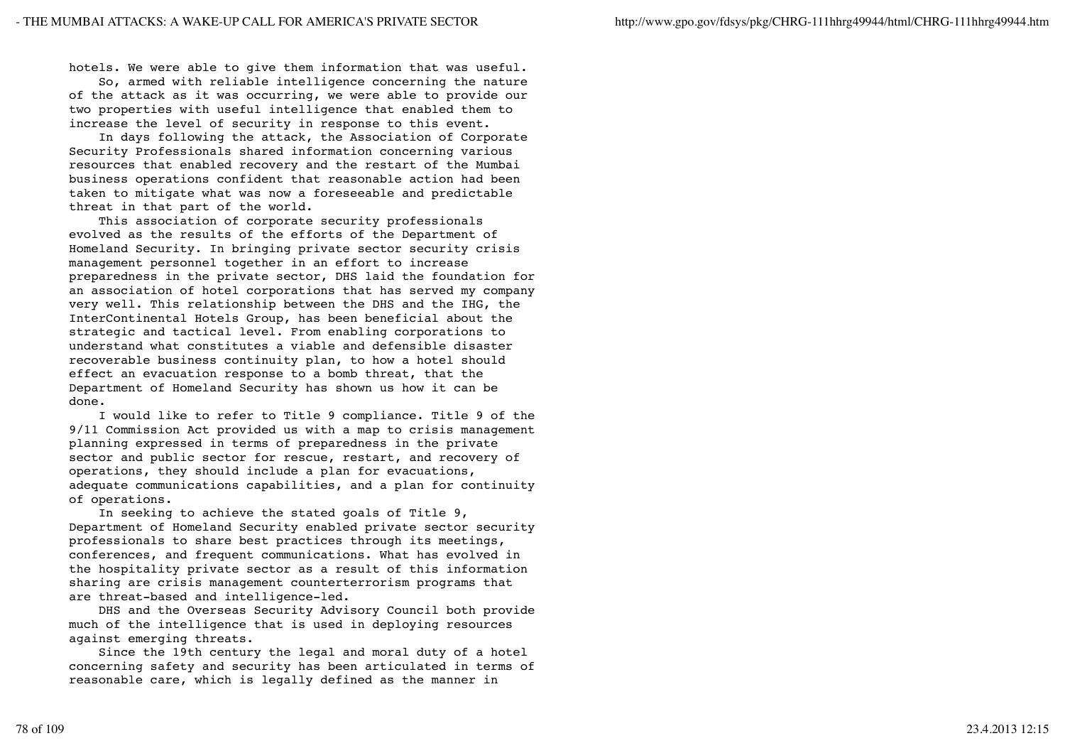hotels. We were able to give them information that was useful.

So, armed with reliable intelligence concerning the nature of the attack as it was occurring, we were able to provide our two properties with useful intelligence that enabled them to increase the level of security in response to this event.

In days following the attack, the Association of Corporate Security Professionals shared information concerning various resources that enabled recovery and the restart of the Mumbai business operations confident that reasonable action had been taken to mitigate what was now a foreseeable and predictable threat in that part of the world.

This association of corporate security professionals evolved as the results of the efforts of the Department of Homeland Security. In bringing private sector security crisis management personnel together in an effort to increase preparedness in the private sector, DHS laid the foundation for an association of hotel corporations that has served my company very well. This relationship between the DHS and the IHG, the InterContinental Hotels Group, has been beneficial about the strategic and tactical level. From enabling corporations to understand what constitutes a viable and defensible disaster recoverable business continuity plan, to how a hotel should effect an evacuation response to a bomb threat, that the Department of Homeland Security has shown us how it can be done.

I would like to refer to Title 9 compliance. Title 9 of the 9/11 Commission Act provided us with a map to crisis management planning expressed in terms of preparedness in the private sector and public sector for rescue, restart, and recovery of operations, they should include a plan for evacuations, adequate communications capabilities, and a plan for continuity of operations.

In seeking to achieve the stated goals of Title 9, Department of Homeland Security enabled private sector security professionals to share best practices through its meetings, conferences, and frequent communications. What has evolved in the hospitality private sector as a result of this information sharing are crisis management counterterrorism programs that are threat-based and intelligence-led.

DHS and the Overseas Security Advisory Council both provide much of the intelligence that is used in deploying resources against emerging threats.

Since the 19th century the legal and moral duty of a hotel concerning safety and security has been articulated in terms of reasonable care, which is legally defined as the manner in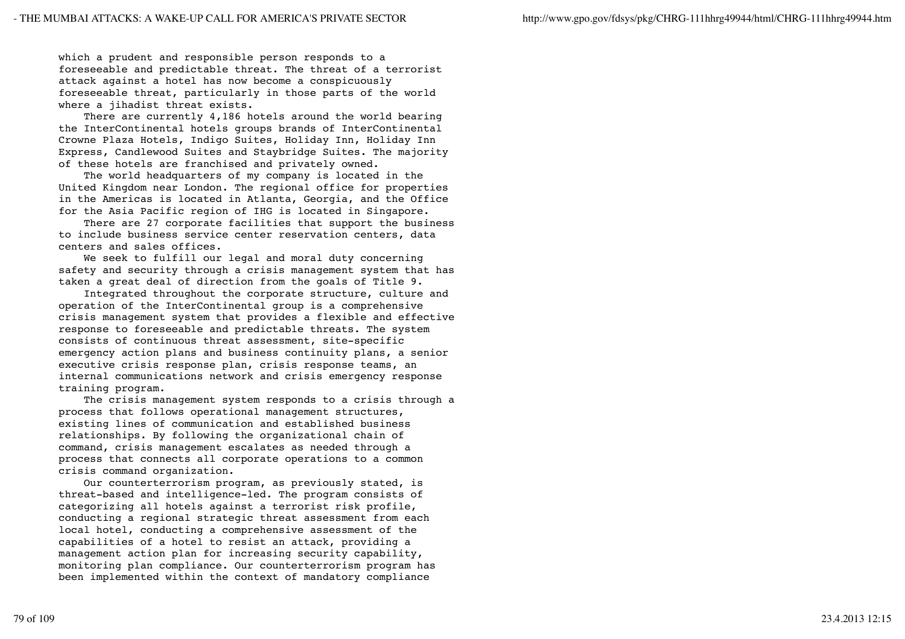which a prudent and responsible person responds to a foreseeable and predictable threat. The threat of a terrorist attack against a hotel has now become a conspicuously foreseeable threat, particularly in those parts of the world where a jihadist threat exists.

There are currently 4,186 hotels around the world bearing the InterContinental hotels groups brands of InterContinental Crowne Plaza Hotels, Indigo Suites, Holiday Inn, Holiday Inn Express, Candlewood Suites and Staybridge Suites. The majority of these hotels are franchised and privately owned.

The world headquarters of my company is located in the United Kingdom near London. The regional office for properties in the Americas is located in Atlanta, Georgia, and the Office for the Asia Pacific region of IHG is located in Singapore.

There are 27 corporate facilities that support the business to include business service center reservation centers, data centers and sales offices.

We seek to fulfill our legal and moral duty concerning safety and security through a crisis management system that has taken a great deal of direction from the goals of Title 9.

Integrated throughout the corporate structure, culture and operation of the InterContinental group is a comprehensive crisis management system that provides a flexible and effective response to foreseeable and predictable threats. The system consists of continuous threat assessment, site-specific emergency action plans and business continuity plans, a senior executive crisis response plan, crisis response teams, an internal communications network and crisis emergency response training program.

The crisis management system responds to a crisis through a process that follows operational management structures, existing lines of communication and established business relationships. By following the organizational chain of command, crisis management escalates as needed through a process that connects all corporate operations to a common crisis command organization.

Our counterterrorism program, as previously stated, is threat-based and intelligence-led. The program consists of categorizing all hotels against a terrorist risk profile, conducting a regional strategic threat assessment from each local hotel, conducting a comprehensive assessment of the capabilities of a hotel to resist an attack, providing a management action plan for increasing security capability, monitoring plan compliance. Our counterterrorism program has been implemented within the context of mandatory compliance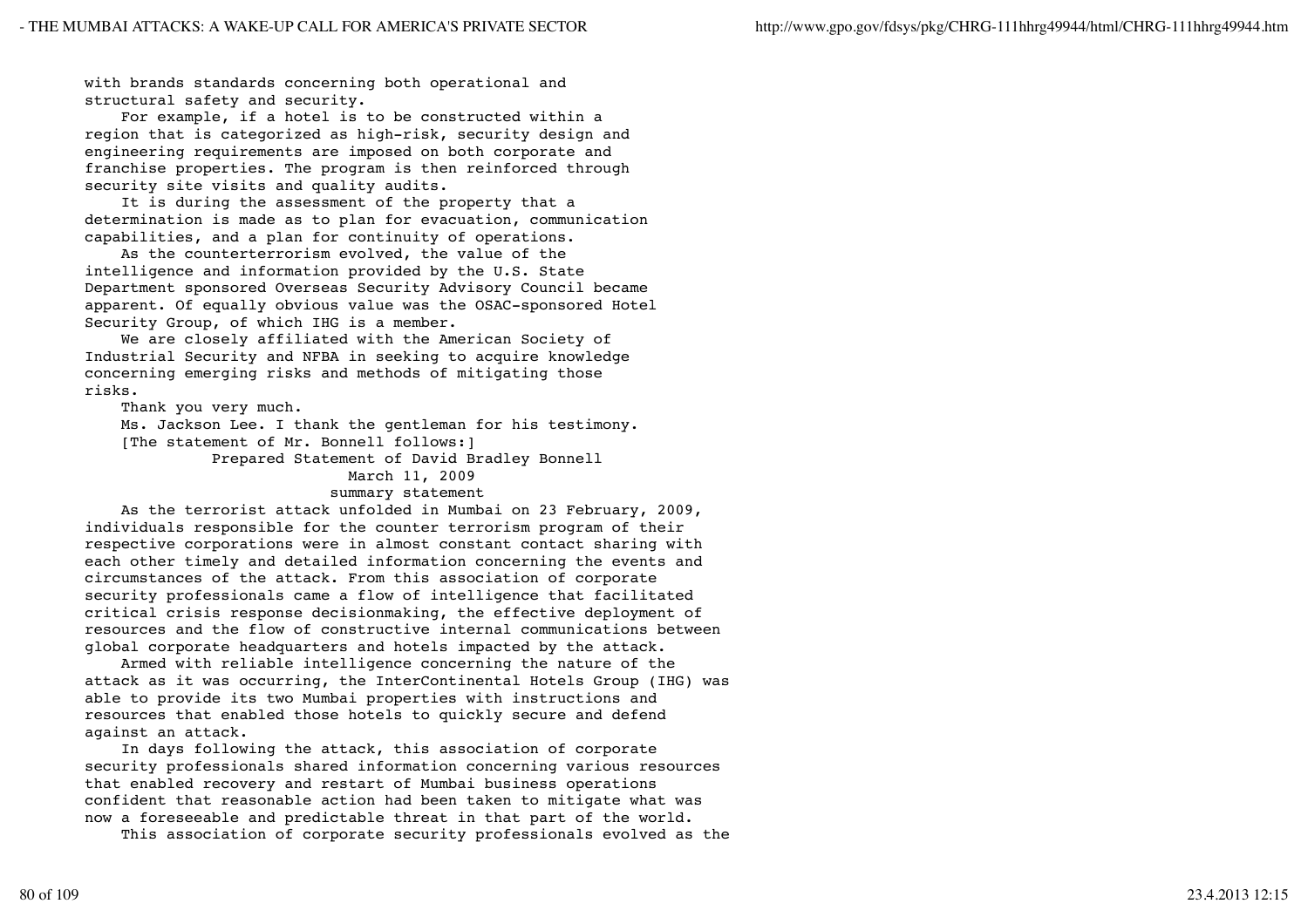with brands standards concerning both operational and structural safety and security.

For example, if a hotel is to be constructed within a region that is categorized as high-risk, security design and engineering requirements are imposed on both corporate and franchise properties. The program is then reinforced through security site visits and quality audits.

It is during the assessment of the property that a determination is made as to plan for evacuation, communication capabilities, and a plan for continuity of operations.

As the counterterrorism evolved, the value of the intelligence and information provided by the U.S. State Department sponsored Overseas Security Advisory Council became apparent. Of equally obvious value was the OSAC-sponsored Hotel Security Group, of which IHG is a member.

We are closely affiliated with the American Society of Industrial Security and NFBA in seeking to acquire knowledge concerning emerging risks and methods of mitigating those risks.

Thank you very much.

Ms. Jackson Lee. I thank the gentleman for his testimony.

[The statement of Mr. Bonnell follows:]

Prepared Statement of David Bradley Bonnell

March 11, 2009

summary statement

As the terrorist attack unfolded in Mumbai on 23 February, 2009, individuals responsible for the counter terrorism program of their respective corporations were in almost constant contact sharing with each other timely and detailed information concerning the events and circumstances of the attack. From this association of corporate security professionals came a flow of intelligence that facilitated critical crisis response decisionmaking, the effective deployment of resources and the flow of constructive internal communications between global corporate headquarters and hotels impacted by the attack.

Armed with reliable intelligence concerning the nature of the attack as it was occurring, the InterContinental Hotels Group (IHG) was able to provide its two Mumbai properties with instructions and resources that enabled those hotels to quickly secure and defend against an attack.

In days following the attack, this association of corporate security professionals shared information concerning various resources that enabled recovery and restart of Mumbai business operations confident that reasonable action had been taken to mitigate what was now a foreseeable and predictable threat in that part of the world.

This association of corporate security professionals evolved as the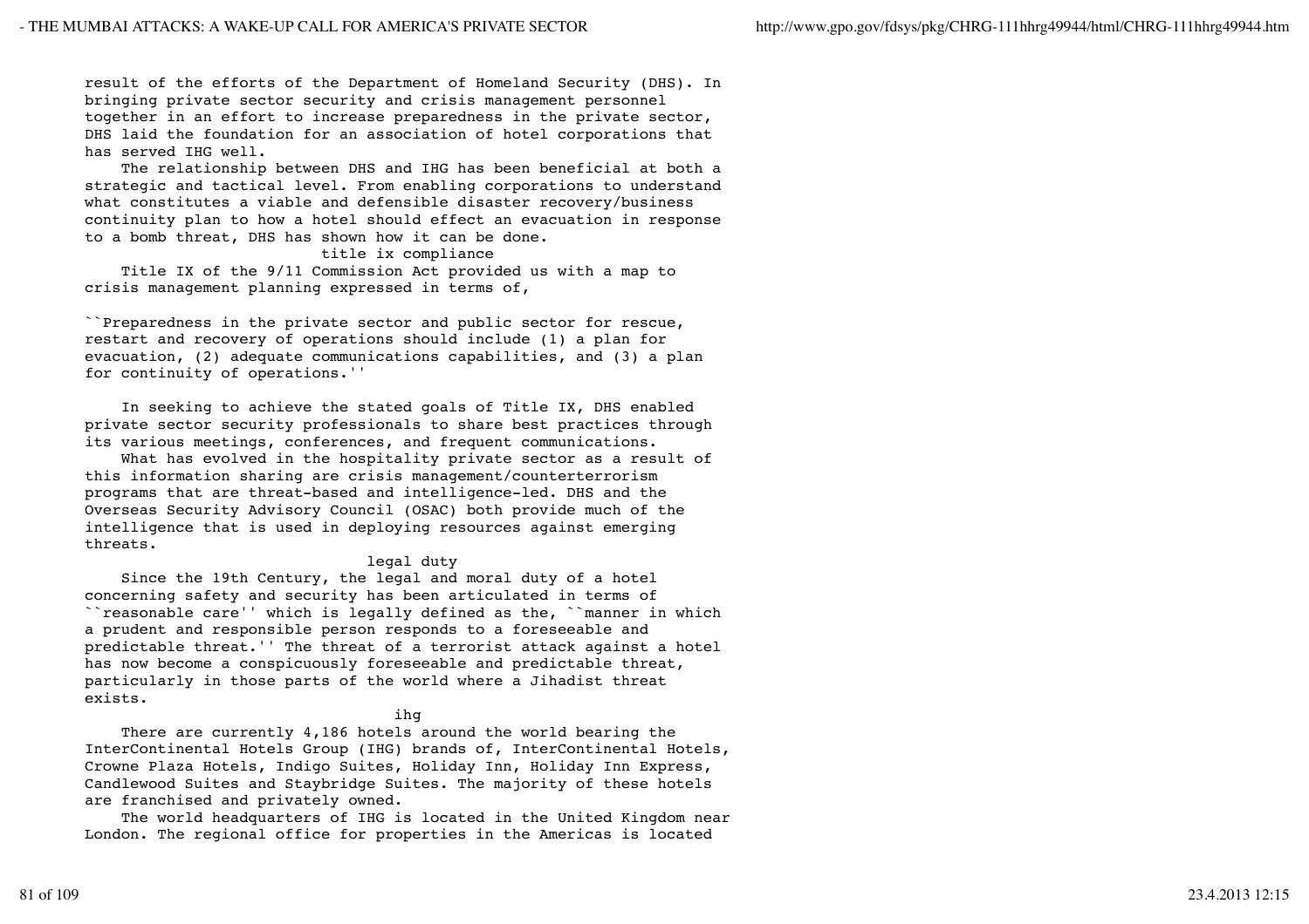result of the efforts of the Department of Homeland Security (DHS). In bringing private sector security and crisis management personnel together in an effort to increase preparedness in the private sector, DHS laid the foundation for an association of hotel corporations that has served IHG well.

The relationship between DHS and IHG has been beneficial at both a strategic and tactical level. From enabling corporations to understand what constitutes a viable and defensible disaster recovery/business continuity plan to how a hotel should effect an evacuation in response to a bomb threat, DHS has shown how it can be done.

### title ix compliance

Title IX of the 9/11 Commission Act provided us with a map to crisis management planning expressed in terms of,

``Preparedness in the private sector and public sector for rescue, restart and recovery of operations should include (1) a plan for evacuation, (2) adequate communications capabilities, and (3) a plan for continuity of operations.''

In seeking to achieve the stated goals of Title IX, DHS enabled private sector security professionals to share best practices through its various meetings, conferences, and frequent communications.

What has evolved in the hospitality private sector as a result of this information sharing are crisis management/counterterrorism programs that are threat-based and intelligence-led. DHS and the Overseas Security Advisory Council (OSAC) both provide much of the intelligence that is used in deploying resources against emerging threats.

### legal duty

Since the 19th Century, the legal and moral duty of a hotel concerning safety and security has been articulated in terms of ``reasonable care'' which is legally defined as the, ``manner in which a prudent and responsible person responds to a foreseeable and predictable threat.'' The threat of a terrorist attack against a hotel has now become a conspicuously foreseeable and predictable threat, particularly in those parts of the world where a Jihadist threat exists.

### ihg

There are currently 4,186 hotels around the world bearing the InterContinental Hotels Group (IHG) brands of, InterContinental Hotels, Crowne Plaza Hotels, Indigo Suites, Holiday Inn, Holiday Inn Express, Candlewood Suites and Staybridge Suites. The majority of these hotels are franchised and privately owned.

The world headquarters of IHG is located in the United Kingdom near London. The regional office for properties in the Americas is located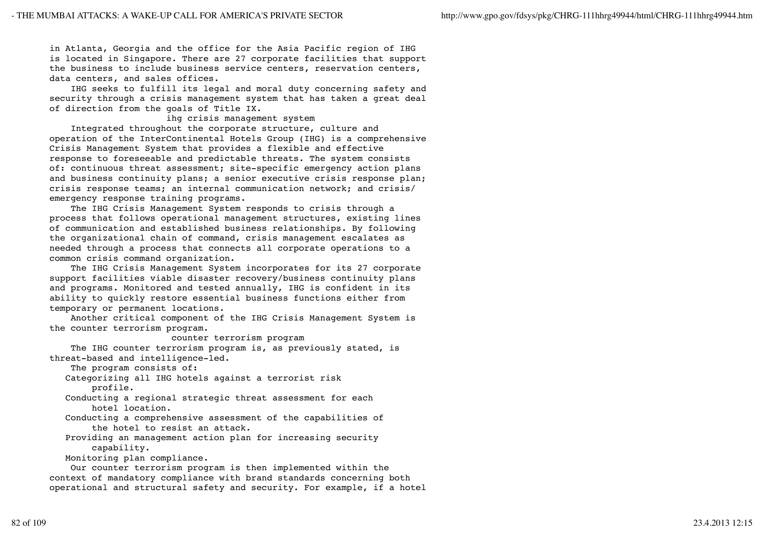in Atlanta, Georgia and the office for the Asia Pacific region of IHG is located in Singapore. There are 27 corporate facilities that support the business to include business service centers, reservation centers, data centers, and sales offices.

IHG seeks to fulfill its legal and moral duty concerning safety and security through a crisis management system that has taken a great deal of direction from the goals of Title IX.

### ihg crisis management system

Integrated throughout the corporate structure, culture and operation of the InterContinental Hotels Group (IHG) is a comprehensive Crisis Management System that provides a flexible and effective response to foreseeable and predictable threats. The system consists of: continuous threat assessment; site-specific emergency action plans and business continuity plans; a senior executive crisis response plan; crisis response teams; an internal communication network; and crisis/ emergency response training programs.

The IHG Crisis Management System responds to crisis through a process that follows operational management structures, existing lines of communication and established business relationships. By following the organizational chain of command, crisis management escalates as needed through a process that connects all corporate operations to a common crisis command organization.

The IHG Crisis Management System incorporates for its 27 corporate support facilities viable disaster recovery/business continuity plans and programs. Monitored and tested annually, IHG is confident in its ability to quickly restore essential business functions either from temporary or permanent locations.

Another critical component of the IHG Crisis Management System is the counter terrorism program.

### counter terrorism program

The IHG counter terrorism program is, as previously stated, is threat-based and intelligence-led.

The program consists of:

- Categorizing all IHG hotels against a terrorist risk profile.
- Conducting a regional strategic threat assessment for each hotel location.
- Conducting a comprehensive assessment of the capabilities of the hotel to resist an attack.
- Providing an management action plan for increasing security capability.
- Monitoring plan compliance.

Our counter terrorism program is then implemented within the context of mandatory compliance with brand standards concerning both operational and structural safety and security. For example, if a hotel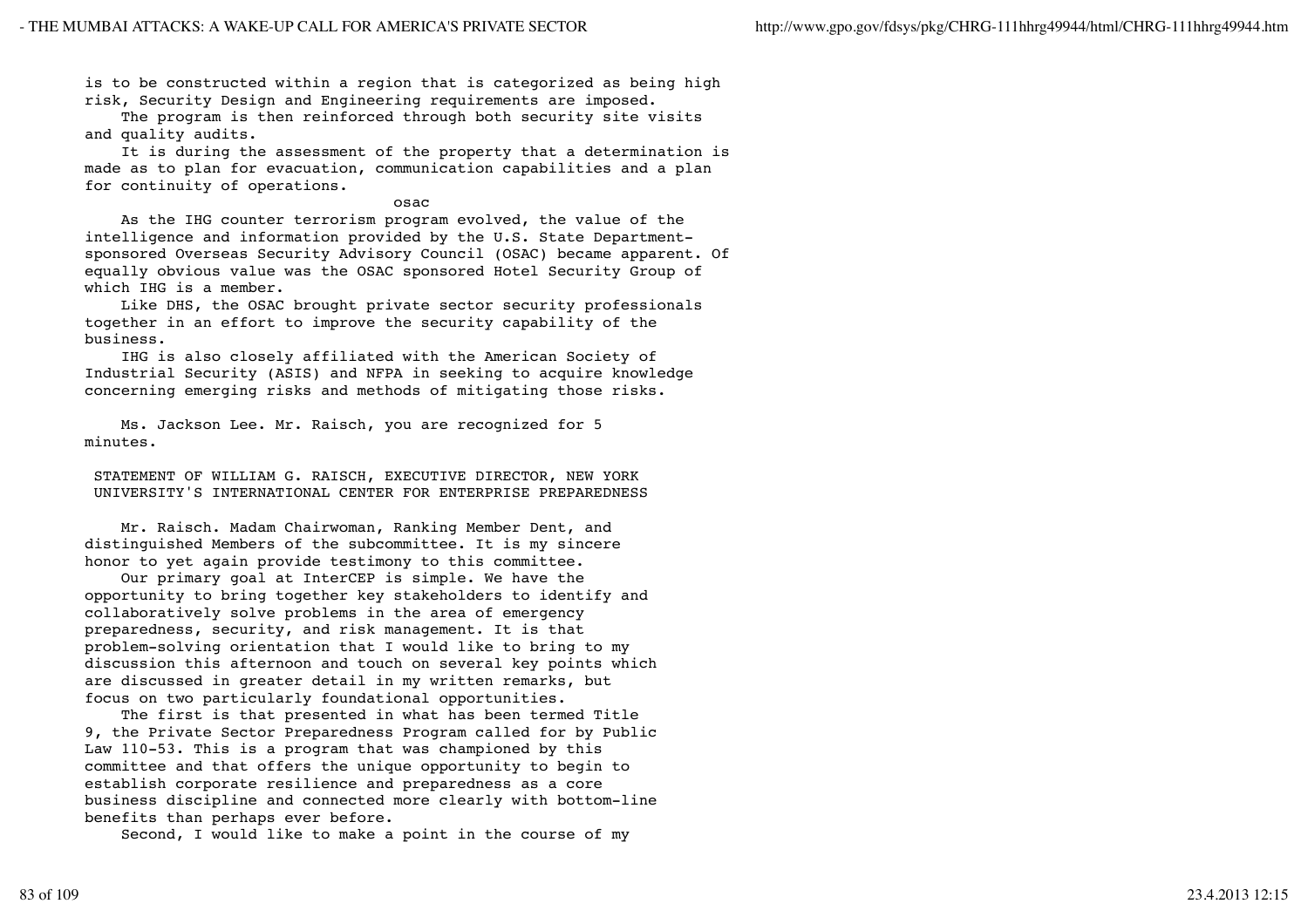is to be constructed within a region that is categorized as being high risk, Security Design and Engineering requirements are imposed.

The program is then reinforced through both security site visits and quality audits.

It is during the assessment of the property that a determination is made as to plan for evacuation, communication capabilities and a plan for continuity of operations.

osac

As the IHG counter terrorism program evolved, the value of the intelligence and information provided by the U.S. State Department-sponsored Overseas Security Advisory Council (OSAC) became apparent. Of equally obvious value was the OSAC sponsored Hotel Security Group of which IHG is a member.

Like DHS, the OSAC brought private sector security professionals together in an effort to improve the security capability of the business.

IHG is also closely affiliated with the American Society of Industrial Security (ASIS) and NFPA in seeking to acquire knowledge concerning emerging risks and methods of mitigating those risks.

Ms. Jackson Lee. Mr. Raisch, you are recognized for 5 minutes.

STATEMENT OF WILLIAM G. RAISCH, EXECUTIVE DIRECTOR, NEW YORK UNIVERSITY'S INTERNATIONAL CENTER FOR ENTERPRISE PREPAREDNESS

Mr. Raisch. Madam Chairwoman, Ranking Member Dent, and distinguished Members of the subcommittee. It is my sincere honor to yet again provide testimony to this committee.

Our primary goal at InterCEP is simple. We have the opportunity to bring together key stakeholders to identify and collaboratively solve problems in the area of emergency preparedness, security, and risk management. It is that problem-solving orientation that I would like to bring to my discussion this afternoon and touch on several key points which are discussed in greater detail in my written remarks, but focus on two particularly foundational opportunities.

The first is that presented in what has been termed Title 9, the Private Sector Preparedness Program called for by Public Law 110-53. This is a program that was championed by this committee and that offers the unique opportunity to begin to establish corporate resilience and preparedness as a core business discipline and connected more clearly with bottom-line benefits than perhaps ever before.

Second, I would like to make a point in the course of my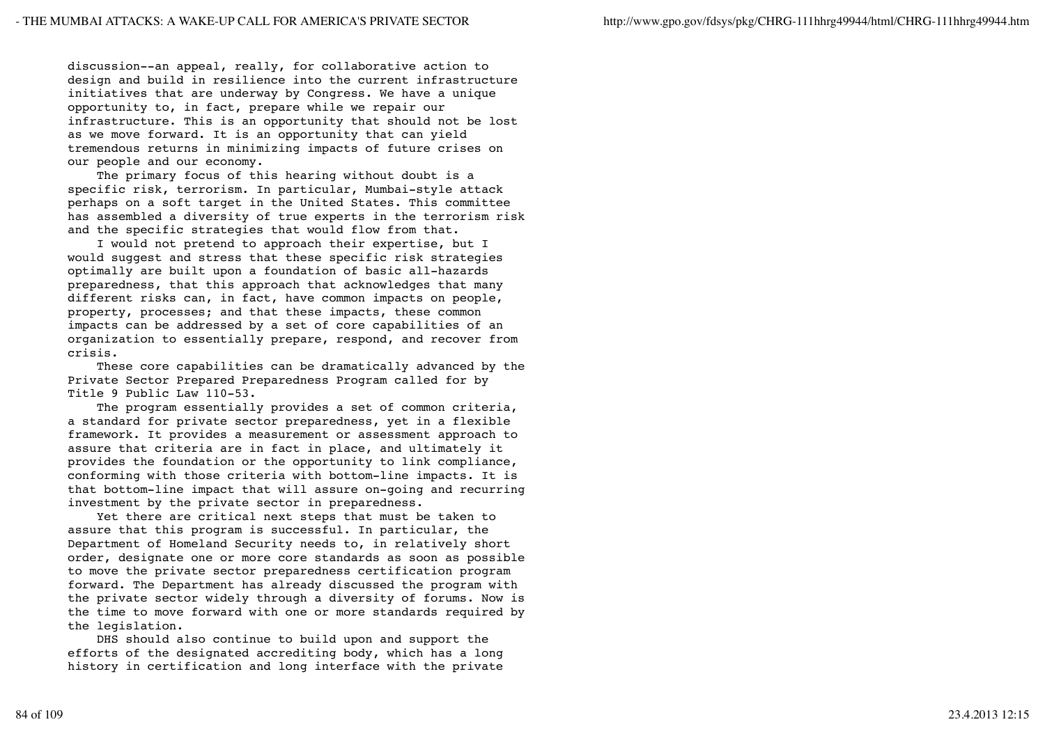discussion--an appeal, really, for collaborative action to design and build in resilience into the current infrastructure initiatives that are underway by Congress. We have a unique opportunity to, in fact, prepare while we repair our infrastructure. This is an opportunity that should not be lost as we move forward. It is an opportunity that can yield tremendous returns in minimizing impacts of future crises on our people and our economy.

The primary focus of this hearing without doubt is a specific risk, terrorism. In particular, Mumbai-style attack perhaps on a soft target in the United States. This committee has assembled a diversity of true experts in the terrorism risk and the specific strategies that would flow from that.

I would not pretend to approach their expertise, but I would suggest and stress that these specific risk strategies optimally are built upon a foundation of basic all-hazards preparedness, that this approach that acknowledges that many different risks can, in fact, have common impacts on people, property, processes; and that these impacts, these common impacts can be addressed by a set of core capabilities of an organization to essentially prepare, respond, and recover from crisis.

These core capabilities can be dramatically advanced by the Private Sector Prepared Preparedness Program called for by Title 9 Public Law 110-53.

The program essentially provides a set of common criteria, a standard for private sector preparedness, yet in a flexible framework. It provides a measurement or assessment approach to assure that criteria are in fact in place, and ultimately it provides the foundation or the opportunity to link compliance, conforming with those criteria with bottom-line impacts. It is that bottom-line impact that will assure on-going and recurring investment by the private sector in preparedness.

Yet there are critical next steps that must be taken to assure that this program is successful. In particular, the Department of Homeland Security needs to, in relatively short order, designate one or more core standards as soon as possible to move the private sector preparedness certification program forward. The Department has already discussed the program with the private sector widely through a diversity of forums. Now is the time to move forward with one or more standards required by the legislation.

DHS should also continue to build upon and support the efforts of the designated accrediting body, which has a long history in certification and long interface with the private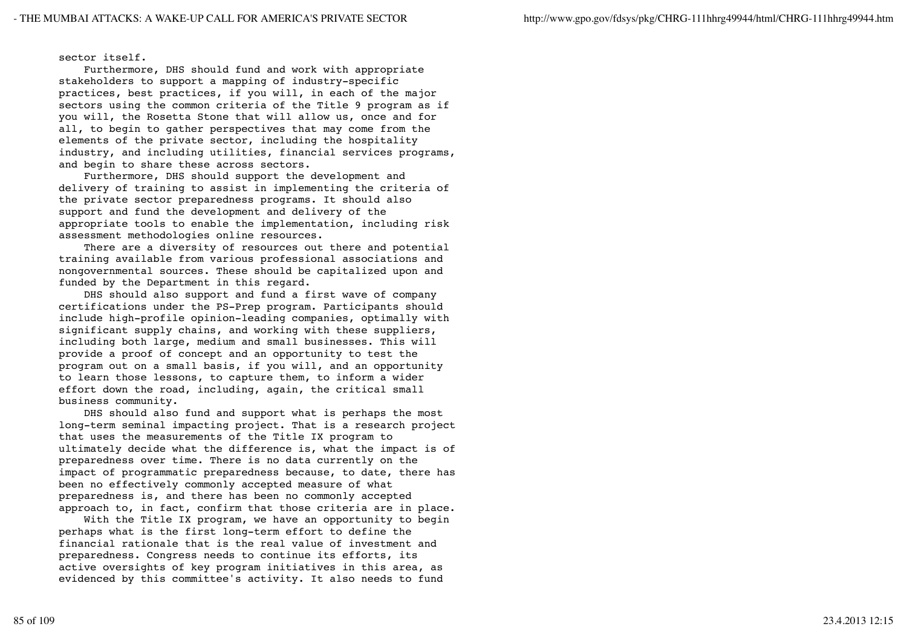sector itself.

Furthermore, DHS should fund and work with appropriate stakeholders to support a mapping of industry-specific practices, best practices, if you will, in each of the major sectors using the common criteria of the Title 9 program as if you will, the Rosetta Stone that will allow us, once and for all, to begin to gather perspectives that may come from the elements of the private sector, including the hospitality industry, and including utilities, financial services programs, and begin to share these across sectors.

Furthermore, DHS should support the development and delivery of training to assist in implementing the criteria of the private sector preparedness programs. It should also support and fund the development and delivery of the appropriate tools to enable the implementation, including risk assessment methodologies online resources.

There are a diversity of resources out there and potential training available from various professional associations and nongovernmental sources. These should be capitalized upon and funded by the Department in this regard.

DHS should also support and fund a first wave of company certifications under the PS-Prep program. Participants should include high-profile opinion-leading companies, optimally with significant supply chains, and working with these suppliers, including both large, medium and small businesses. This will provide a proof of concept and an opportunity to test the program out on a small basis, if you will, and an opportunity to learn those lessons, to capture them, to inform a wider effort down the road, including, again, the critical small business community.

DHS should also fund and support what is perhaps the most long-term seminal impacting project. That is a research project that uses the measurements of the Title IX program to ultimately decide what the difference is, what the impact is of preparedness over time. There is no data currently on the impact of programmatic preparedness because, to date, there has been no effectively commonly accepted measure of what preparedness is, and there has been no commonly accepted approach to, in fact, confirm that those criteria are in place.

With the Title IX program, we have an opportunity to begin perhaps what is the first long-term effort to define the financial rationale that is the real value of investment and preparedness. Congress needs to continue its efforts, its active oversights of key program initiatives in this area, as evidenced by this committee's activity. It also needs to fund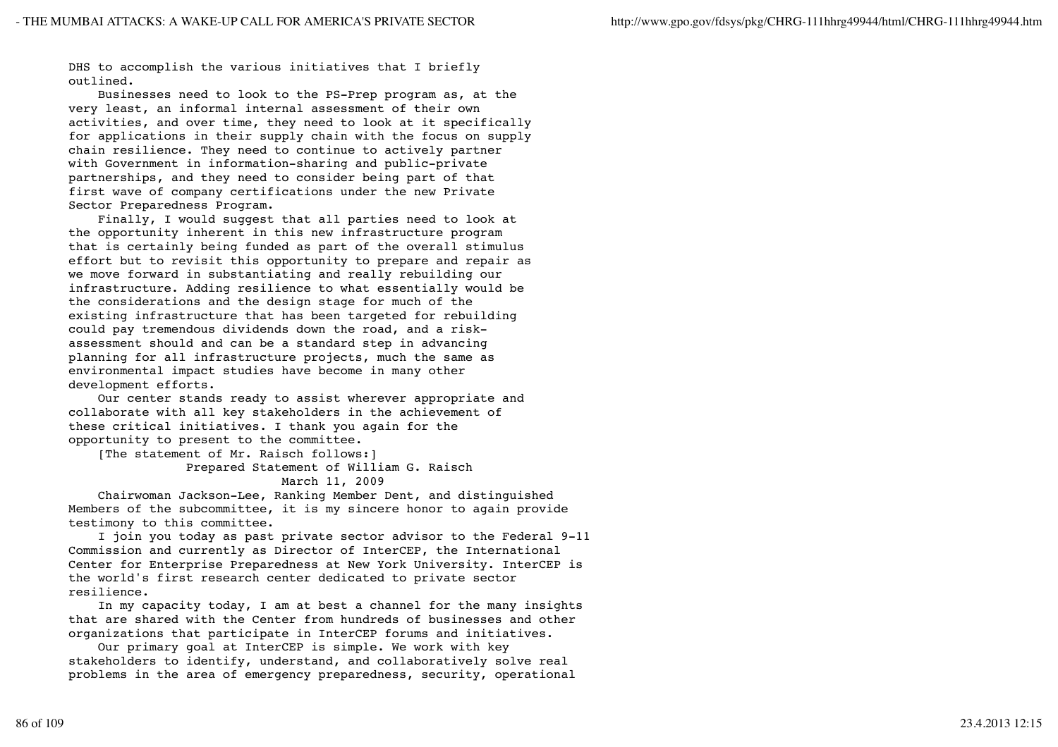DHS to accomplish the various initiatives that I briefly outlined.

Businesses need to look to the PS-Prep program as, at the very least, an informal internal assessment of their own activities, and over time, they need to look at it specifically for applications in their supply chain with the focus on supply chain resilience. They need to continue to actively partner with Government in information-sharing and public-private partnerships, and they need to consider being part of that first wave of company certifications under the new Private Sector Preparedness Program.

Finally, I would suggest that all parties need to look at the opportunity inherent in this new infrastructure program that is certainly being funded as part of the overall stimulus effort but to revisit this opportunity to prepare and repair as we move forward in substantiating and really rebuilding our infrastructure. Adding resilience to what essentially would be the considerations and the design stage for much of the existing infrastructure that has been targeted for rebuilding could pay tremendous dividends down the road, and a risk-assessment should and can be a standard step in advancing planning for all infrastructure projects, much the same as environmental impact studies have become in many other development efforts.

Our center stands ready to assist wherever appropriate and collaborate with all key stakeholders in the achievement of these critical initiatives. I thank you again for the opportunity to present to the committee.

[The statement of Mr. Raisch follows:]

Prepared Statement of William G. Raisch

March 11, 2009

Chairwoman Jackson-Lee, Ranking Member Dent, and distinguished Members of the subcommittee, it is my sincere honor to again provide testimony to this committee.

I join you today as past private sector advisor to the Federal 9-11 Commission and currently as Director of InterCEP, the International Center for Enterprise Preparedness at New York University. InterCEP is the world's first research center dedicated to private sector resilience.

In my capacity today, I am at best a channel for the many insights that are shared with the Center from hundreds of businesses and other organizations that participate in InterCEP forums and initiatives.

Our primary goal at InterCEP is simple. We work with key stakeholders to identify, understand, and collaboratively solve real problems in the area of emergency preparedness, security, operational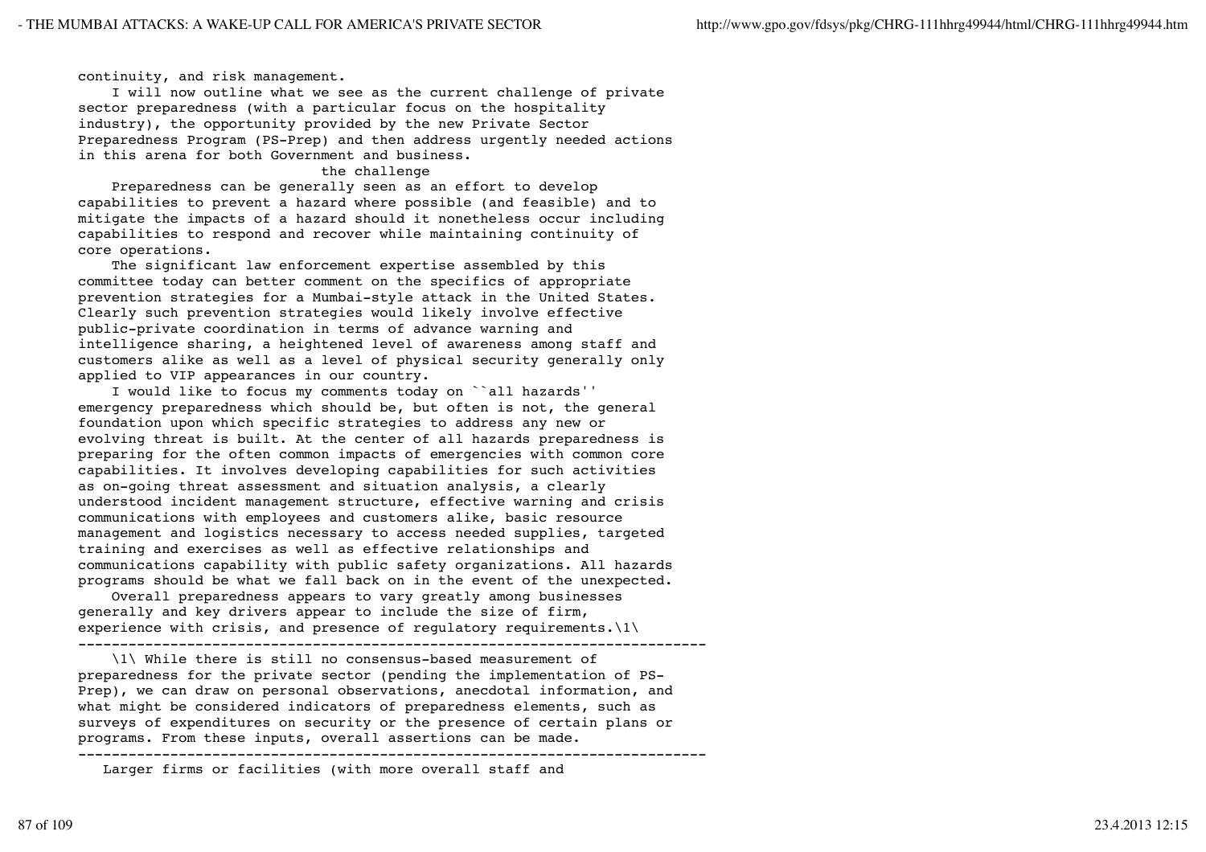continuity, and risk management.

I will now outline what we see as the current challenge of private sector preparedness (with a particular focus on the hospitality industry), the opportunity provided by the new Private Sector Preparedness Program (PS-Prep) and then address urgently needed actions in this arena for both Government and business.

the challenge

Preparedness can be generally seen as an effort to develop capabilities to prevent a hazard where possible (and feasible) and to mitigate the impacts of a hazard should it nonetheless occur including capabilities to respond and recover while maintaining continuity of core operations.

The significant law enforcement expertise assembled by this committee today can better comment on the specifics of appropriate prevention strategies for a Mumbai-style attack in the United States. Clearly such prevention strategies would likely involve effective public-private coordination in terms of advance warning and intelligence sharing, a heightened level of awareness among staff and customers alike as well as a level of physical security generally only applied to VIP appearances in our country.

I would like to focus my comments today on ``all hazards'' emergency preparedness which should be, but often is not, the general foundation upon which specific strategies to address any new or evolving threat is built. At the center of all hazards preparedness is preparing for the often common impacts of emergencies with common core capabilities. It involves developing capabilities for such activities as on-going threat assessment and situation analysis, a clearly understood incident management structure, effective warning and crisis communications with employees and customers alike, basic resource management and logistics necessary to access needed supplies, targeted training and exercises as well as effective relationships and communications capability with public safety organizations. All hazards programs should be what we fall back on in the event of the unexpected.

Overall preparedness appears to vary greatly among businesses generally and key drivers appear to include the size of firm, experience with crisis, and presence of regulatory requirements.\1\

---------------------------------------------------------------------------

\1\ While there is still no consensus-based measurement of preparedness for the private sector (pending the implementation of PS-Prep), we can draw on personal observations, anecdotal information, and what might be considered indicators of preparedness elements, such as surveys of expenditures on security or the presence of certain plans or programs. From these inputs, overall assertions can be made.

---------------------------------------------------------------------------

Larger firms or facilities (with more overall staff and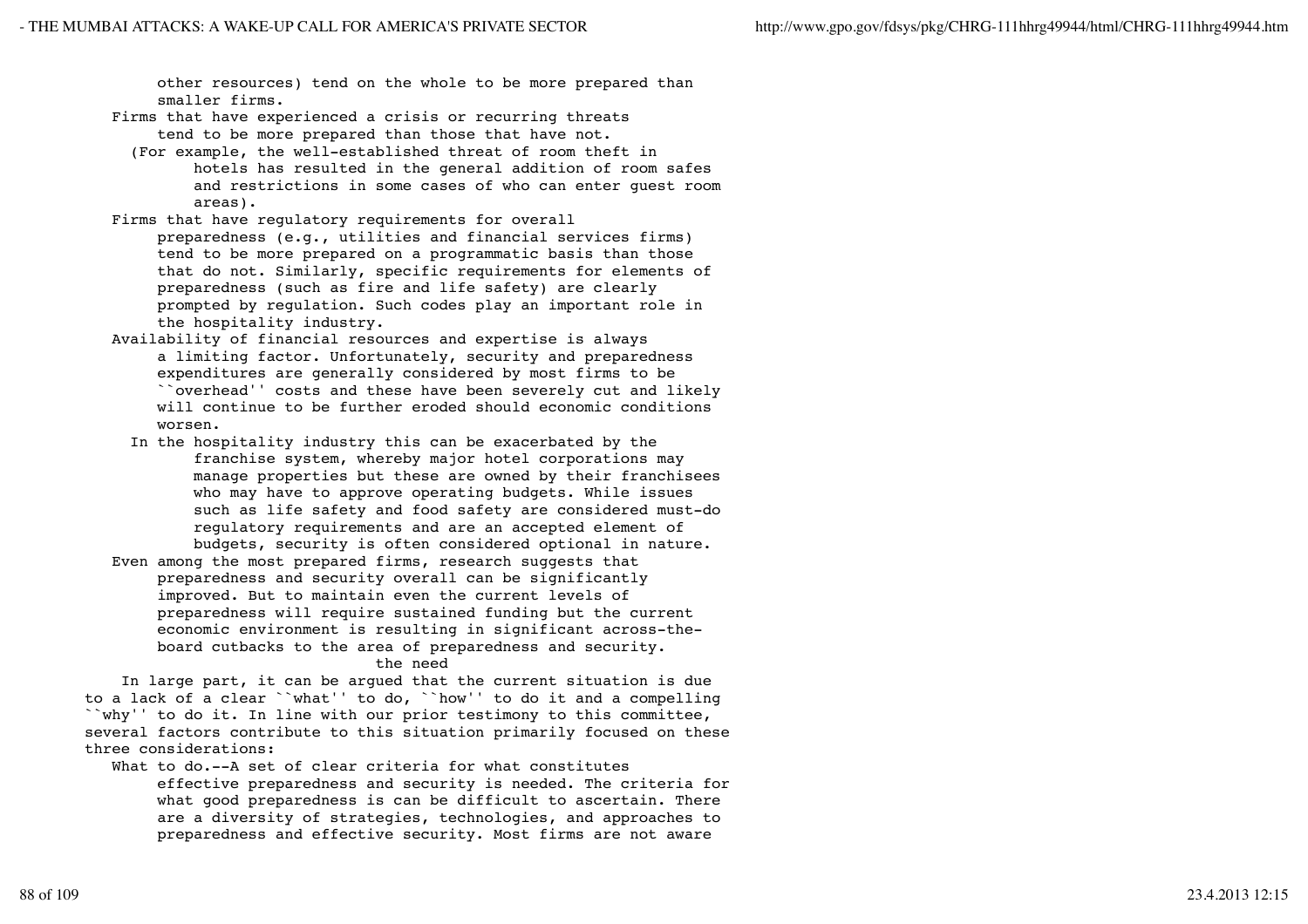other resources) tend on the whole to be more prepared than smaller firms.

- Firms that have experienced a crisis or recurring threats tend to be more prepared than those that have not.
  - (For example, the well-established threat of room theft in hotels has resulted in the general addition of room safes and restrictions in some cases of who can enter guest room areas).
- Firms that have regulatory requirements for overall preparedness (e.g., utilities and financial services firms) tend to be more prepared on a programmatic basis than those that do not. Similarly, specific requirements for elements of preparedness (such as fire and life safety) are clearly prompted by regulation. Such codes play an important role in the hospitality industry.
- Availability of financial resources and expertise is always a limiting factor. Unfortunately, security and preparedness expenditures are generally considered by most firms to be ``overhead'' costs and these have been severely cut and likely will continue to be further eroded should economic conditions worsen.
  - In the hospitality industry this can be exacerbated by the franchise system, whereby major hotel corporations may manage properties but these are owned by their franchisees who may have to approve operating budgets. While issues such as life safety and food safety are considered must-do regulatory requirements and are an accepted element of budgets, security is often considered optional in nature.
- Even among the most prepared firms, research suggests that preparedness and security overall can be significantly improved. But to maintain even the current levels of preparedness will require sustained funding but the current economic environment is resulting in significant across-the-board cutbacks to the area of preparedness and security.

## the need

In large part, it can be argued that the current situation is due to a lack of a clear ``what'' to do, ``how'' to do it and a compelling ``why'' to do it. In line with our prior testimony to this committee, several factors contribute to this situation primarily focused on these three considerations:

- What to do.--A set of clear criteria for what constitutes effective preparedness and security is needed. The criteria for what good preparedness is can be difficult to ascertain. There are a diversity of strategies, technologies, and approaches to preparedness and effective security. Most firms are not aware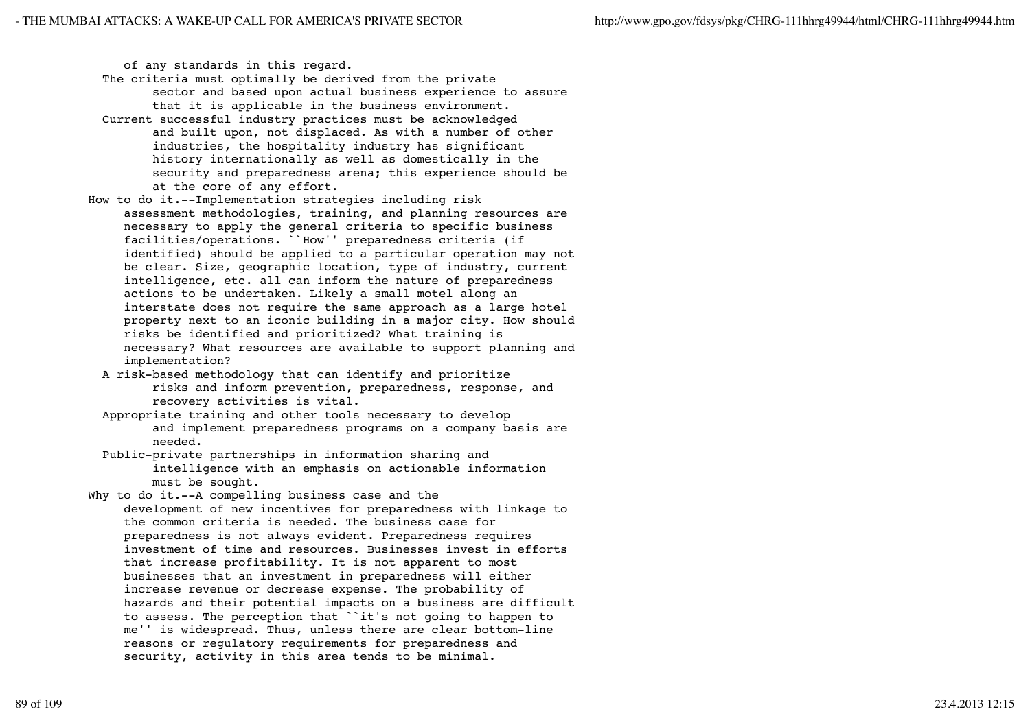of any standards in this regard.

The criteria must optimally be derived from the private sector and based upon actual business experience to assure that it is applicable in the business environment.

Current successful industry practices must be acknowledged and built upon, not displaced. As with a number of other industries, the hospitality industry has significant history internationally as well as domestically in the security and preparedness arena; this experience should be at the core of any effort.

How to do it.--Implementation strategies including risk assessment methodologies, training, and planning resources are necessary to apply the general criteria to specific business facilities/operations. ``How'' preparedness criteria (if identified) should be applied to a particular operation may not be clear. Size, geographic location, type of industry, current intelligence, etc. all can inform the nature of preparedness actions to be undertaken. Likely a small motel along an interstate does not require the same approach as a large hotel property next to an iconic building in a major city. How should risks be identified and prioritized? What training is necessary? What resources are available to support planning and implementation?

A risk-based methodology that can identify and prioritize risks and inform prevention, preparedness, response, and recovery activities is vital.

Appropriate training and other tools necessary to develop and implement preparedness programs on a company basis are needed.

Public-private partnerships in information sharing and intelligence with an emphasis on actionable information must be sought.

Why to do it.--A compelling business case and the development of new incentives for preparedness with linkage to the common criteria is needed. The business case for preparedness is not always evident. Preparedness requires investment of time and resources. Businesses invest in efforts that increase profitability. It is not apparent to most businesses that an investment in preparedness will either increase revenue or decrease expense. The probability of hazards and their potential impacts on a business are difficult to assess. The perception that ``it's not going to happen to me'' is widespread. Thus, unless there are clear bottom-line reasons or regulatory requirements for preparedness and security, activity in this area tends to be minimal.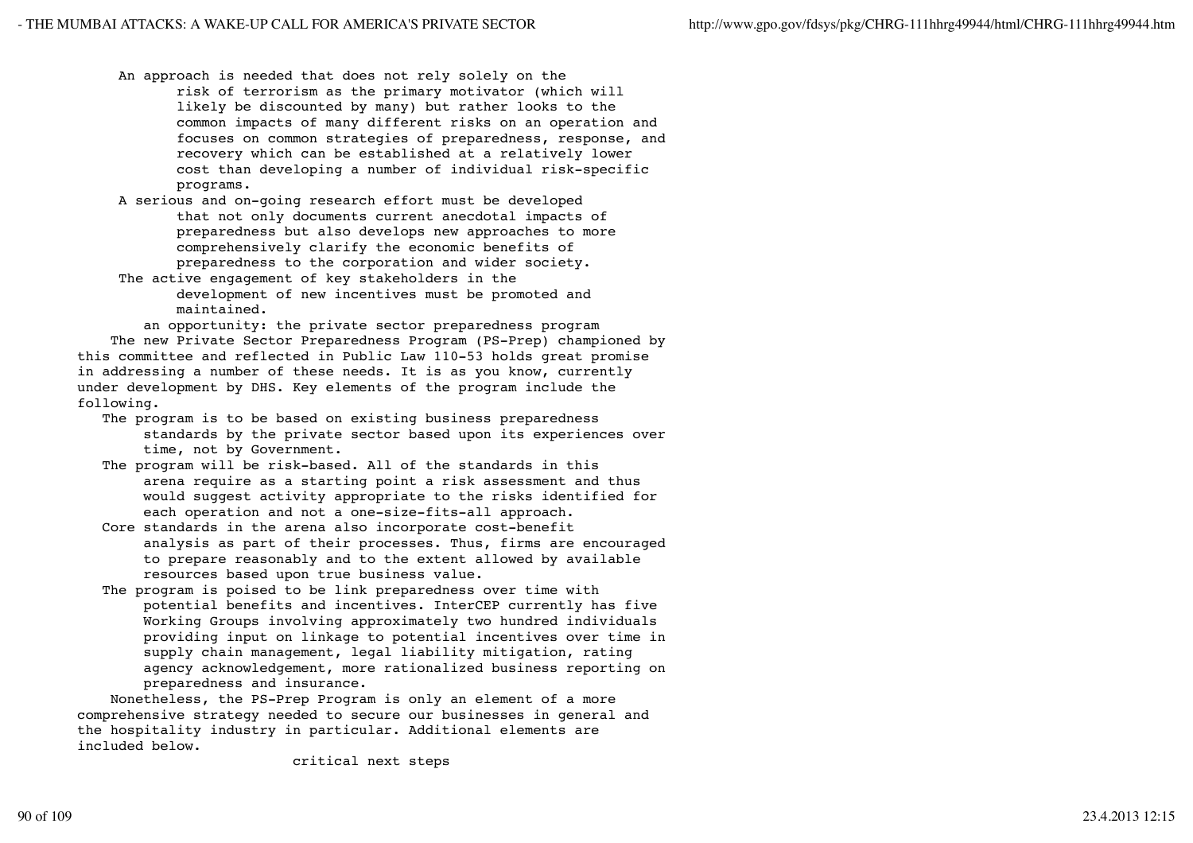- An approach is needed that does not rely solely on the risk of terrorism as the primary motivator (which will likely be discounted by many) but rather looks to the common impacts of many different risks on an operation and focuses on common strategies of preparedness, response, and recovery which can be established at a relatively lower cost than developing a number of individual risk-specific programs.
- A serious and on-going research effort must be developed that not only documents current anecdotal impacts of preparedness but also develops new approaches to more comprehensively clarify the economic benefits of preparedness to the corporation and wider society.
- The active engagement of key stakeholders in the development of new incentives must be promoted and maintained.

an opportunity: the private sector preparedness program

The new Private Sector Preparedness Program (PS-Prep) championed by this committee and reflected in Public Law 110-53 holds great promise in addressing a number of these needs. It is as you know, currently under development by DHS. Key elements of the program include the following.

- The program is to be based on existing business preparedness standards by the private sector based upon its experiences over time, not by Government.
- The program will be risk-based. All of the standards in this arena require as a starting point a risk assessment and thus would suggest activity appropriate to the risks identified for each operation and not a one-size-fits-all approach.
- Core standards in the arena also incorporate cost-benefit analysis as part of their processes. Thus, firms are encouraged to prepare reasonably and to the extent allowed by available resources based upon true business value.
- The program is poised to be link preparedness over time with potential benefits and incentives. InterCEP currently has five Working Groups involving approximately two hundred individuals providing input on linkage to potential incentives over time in supply chain management, legal liability mitigation, rating agency acknowledgement, more rationalized business reporting on preparedness and insurance.

Nonetheless, the PS-Prep Program is only an element of a more comprehensive strategy needed to secure our businesses in general and the hospitality industry in particular. Additional elements are included below.

critical next steps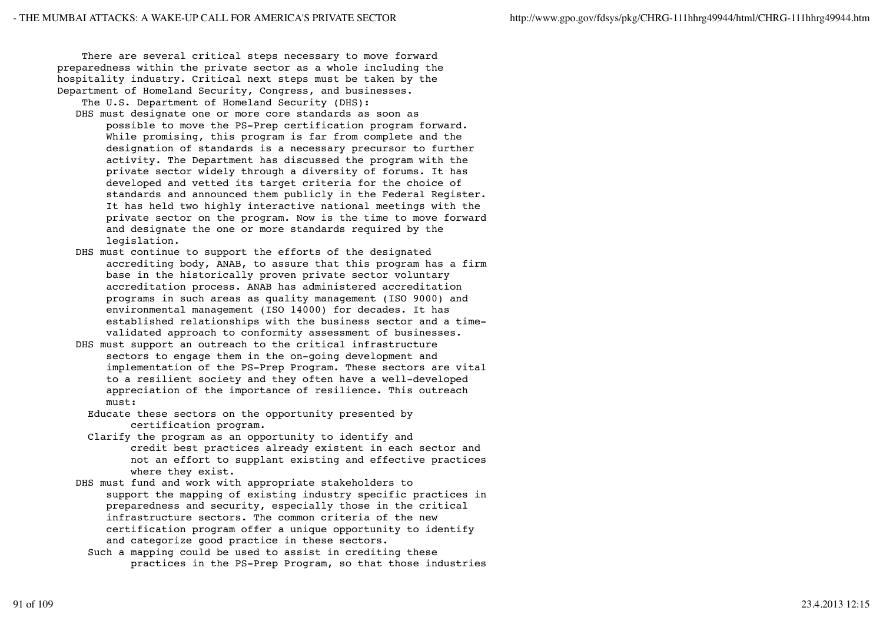There are several critical steps necessary to move forward preparedness within the private sector as a whole including the hospitality industry. Critical next steps must be taken by the Department of Homeland Security, Congress, and businesses.

The U.S. Department of Homeland Security (DHS):

- DHS must designate one or more core standards as soon as possible to move the PS-Prep certification program forward. While promising, this program is far from complete and the designation of standards is a necessary precursor to further activity. The Department has discussed the program with the private sector widely through a diversity of forums. It has developed and vetted its target criteria for the choice of standards and announced them publicly in the Federal Register. It has held two highly interactive national meetings with the private sector on the program. Now is the time to move forward and designate the one or more standards required by the legislation.
- DHS must continue to support the efforts of the designated accrediting body, ANAB, to assure that this program has a firm base in the historically proven private sector voluntary accreditation process. ANAB has administered accreditation programs in such areas as quality management (ISO 9000) and environmental management (ISO 14000) for decades. It has established relationships with the business sector and a time-validated approach to conformity assessment of businesses.
- DHS must support an outreach to the critical infrastructure sectors to engage them in the on-going development and implementation of the PS-Prep Program. These sectors are vital to a resilient society and they often have a well-developed appreciation of the importance of resilience. This outreach must:
  - Educate these sectors on the opportunity presented by certification program.
  - Clarify the program as an opportunity to identify and credit best practices already existent in each sector and not an effort to supplant existing and effective practices where they exist.
- DHS must fund and work with appropriate stakeholders to support the mapping of existing industry specific practices in preparedness and security, especially those in the critical infrastructure sectors. The common criteria of the new certification program offer a unique opportunity to identify and categorize good practice in these sectors.
  - Such a mapping could be used to assist in crediting these practices in the PS-Prep Program, so that those industries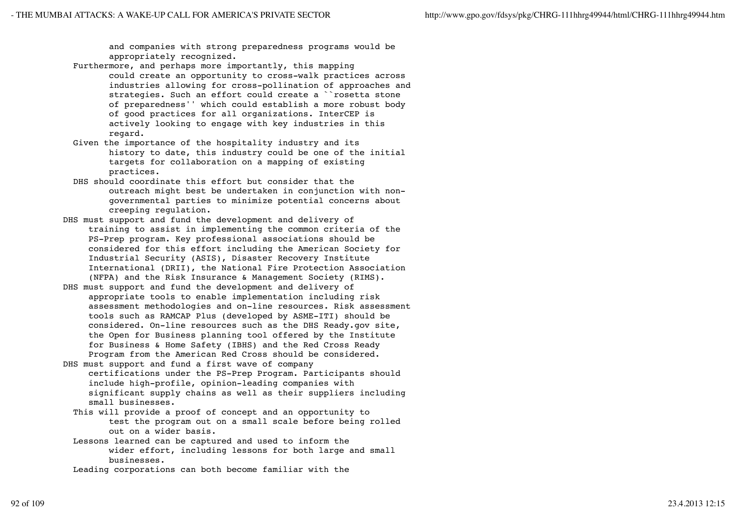and companies with strong preparedness programs would be appropriately recognized.

Furthermore, and perhaps more importantly, this mapping could create an opportunity to cross-walk practices across industries allowing for cross-pollination of approaches and strategies. Such an effort could create a ``rosetta stone of preparedness'' which could establish a more robust body of good practices for all organizations. InterCEP is actively looking to engage with key industries in this regard.

Given the importance of the hospitality industry and its history to date, this industry could be one of the initial targets for collaboration on a mapping of existing practices.

DHS should coordinate this effort but consider that the outreach might best be undertaken in conjunction with non-governmental parties to minimize potential concerns about creeping regulation.

DHS must support and fund the development and delivery of training to assist in implementing the common criteria of the PS-Prep program. Key professional associations should be considered for this effort including the American Society for Industrial Security (ASIS), Disaster Recovery Institute International (DRII), the National Fire Protection Association (NFPA) and the Risk Insurance & Management Society (RIMS).

DHS must support and fund the development and delivery of appropriate tools to enable implementation including risk assessment methodologies and on-line resources. Risk assessment tools such as RAMCAP Plus (developed by ASME-ITI) should be considered. On-line resources such as the DHS Ready.gov site, the Open for Business planning tool offered by the Institute for Business & Home Safety (IBHS) and the Red Cross Ready Program from the American Red Cross should be considered.

DHS must support and fund a first wave of company certifications under the PS-Prep Program. Participants should include high-profile, opinion-leading companies with significant supply chains as well as their suppliers including small businesses.

This will provide a proof of concept and an opportunity to test the program out on a small scale before being rolled out on a wider basis.

Lessons learned can be captured and used to inform the wider effort, including lessons for both large and small businesses.

Leading corporations can both become familiar with the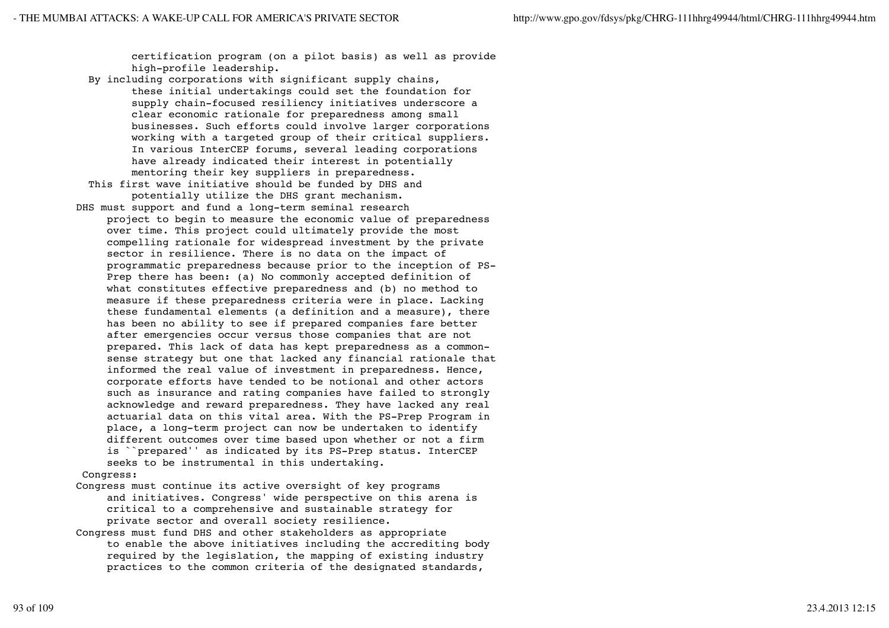certification program (on a pilot basis) as well as provide high-profile leadership.

By including corporations with significant supply chains, these initial undertakings could set the foundation for supply chain-focused resiliency initiatives underscore a clear economic rationale for preparedness among small businesses. Such efforts could involve larger corporations working with a targeted group of their critical suppliers. In various InterCEP forums, several leading corporations have already indicated their interest in potentially mentoring their key suppliers in preparedness.

This first wave initiative should be funded by DHS and potentially utilize the DHS grant mechanism.

DHS must support and fund a long-term seminal research project to begin to measure the economic value of preparedness over time. This project could ultimately provide the most compelling rationale for widespread investment by the private sector in resilience. There is no data on the impact of programmatic preparedness because prior to the inception of PS-Prep there has been: (a) No commonly accepted definition of what constitutes effective preparedness and (b) no method to measure if these preparedness criteria were in place. Lacking these fundamental elements (a definition and a measure), there has been no ability to see if prepared companies fare better after emergencies occur versus those companies that are not prepared. This lack of data has kept preparedness as a common-sense strategy but one that lacked any financial rationale that informed the real value of investment in preparedness. Hence, corporate efforts have tended to be notional and other actors such as insurance and rating companies have failed to strongly acknowledge and reward preparedness. They have lacked any real actuarial data on this vital area. With the PS-Prep Program in place, a long-term project can now be undertaken to identify different outcomes over time based upon whether or not a firm is ``prepared'' as indicated by its PS-Prep status. InterCEP seeks to be instrumental in this undertaking.

Congress:

Congress must continue its active oversight of key programs and initiatives. Congress' wide perspective on this arena is critical to a comprehensive and sustainable strategy for private sector and overall society resilience.

Congress must fund DHS and other stakeholders as appropriate to enable the above initiatives including the accrediting body required by the legislation, the mapping of existing industry practices to the common criteria of the designated standards,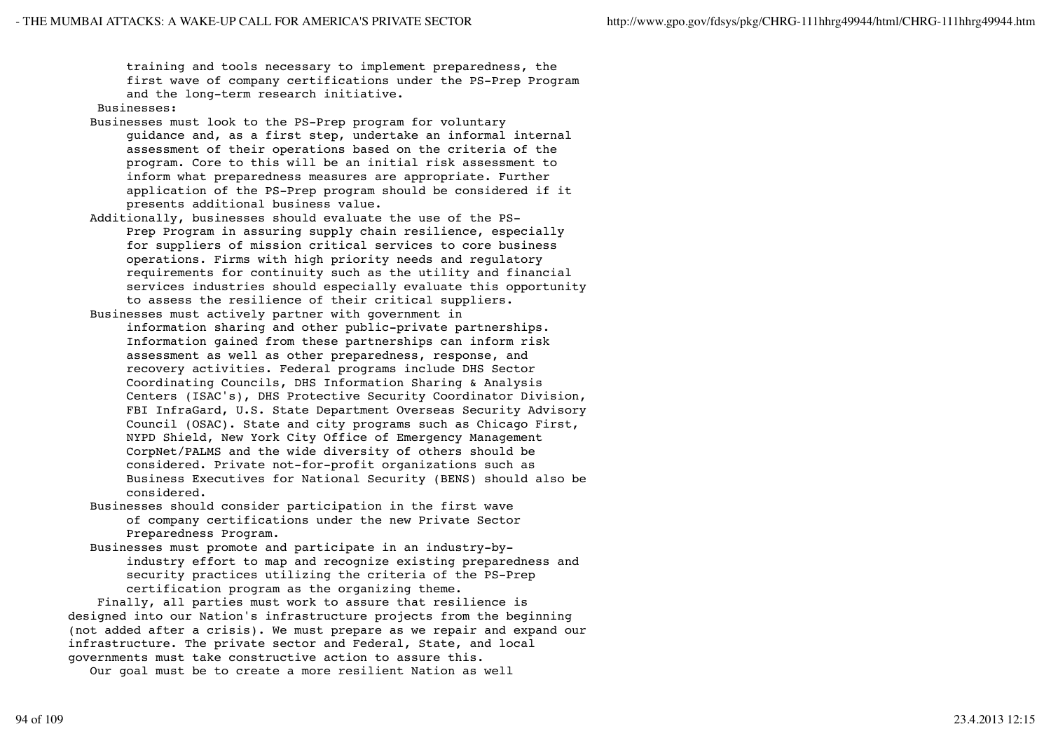training and tools necessary to implement preparedness, the first wave of company certifications under the PS-Prep Program and the long-term research initiative.

Businesses:

Businesses must look to the PS-Prep program for voluntary guidance and, as a first step, undertake an informal internal assessment of their operations based on the criteria of the program. Core to this will be an initial risk assessment to inform what preparedness measures are appropriate. Further application of the PS-Prep program should be considered if it presents additional business value.

Additionally, businesses should evaluate the use of the PS-Prep Program in assuring supply chain resilience, especially for suppliers of mission critical services to core business operations. Firms with high priority needs and regulatory requirements for continuity such as the utility and financial services industries should especially evaluate this opportunity to assess the resilience of their critical suppliers.

Businesses must actively partner with government in information sharing and other public-private partnerships. Information gained from these partnerships can inform risk assessment as well as other preparedness, response, and recovery activities. Federal programs include DHS Sector Coordinating Councils, DHS Information Sharing & Analysis Centers (ISAC's), DHS Protective Security Coordinator Division, FBI InfraGard, U.S. State Department Overseas Security Advisory Council (OSAC). State and city programs such as Chicago First, NYPD Shield, New York City Office of Emergency Management CorpNet/PALMS and the wide diversity of others should be considered. Private not-for-profit organizations such as Business Executives for National Security (BENS) should also be considered.

Businesses should consider participation in the first wave of company certifications under the new Private Sector Preparedness Program.

Businesses must promote and participate in an industry-by-industry effort to map and recognize existing preparedness and security practices utilizing the criteria of the PS-Prep certification program as the organizing theme.

Finally, all parties must work to assure that resilience is designed into our Nation's infrastructure projects from the beginning (not added after a crisis). We must prepare as we repair and expand our infrastructure. The private sector and Federal, State, and local governments must take constructive action to assure this.

Our goal must be to create a more resilient Nation as well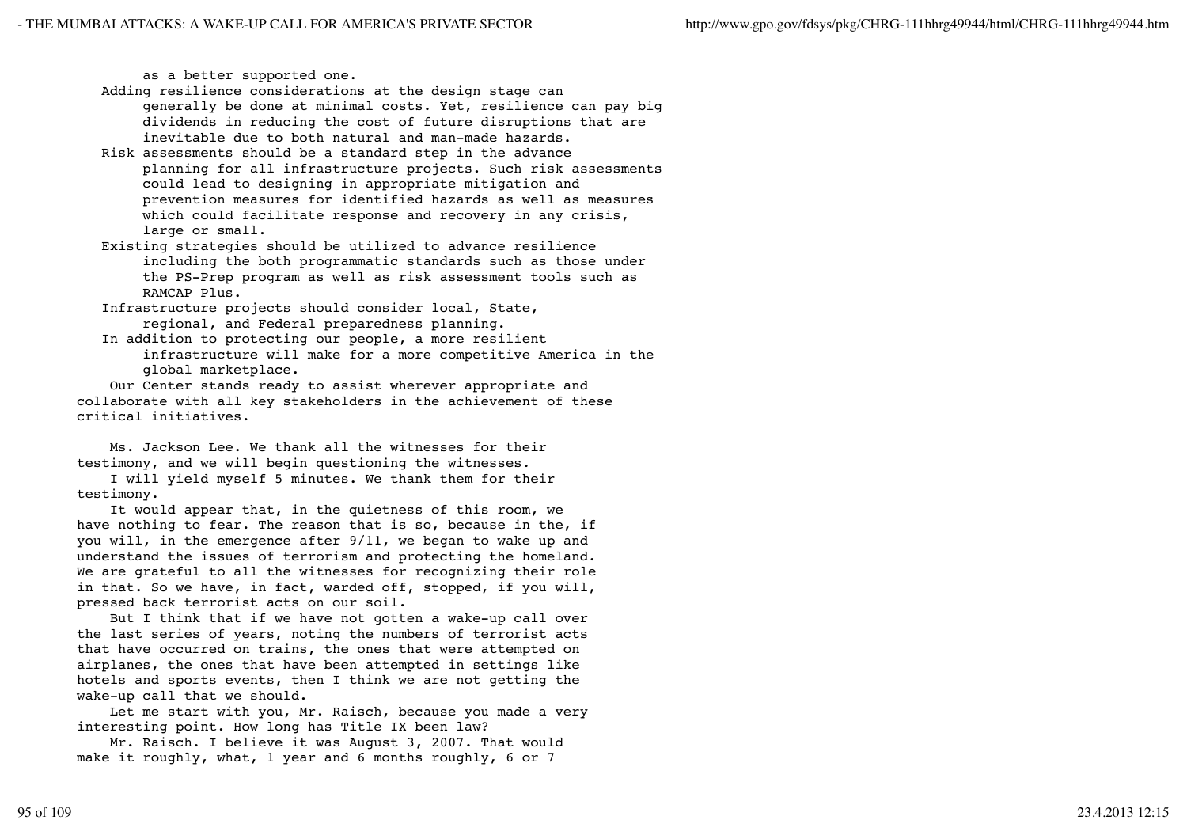as a better supported one.

Adding resilience considerations at the design stage can generally be done at minimal costs. Yet, resilience can pay big dividends in reducing the cost of future disruptions that are inevitable due to both natural and man-made hazards.

Risk assessments should be a standard step in the advance planning for all infrastructure projects. Such risk assessments could lead to designing in appropriate mitigation and prevention measures for identified hazards as well as measures which could facilitate response and recovery in any crisis, large or small.

Existing strategies should be utilized to advance resilience including the both programmatic standards such as those under the PS-Prep program as well as risk assessment tools such as RAMCAP Plus.

Infrastructure projects should consider local, State, regional, and Federal preparedness planning.

In addition to protecting our people, a more resilient infrastructure will make for a more competitive America in the global marketplace.

Our Center stands ready to assist wherever appropriate and collaborate with all key stakeholders in the achievement of these critical initiatives.

Ms. Jackson Lee. We thank all the witnesses for their testimony, and we will begin questioning the witnesses.

I will yield myself 5 minutes. We thank them for their testimony.

It would appear that, in the quietness of this room, we have nothing to fear. The reason that is so, because in the, if you will, in the emergence after 9/11, we began to wake up and understand the issues of terrorism and protecting the homeland. We are grateful to all the witnesses for recognizing their role in that. So we have, in fact, warded off, stopped, if you will, pressed back terrorist acts on our soil.

But I think that if we have not gotten a wake-up call over the last series of years, noting the numbers of terrorist acts that have occurred on trains, the ones that were attempted on airplanes, the ones that have been attempted in settings like hotels and sports events, then I think we are not getting the wake-up call that we should.

Let me start with you, Mr. Raisch, because you made a very interesting point. How long has Title IX been law?

Mr. Raisch. I believe it was August 3, 2007. That would make it roughly, what, 1 year and 6 months roughly, 6 or 7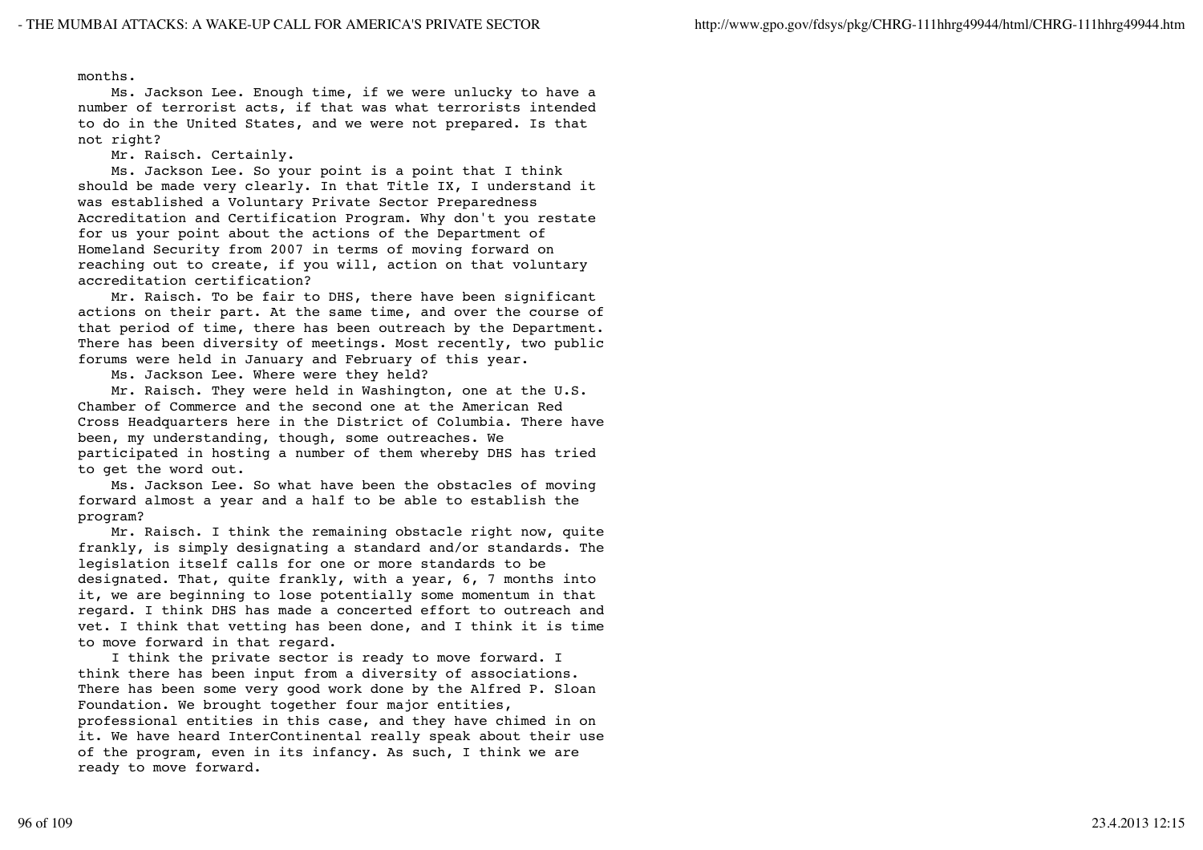months.

Ms. Jackson Lee. Enough time, if we were unlucky to have a number of terrorist acts, if that was what terrorists intended to do in the United States, and we were not prepared. Is that not right?

Mr. Raisch. Certainly.

Ms. Jackson Lee. So your point is a point that I think should be made very clearly. In that Title IX, I understand it was established a Voluntary Private Sector Preparedness Accreditation and Certification Program. Why don't you restate for us your point about the actions of the Department of Homeland Security from 2007 in terms of moving forward on reaching out to create, if you will, action on that voluntary accreditation certification?

Mr. Raisch. To be fair to DHS, there have been significant actions on their part. At the same time, and over the course of that period of time, there has been outreach by the Department. There has been diversity of meetings. Most recently, two public forums were held in January and February of this year.

Ms. Jackson Lee. Where were they held?

Mr. Raisch. They were held in Washington, one at the U.S. Chamber of Commerce and the second one at the American Red Cross Headquarters here in the District of Columbia. There have been, my understanding, though, some outreaches. We participated in hosting a number of them whereby DHS has tried to get the word out.

Ms. Jackson Lee. So what have been the obstacles of moving forward almost a year and a half to be able to establish the program?

Mr. Raisch. I think the remaining obstacle right now, quite frankly, is simply designating a standard and/or standards. The legislation itself calls for one or more standards to be designated. That, quite frankly, with a year, 6, 7 months into it, we are beginning to lose potentially some momentum in that regard. I think DHS has made a concerted effort to outreach and vet. I think that vetting has been done, and I think it is time to move forward in that regard.

I think the private sector is ready to move forward. I think there has been input from a diversity of associations. There has been some very good work done by the Alfred P. Sloan Foundation. We brought together four major entities, professional entities in this case, and they have chimed in on it. We have heard InterContinental really speak about their use of the program, even in its infancy. As such, I think we are ready to move forward.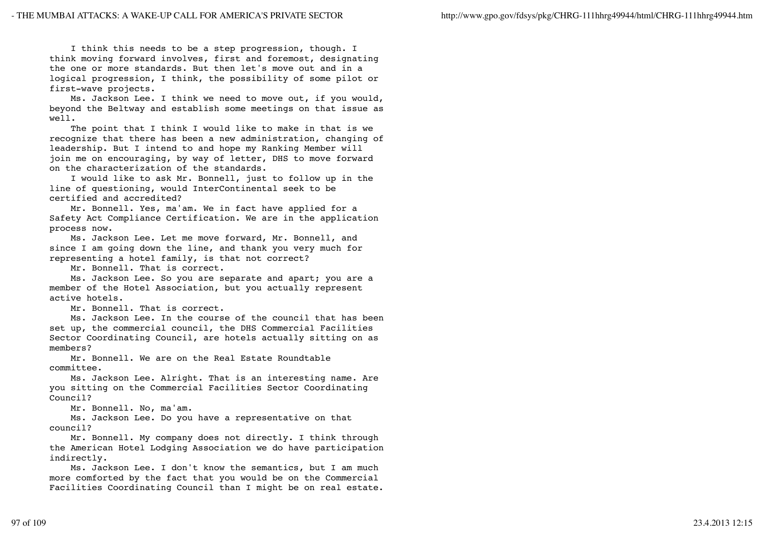I think this needs to be a step progression, though. I think moving forward involves, first and foremost, designating the one or more standards. But then let's move out and in a logical progression, I think, the possibility of some pilot or first-wave projects.

Ms. Jackson Lee. I think we need to move out, if you would, beyond the Beltway and establish some meetings on that issue as well.

The point that I think I would like to make in that is we recognize that there has been a new administration, changing of leadership. But I intend to and hope my Ranking Member will join me on encouraging, by way of letter, DHS to move forward on the characterization of the standards.

I would like to ask Mr. Bonnell, just to follow up in the line of questioning, would InterContinental seek to be certified and accredited?

Mr. Bonnell. Yes, ma'am. We in fact have applied for a Safety Act Compliance Certification. We are in the application process now.

Ms. Jackson Lee. Let me move forward, Mr. Bonnell, and since I am going down the line, and thank you very much for representing a hotel family, is that not correct?

Mr. Bonnell. That is correct.

Ms. Jackson Lee. So you are separate and apart; you are a member of the Hotel Association, but you actually represent active hotels.

Mr. Bonnell. That is correct.

Ms. Jackson Lee. In the course of the council that has been set up, the commercial council, the DHS Commercial Facilities Sector Coordinating Council, are hotels actually sitting on as members?

Mr. Bonnell. We are on the Real Estate Roundtable committee.

Ms. Jackson Lee. Alright. That is an interesting name. Are you sitting on the Commercial Facilities Sector Coordinating Council?

Mr. Bonnell. No, ma'am.

Ms. Jackson Lee. Do you have a representative on that council?

Mr. Bonnell. My company does not directly. I think through the American Hotel Lodging Association we do have participation indirectly.

Ms. Jackson Lee. I don't know the semantics, but I am much more comforted by the fact that you would be on the Commercial Facilities Coordinating Council than I might be on real estate.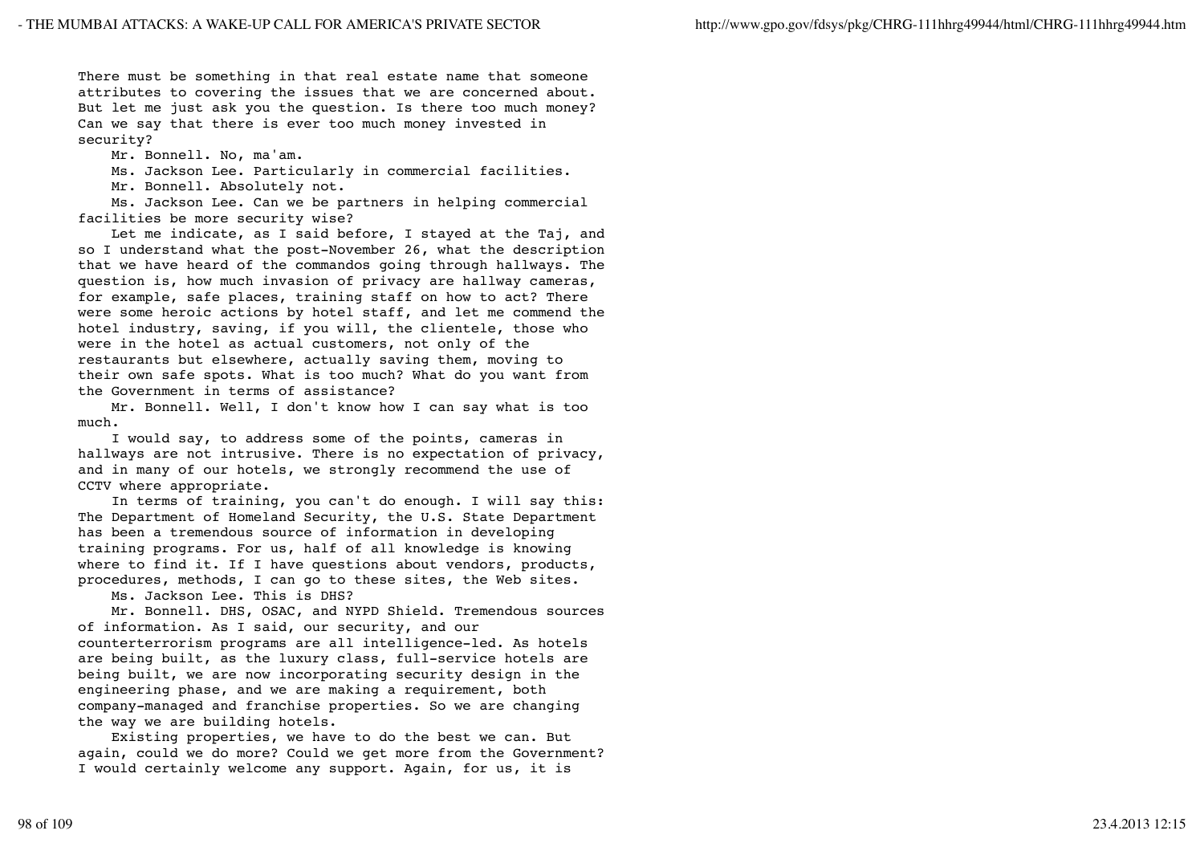There must be something in that real estate name that someone attributes to covering the issues that we are concerned about. But let me just ask you the question. Is there too much money? Can we say that there is ever too much money invested in security?

Mr. Bonnell. No, ma'am.

Ms. Jackson Lee. Particularly in commercial facilities.

Mr. Bonnell. Absolutely not.

Ms. Jackson Lee. Can we be partners in helping commercial facilities be more security wise?

Let me indicate, as I said before, I stayed at the Taj, and so I understand what the post-November 26, what the description that we have heard of the commandos going through hallways. The question is, how much invasion of privacy are hallway cameras, for example, safe places, training staff on how to act? There were some heroic actions by hotel staff, and let me commend the hotel industry, saving, if you will, the clientele, those who were in the hotel as actual customers, not only of the restaurants but elsewhere, actually saving them, moving to their own safe spots. What is too much? What do you want from the Government in terms of assistance?

Mr. Bonnell. Well, I don't know how I can say what is too much.

I would say, to address some of the points, cameras in hallways are not intrusive. There is no expectation of privacy, and in many of our hotels, we strongly recommend the use of CCTV where appropriate.

In terms of training, you can't do enough. I will say this: The Department of Homeland Security, the U.S. State Department has been a tremendous source of information in developing training programs. For us, half of all knowledge is knowing where to find it. If I have questions about vendors, products, procedures, methods, I can go to these sites, the Web sites.

Ms. Jackson Lee. This is DHS?

Mr. Bonnell. DHS, OSAC, and NYPD Shield. Tremendous sources of information. As I said, our security, and our counterterrorism programs are all intelligence-led. As hotels are being built, as the luxury class, full-service hotels are being built, we are now incorporating security design in the engineering phase, and we are making a requirement, both company-managed and franchise properties. So we are changing the way we are building hotels.

Existing properties, we have to do the best we can. But again, could we do more? Could we get more from the Government? I would certainly welcome any support. Again, for us, it is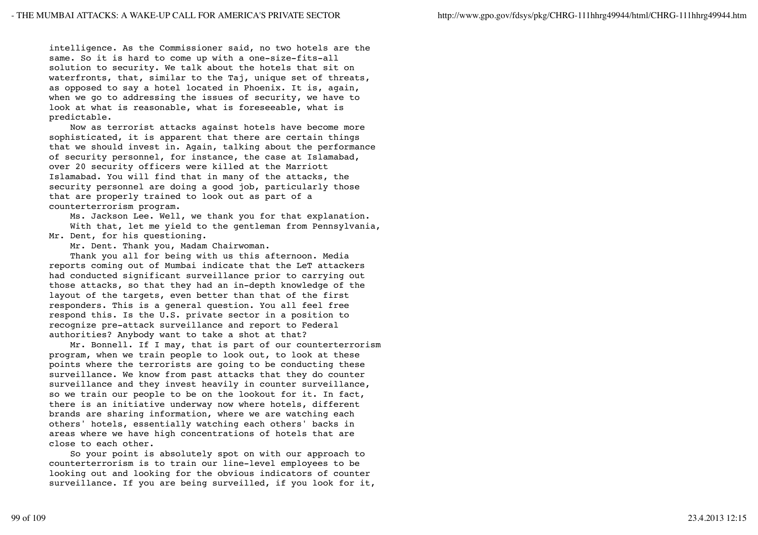intelligence. As the Commissioner said, no two hotels are the same. So it is hard to come up with a one-size-fits-all solution to security. We talk about the hotels that sit on waterfronts, that, similar to the Taj, unique set of threats, as opposed to say a hotel located in Phoenix. It is, again, when we go to addressing the issues of security, we have to look at what is reasonable, what is foreseeable, what is predictable.

Now as terrorist attacks against hotels have become more sophisticated, it is apparent that there are certain things that we should invest in. Again, talking about the performance of security personnel, for instance, the case at Islamabad, over 20 security officers were killed at the Marriott Islamabad. You will find that in many of the attacks, the security personnel are doing a good job, particularly those that are properly trained to look out as part of a counterterrorism program.

Ms. Jackson Lee. Well, we thank you for that explanation.

With that, let me yield to the gentleman from Pennsylvania, Mr. Dent, for his questioning.

Mr. Dent. Thank you, Madam Chairwoman.

Thank you all for being with us this afternoon. Media reports coming out of Mumbai indicate that the LeT attackers had conducted significant surveillance prior to carrying out those attacks, so that they had an in-depth knowledge of the layout of the targets, even better than that of the first responders. This is a general question. You all feel free respond this. Is the U.S. private sector in a position to recognize pre-attack surveillance and report to Federal authorities? Anybody want to take a shot at that?

Mr. Bonnell. If I may, that is part of our counterterrorism program, when we train people to look out, to look at these points where the terrorists are going to be conducting these surveillance. We know from past attacks that they do counter surveillance and they invest heavily in counter surveillance, so we train our people to be on the lookout for it. In fact, there is an initiative underway now where hotels, different brands are sharing information, where we are watching each others' hotels, essentially watching each others' backs in areas where we have high concentrations of hotels that are close to each other.

So your point is absolutely spot on with our approach to counterterrorism is to train our line-level employees to be looking out and looking for the obvious indicators of counter surveillance. If you are being surveilled, if you look for it,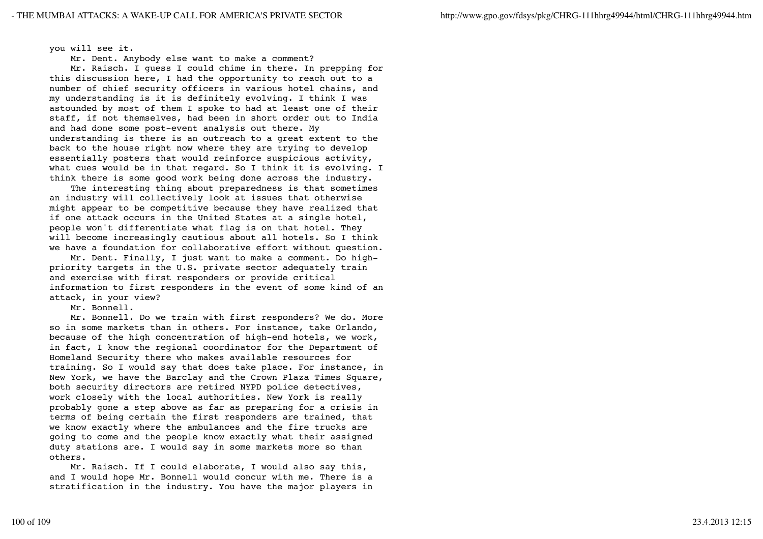you will see it.

Mr. Dent. Anybody else want to make a comment?

Mr. Raisch. I guess I could chime in there. In prepping for this discussion here, I had the opportunity to reach out to a number of chief security officers in various hotel chains, and my understanding is it is definitely evolving. I think I was astounded by most of them I spoke to had at least one of their staff, if not themselves, had been in short order out to India and had done some post-event analysis out there. My understanding is there is an outreach to a great extent to the back to the house right now where they are trying to develop essentially posters that would reinforce suspicious activity, what cues would be in that regard. So I think it is evolving. I think there is some good work being done across the industry.

The interesting thing about preparedness is that sometimes an industry will collectively look at issues that otherwise might appear to be competitive because they have realized that if one attack occurs in the United States at a single hotel, people won't differentiate what flag is on that hotel. They will become increasingly cautious about all hotels. So I think we have a foundation for collaborative effort without question.

Mr. Dent. Finally, I just want to make a comment. Do high-priority targets in the U.S. private sector adequately train and exercise with first responders or provide critical information to first responders in the event of some kind of an attack, in your view?

Mr. Bonnell.

Mr. Bonnell. Do we train with first responders? We do. More so in some markets than in others. For instance, take Orlando, because of the high concentration of high-end hotels, we work, in fact, I know the regional coordinator for the Department of Homeland Security there who makes available resources for training. So I would say that does take place. For instance, in New York, we have the Barclay and the Crown Plaza Times Square, both security directors are retired NYPD police detectives, work closely with the local authorities. New York is really probably gone a step above as far as preparing for a crisis in terms of being certain the first responders are trained, that we know exactly where the ambulances and the fire trucks are going to come and the people know exactly what their assigned duty stations are. I would say in some markets more so than others.

Mr. Raisch. If I could elaborate, I would also say this, and I would hope Mr. Bonnell would concur with me. There is a stratification in the industry. You have the major players in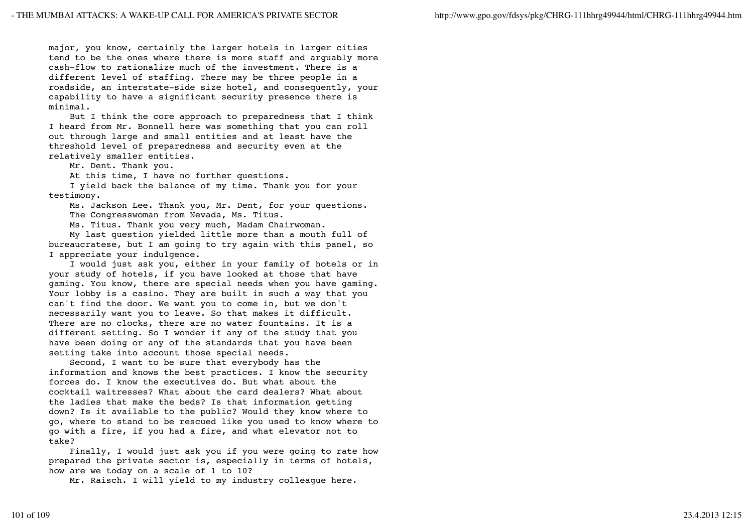major, you know, certainly the larger hotels in larger cities tend to be the ones where there is more staff and arguably more cash-flow to rationalize much of the investment. There is a different level of staffing. There may be three people in a roadside, an interstate-side size hotel, and consequently, your capability to have a significant security presence there is minimal.

But I think the core approach to preparedness that I think I heard from Mr. Bonnell here was something that you can roll out through large and small entities and at least have the threshold level of preparedness and security even at the relatively smaller entities.

Mr. Dent. Thank you.

At this time, I have no further questions.

I yield back the balance of my time. Thank you for your testimony.

Ms. Jackson Lee. Thank you, Mr. Dent, for your questions.

The Congresswoman from Nevada, Ms. Titus.

Ms. Titus. Thank you very much, Madam Chairwoman.

My last question yielded little more than a mouth full of bureaucratese, but I am going to try again with this panel, so I appreciate your indulgence.

I would just ask you, either in your family of hotels or in your study of hotels, if you have looked at those that have gaming. You know, there are special needs when you have gaming. Your lobby is a casino. They are built in such a way that you can't find the door. We want you to come in, but we don't necessarily want you to leave. So that makes it difficult. There are no clocks, there are no water fountains. It is a different setting. So I wonder if any of the study that you have been doing or any of the standards that you have been setting take into account those special needs.

Second, I want to be sure that everybody has the information and knows the best practices. I know the security forces do. I know the executives do. But what about the cocktail waitresses? What about the card dealers? What about the ladies that make the beds? Is that information getting down? Is it available to the public? Would they know where to go, where to stand to be rescued like you used to know where to go with a fire, if you had a fire, and what elevator not to take?

Finally, I would just ask you if you were going to rate how prepared the private sector is, especially in terms of hotels, how are we today on a scale of 1 to 10?

Mr. Raisch. I will yield to my industry colleague here.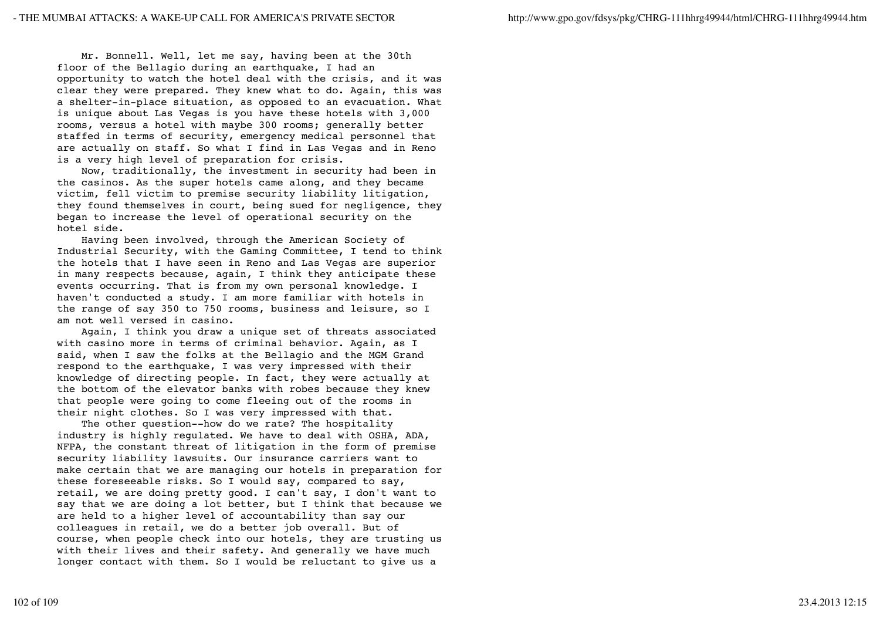Mr. Bonnell. Well, let me say, having been at the 30th floor of the Bellagio during an earthquake, I had an opportunity to watch the hotel deal with the crisis, and it was clear they were prepared. They knew what to do. Again, this was a shelter-in-place situation, as opposed to an evacuation. What is unique about Las Vegas is you have these hotels with 3,000 rooms, versus a hotel with maybe 300 rooms; generally better staffed in terms of security, emergency medical personnel that are actually on staff. So what I find in Las Vegas and in Reno is a very high level of preparation for crisis.

Now, traditionally, the investment in security had been in the casinos. As the super hotels came along, and they became victim, fell victim to premise security liability litigation, they found themselves in court, being sued for negligence, they began to increase the level of operational security on the hotel side.

Having been involved, through the American Society of Industrial Security, with the Gaming Committee, I tend to think the hotels that I have seen in Reno and Las Vegas are superior in many respects because, again, I think they anticipate these events occurring. That is from my own personal knowledge. I haven't conducted a study. I am more familiar with hotels in the range of say 350 to 750 rooms, business and leisure, so I am not well versed in casino.

Again, I think you draw a unique set of threats associated with casino more in terms of criminal behavior. Again, as I said, when I saw the folks at the Bellagio and the MGM Grand respond to the earthquake, I was very impressed with their knowledge of directing people. In fact, they were actually at the bottom of the elevator banks with robes because they knew that people were going to come fleeing out of the rooms in their night clothes. So I was very impressed with that.

The other question--how do we rate? The hospitality industry is highly regulated. We have to deal with OSHA, ADA, NFPA, the constant threat of litigation in the form of premise security liability lawsuits. Our insurance carriers want to make certain that we are managing our hotels in preparation for these foreseeable risks. So I would say, compared to say, retail, we are doing pretty good. I can't say, I don't want to say that we are doing a lot better, but I think that because we are held to a higher level of accountability than say our colleagues in retail, we do a better job overall. But of course, when people check into our hotels, they are trusting us with their lives and their safety. And generally we have much longer contact with them. So I would be reluctant to give us a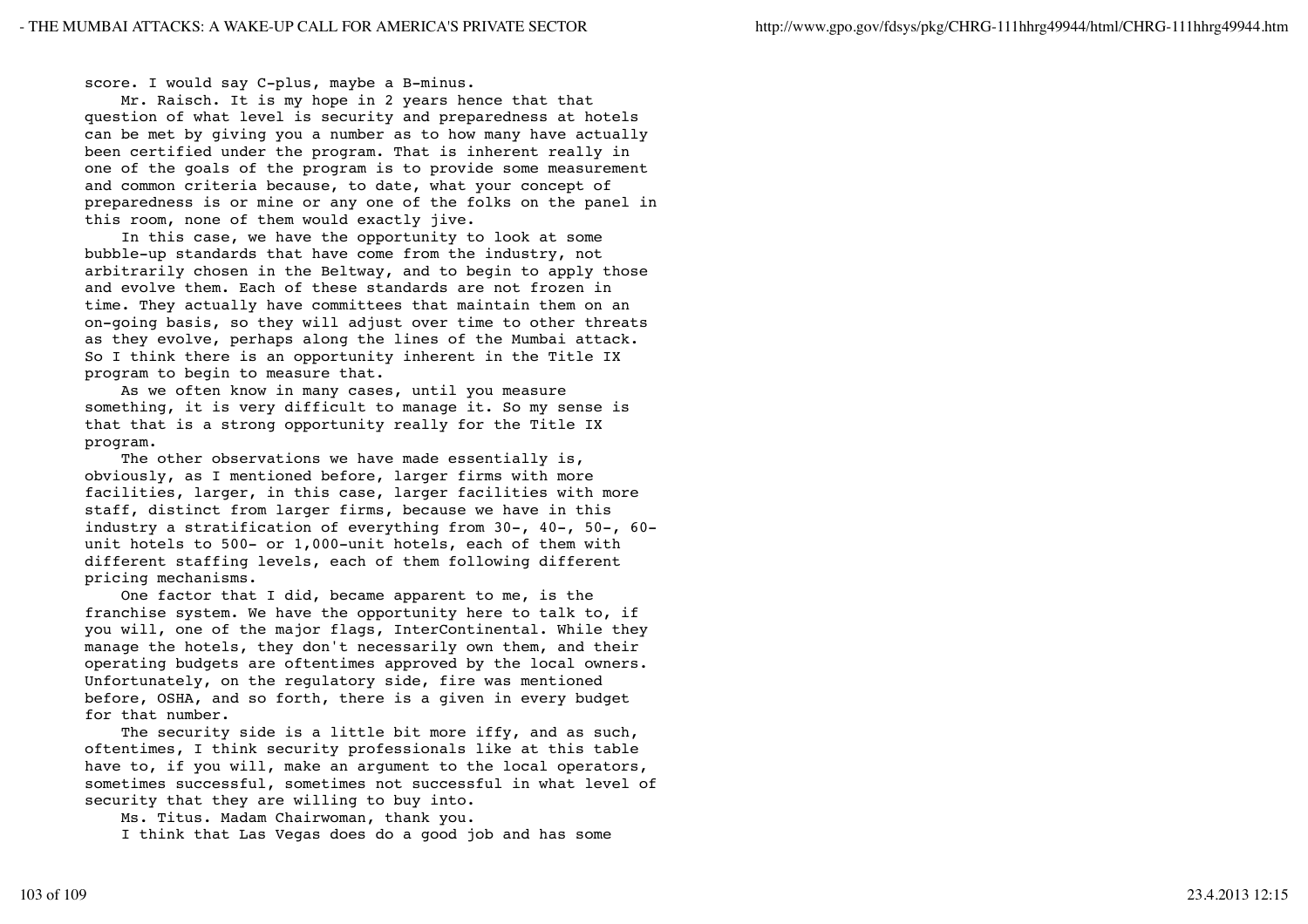score. I would say C-plus, maybe a B-minus.

Mr. Raisch. It is my hope in 2 years hence that that question of what level is security and preparedness at hotels can be met by giving you a number as to how many have actually been certified under the program. That is inherent really in one of the goals of the program is to provide some measurement and common criteria because, to date, what your concept of preparedness is or mine or any one of the folks on the panel in this room, none of them would exactly jive.

In this case, we have the opportunity to look at some bubble-up standards that have come from the industry, not arbitrarily chosen in the Beltway, and to begin to apply those and evolve them. Each of these standards are not frozen in time. They actually have committees that maintain them on an on-going basis, so they will adjust over time to other threats as they evolve, perhaps along the lines of the Mumbai attack. So I think there is an opportunity inherent in the Title IX program to begin to measure that.

As we often know in many cases, until you measure something, it is very difficult to manage it. So my sense is that that is a strong opportunity really for the Title IX program.

The other observations we have made essentially is, obviously, as I mentioned before, larger firms with more facilities, larger, in this case, larger facilities with more staff, distinct from larger firms, because we have in this industry a stratification of everything from 30-, 40-, 50-, 60-unit hotels to 500- or 1,000-unit hotels, each of them with different staffing levels, each of them following different pricing mechanisms.

One factor that I did, became apparent to me, is the franchise system. We have the opportunity here to talk to, if you will, one of the major flags, InterContinental. While they manage the hotels, they don't necessarily own them, and their operating budgets are oftentimes approved by the local owners. Unfortunately, on the regulatory side, fire was mentioned before, OSHA, and so forth, there is a given in every budget for that number.

The security side is a little bit more iffy, and as such, oftentimes, I think security professionals like at this table have to, if you will, make an argument to the local operators, sometimes successful, sometimes not successful in what level of security that they are willing to buy into.

Ms. Titus. Madam Chairwoman, thank you.

I think that Las Vegas does do a good job and has some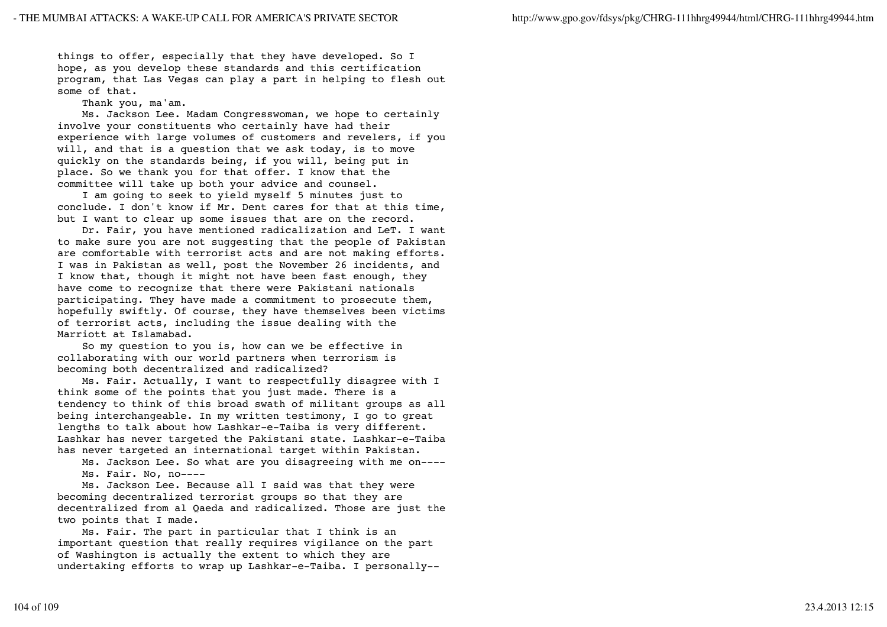things to offer, especially that they have developed. So I hope, as you develop these standards and this certification program, that Las Vegas can play a part in helping to flesh out some of that.

Thank you, ma'am.

Ms. Jackson Lee. Madam Congresswoman, we hope to certainly involve your constituents who certainly have had their experience with large volumes of customers and revelers, if you will, and that is a question that we ask today, is to move quickly on the standards being, if you will, being put in place. So we thank you for that offer. I know that the committee will take up both your advice and counsel.

I am going to seek to yield myself 5 minutes just to conclude. I don't know if Mr. Dent cares for that at this time, but I want to clear up some issues that are on the record.

Dr. Fair, you have mentioned radicalization and LeT. I want to make sure you are not suggesting that the people of Pakistan are comfortable with terrorist acts and are not making efforts. I was in Pakistan as well, post the November 26 incidents, and I know that, though it might not have been fast enough, they have come to recognize that there were Pakistani nationals participating. They have made a commitment to prosecute them, hopefully swiftly. Of course, they have themselves been victims of terrorist acts, including the issue dealing with the Marriott at Islamabad.

So my question to you is, how can we be effective in collaborating with our world partners when terrorism is becoming both decentralized and radicalized?

Ms. Fair. Actually, I want to respectfully disagree with I think some of the points that you just made. There is a tendency to think of this broad swath of militant groups as all being interchangeable. In my written testimony, I go to great lengths to talk about how Lashkar-e-Taiba is very different. Lashkar has never targeted the Pakistani state. Lashkar-e-Taiba has never targeted an international target within Pakistan.

Ms. Jackson Lee. So what are you disagreeing with me on----

Ms. Fair. No, no----

Ms. Jackson Lee. Because all I said was that they were becoming decentralized terrorist groups so that they are decentralized from al Qaeda and radicalized. Those are just the two points that I made.

Ms. Fair. The part in particular that I think is an important question that really requires vigilance on the part of Washington is actually the extent to which they are undertaking efforts to wrap up Lashkar-e-Taiba. I personally--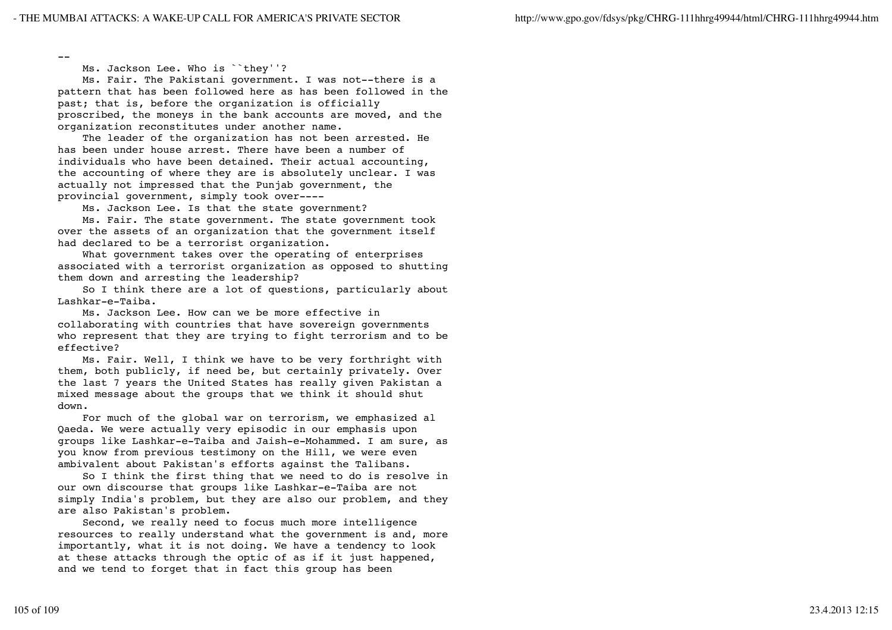--

Ms. Jackson Lee. Who is ``they''?

Ms. Fair. The Pakistani government. I was not--there is a pattern that has been followed here as has been followed in the past; that is, before the organization is officially proscribed, the moneys in the bank accounts are moved, and the organization reconstitutes under another name.

The leader of the organization has not been arrested. He has been under house arrest. There have been a number of individuals who have been detained. Their actual accounting, the accounting of where they are is absolutely unclear. I was actually not impressed that the Punjab government, the provincial government, simply took over----

Ms. Jackson Lee. Is that the state government?

Ms. Fair. The state government. The state government took over the assets of an organization that the government itself had declared to be a terrorist organization.

What government takes over the operating of enterprises associated with a terrorist organization as opposed to shutting them down and arresting the leadership?

So I think there are a lot of questions, particularly about Lashkar-e-Taiba.

Ms. Jackson Lee. How can we be more effective in collaborating with countries that have sovereign governments who represent that they are trying to fight terrorism and to be effective?

Ms. Fair. Well, I think we have to be very forthright with them, both publicly, if need be, but certainly privately. Over the last 7 years the United States has really given Pakistan a mixed message about the groups that we think it should shut down.

For much of the global war on terrorism, we emphasized al Qaeda. We were actually very episodic in our emphasis upon groups like Lashkar-e-Taiba and Jaish-e-Mohammed. I am sure, as you know from previous testimony on the Hill, we were even ambivalent about Pakistan's efforts against the Talibans.

So I think the first thing that we need to do is resolve in our own discourse that groups like Lashkar-e-Taiba are not simply India's problem, but they are also our problem, and they are also Pakistan's problem.

Second, we really need to focus much more intelligence resources to really understand what the government is and, more importantly, what it is not doing. We have a tendency to look at these attacks through the optic of as if it just happened, and we tend to forget that in fact this group has been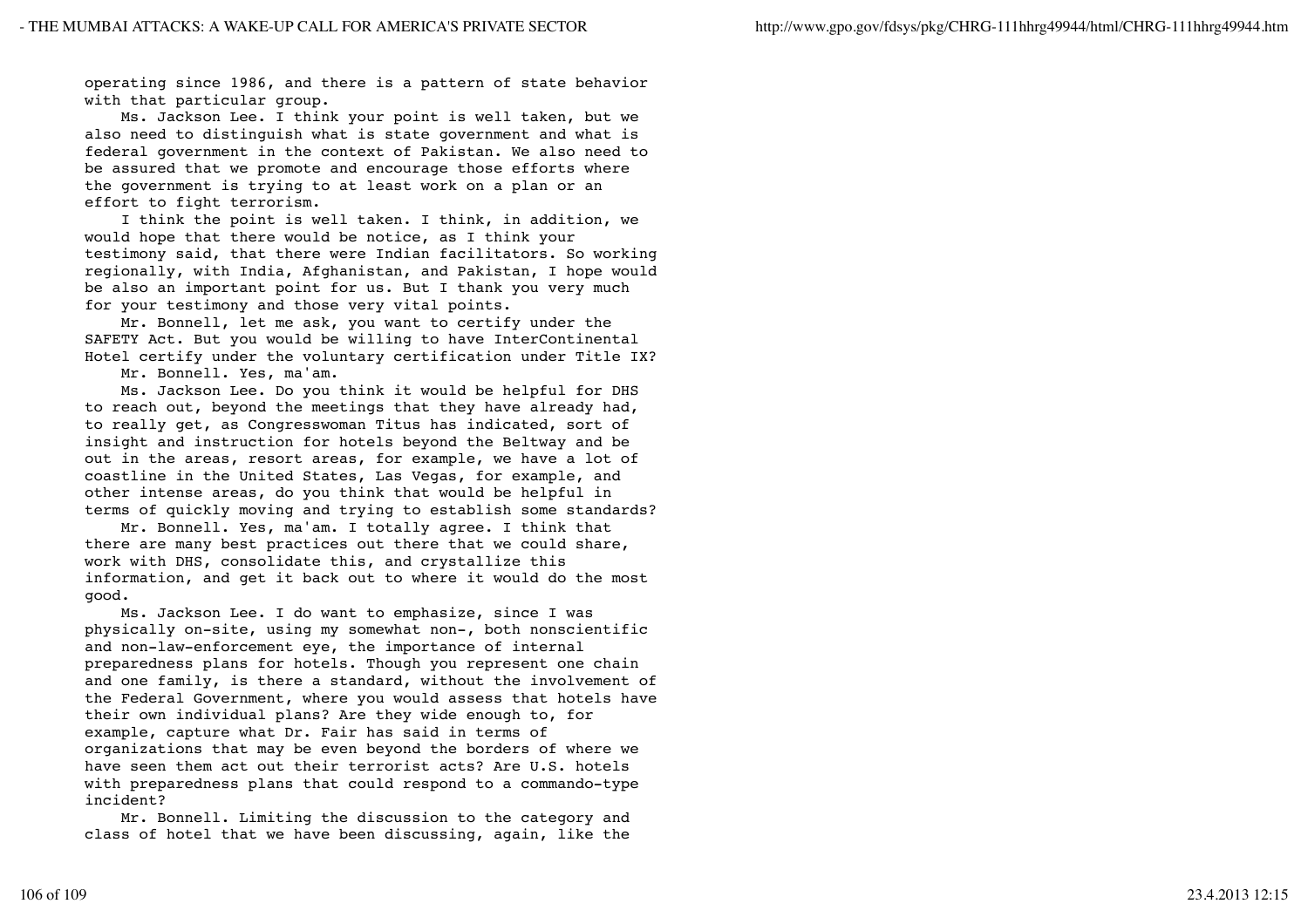operating since 1986, and there is a pattern of state behavior with that particular group.

Ms. Jackson Lee. I think your point is well taken, but we also need to distinguish what is state government and what is federal government in the context of Pakistan. We also need to be assured that we promote and encourage those efforts where the government is trying to at least work on a plan or an effort to fight terrorism.

I think the point is well taken. I think, in addition, we would hope that there would be notice, as I think your testimony said, that there were Indian facilitators. So working regionally, with India, Afghanistan, and Pakistan, I hope would be also an important point for us. But I thank you very much for your testimony and those very vital points.

Mr. Bonnell, let me ask, you want to certify under the SAFETY Act. But you would be willing to have InterContinental Hotel certify under the voluntary certification under Title IX?

Mr. Bonnell. Yes, ma'am.

Ms. Jackson Lee. Do you think it would be helpful for DHS to reach out, beyond the meetings that they have already had, to really get, as Congresswoman Titus has indicated, sort of insight and instruction for hotels beyond the Beltway and be out in the areas, resort areas, for example, we have a lot of coastline in the United States, Las Vegas, for example, and other intense areas, do you think that would be helpful in terms of quickly moving and trying to establish some standards?

Mr. Bonnell. Yes, ma'am. I totally agree. I think that there are many best practices out there that we could share, work with DHS, consolidate this, and crystallize this information, and get it back out to where it would do the most good.

Ms. Jackson Lee. I do want to emphasize, since I was physically on-site, using my somewhat non-, both nonscientific and non-law-enforcement eye, the importance of internal preparedness plans for hotels. Though you represent one chain and one family, is there a standard, without the involvement of the Federal Government, where you would assess that hotels have their own individual plans? Are they wide enough to, for example, capture what Dr. Fair has said in terms of organizations that may be even beyond the borders of where we have seen them act out their terrorist acts? Are U.S. hotels with preparedness plans that could respond to a commando-type incident?

Mr. Bonnell. Limiting the discussion to the category and class of hotel that we have been discussing, again, like the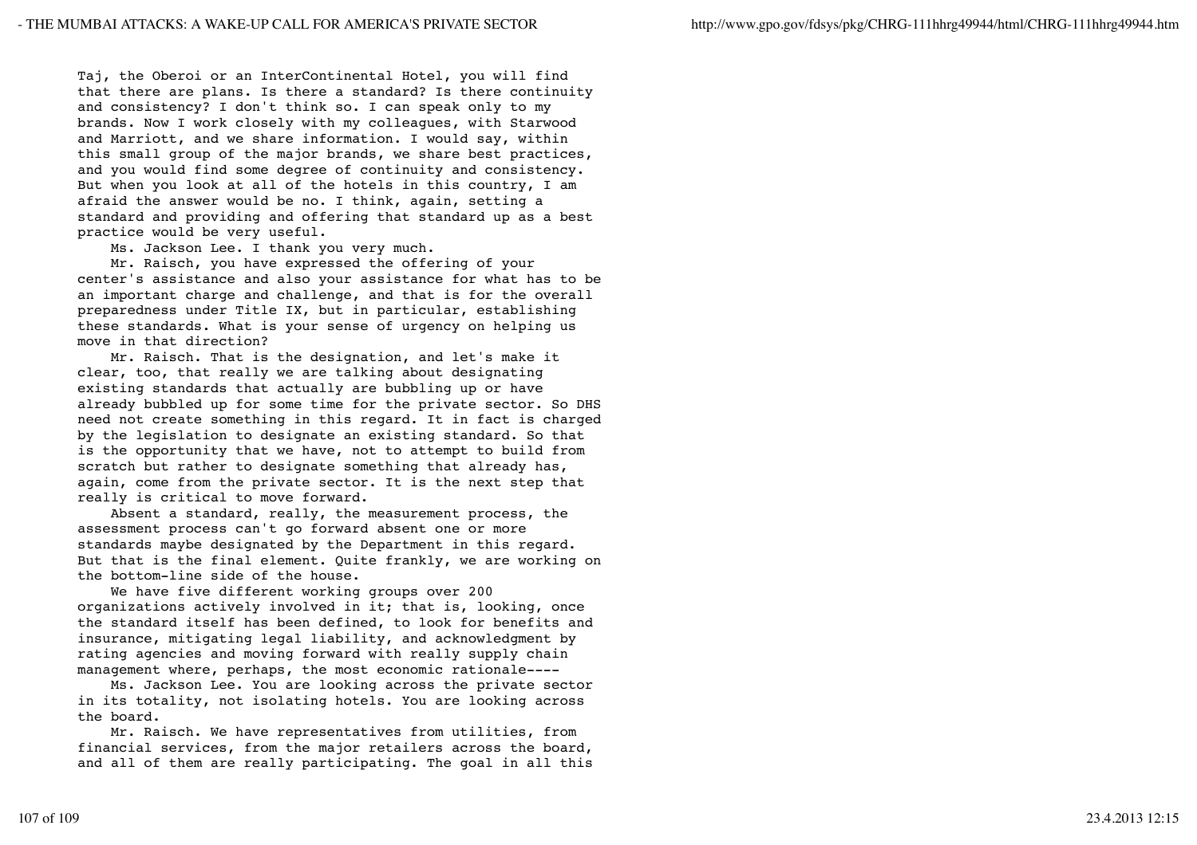Taj, the Oberoi or an InterContinental Hotel, you will find that there are plans. Is there a standard? Is there continuity and consistency? I don't think so. I can speak only to my brands. Now I work closely with my colleagues, with Starwood and Marriott, and we share information. I would say, within this small group of the major brands, we share best practices, and you would find some degree of continuity and consistency. But when you look at all of the hotels in this country, I am afraid the answer would be no. I think, again, setting a standard and providing and offering that standard up as a best practice would be very useful.

Ms. Jackson Lee. I thank you very much.

Mr. Raisch, you have expressed the offering of your center's assistance and also your assistance for what has to be an important charge and challenge, and that is for the overall preparedness under Title IX, but in particular, establishing these standards. What is your sense of urgency on helping us move in that direction?

Mr. Raisch. That is the designation, and let's make it clear, too, that really we are talking about designating existing standards that actually are bubbling up or have already bubbled up for some time for the private sector. So DHS need not create something in this regard. It in fact is charged by the legislation to designate an existing standard. So that is the opportunity that we have, not to attempt to build from scratch but rather to designate something that already has, again, come from the private sector. It is the next step that really is critical to move forward.

Absent a standard, really, the measurement process, the assessment process can't go forward absent one or more standards maybe designated by the Department in this regard. But that is the final element. Quite frankly, we are working on the bottom-line side of the house.

We have five different working groups over 200 organizations actively involved in it; that is, looking, once the standard itself has been defined, to look for benefits and insurance, mitigating legal liability, and acknowledgment by rating agencies and moving forward with really supply chain management where, perhaps, the most economic rationale----

Ms. Jackson Lee. You are looking across the private sector in its totality, not isolating hotels. You are looking across the board.

Mr. Raisch. We have representatives from utilities, from financial services, from the major retailers across the board, and all of them are really participating. The goal in all this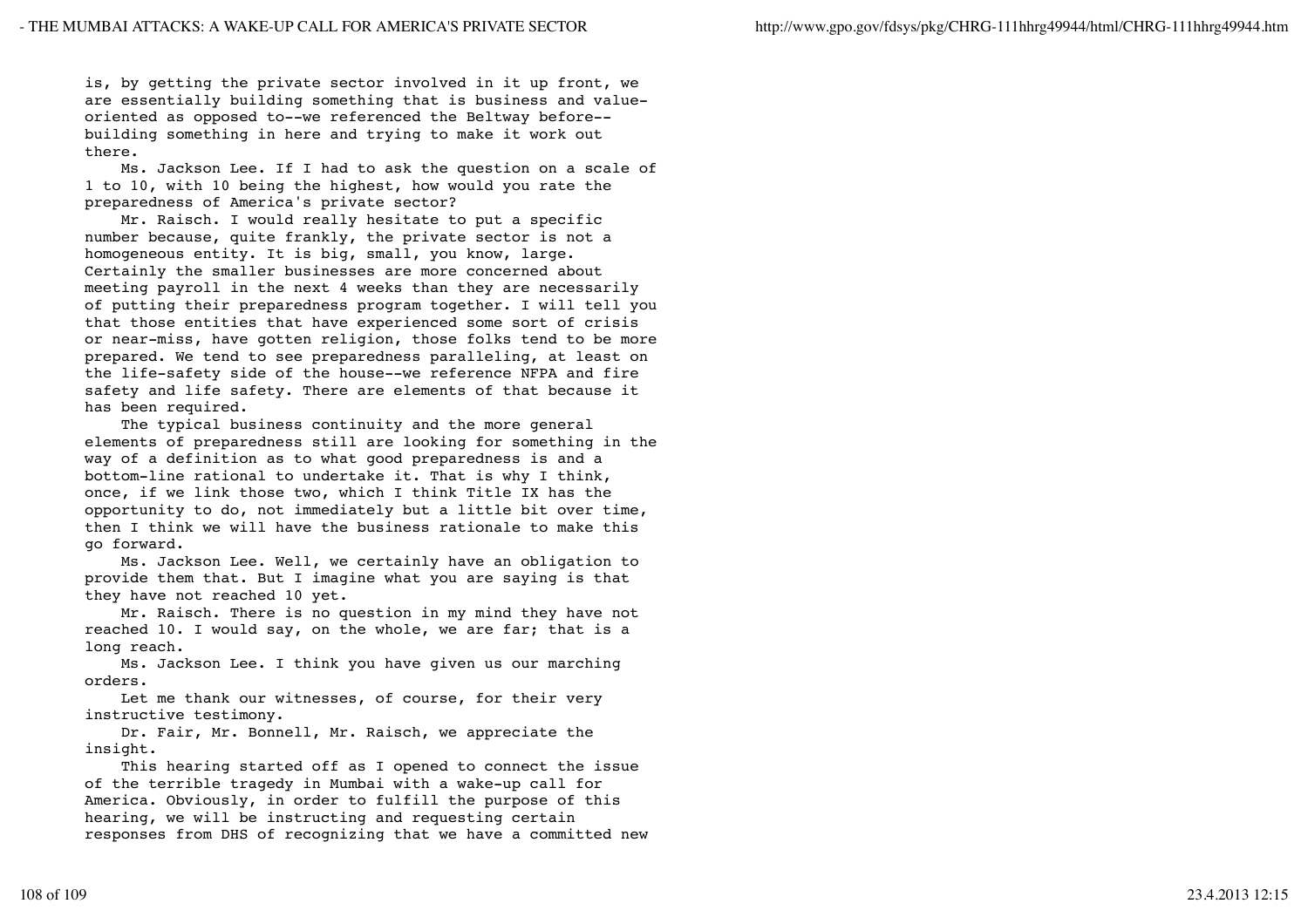is, by getting the private sector involved in it up front, we are essentially building something that is business and value-oriented as opposed to--we referenced the Beltway before--building something in here and trying to make it work out there.

Ms. Jackson Lee. If I had to ask the question on a scale of 1 to 10, with 10 being the highest, how would you rate the preparedness of America's private sector?

Mr. Raisch. I would really hesitate to put a specific number because, quite frankly, the private sector is not a homogeneous entity. It is big, small, you know, large. Certainly the smaller businesses are more concerned about meeting payroll in the next 4 weeks than they are necessarily of putting their preparedness program together. I will tell you that those entities that have experienced some sort of crisis or near-miss, have gotten religion, those folks tend to be more prepared. We tend to see preparedness paralleling, at least on the life-safety side of the house--we reference NFPA and fire safety and life safety. There are elements of that because it has been required.

The typical business continuity and the more general elements of preparedness still are looking for something in the way of a definition as to what good preparedness is and a bottom-line rational to undertake it. That is why I think, once, if we link those two, which I think Title IX has the opportunity to do, not immediately but a little bit over time, then I think we will have the business rationale to make this go forward.

Ms. Jackson Lee. Well, we certainly have an obligation to provide them that. But I imagine what you are saying is that they have not reached 10 yet.

Mr. Raisch. There is no question in my mind they have not reached 10. I would say, on the whole, we are far; that is a long reach.

Ms. Jackson Lee. I think you have given us our marching orders.

Let me thank our witnesses, of course, for their very instructive testimony.

Dr. Fair, Mr. Bonnell, Mr. Raisch, we appreciate the insight.

This hearing started off as I opened to connect the issue of the terrible tragedy in Mumbai with a wake-up call for America. Obviously, in order to fulfill the purpose of this hearing, we will be instructing and requesting certain responses from DHS of recognizing that we have a committed new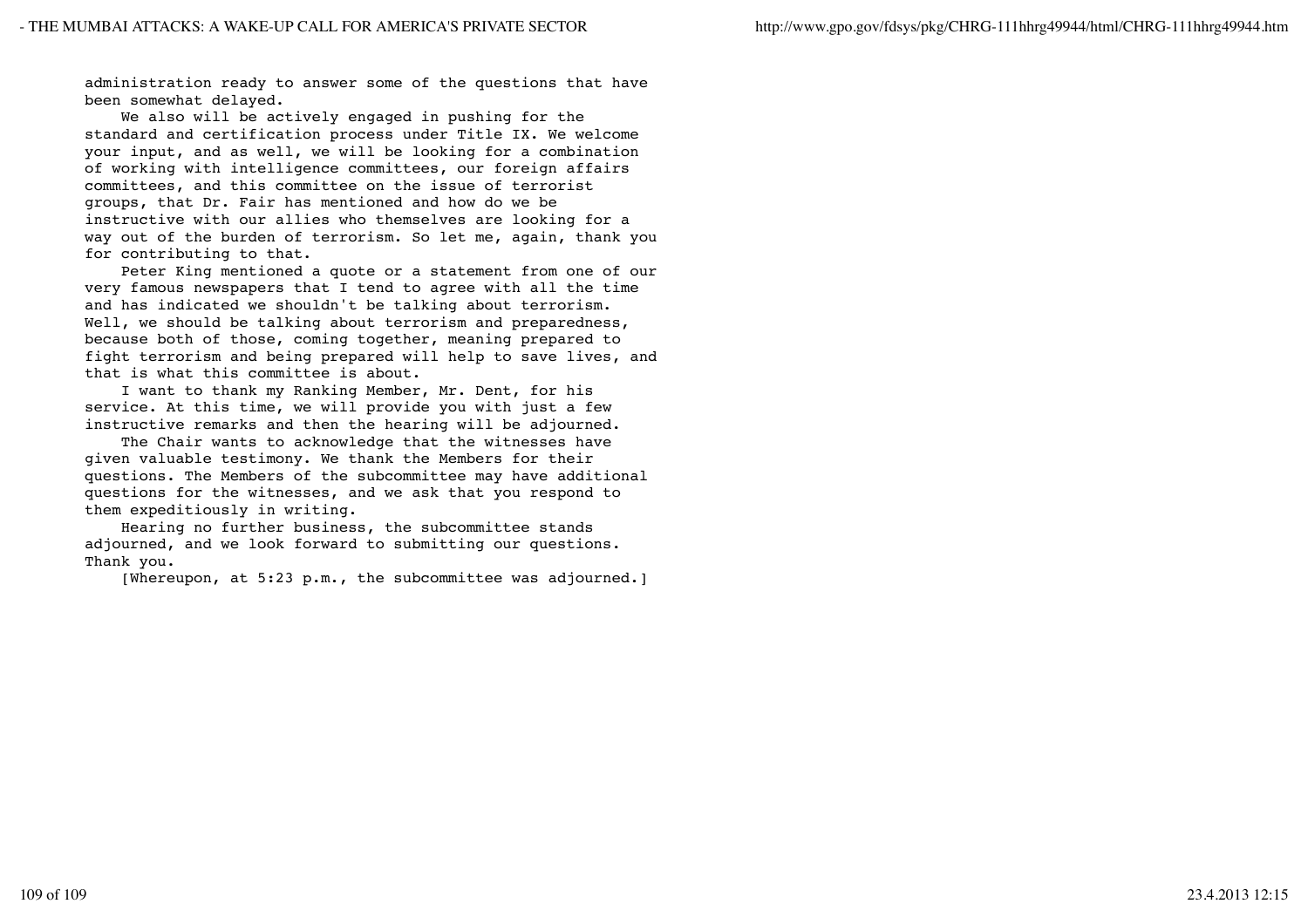administration ready to answer some of the questions that have been somewhat delayed.

We also will be actively engaged in pushing for the standard and certification process under Title IX. We welcome your input, and as well, we will be looking for a combination of working with intelligence committees, our foreign affairs committees, and this committee on the issue of terrorist groups, that Dr. Fair has mentioned and how do we be instructive with our allies who themselves are looking for a way out of the burden of terrorism. So let me, again, thank you for contributing to that.

Peter King mentioned a quote or a statement from one of our very famous newspapers that I tend to agree with all the time and has indicated we shouldn't be talking about terrorism. Well, we should be talking about terrorism and preparedness, because both of those, coming together, meaning prepared to fight terrorism and being prepared will help to save lives, and that is what this committee is about.

I want to thank my Ranking Member, Mr. Dent, for his service. At this time, we will provide you with just a few instructive remarks and then the hearing will be adjourned.

The Chair wants to acknowledge that the witnesses have given valuable testimony. We thank the Members for their questions. The Members of the subcommittee may have additional questions for the witnesses, and we ask that you respond to them expeditiously in writing.

Hearing no further business, the subcommittee stands adjourned, and we look forward to submitting our questions. Thank you.

[Whereupon, at 5:23 p.m., the subcommittee was adjourned.]